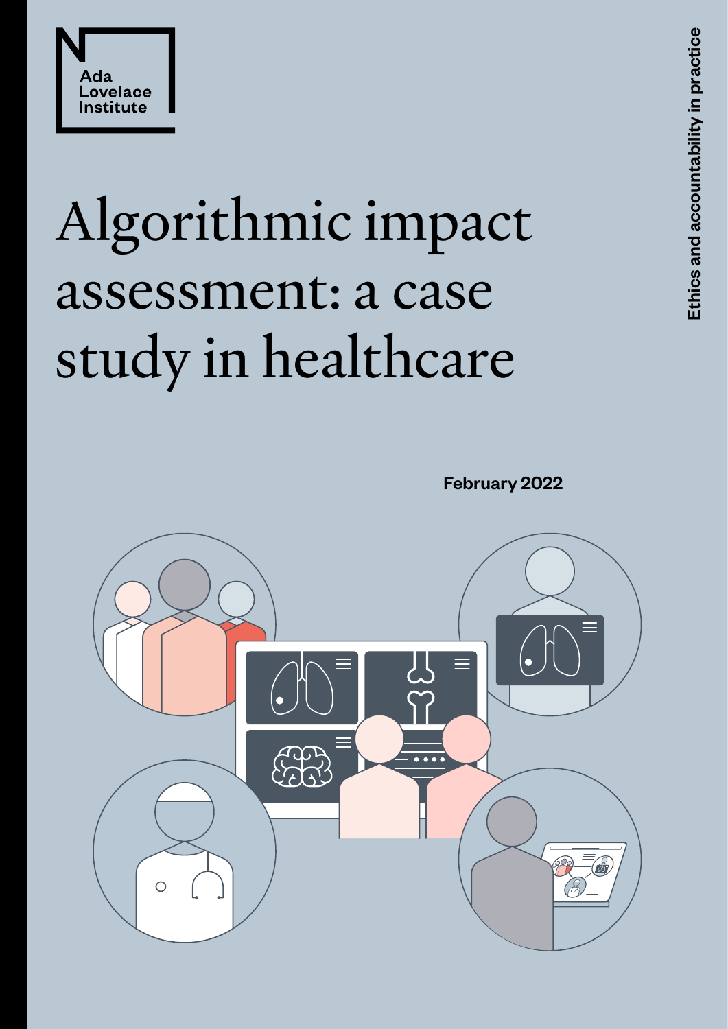Ada Lovelace Institute

# Algorithmic impact assessment: a case study in healthcare

February 2022

Ethics and accountability in practice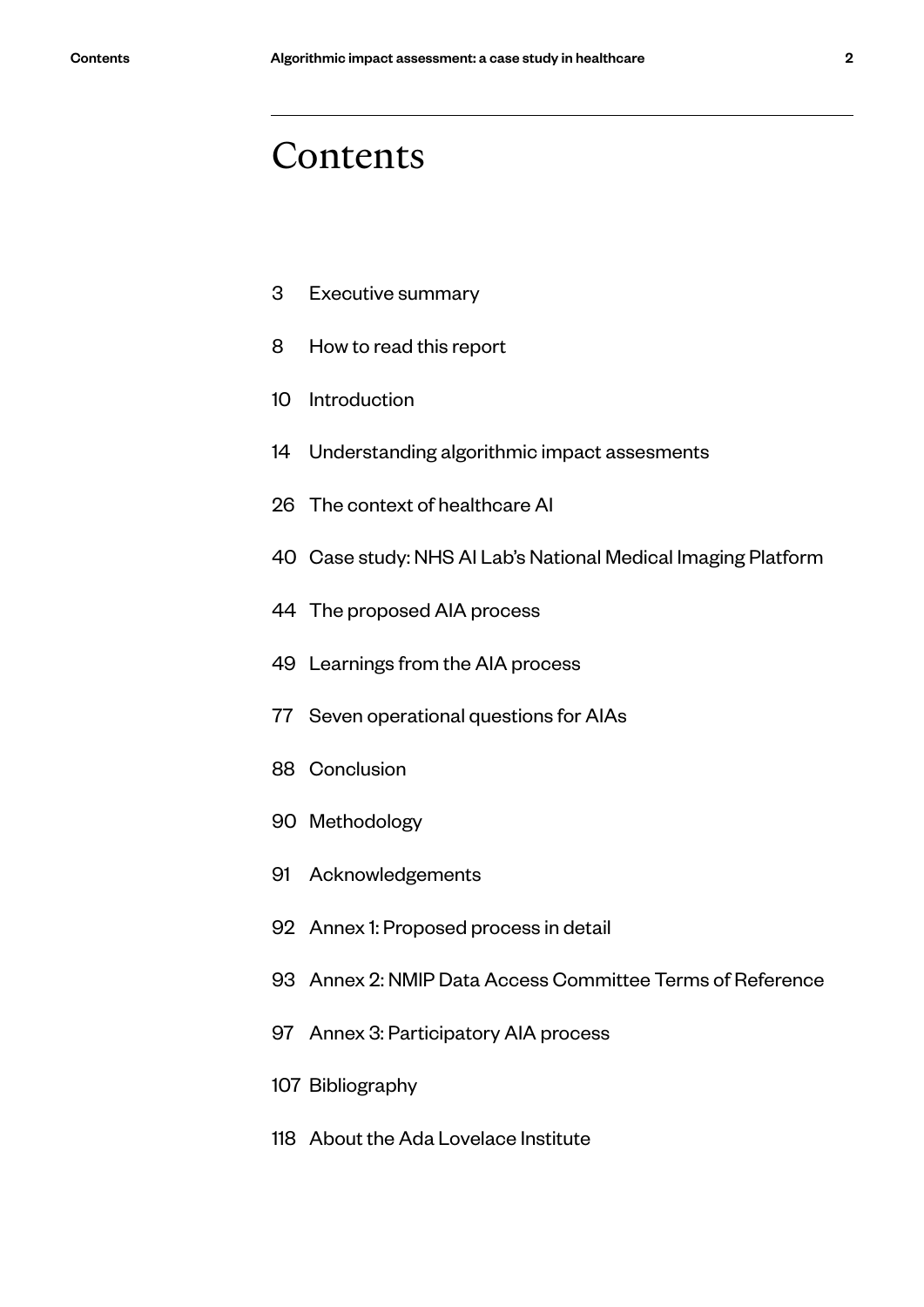# Contents

3 Executive summary

8 How to read this report

10 Introduction

14 Understanding algorithmic impact assesments

26 The context of healthcare AI

40 Case study: NHS AI Lab's National Medical Imaging Platform

44 The proposed AIA process

49 Learnings from the AIA process

77 Seven operational questions for AIAs

88 Conclusion

90 Methodology

91 Acknowledgements

92 Annex 1: Proposed process in detail

93 Annex 2: NMIP Data Access Committee Terms of Reference

97 Annex 3: Participatory AIA process

107 Bibliography

118 About the Ada Lovelace Institute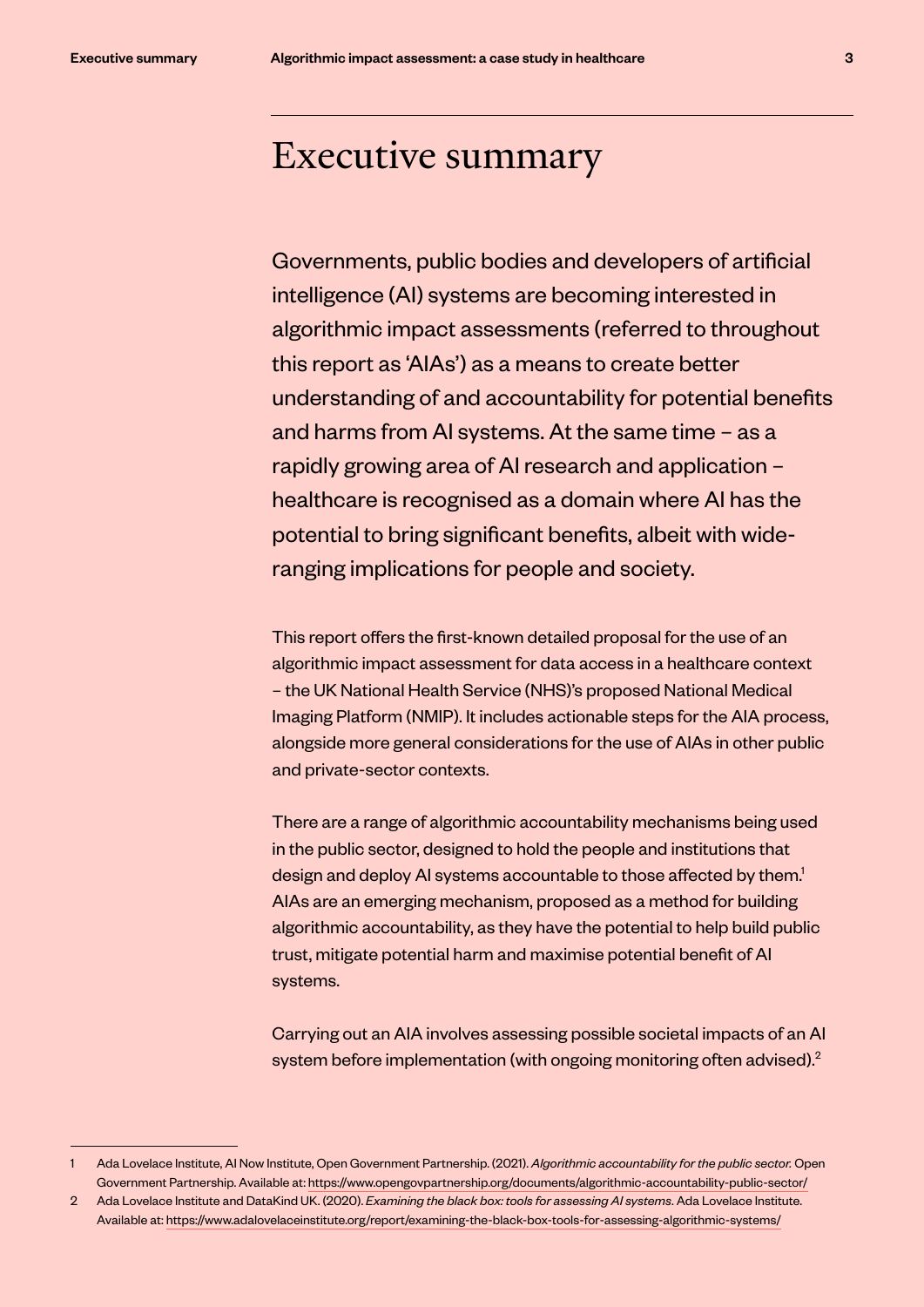# Executive summary

Governments, public bodies and developers of artificial intelligence (AI) systems are becoming interested in algorithmic impact assessments (referred to throughout this report as 'AIAs') as a means to create better understanding of and accountability for potential benefits and harms from AI systems. At the same time – as a rapidly growing area of AI research and application – healthcare is recognised as a domain where AI has the potential to bring significant benefits, albeit with wide-ranging implications for people and society.

This report offers the first-known detailed proposal for the use of an algorithmic impact assessment for data access in a healthcare context – the UK National Health Service (NHS)'s proposed National Medical Imaging Platform (NMIP). It includes actionable steps for the AIA process, alongside more general considerations for the use of AIAs in other public and private-sector contexts.

There are a range of algorithmic accountability mechanisms being used in the public sector, designed to hold the people and institutions that design and deploy AI systems accountable to those affected by them.[1] AIAs are an emerging mechanism, proposed as a method for building algorithmic accountability, as they have the potential to help build public trust, mitigate potential harm and maximise potential benefit of AI systems.

Carrying out an AIA involves assessing possible societal impacts of an AI system before implementation (with ongoing monitoring often advised).[2]

---

1 Ada Lovelace Institute, AI Now Institute, Open Government Partnership. (2021). *Algorithmic accountability for the public sector.* Open Government Partnership. Available at: https://www.opengovpartnership.org/documents/algorithmic-accountability-public-sector/

2 Ada Lovelace Institute and DataKind UK. (2020). *Examining the black box: tools for assessing AI systems.* Ada Lovelace Institute. Available at: https://www.adalovelaceinstitute.org/report/examining-the-black-box-tools-for-assessing-algorithmic-systems/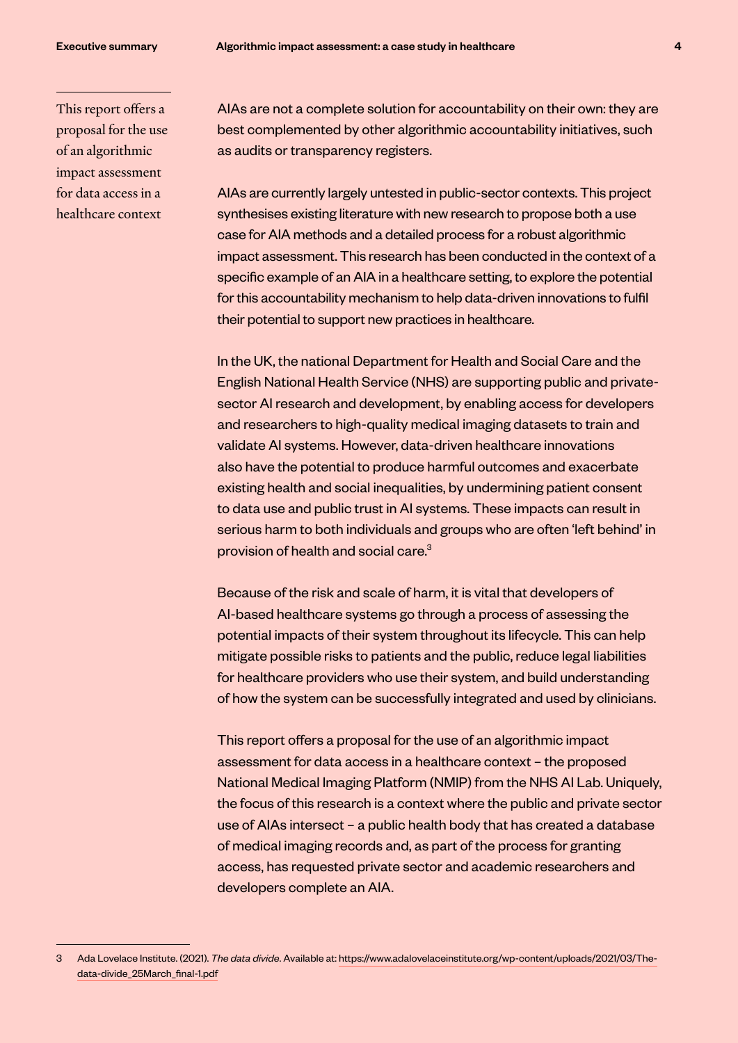This report offers a proposal for the use of an algorithmic impact assessment for data access in a healthcare context

AIAs are not a complete solution for accountability on their own: they are best complemented by other algorithmic accountability initiatives, such as audits or transparency registers.

AIAs are currently largely untested in public-sector contexts. This project synthesises existing literature with new research to propose both a use case for AIA methods and a detailed process for a robust algorithmic impact assessment. This research has been conducted in the context of a specific example of an AIA in a healthcare setting, to explore the potential for this accountability mechanism to help data-driven innovations to fulfil their potential to support new practices in healthcare.

In the UK, the national Department for Health and Social Care and the English National Health Service (NHS) are supporting public and private-sector AI research and development, by enabling access for developers and researchers to high-quality medical imaging datasets to train and validate AI systems. However, data-driven healthcare innovations also have the potential to produce harmful outcomes and exacerbate existing health and social inequalities, by undermining patient consent to data use and public trust in AI systems. These impacts can result in serious harm to both individuals and groups who are often 'left behind' in provision of health and social care.[3]

Because of the risk and scale of harm, it is vital that developers of AI-based healthcare systems go through a process of assessing the potential impacts of their system throughout its lifecycle. This can help mitigate possible risks to patients and the public, reduce legal liabilities for healthcare providers who use their system, and build understanding of how the system can be successfully integrated and used by clinicians.

This report offers a proposal for the use of an algorithmic impact assessment for data access in a healthcare context – the proposed National Medical Imaging Platform (NMIP) from the NHS AI Lab. Uniquely, the focus of this research is a context where the public and private sector use of AIAs intersect – a public health body that has created a database of medical imaging records and, as part of the process for granting access, has requested private sector and academic researchers and developers complete an AIA.

3 Ada Lovelace Institute. (2021). *The data divide*. Available at: https://www.adalovelaceinstitute.org/wp-content/uploads/2021/03/The-data-divide_25March_final-1.pdf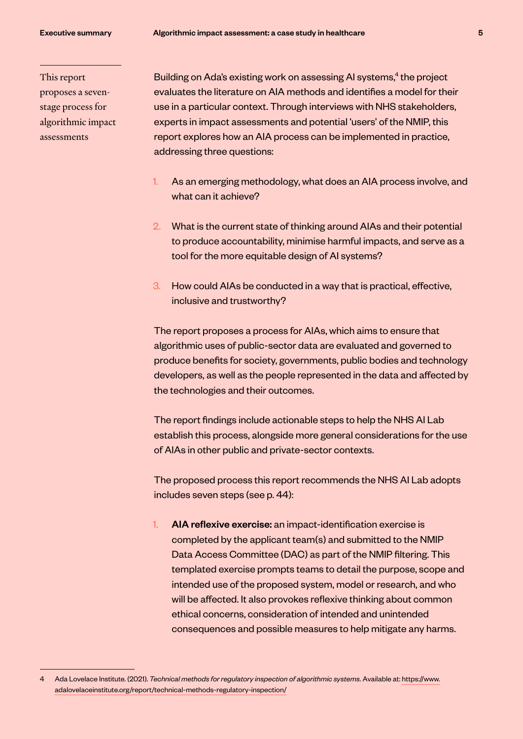This report proposes a seven-stage process for algorithmic impact assessments

Building on Ada's existing work on assessing AI systems,[4] the project evaluates the literature on AIA methods and identifies a model for their use in a particular context. Through interviews with NHS stakeholders, experts in impact assessments and potential 'users' of the NMIP, this report explores how an AIA process can be implemented in practice, addressing three questions:

1. As an emerging methodology, what does an AIA process involve, and what can it achieve?
2. What is the current state of thinking around AIAs and their potential to produce accountability, minimise harmful impacts, and serve as a tool for the more equitable design of AI systems?
3. How could AIAs be conducted in a way that is practical, effective, inclusive and trustworthy?

The report proposes a process for AIAs, which aims to ensure that algorithmic uses of public-sector data are evaluated and governed to produce benefits for society, governments, public bodies and technology developers, as well as the people represented in the data and affected by the technologies and their outcomes.

The report findings include actionable steps to help the NHS AI Lab establish this process, alongside more general considerations for the use of AIAs in other public and private-sector contexts.

The proposed process this report recommends the NHS AI Lab adopts includes seven steps (see p. 44):

1. **AIA reflexive exercise:** an impact-identification exercise is completed by the applicant team(s) and submitted to the NMIP Data Access Committee (DAC) as part of the NMIP filtering. This templated exercise prompts teams to detail the purpose, scope and intended use of the proposed system, model or research, and who will be affected. It also provokes reflexive thinking about common ethical concerns, consideration of intended and unintended consequences and possible measures to help mitigate any harms.

---

4 Ada Lovelace Institute. (2021). *Technical methods for regulatory inspection of algorithmic systems*. Available at: https://www.adalovelaceinstitute.org/report/technical-methods-regulatory-inspection/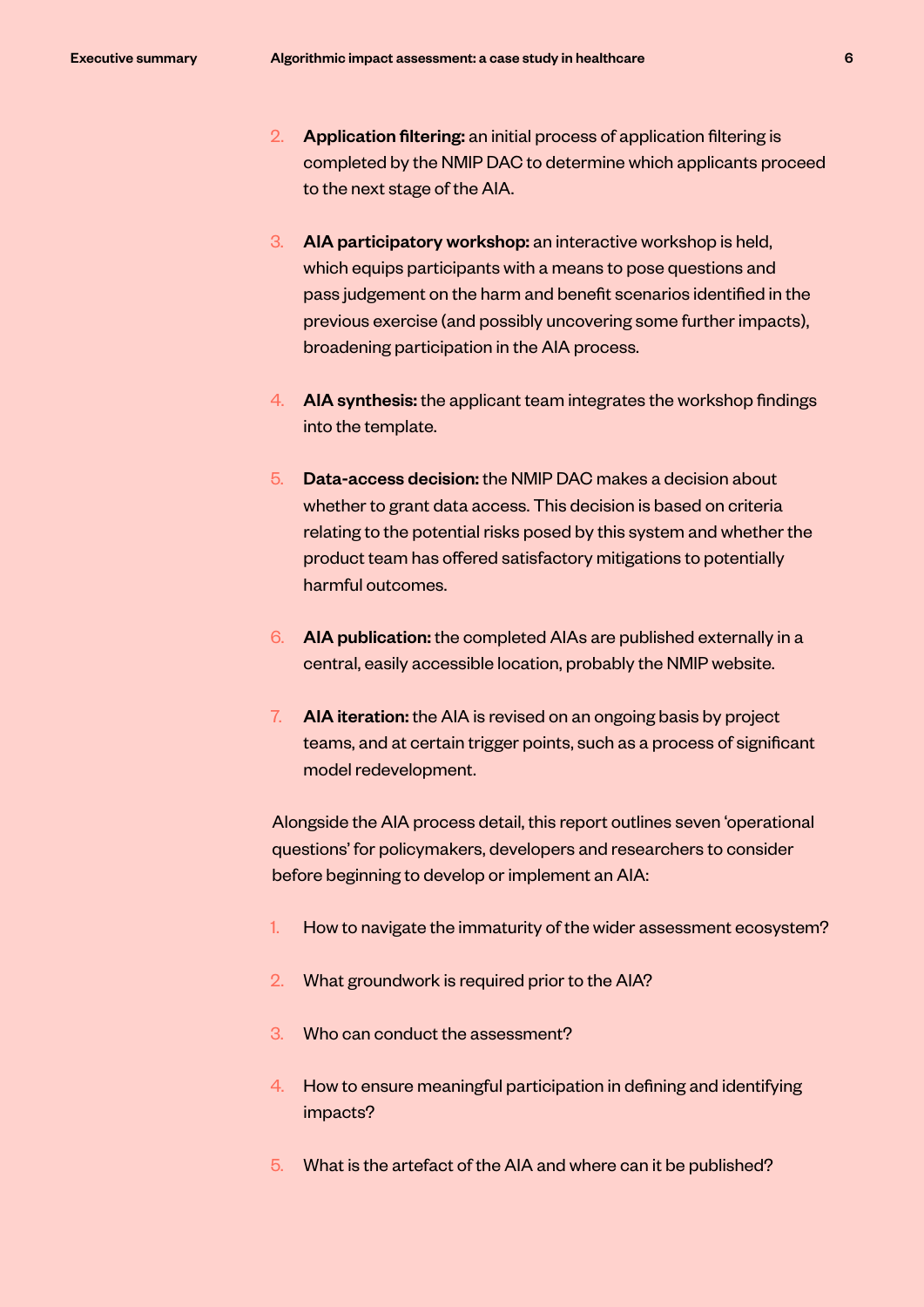2. **Application filtering:** an initial process of application filtering is completed by the NMIP DAC to determine which applicants proceed to the next stage of the AIA.

3. **AIA participatory workshop:** an interactive workshop is held, which equips participants with a means to pose questions and pass judgement on the harm and benefit scenarios identified in the previous exercise (and possibly uncovering some further impacts), broadening participation in the AIA process.

4. **AIA synthesis:** the applicant team integrates the workshop findings into the template.

5. **Data-access decision:** the NMIP DAC makes a decision about whether to grant data access. This decision is based on criteria relating to the potential risks posed by this system and whether the product team has offered satisfactory mitigations to potentially harmful outcomes.

6. **AIA publication:** the completed AIAs are published externally in a central, easily accessible location, probably the NMIP website.

7. **AIA iteration:** the AIA is revised on an ongoing basis by project teams, and at certain trigger points, such as a process of significant model redevelopment.

Alongside the AIA process detail, this report outlines seven 'operational questions' for policymakers, developers and researchers to consider before beginning to develop or implement an AIA:

1. How to navigate the immaturity of the wider assessment ecosystem?

2. What groundwork is required prior to the AIA?

3. Who can conduct the assessment?

4. How to ensure meaningful participation in defining and identifying impacts?

5. What is the artefact of the AIA and where can it be published?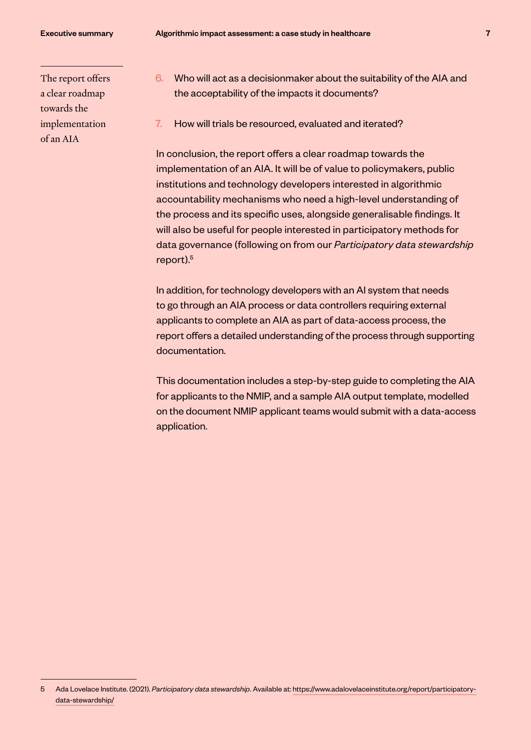The report offers a clear roadmap towards the implementation of an AIA

6. Who will act as a decisionmaker about the suitability of the AIA and the acceptability of the impacts it documents?

7. How will trials be resourced, evaluated and iterated?

In conclusion, the report offers a clear roadmap towards the implementation of an AIA. It will be of value to policymakers, public institutions and technology developers interested in algorithmic accountability mechanisms who need a high-level understanding of the process and its specific uses, alongside generalisable findings. It will also be useful for people interested in participatory methods for data governance (following on from our *Participatory data stewardship* report).[5]

In addition, for technology developers with an AI system that needs to go through an AIA process or data controllers requiring external applicants to complete an AIA as part of data-access process, the report offers a detailed understanding of the process through supporting documentation.

This documentation includes a step-by-step guide to completing the AIA for applicants to the NMIP, and a sample AIA output template, modelled on the document NMIP applicant teams would submit with a data-access application.

5 Ada Lovelace Institute. (2021). *Participatory data stewardship*. Available at: https://www.adalovelaceinstitute.org/report/participatory-data-stewardship/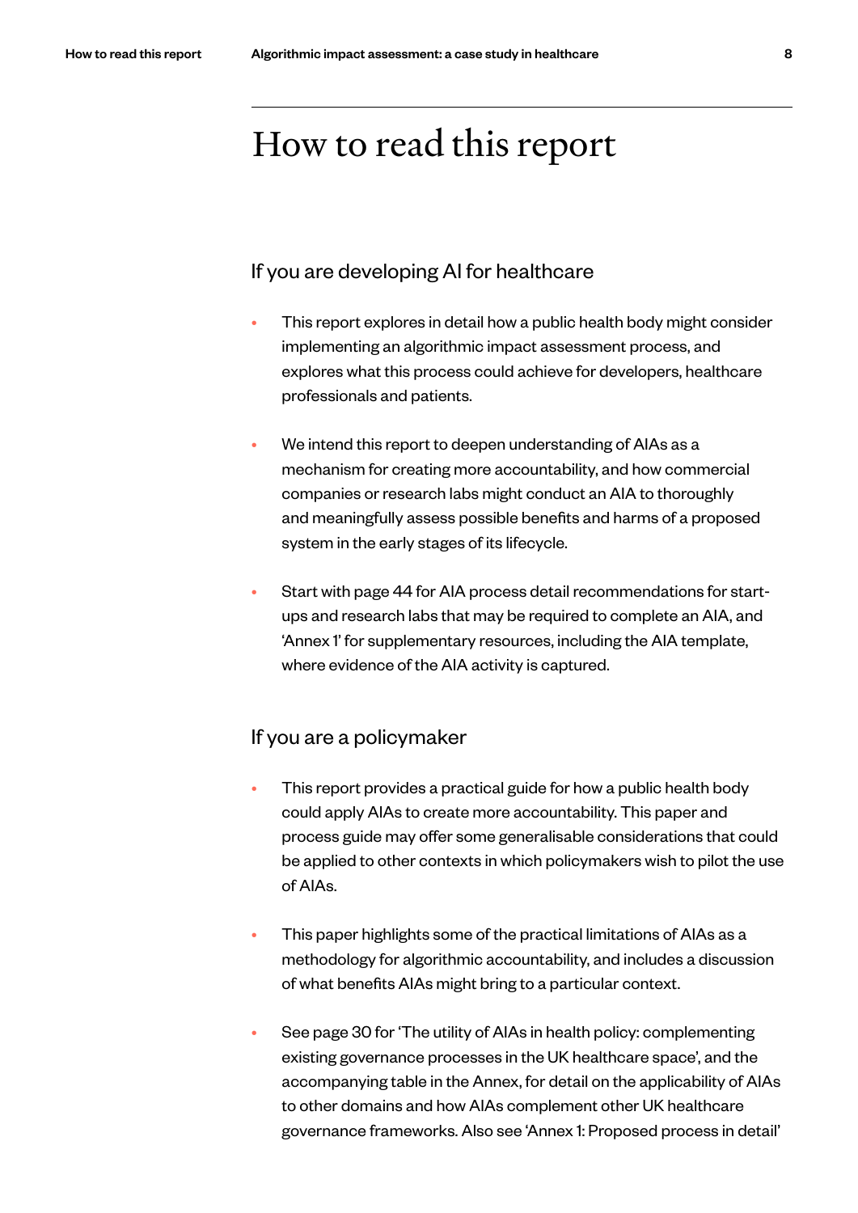# How to read this report

## If you are developing AI for healthcare

- This report explores in detail how a public health body might consider implementing an algorithmic impact assessment process, and explores what this process could achieve for developers, healthcare professionals and patients.
- We intend this report to deepen understanding of AIAs as a mechanism for creating more accountability, and how commercial companies or research labs might conduct an AIA to thoroughly and meaningfully assess possible benefits and harms of a proposed system in the early stages of its lifecycle.
- Start with page 44 for AIA process detail recommendations for start-ups and research labs that may be required to complete an AIA, and 'Annex 1' for supplementary resources, including the AIA template, where evidence of the AIA activity is captured.

## If you are a policymaker

- This report provides a practical guide for how a public health body could apply AIAs to create more accountability. This paper and process guide may offer some generalisable considerations that could be applied to other contexts in which policymakers wish to pilot the use of AIAs.
- This paper highlights some of the practical limitations of AIAs as a methodology for algorithmic accountability, and includes a discussion of what benefits AIAs might bring to a particular context.
- See page 30 for 'The utility of AIAs in health policy: complementing existing governance processes in the UK healthcare space', and the accompanying table in the Annex, for detail on the applicability of AIAs to other domains and how AIAs complement other UK healthcare governance frameworks. Also see 'Annex 1: Proposed process in detail'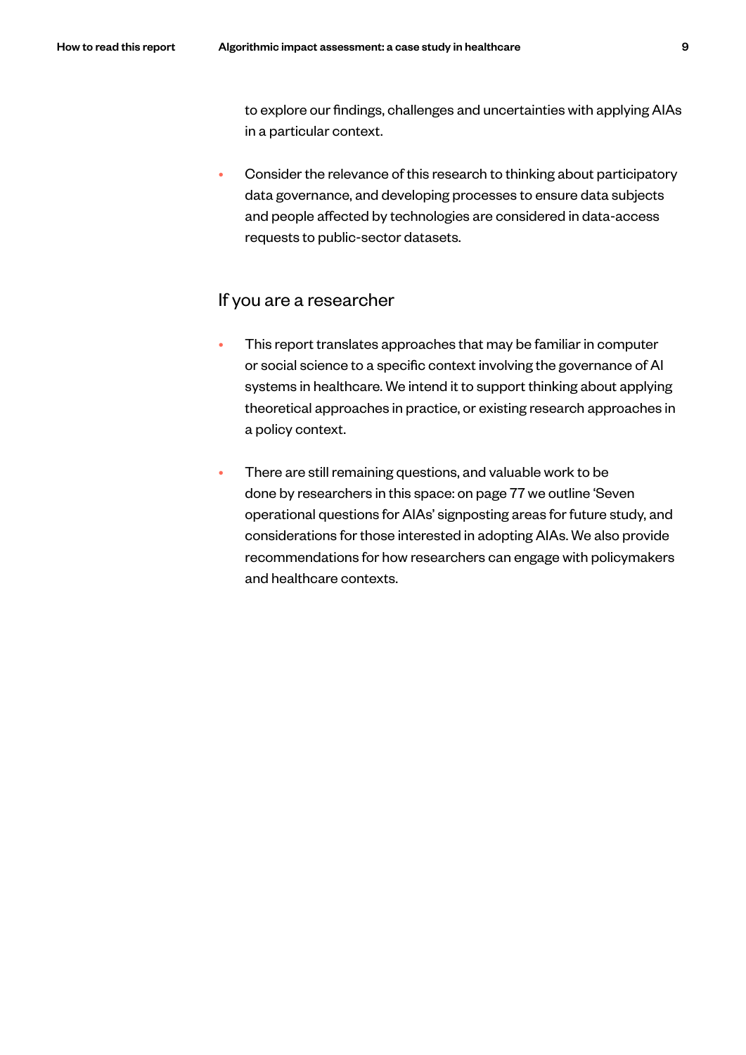to explore our findings, challenges and uncertainties with applying AIAs in a particular context.

- Consider the relevance of this research to thinking about participatory data governance, and developing processes to ensure data subjects and people affected by technologies are considered in data-access requests to public-sector datasets.

## If you are a researcher

- This report translates approaches that may be familiar in computer or social science to a specific context involving the governance of AI systems in healthcare. We intend it to support thinking about applying theoretical approaches in practice, or existing research approaches in a policy context.
- There are still remaining questions, and valuable work to be done by researchers in this space: on page 77 we outline 'Seven operational questions for AIAs' signposting areas for future study, and considerations for those interested in adopting AIAs. We also provide recommendations for how researchers can engage with policymakers and healthcare contexts.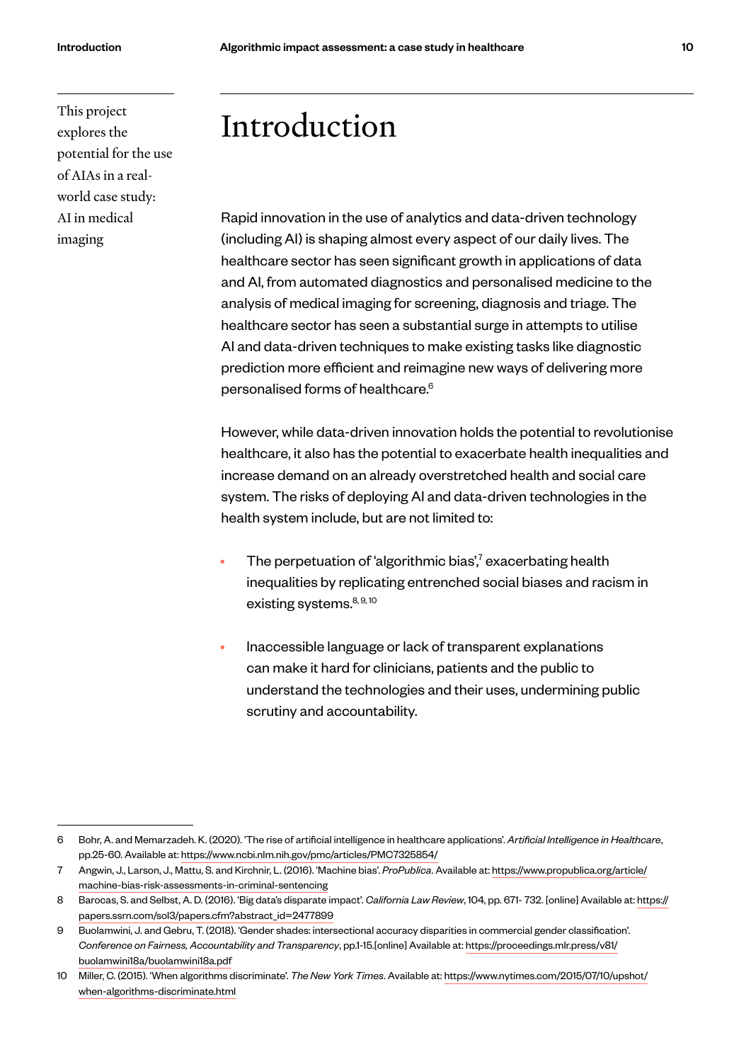This project explores the potential for the use of AIAs in a real-world case study: AI in medical imaging

# Introduction

Rapid innovation in the use of analytics and data-driven technology (including AI) is shaping almost every aspect of our daily lives. The healthcare sector has seen significant growth in applications of data and AI, from automated diagnostics and personalised medicine to the analysis of medical imaging for screening, diagnosis and triage. The healthcare sector has seen a substantial surge in attempts to utilise AI and data-driven techniques to make existing tasks like diagnostic prediction more efficient and reimagine new ways of delivering more personalised forms of healthcare.[6]

However, while data-driven innovation holds the potential to revolutionise healthcare, it also has the potential to exacerbate health inequalities and increase demand on an already overstretched health and social care system. The risks of deploying AI and data-driven technologies in the health system include, but are not limited to:

- The perpetuation of 'algorithmic bias',[7] exacerbating health inequalities by replicating entrenched social biases and racism in existing systems.[8, 9, 10]
- Inaccessible language or lack of transparent explanations can make it hard for clinicians, patients and the public to understand the technologies and their uses, undermining public scrutiny and accountability.

---

6 Bohr, A. and Memarzadeh. K. (2020). 'The rise of artificial intelligence in healthcare applications'. *Artificial Intelligence in Healthcare*, pp.25-60. Available at: https://www.ncbi.nlm.nih.gov/pmc/articles/PMC7325854/

7 Angwin, J., Larson, J., Mattu, S. and Kirchnir, L. (2016). 'Machine bias'. *ProPublica*. Available at: https://www.propublica.org/article/machine-bias-risk-assessments-in-criminal-sentencing

8 Barocas, S. and Selbst, A. D. (2016). 'Big data's disparate impact'. *California Law Review*, 104, pp. 671- 732. [online] Available at: https://papers.ssrn.com/sol3/papers.cfm?abstract_id=2477899

9 Buolamwini, J. and Gebru, T. (2018). 'Gender shades: intersectional accuracy disparities in commercial gender classification'. *Conference on Fairness, Accountability and Transparency*, pp.1-15.[online] Available at: https://proceedings.mlr.press/v81/buolamwini18a/buolamwini18a.pdf

10 Miller, C. (2015). 'When algorithms discriminate'. *The New York Times*. Available at: https://www.nytimes.com/2015/07/10/upshot/when-algorithms-discriminate.html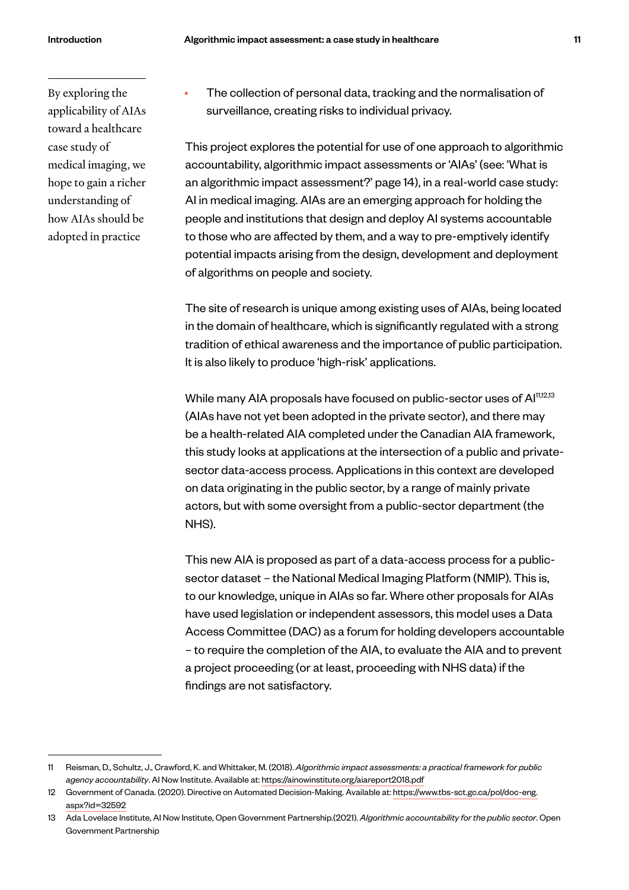By exploring the applicability of AIAs toward a healthcare case study of medical imaging, we hope to gain a richer understanding of how AIAs should be adopted in practice

- The collection of personal data, tracking and the normalisation of surveillance, creating risks to individual privacy.

This project explores the potential for use of one approach to algorithmic accountability, algorithmic impact assessments or 'AIAs' (see: 'What is an algorithmic impact assessment?' page 14), in a real-world case study: AI in medical imaging. AIAs are an emerging approach for holding the people and institutions that design and deploy AI systems accountable to those who are affected by them, and a way to pre-emptively identify potential impacts arising from the design, development and deployment of algorithms on people and society.

The site of research is unique among existing uses of AIAs, being located in the domain of healthcare, which is significantly regulated with a strong tradition of ethical awareness and the importance of public participation. It is also likely to produce 'high-risk' applications.

While many AIA proposals have focused on public-sector uses of AI[11,12,13] (AIAs have not yet been adopted in the private sector), and there may be a health-related AIA completed under the Canadian AIA framework, this study looks at applications at the intersection of a public and private-sector data-access process. Applications in this context are developed on data originating in the public sector, by a range of mainly private actors, but with some oversight from a public-sector department (the NHS).

This new AIA is proposed as part of a data-access process for a public-sector dataset – the National Medical Imaging Platform (NMIP). This is, to our knowledge, unique in AIAs so far. Where other proposals for AIAs have used legislation or independent assessors, this model uses a Data Access Committee (DAC) as a forum for holding developers accountable – to require the completion of the AIA, to evaluate the AIA and to prevent a project proceeding (or at least, proceeding with NHS data) if the findings are not satisfactory.

---

11 Reisman, D., Schultz, J., Crawford, K. and Whittaker, M. (2018). *Algorithmic impact assessments: a practical framework for public agency accountability*. AI Now Institute. Available at: https://ainowinstitute.org/aiareport2018.pdf

12 Government of Canada. (2020). Directive on Automated Decision-Making. Available at: https://www.tbs-sct.gc.ca/pol/doc-eng.aspx?id=32592

13 Ada Lovelace Institute, AI Now Institute, Open Government Partnership.(2021). *Algorithmic accountability for the public sector*. Open Government Partnership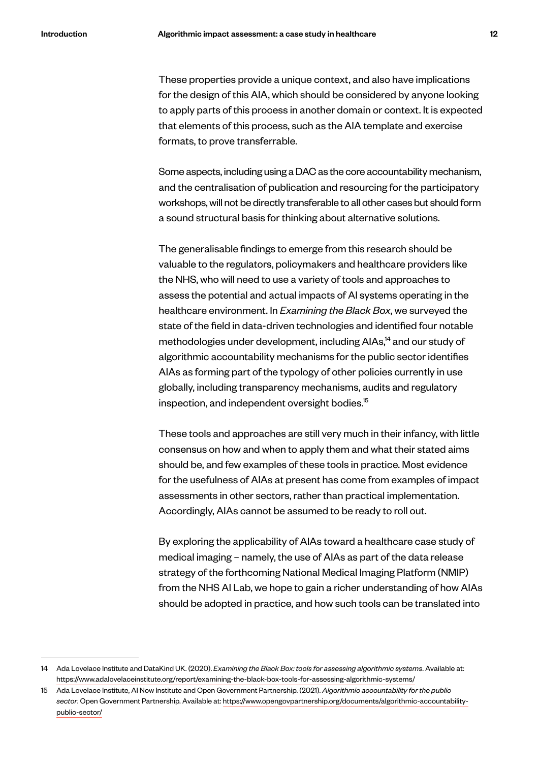These properties provide a unique context, and also have implications for the design of this AIA, which should be considered by anyone looking to apply parts of this process in another domain or context. It is expected that elements of this process, such as the AIA template and exercise formats, to prove transferrable.

Some aspects, including using a DAC as the core accountability mechanism, and the centralisation of publication and resourcing for the participatory workshops, will not be directly transferable to all other cases but should form a sound structural basis for thinking about alternative solutions.

The generalisable findings to emerge from this research should be valuable to the regulators, policymakers and healthcare providers like the NHS, who will need to use a variety of tools and approaches to assess the potential and actual impacts of AI systems operating in the healthcare environment. In *Examining the Black Box*, we surveyed the state of the field in data-driven technologies and identified four notable methodologies under development, including AIAs,[14] and our study of algorithmic accountability mechanisms for the public sector identifies AIAs as forming part of the typology of other policies currently in use globally, including transparency mechanisms, audits and regulatory inspection, and independent oversight bodies.[15]

These tools and approaches are still very much in their infancy, with little consensus on how and when to apply them and what their stated aims should be, and few examples of these tools in practice. Most evidence for the usefulness of AIAs at present has come from examples of impact assessments in other sectors, rather than practical implementation. Accordingly, AIAs cannot be assumed to be ready to roll out.

By exploring the applicability of AIAs toward a healthcare case study of medical imaging – namely, the use of AIAs as part of the data release strategy of the forthcoming National Medical Imaging Platform (NMIP) from the NHS AI Lab, we hope to gain a richer understanding of how AIAs should be adopted in practice, and how such tools can be translated into

---

14 Ada Lovelace Institute and DataKind UK. (2020). *Examining the Black Box: tools for assessing algorithmic systems*. Available at: https://www.adalovelaceinstitute.org/report/examining-the-black-box-tools-for-assessing-algorithmic-systems/

15 Ada Lovelace Institute, AI Now Institute and Open Government Partnership. (2021). *Algorithmic accountability for the public sector*. Open Government Partnership. Available at: https://www.opengovpartnership.org/documents/algorithmic-accountability-public-sector/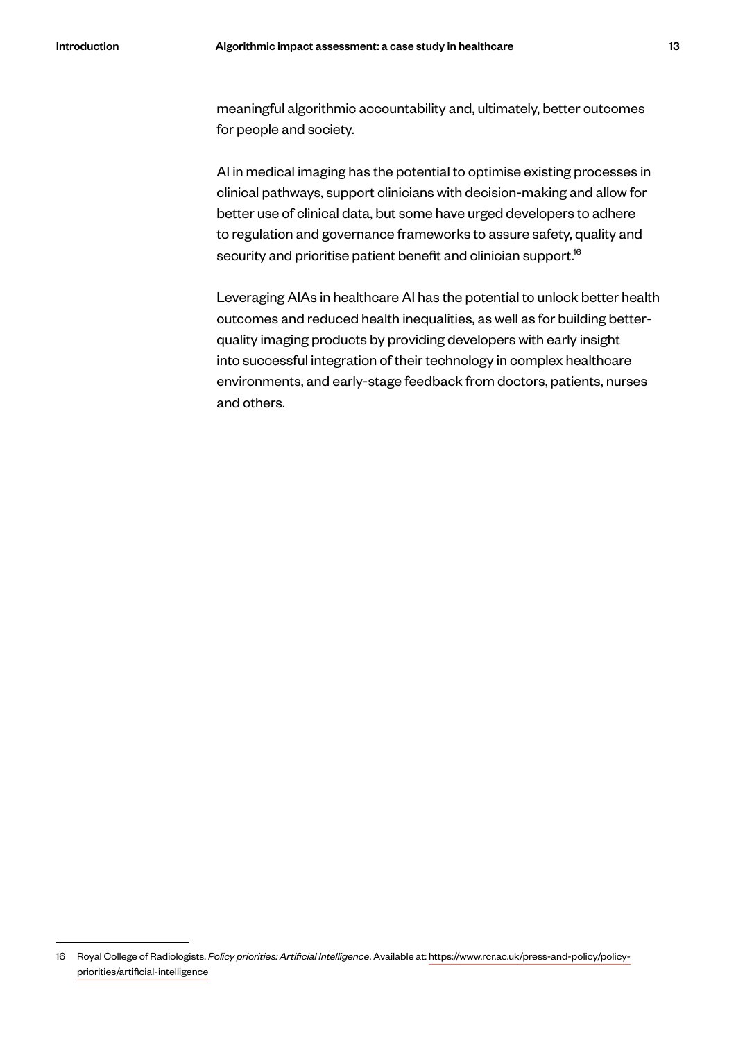meaningful algorithmic accountability and, ultimately, better outcomes for people and society.

AI in medical imaging has the potential to optimise existing processes in clinical pathways, support clinicians with decision-making and allow for better use of clinical data, but some have urged developers to adhere to regulation and governance frameworks to assure safety, quality and security and prioritise patient benefit and clinician support.[16]

Leveraging AIAs in healthcare AI has the potential to unlock better health outcomes and reduced health inequalities, as well as for building better-quality imaging products by providing developers with early insight into successful integration of their technology in complex healthcare environments, and early-stage feedback from doctors, patients, nurses and others.

---

16 Royal College of Radiologists. *Policy priorities: Artificial Intelligence*. Available at: https://www.rcr.ac.uk/press-and-policy/policy-priorities/artificial-intelligence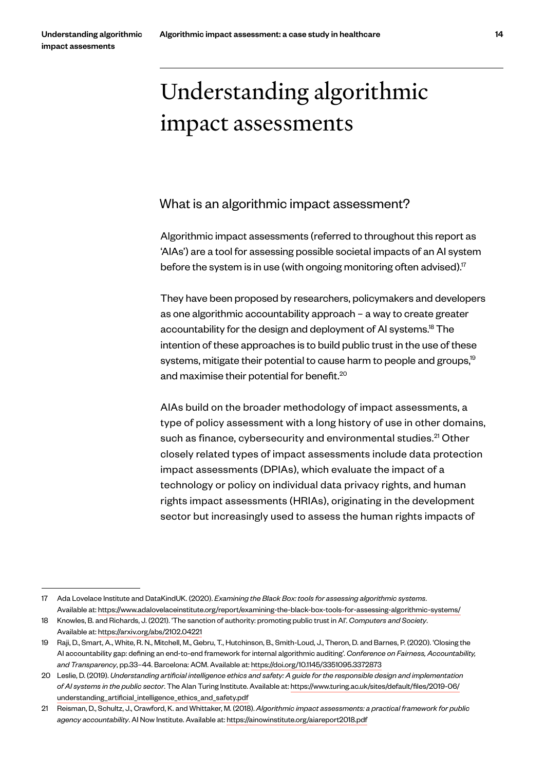# Understanding algorithmic impact assessments

## What is an algorithmic impact assessment?

Algorithmic impact assessments (referred to throughout this report as 'AIAs') are a tool for assessing possible societal impacts of an AI system before the system is in use (with ongoing monitoring often advised).[17]

They have been proposed by researchers, policymakers and developers as one algorithmic accountability approach – a way to create greater accountability for the design and deployment of AI systems.[18] The intention of these approaches is to build public trust in the use of these systems, mitigate their potential to cause harm to people and groups,[19] and maximise their potential for benefit.[20]

AIAs build on the broader methodology of impact assessments, a type of policy assessment with a long history of use in other domains, such as finance, cybersecurity and environmental studies.[21] Other closely related types of impact assessments include data protection impact assessments (DPIAs), which evaluate the impact of a technology or policy on individual data privacy rights, and human rights impact assessments (HRIAs), originating in the development sector but increasingly used to assess the human rights impacts of

---

17 Ada Lovelace Institute and DataKindUK. (2020). *Examining the Black Box: tools for assessing algorithmic systems*. Available at: https://www.adalovelaceinstitute.org/report/examining-the-black-box-tools-for-assessing-algorithmic-systems/

18 Knowles, B. and Richards, J. (2021). 'The sanction of authority: promoting public trust in AI'. *Computers and Society*. Available at: https://arxiv.org/abs/2102.04221

19 Raji, D., Smart, A., White, R. N., Mitchell, M., Gebru, T., Hutchinson, B., Smith-Loud, J., Theron, D. and Barnes, P. (2020). 'Closing the AI accountability gap: defining an end-to-end framework for internal algorithmic auditing'. *Conference on Fairness, Accountability, and Transparency*, pp.33–44. Barcelona: ACM. Available at: https://doi.org/10.1145/3351095.3372873

20 Leslie, D. (2019). *Understanding artificial intelligence ethics and safety: A guide for the responsible design and implementation of AI systems in the public sector*. The Alan Turing Institute. Available at: https://www.turing.ac.uk/sites/default/files/2019-06/understanding_artificial_intelligence_ethics_and_safety.pdf

21 Reisman, D., Schultz, J., Crawford, K. and Whittaker, M. (2018). *Algorithmic impact assessments: a practical framework for public agency accountability*. AI Now Institute. Available at: https://ainowinstitute.org/aiareport2018.pdf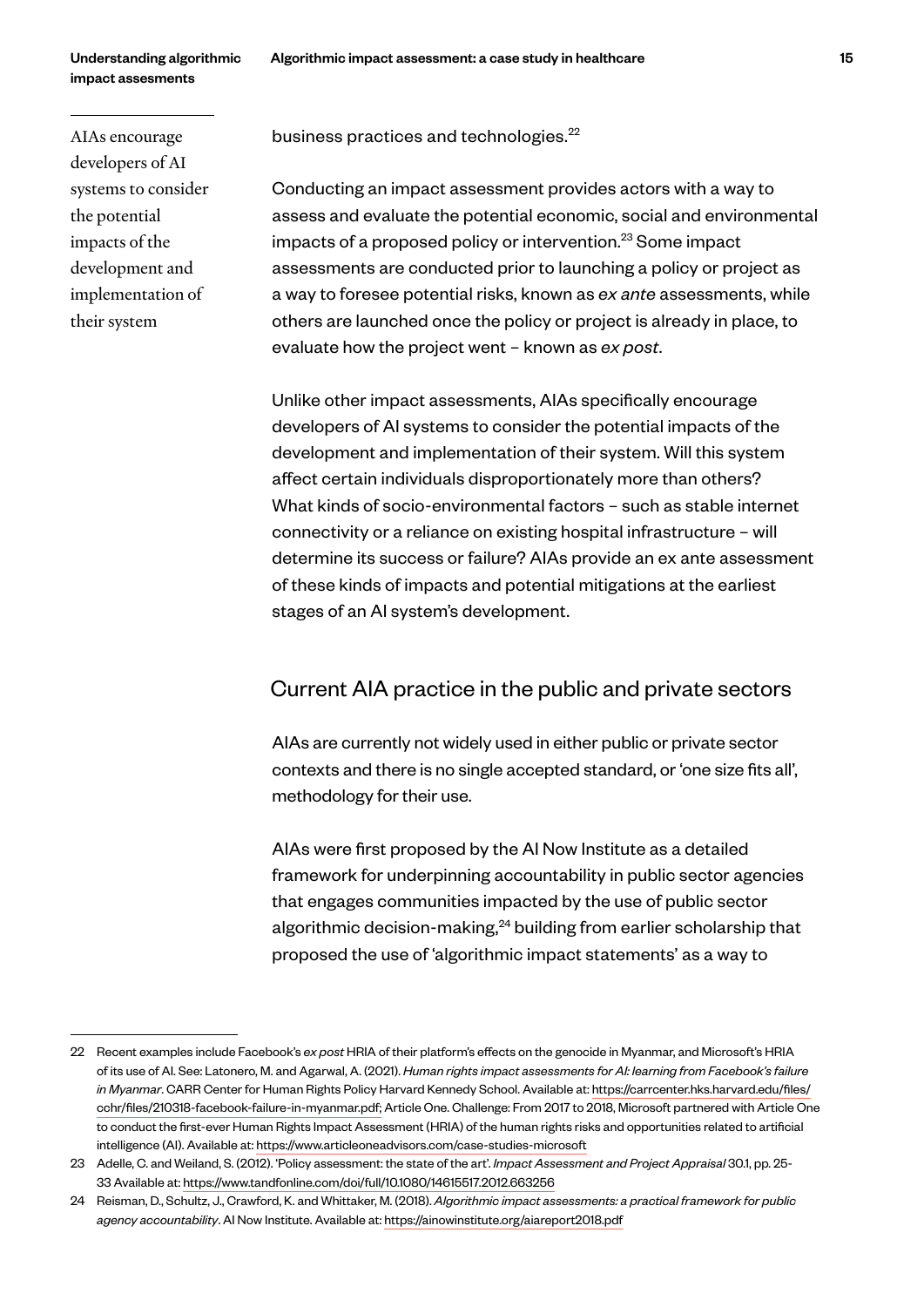AIAs encourage developers of AI systems to consider the potential impacts of the development and implementation of their system

business practices and technologies.[22]

Conducting an impact assessment provides actors with a way to assess and evaluate the potential economic, social and environmental impacts of a proposed policy or intervention.[23] Some impact assessments are conducted prior to launching a policy or project as a way to foresee potential risks, known as *ex ante* assessments, while others are launched once the policy or project is already in place, to evaluate how the project went – known as *ex post*.

Unlike other impact assessments, AIAs specifically encourage developers of AI systems to consider the potential impacts of the development and implementation of their system. Will this system affect certain individuals disproportionately more than others? What kinds of socio-environmental factors – such as stable internet connectivity or a reliance on existing hospital infrastructure – will determine its success or failure? AIAs provide an ex ante assessment of these kinds of impacts and potential mitigations at the earliest stages of an AI system's development.

## Current AIA practice in the public and private sectors

AIAs are currently not widely used in either public or private sector contexts and there is no single accepted standard, or 'one size fits all', methodology for their use.

AIAs were first proposed by the AI Now Institute as a detailed framework for underpinning accountability in public sector agencies that engages communities impacted by the use of public sector algorithmic decision-making,[24] building from earlier scholarship that proposed the use of 'algorithmic impact statements' as a way to

---

22 Recent examples include Facebook's *ex post* HRIA of their platform's effects on the genocide in Myanmar, and Microsoft's HRIA of its use of AI. See: Latonero, M. and Agarwal, A. (2021). *Human rights impact assessments for AI: learning from Facebook's failure in Myanmar*. CARR Center for Human Rights Policy Harvard Kennedy School. Available at: https://carrcenter.hks.harvard.edu/files/cchr/files/210318-facebook-failure-in-myanmar.pdf; Article One. Challenge: From 2017 to 2018, Microsoft partnered with Article One to conduct the first-ever Human Rights Impact Assessment (HRIA) of the human rights risks and opportunities related to artificial intelligence (AI). Available at: https://www.articleoneadvisors.com/case-studies-microsoft

23 Adelle, C. and Weiland, S. (2012). 'Policy assessment: the state of the art'. *Impact Assessment and Project Appraisal* 30.1, pp. 25-33 Available at: https://www.tandfonline.com/doi/full/10.1080/14615517.2012.663256

24 Reisman, D., Schultz, J., Crawford, K. and Whittaker, M. (2018). *Algorithmic impact assessments: a practical framework for public agency accountability*. AI Now Institute. Available at: https://ainowinstitute.org/aiareport2018.pdf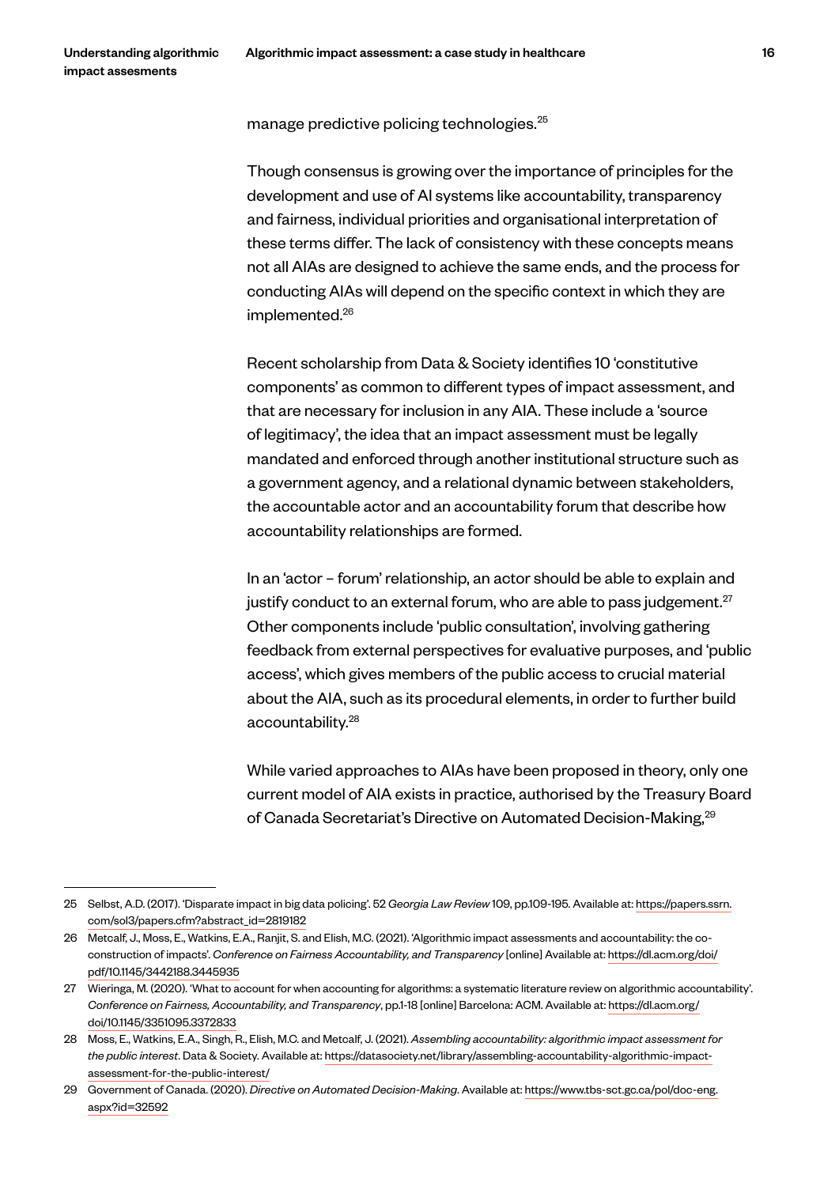manage predictive policing technologies.[25]

Though consensus is growing over the importance of principles for the development and use of AI systems like accountability, transparency and fairness, individual priorities and organisational interpretation of these terms differ. The lack of consistency with these concepts means not all AIAs are designed to achieve the same ends, and the process for conducting AIAs will depend on the specific context in which they are implemented.[26]

Recent scholarship from Data & Society identifies 10 'constitutive components' as common to different types of impact assessment, and that are necessary for inclusion in any AIA. These include a 'source of legitimacy', the idea that an impact assessment must be legally mandated and enforced through another institutional structure such as a government agency, and a relational dynamic between stakeholders, the accountable actor and an accountability forum that describe how accountability relationships are formed.

In an 'actor – forum' relationship, an actor should be able to explain and justify conduct to an external forum, who are able to pass judgement.[27] Other components include 'public consultation', involving gathering feedback from external perspectives for evaluative purposes, and 'public access', which gives members of the public access to crucial material about the AIA, such as its procedural elements, in order to further build accountability.[28]

While varied approaches to AIAs have been proposed in theory, only one current model of AIA exists in practice, authorised by the Treasury Board of Canada Secretariat's Directive on Automated Decision-Making,[29]

---

25 Selbst, A.D. (2017). 'Disparate impact in big data policing'. 52 *Georgia Law Review* 109, pp.109-195. Available at: https://papers.ssrn.com/sol3/papers.cfm?abstract_id=2819182

26 Metcalf, J., Moss, E., Watkins, E.A., Ranjit, S. and Elish, M.C. (2021). 'Algorithmic impact assessments and accountability: the co-construction of impacts'. *Conference on Fairness Accountability, and Transparency* [online] Available at: https://dl.acm.org/doi/pdf/10.1145/3442188.3445935

27 Wieringa, M. (2020). 'What to account for when accounting for algorithms: a systematic literature review on algorithmic accountability'. *Conference on Fairness, Accountability, and Transparency*, pp.1-18 [online] Barcelona: ACM. Available at: https://dl.acm.org/doi/10.1145/3351095.3372833

28 Moss, E., Watkins, E.A., Singh, R., Elish, M.C. and Metcalf, J. (2021). *Assembling accountability: algorithmic impact assessment for the public interest*. Data & Society. Available at: https://datasociety.net/library/assembling-accountability-algorithmic-impact-assessment-for-the-public-interest/

29 Government of Canada. (2020). *Directive on Automated Decision-Making*. Available at: https://www.tbs-sct.gc.ca/pol/doc-eng.aspx?id=32592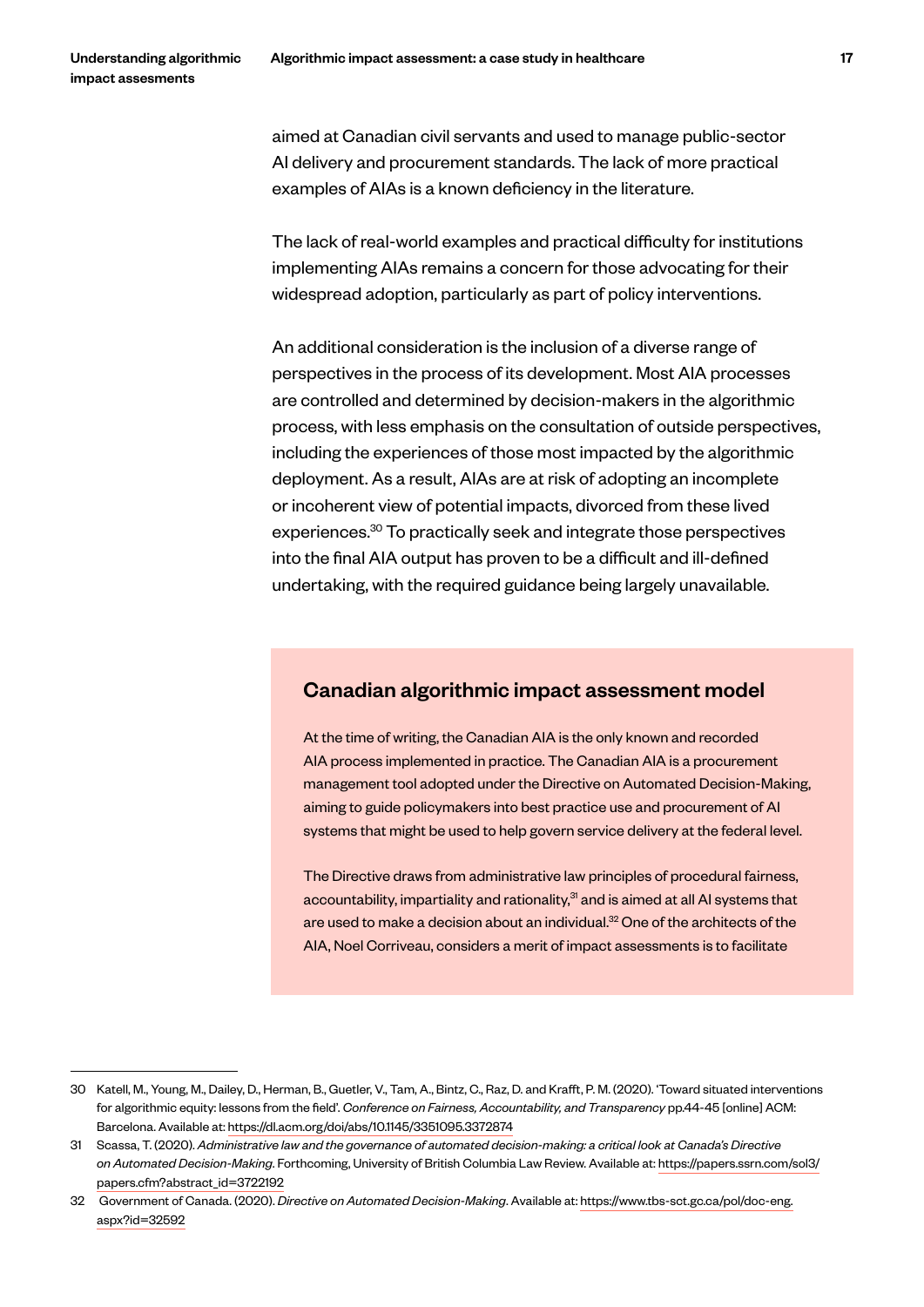aimed at Canadian civil servants and used to manage public-sector AI delivery and procurement standards. The lack of more practical examples of AIAs is a known deficiency in the literature.

The lack of real-world examples and practical difficulty for institutions implementing AIAs remains a concern for those advocating for their widespread adoption, particularly as part of policy interventions.

An additional consideration is the inclusion of a diverse range of perspectives in the process of its development. Most AIA processes are controlled and determined by decision-makers in the algorithmic process, with less emphasis on the consultation of outside perspectives, including the experiences of those most impacted by the algorithmic deployment. As a result, AIAs are at risk of adopting an incomplete or incoherent view of potential impacts, divorced from these lived experiences.[30] To practically seek and integrate those perspectives into the final AIA output has proven to be a difficult and ill-defined undertaking, with the required guidance being largely unavailable.

## Canadian algorithmic impact assessment model

At the time of writing, the Canadian AIA is the only known and recorded AIA process implemented in practice. The Canadian AIA is a procurement management tool adopted under the Directive on Automated Decision-Making, aiming to guide policymakers into best practice use and procurement of AI systems that might be used to help govern service delivery at the federal level.

The Directive draws from administrative law principles of procedural fairness, accountability, impartiality and rationality,[31] and is aimed at all AI systems that are used to make a decision about an individual.[32] One of the architects of the AIA, Noel Corriveau, considers a merit of impact assessments is to facilitate

---

30 Katell, M., Young, M., Dailey, D., Herman, B., Guetler, V., Tam, A., Bintz, C., Raz, D. and Krafft, P. M. (2020). 'Toward situated interventions for algorithmic equity: lessons from the field'. *Conference on Fairness, Accountability, and Transparency* pp.44-45 [online] ACM: Barcelona. Available at: https://dl.acm.org/doi/abs/10.1145/3351095.3372874

31 Scassa, T. (2020). *Administrative law and the governance of automated decision-making: a critical look at Canada's Directive on Automated Decision-Making*. Forthcoming, University of British Columbia Law Review. Available at: https://papers.ssrn.com/sol3/papers.cfm?abstract_id=3722192

32 Government of Canada. (2020). *Directive on Automated Decision-Making*. Available at: https://www.tbs-sct.gc.ca/pol/doc-eng.aspx?id=32592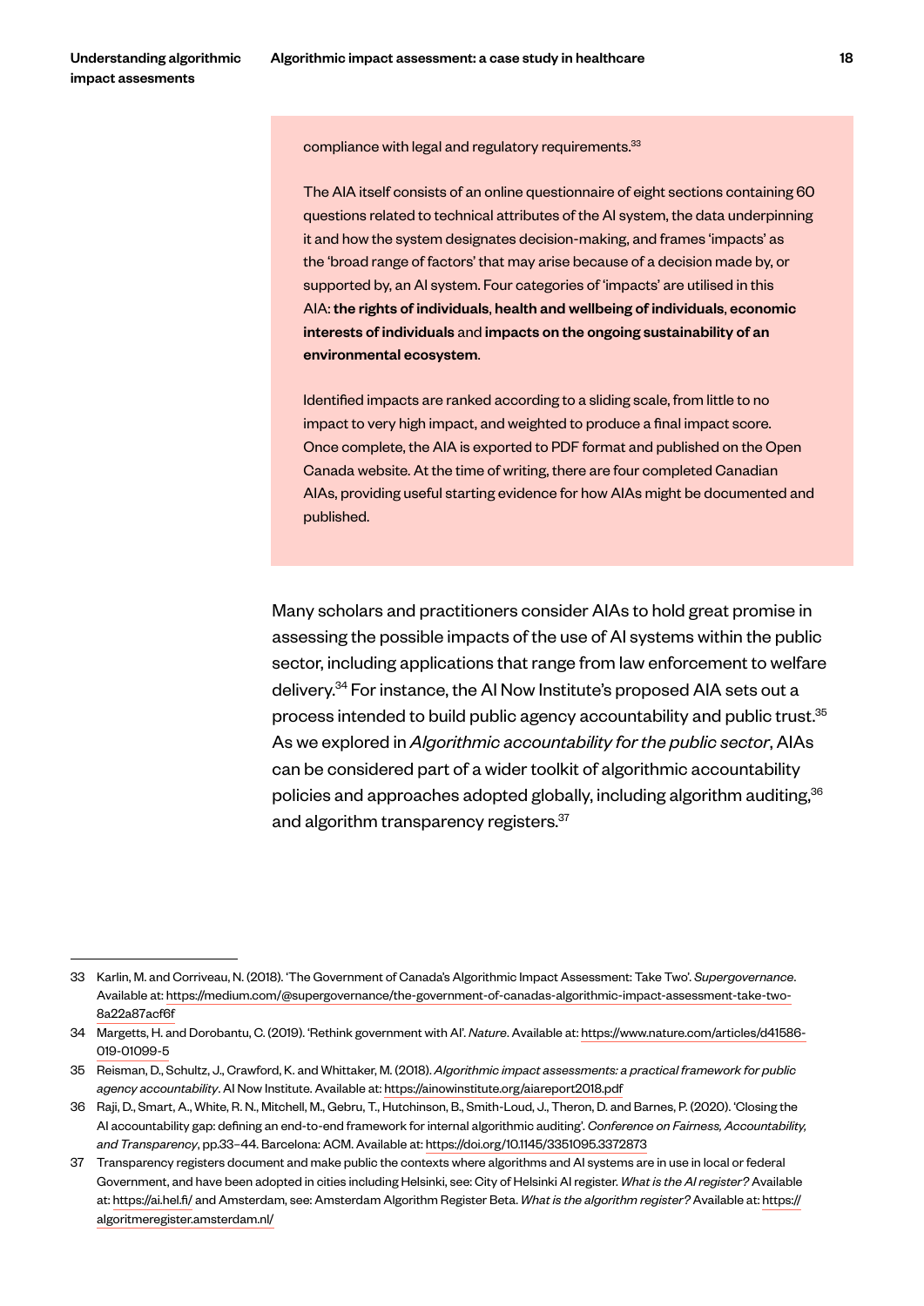compliance with legal and regulatory requirements.[33]

The AIA itself consists of an online questionnaire of eight sections containing 60 questions related to technical attributes of the AI system, the data underpinning it and how the system designates decision-making, and frames 'impacts' as the 'broad range of factors' that may arise because of a decision made by, or supported by, an AI system. Four categories of 'impacts' are utilised in this AIA: **the rights of individuals**, **health and wellbeing of individuals**, **economic interests of individuals** and **impacts on the ongoing sustainability of an environmental ecosystem**.

Identified impacts are ranked according to a sliding scale, from little to no impact to very high impact, and weighted to produce a final impact score. Once complete, the AIA is exported to PDF format and published on the Open Canada website. At the time of writing, there are four completed Canadian AIAs, providing useful starting evidence for how AIAs might be documented and published.

Many scholars and practitioners consider AIAs to hold great promise in assessing the possible impacts of the use of AI systems within the public sector, including applications that range from law enforcement to welfare delivery.[34] For instance, the AI Now Institute's proposed AIA sets out a process intended to build public agency accountability and public trust.[35] As we explored in *Algorithmic accountability for the public sector*, AIAs can be considered part of a wider toolkit of algorithmic accountability policies and approaches adopted globally, including algorithm auditing,[36] and algorithm transparency registers.[37]

---

33 Karlin, M. and Corriveau, N. (2018). 'The Government of Canada's Algorithmic Impact Assessment: Take Two'. *Supergovernance*. Available at: https://medium.com/@supergovernance/the-government-of-canadas-algorithmic-impact-assessment-take-two-8a22a87acf6f

34 Margetts, H. and Dorobantu, C. (2019). 'Rethink government with AI'. *Nature*. Available at: https://www.nature.com/articles/d41586-019-01099-5

35 Reisman, D., Schultz, J., Crawford, K. and Whittaker, M. (2018). *Algorithmic impact assessments: a practical framework for public agency accountability*. AI Now Institute. Available at: https://ainowinstitute.org/aiareport2018.pdf

36 Raji, D., Smart, A., White, R. N., Mitchell, M., Gebru, T., Hutchinson, B., Smith-Loud, J., Theron, D. and Barnes, P. (2020). 'Closing the AI accountability gap: defining an end-to-end framework for internal algorithmic auditing'. *Conference on Fairness, Accountability, and Transparency*, pp.33–44. Barcelona: ACM. Available at: https://doi.org/10.1145/3351095.3372873

37 Transparency registers document and make public the contexts where algorithms and AI systems are in use in local or federal Government, and have been adopted in cities including Helsinki, see: City of Helsinki AI register. *What is the AI register?* Available at: https://ai.hel.fi/ and Amsterdam, see: Amsterdam Algorithm Register Beta. *What is the algorithm register?* Available at: https://algoritmeregister.amsterdam.nl/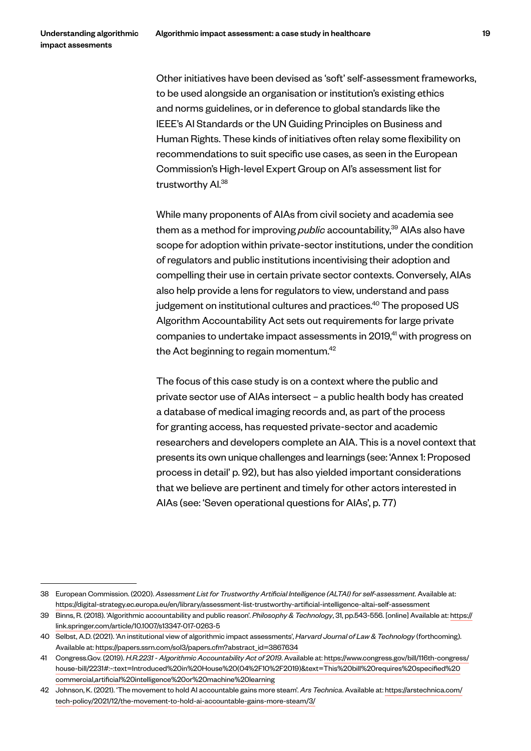Other initiatives have been devised as 'soft' self-assessment frameworks, to be used alongside an organisation or institution's existing ethics and norms guidelines, or in deference to global standards like the IEEE's AI Standards or the UN Guiding Principles on Business and Human Rights. These kinds of initiatives often relay some flexibility on recommendations to suit specific use cases, as seen in the European Commission's High-level Expert Group on AI's assessment list for trustworthy AI.[38]

While many proponents of AIAs from civil society and academia see them as a method for improving *public* accountability,[39] AIAs also have scope for adoption within private-sector institutions, under the condition of regulators and public institutions incentivising their adoption and compelling their use in certain private sector contexts. Conversely, AIAs also help provide a lens for regulators to view, understand and pass judgement on institutional cultures and practices.[40] The proposed US Algorithm Accountability Act sets out requirements for large private companies to undertake impact assessments in 2019,[41] with progress on the Act beginning to regain momentum.[42]

The focus of this case study is on a context where the public and private sector use of AIAs intersect – a public health body has created a database of medical imaging records and, as part of the process for granting access, has requested private-sector and academic researchers and developers complete an AIA. This is a novel context that presents its own unique challenges and learnings (see: 'Annex 1: Proposed process in detail' p. 92), but has also yielded important considerations that we believe are pertinent and timely for other actors interested in AIAs (see: 'Seven operational questions for AIAs', p. 77)

---

38 European Commission. (2020). *Assessment List for Trustworthy Artificial Intelligence (ALTAI) for self-assessment*. Available at: https://digital-strategy.ec.europa.eu/en/library/assessment-list-trustworthy-artificial-intelligence-altai-self-assessment

39 Binns, R. (2018). 'Algorithmic accountability and public reason'. *Philosophy & Technology*, 31, pp.543-556. [online] Available at: https://link.springer.com/article/10.1007/s13347-017-0263-5

40 Selbst, A.D. (2021). 'An institutional view of algorithmic impact assessments', *Harvard Journal of Law & Technology* (forthcoming). Available at: https://papers.ssrn.com/sol3/papers.cfm?abstract_id=3867634

41 Congress.Gov. (2019). *H.R.2231 - Algorithmic Accountability Act of 2019*. Available at: https://www.congress.gov/bill/116th-congress/house-bill/2231#:~:text=Introduced%20in%20House%20(04%2F10%2F2019)&text=This%20bill%20requires%20specified%20commercial,artificial%20intelligence%20or%20machine%20learning

42 Johnson, K. (2021). 'The movement to hold AI accountable gains more steam'. *Ars Technica*. Available at: https://arstechnica.com/tech-policy/2021/12/the-movement-to-hold-ai-accountable-gains-more-steam/3/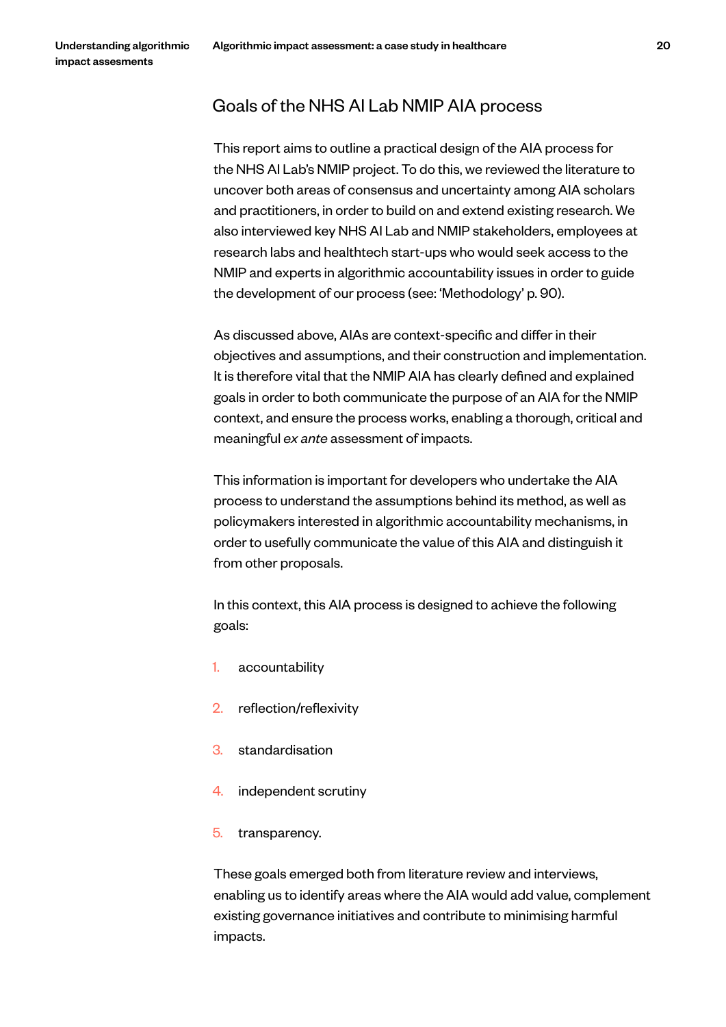## Goals of the NHS AI Lab NMIP AIA process

This report aims to outline a practical design of the AIA process for the NHS AI Lab's NMIP project. To do this, we reviewed the literature to uncover both areas of consensus and uncertainty among AIA scholars and practitioners, in order to build on and extend existing research. We also interviewed key NHS AI Lab and NMIP stakeholders, employees at research labs and healthtech start-ups who would seek access to the NMIP and experts in algorithmic accountability issues in order to guide the development of our process (see: 'Methodology' p. 90).

As discussed above, AIAs are context-specific and differ in their objectives and assumptions, and their construction and implementation. It is therefore vital that the NMIP AIA has clearly defined and explained goals in order to both communicate the purpose of an AIA for the NMIP context, and ensure the process works, enabling a thorough, critical and meaningful *ex ante* assessment of impacts.

This information is important for developers who undertake the AIA process to understand the assumptions behind its method, as well as policymakers interested in algorithmic accountability mechanisms, in order to usefully communicate the value of this AIA and distinguish it from other proposals.

In this context, this AIA process is designed to achieve the following goals:

1. accountability
2. reflection/reflexivity
3. standardisation
4. independent scrutiny
5. transparency.

These goals emerged both from literature review and interviews, enabling us to identify areas where the AIA would add value, complement existing governance initiatives and contribute to minimising harmful impacts.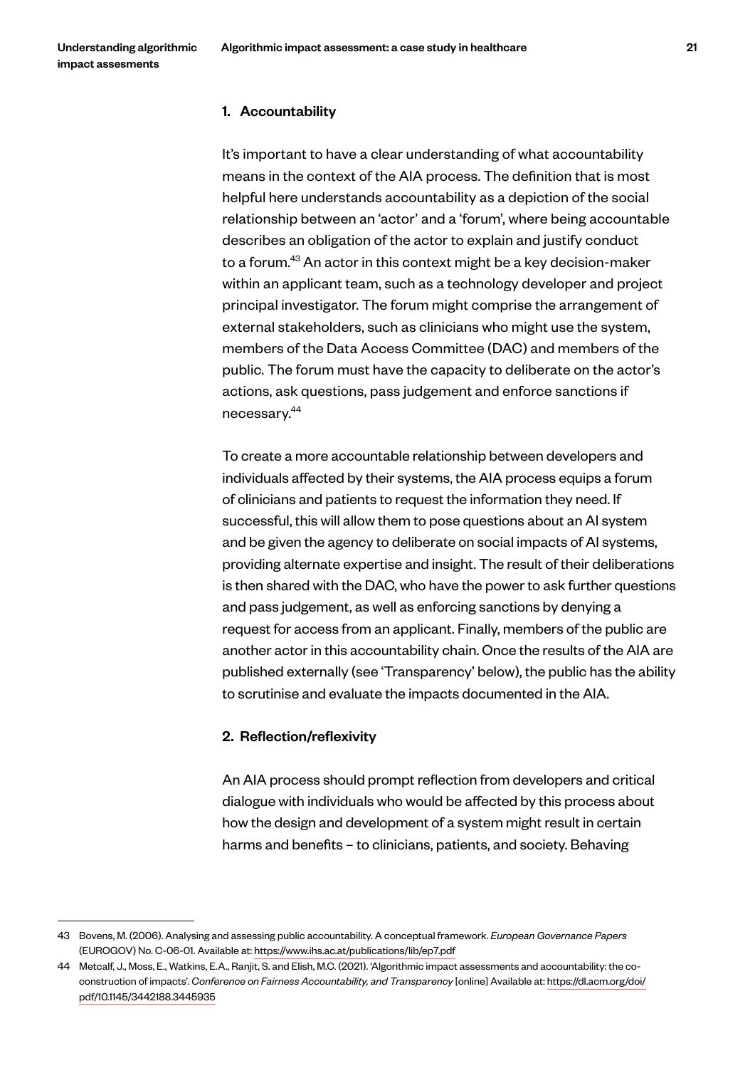### 1. Accountability

It's important to have a clear understanding of what accountability means in the context of the AIA process. The definition that is most helpful here understands accountability as a depiction of the social relationship between an 'actor' and a 'forum', where being accountable describes an obligation of the actor to explain and justify conduct to a forum.[43] An actor in this context might be a key decision-maker within an applicant team, such as a technology developer and project principal investigator. The forum might comprise the arrangement of external stakeholders, such as clinicians who might use the system, members of the Data Access Committee (DAC) and members of the public. The forum must have the capacity to deliberate on the actor's actions, ask questions, pass judgement and enforce sanctions if necessary.[44]

To create a more accountable relationship between developers and individuals affected by their systems, the AIA process equips a forum of clinicians and patients to request the information they need. If successful, this will allow them to pose questions about an AI system and be given the agency to deliberate on social impacts of AI systems, providing alternate expertise and insight. The result of their deliberations is then shared with the DAC, who have the power to ask further questions and pass judgement, as well as enforcing sanctions by denying a request for access from an applicant. Finally, members of the public are another actor in this accountability chain. Once the results of the AIA are published externally (see 'Transparency' below), the public has the ability to scrutinise and evaluate the impacts documented in the AIA.

### 2. Reflection/reflexivity

An AIA process should prompt reflection from developers and critical dialogue with individuals who would be affected by this process about how the design and development of a system might result in certain harms and benefits – to clinicians, patients, and society. Behaving

---

43 Bovens, M. (2006). Analysing and assessing public accountability. A conceptual framework. *European Governance Papers* (EUROGOV) No. C-06-01. Available at: https://www.ihs.ac.at/publications/lib/ep7.pdf

44 Metcalf, J., Moss, E., Watkins, E.A., Ranjit, S. and Elish, M.C. (2021). 'Algorithmic impact assessments and accountability: the co-construction of impacts'. *Conference on Fairness Accountability, and Transparency* [online] Available at: https://dl.acm.org/doi/pdf/10.1145/3442188.3445935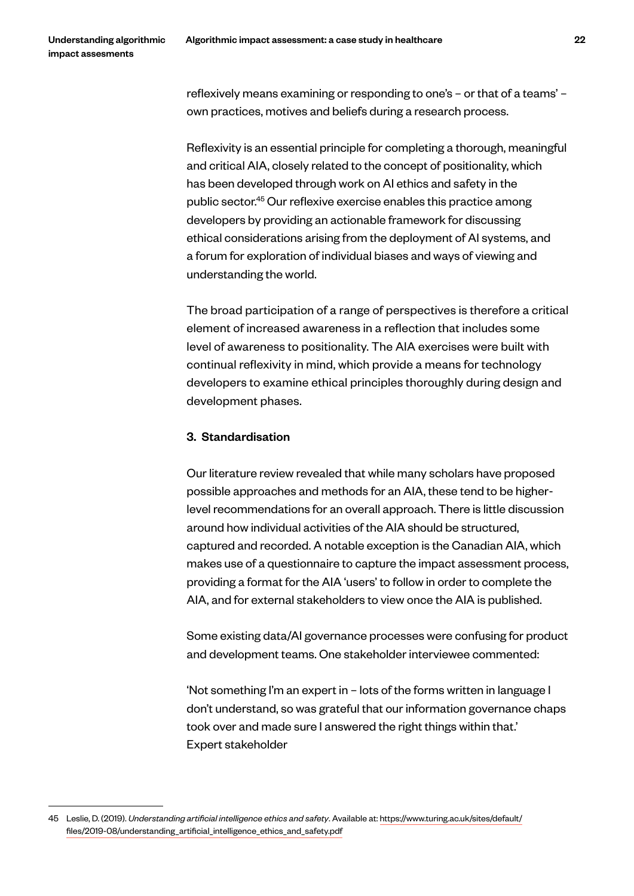reflexively means examining or responding to one's – or that of a teams' – own practices, motives and beliefs during a research process.

Reflexivity is an essential principle for completing a thorough, meaningful and critical AIA, closely related to the concept of positionality, which has been developed through work on AI ethics and safety in the public sector.[45] Our reflexive exercise enables this practice among developers by providing an actionable framework for discussing ethical considerations arising from the deployment of AI systems, and a forum for exploration of individual biases and ways of viewing and understanding the world.

The broad participation of a range of perspectives is therefore a critical element of increased awareness in a reflection that includes some level of awareness to positionality. The AIA exercises were built with continual reflexivity in mind, which provide a means for technology developers to examine ethical principles thoroughly during design and development phases.

### 3. Standardisation

Our literature review revealed that while many scholars have proposed possible approaches and methods for an AIA, these tend to be higher-level recommendations for an overall approach. There is little discussion around how individual activities of the AIA should be structured, captured and recorded. A notable exception is the Canadian AIA, which makes use of a questionnaire to capture the impact assessment process, providing a format for the AIA 'users' to follow in order to complete the AIA, and for external stakeholders to view once the AIA is published.

Some existing data/AI governance processes were confusing for product and development teams. One stakeholder interviewee commented:

'Not something I'm an expert in – lots of the forms written in language I don't understand, so was grateful that our information governance chaps took over and made sure I answered the right things within that.'
Expert stakeholder

---

45 Leslie, D. (2019). *Understanding artificial intelligence ethics and safety*. Available at: https://www.turing.ac.uk/sites/default/files/2019-08/understanding_artificial_intelligence_ethics_and_safety.pdf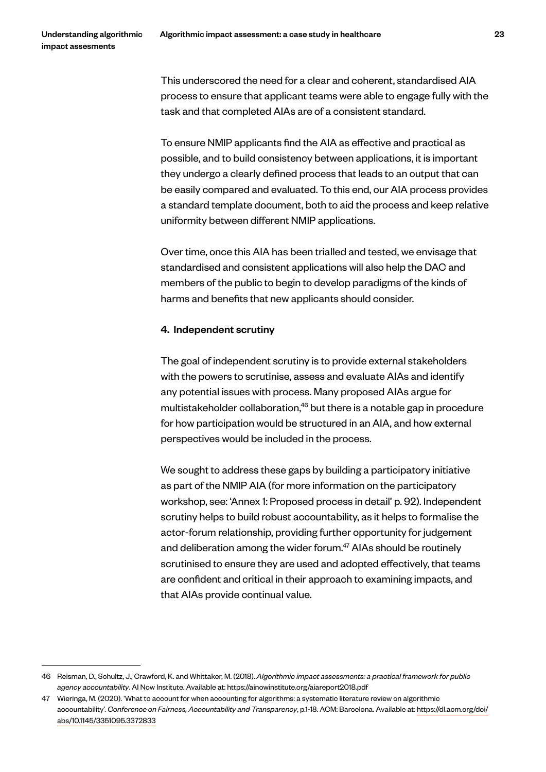This underscored the need for a clear and coherent, standardised AIA process to ensure that applicant teams were able to engage fully with the task and that completed AIAs are of a consistent standard.

To ensure NMIP applicants find the AIA as effective and practical as possible, and to build consistency between applications, it is important they undergo a clearly defined process that leads to an output that can be easily compared and evaluated. To this end, our AIA process provides a standard template document, both to aid the process and keep relative uniformity between different NMIP applications.

Over time, once this AIA has been trialled and tested, we envisage that standardised and consistent applications will also help the DAC and members of the public to begin to develop paradigms of the kinds of harms and benefits that new applicants should consider.

#### 4. Independent scrutiny

The goal of independent scrutiny is to provide external stakeholders with the powers to scrutinise, assess and evaluate AIAs and identify any potential issues with process. Many proposed AIAs argue for multistakeholder collaboration,[46] but there is a notable gap in procedure for how participation would be structured in an AIA, and how external perspectives would be included in the process.

We sought to address these gaps by building a participatory initiative as part of the NMIP AIA (for more information on the participatory workshop, see: 'Annex 1: Proposed process in detail' p. 92). Independent scrutiny helps to build robust accountability, as it helps to formalise the actor-forum relationship, providing further opportunity for judgement and deliberation among the wider forum.[47] AIAs should be routinely scrutinised to ensure they are used and adopted effectively, that teams are confident and critical in their approach to examining impacts, and that AIAs provide continual value.

---

46 Reisman, D., Schultz, J., Crawford, K. and Whittaker, M. (2018). *Algorithmic impact assessments: a practical framework for public agency accountability*. AI Now Institute. Available at: https://ainowinstitute.org/aiareport2018.pdf

47 Wieringa, M. (2020). 'What to account for when accounting for algorithms: a systematic literature review on algorithmic accountability'. *Conference on Fairness, Accountability and Transparency*, p.1-18. ACM: Barcelona. Available at: https://dl.acm.org/doi/abs/10.1145/3351095.3372833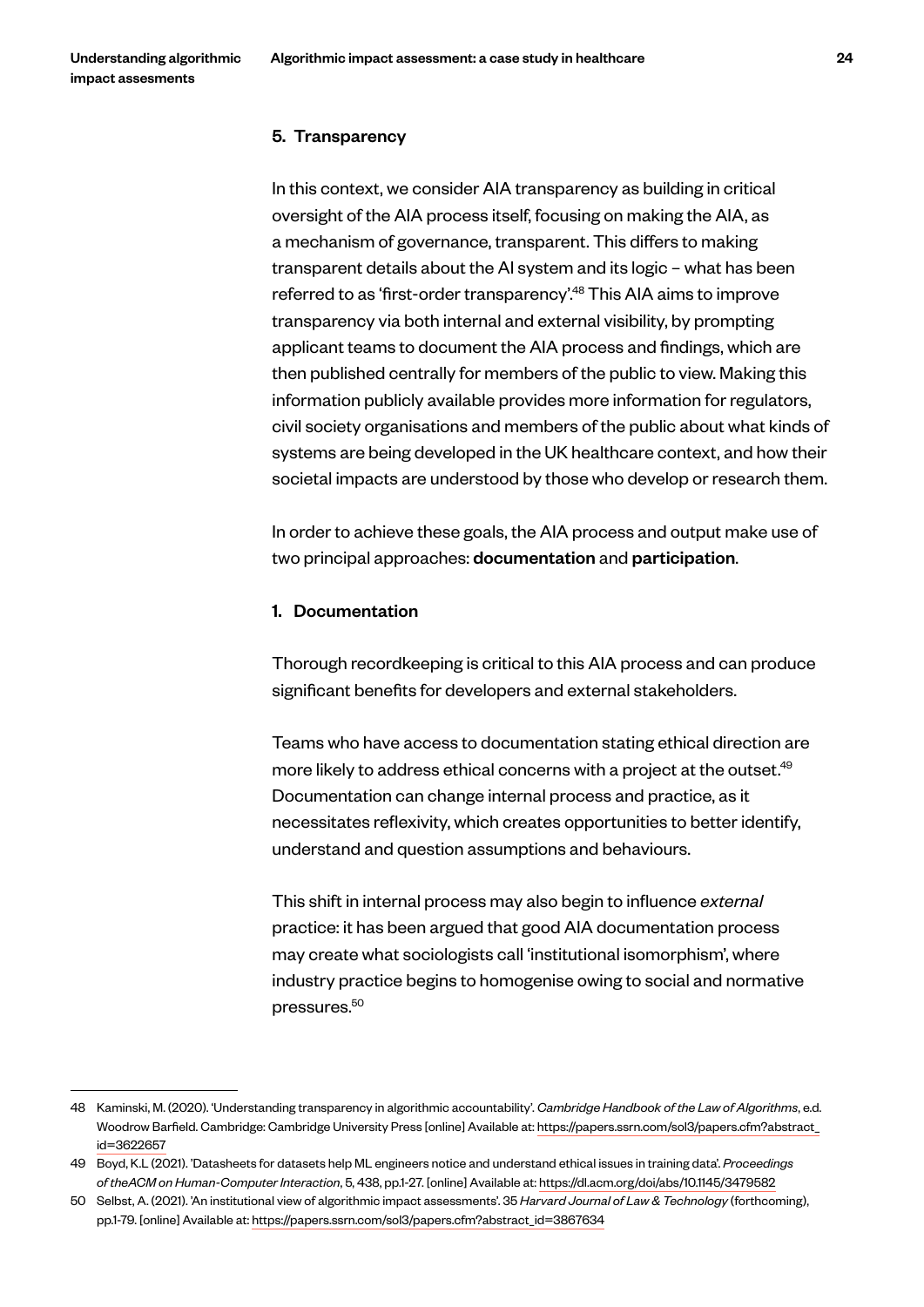### 5. Transparency

In this context, we consider AIA transparency as building in critical oversight of the AIA process itself, focusing on making the AIA, as a mechanism of governance, transparent. This differs to making transparent details about the AI system and its logic – what has been referred to as 'first-order transparency'.[48] This AIA aims to improve transparency via both internal and external visibility, by prompting applicant teams to document the AIA process and findings, which are then published centrally for members of the public to view. Making this information publicly available provides more information for regulators, civil society organisations and members of the public about what kinds of systems are being developed in the UK healthcare context, and how their societal impacts are understood by those who develop or research them.

In order to achieve these goals, the AIA process and output make use of two principal approaches: **documentation** and **participation**.

#### 1. Documentation

Thorough recordkeeping is critical to this AIA process and can produce significant benefits for developers and external stakeholders.

Teams who have access to documentation stating ethical direction are more likely to address ethical concerns with a project at the outset.[49] Documentation can change internal process and practice, as it necessitates reflexivity, which creates opportunities to better identify, understand and question assumptions and behaviours.

This shift in internal process may also begin to influence *external* practice: it has been argued that good AIA documentation process may create what sociologists call 'institutional isomorphism', where industry practice begins to homogenise owing to social and normative pressures.[50]

---

48 Kaminski, M. (2020). 'Understanding transparency in algorithmic accountability'. *Cambridge Handbook of the Law of Algorithms*, e.d. Woodrow Barfield. Cambridge: Cambridge University Press [online] Available at: https://papers.ssrn.com/sol3/papers.cfm?abstract_id=3622657

49 Boyd, K.L (2021). 'Datasheets for datasets help ML engineers notice and understand ethical issues in training data'. *Proceedings of theACM on Human-Computer Interaction*, 5, 438, pp.1-27. [online] Available at: https://dl.acm.org/doi/abs/10.1145/3479582

50 Selbst, A. (2021). 'An institutional view of algorithmic impact assessments'. 35 *Harvard Journal of Law & Technology* (forthcoming), pp.1-79. [online] Available at: https://papers.ssrn.com/sol3/papers.cfm?abstract_id=3867634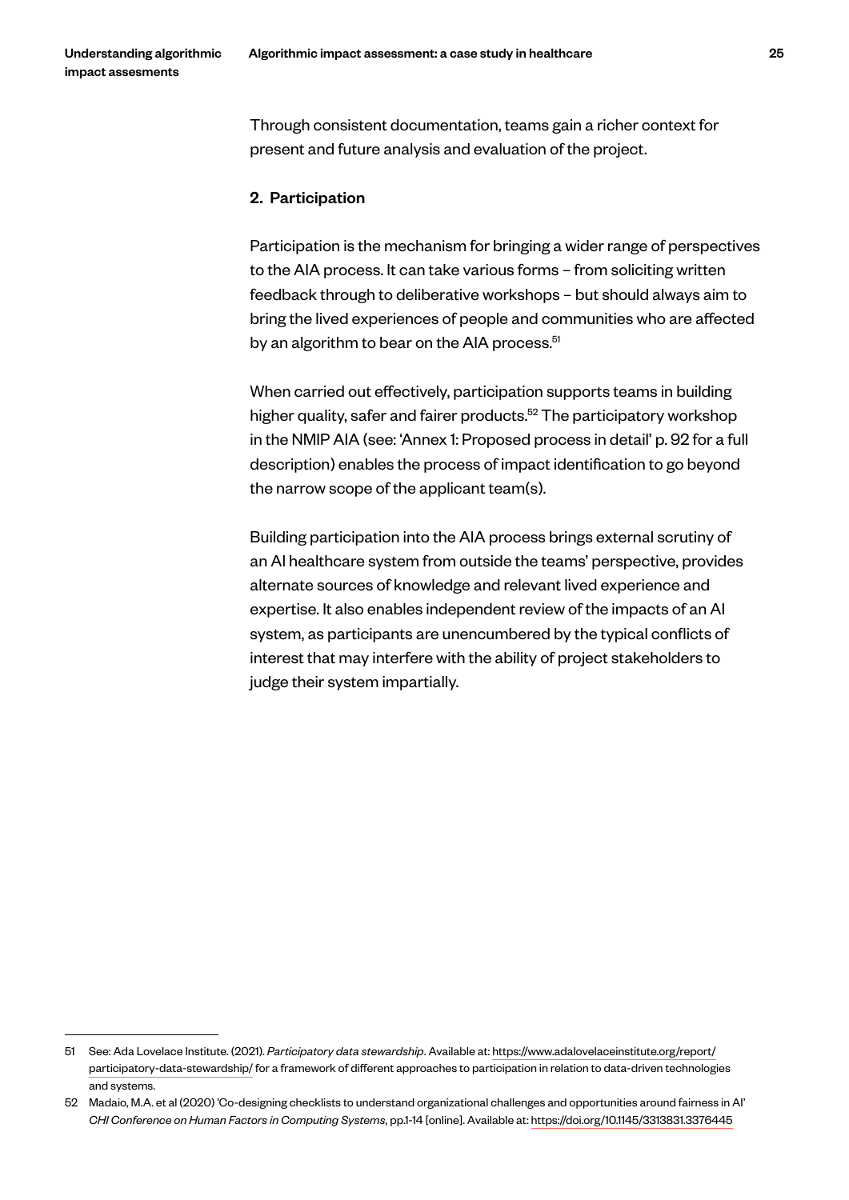Through consistent documentation, teams gain a richer context for present and future analysis and evaluation of the project.

### 2. Participation

Participation is the mechanism for bringing a wider range of perspectives to the AIA process. It can take various forms – from soliciting written feedback through to deliberative workshops – but should always aim to bring the lived experiences of people and communities who are affected by an algorithm to bear on the AIA process.[51]

When carried out effectively, participation supports teams in building higher quality, safer and fairer products.[52] The participatory workshop in the NMIP AIA (see: 'Annex 1: Proposed process in detail' p. 92 for a full description) enables the process of impact identification to go beyond the narrow scope of the applicant team(s).

Building participation into the AIA process brings external scrutiny of an AI healthcare system from outside the teams' perspective, provides alternate sources of knowledge and relevant lived experience and expertise. It also enables independent review of the impacts of an AI system, as participants are unencumbered by the typical conflicts of interest that may interfere with the ability of project stakeholders to judge their system impartially.

---

51 See: Ada Lovelace Institute. (2021). *Participatory data stewardship*. Available at: https://www.adalovelaceinstitute.org/report/participatory-data-stewardship/ for a framework of different approaches to participation in relation to data-driven technologies and systems.

52 Madaio, M.A. et al (2020) 'Co-designing checklists to understand organizational challenges and opportunities around fairness in AI' *CHI Conference on Human Factors in Computing Systems*, pp.1-14 [online]. Available at: https://doi.org/10.1145/3313831.3376445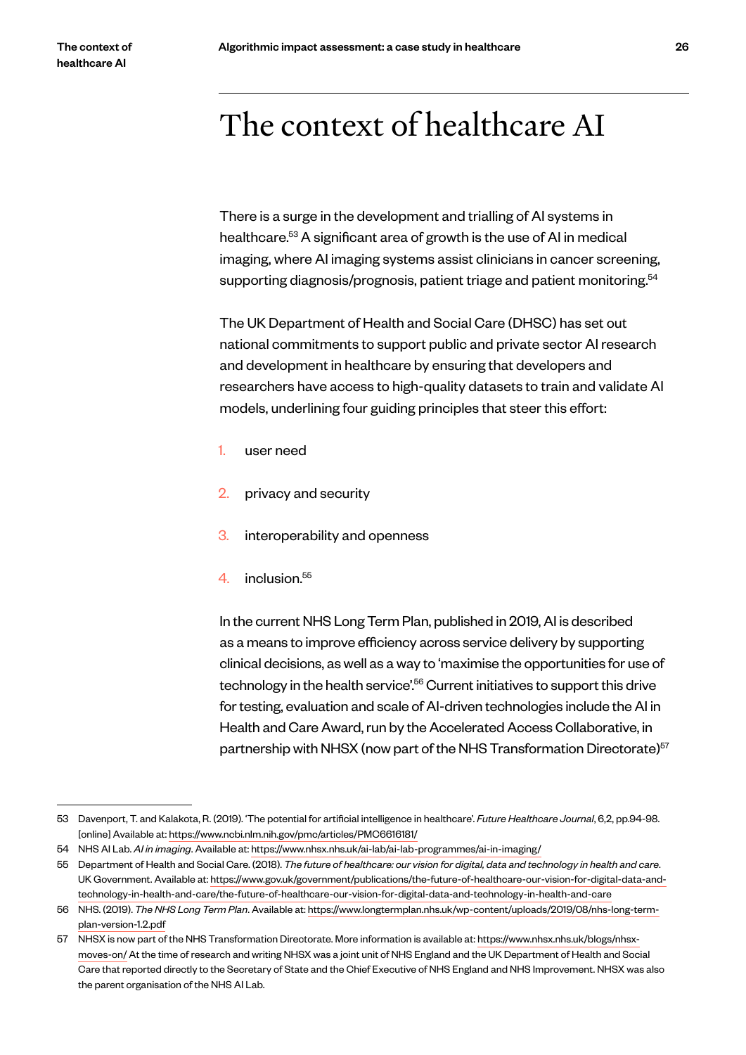# The context of healthcare AI

There is a surge in the development and trialling of AI systems in healthcare.[53] A significant area of growth is the use of AI in medical imaging, where AI imaging systems assist clinicians in cancer screening, supporting diagnosis/prognosis, patient triage and patient monitoring.[54]

The UK Department of Health and Social Care (DHSC) has set out national commitments to support public and private sector AI research and development in healthcare by ensuring that developers and researchers have access to high-quality datasets to train and validate AI models, underlining four guiding principles that steer this effort:

1. user need
2. privacy and security
3. interoperability and openness
4. inclusion.[55]

In the current NHS Long Term Plan, published in 2019, AI is described as a means to improve efficiency across service delivery by supporting clinical decisions, as well as a way to 'maximise the opportunities for use of technology in the health service'.[56] Current initiatives to support this drive for testing, evaluation and scale of AI-driven technologies include the AI in Health and Care Award, run by the Accelerated Access Collaborative, in partnership with NHSX (now part of the NHS Transformation Directorate)[57]

---

53 Davenport, T. and Kalakota, R. (2019). 'The potential for artificial intelligence in healthcare'. *Future Healthcare Journal*, 6,2, pp.94-98. [online] Available at: https://www.ncbi.nlm.nih.gov/pmc/articles/PMC6616181/

54 NHS AI Lab. *AI in imaging*. Available at: https://www.nhsx.nhs.uk/ai-lab/ai-lab-programmes/ai-in-imaging/

55 Department of Health and Social Care. (2018). *The future of healthcare: our vision for digital, data and technology in health and care*. UK Government. Available at: https://www.gov.uk/government/publications/the-future-of-healthcare-our-vision-for-digital-data-and-technology-in-health-and-care/the-future-of-healthcare-our-vision-for-digital-data-and-technology-in-health-and-care

56 NHS. (2019). *The NHS Long Term Plan*. Available at: https://www.longtermplan.nhs.uk/wp-content/uploads/2019/08/nhs-long-term-plan-version-1.2.pdf

57 NHSX is now part of the NHS Transformation Directorate. More information is available at: https://www.nhsx.nhs.uk/blogs/nhsx-moves-on/ At the time of research and writing NHSX was a joint unit of NHS England and the UK Department of Health and Social Care that reported directly to the Secretary of State and the Chief Executive of NHS England and NHS Improvement. NHSX was also the parent organisation of the NHS AI Lab.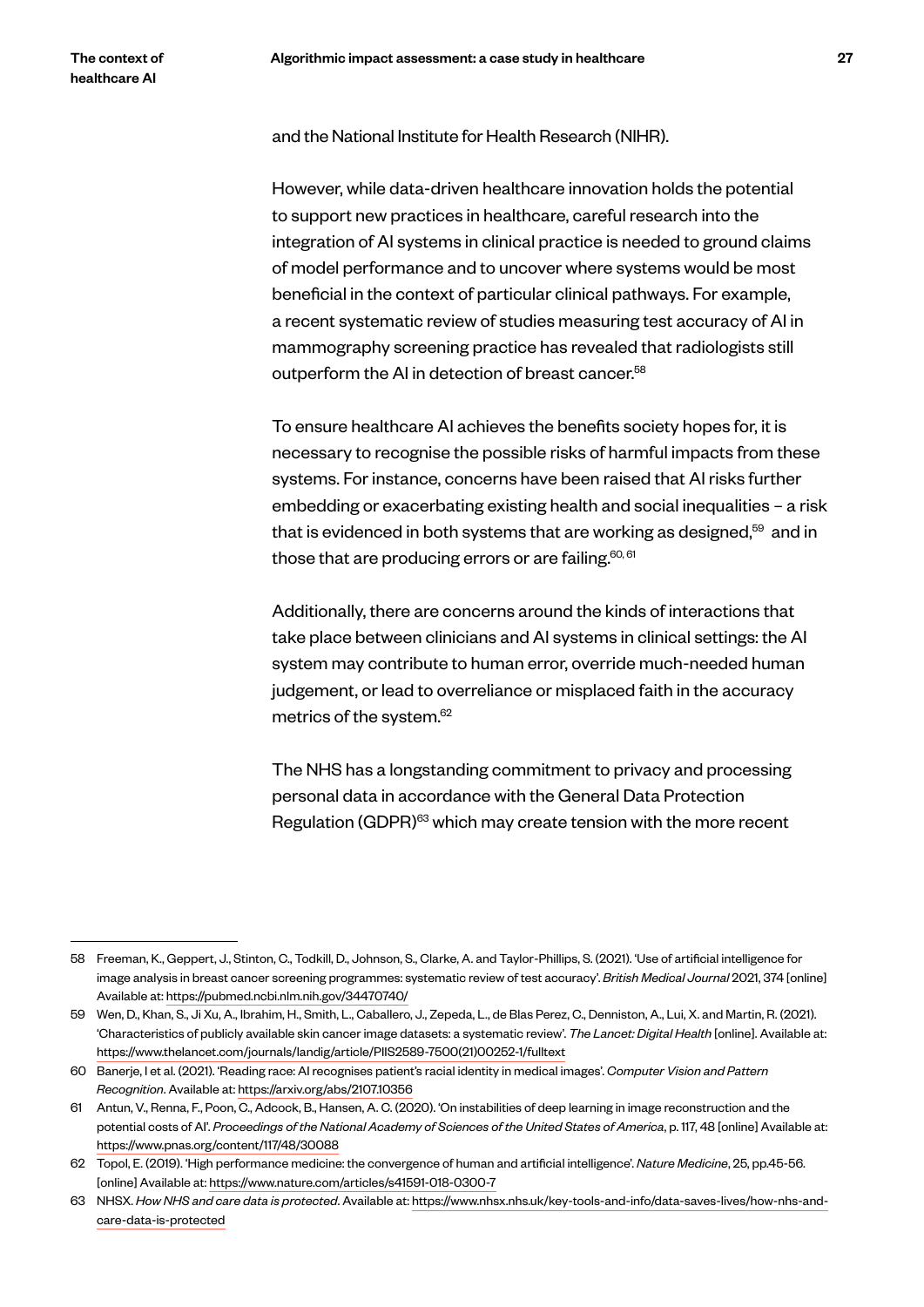and the National Institute for Health Research (NIHR).

However, while data-driven healthcare innovation holds the potential to support new practices in healthcare, careful research into the integration of AI systems in clinical practice is needed to ground claims of model performance and to uncover where systems would be most beneficial in the context of particular clinical pathways. For example, a recent systematic review of studies measuring test accuracy of AI in mammography screening practice has revealed that radiologists still outperform the AI in detection of breast cancer.[58]

To ensure healthcare AI achieves the benefits society hopes for, it is necessary to recognise the possible risks of harmful impacts from these systems. For instance, concerns have been raised that AI risks further embedding or exacerbating existing health and social inequalities – a risk that is evidenced in both systems that are working as designed,[59] and in those that are producing errors or are failing.[60, 61]

Additionally, there are concerns around the kinds of interactions that take place between clinicians and AI systems in clinical settings: the AI system may contribute to human error, override much-needed human judgement, or lead to overreliance or misplaced faith in the accuracy metrics of the system.[62]

The NHS has a longstanding commitment to privacy and processing personal data in accordance with the General Data Protection Regulation (GDPR)[63] which may create tension with the more recent

---

58 Freeman, K., Geppert, J., Stinton, C., Todkill, D., Johnson, S., Clarke, A. and Taylor-Phillips, S. (2021). 'Use of artificial intelligence for image analysis in breast cancer screening programmes: systematic review of test accuracy'. *British Medical Journal* 2021, 374 [online] Available at: https://pubmed.ncbi.nlm.nih.gov/34470740/

59 Wen, D., Khan, S., Ji Xu, A., Ibrahim, H., Smith, L., Caballero, J., Zepeda, L., de Blas Perez, C., Denniston, A., Lui, X. and Martin, R. (2021). 'Characteristics of publicly available skin cancer image datasets: a systematic review'. *The Lancet: Digital Health* [online]. Available at: https://www.thelancet.com/journals/landig/article/PIIS2589-7500(21)00252-1/fulltext

60 Banerje, I et al. (2021). 'Reading race: AI recognises patient's racial identity in medical images'. *Computer Vision and Pattern Recognition*. Available at: https://arxiv.org/abs/2107.10356

61 Antun, V., Renna, F., Poon, C., Adcock, B., Hansen, A. C. (2020). 'On instabilities of deep learning in image reconstruction and the potential costs of AI'. *Proceedings of the National Academy of Sciences of the United States of America*, p. 117, 48 [online] Available at: https://www.pnas.org/content/117/48/30088

62 Topol, E. (2019). 'High performance medicine: the convergence of human and artificial intelligence'. *Nature Medicine*, 25, pp.45-56. [online] Available at: https://www.nature.com/articles/s41591-018-0300-7

63 NHSX. *How NHS and care data is protected*. Available at: https://www.nhsx.nhs.uk/key-tools-and-info/data-saves-lives/how-nhs-and-care-data-is-protected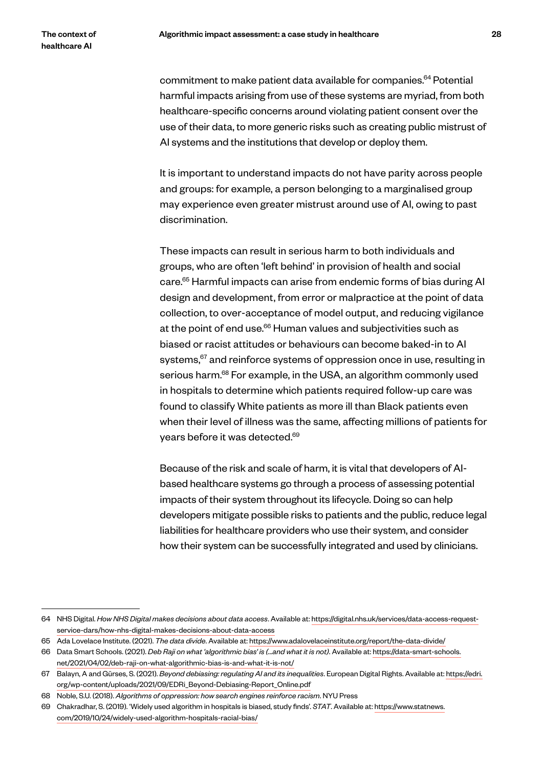commitment to make patient data available for companies.[64] Potential harmful impacts arising from use of these systems are myriad, from both healthcare-specific concerns around violating patient consent over the use of their data, to more generic risks such as creating public mistrust of AI systems and the institutions that develop or deploy them.

It is important to understand impacts do not have parity across people and groups: for example, a person belonging to a marginalised group may experience even greater mistrust around use of AI, owing to past discrimination.

These impacts can result in serious harm to both individuals and groups, who are often 'left behind' in provision of health and social care.[65] Harmful impacts can arise from endemic forms of bias during AI design and development, from error or malpractice at the point of data collection, to over-acceptance of model output, and reducing vigilance at the point of end use.[66] Human values and subjectivities such as biased or racist attitudes or behaviours can become baked-in to AI systems,[67] and reinforce systems of oppression once in use, resulting in serious harm.[68] For example, in the USA, an algorithm commonly used in hospitals to determine which patients required follow-up care was found to classify White patients as more ill than Black patients even when their level of illness was the same, affecting millions of patients for years before it was detected.[69]

Because of the risk and scale of harm, it is vital that developers of AI-based healthcare systems go through a process of assessing potential impacts of their system throughout its lifecycle. Doing so can help developers mitigate possible risks to patients and the public, reduce legal liabilities for healthcare providers who use their system, and consider how their system can be successfully integrated and used by clinicians.

---

64 NHS Digital. *How NHS Digital makes decisions about data access*. Available at: https://digital.nhs.uk/services/data-access-request-service-dars/how-nhs-digital-makes-decisions-about-data-access

65 Ada Lovelace Institute. (2021). *The data divide*. Available at: https://www.adalovelaceinstitute.org/report/the-data-divide/

66 Data Smart Schools. (2021). *Deb Raji on what 'algorithmic bias' is (...and what it is not)*. Available at: https://data-smart-schools.net/2021/04/02/deb-raji-on-what-algorithmic-bias-is-and-what-it-is-not/

67 Balayn, A and Gürses, S. (2021). *Beyond debiasing: regulating AI and its inequalities*. European Digital Rights. Available at: https://edri.org/wp-content/uploads/2021/09/EDRi_Beyond-Debiasing-Report_Online.pdf

68 Noble, S.U. (2018). *Algorithms of oppression: how search engines reinforce racism*. NYU Press

69 Chakradhar, S. (2019). 'Widely used algorithm in hospitals is biased, study finds'. *STAT*. Available at: https://www.statnews.com/2019/10/24/widely-used-algorithm-hospitals-racial-bias/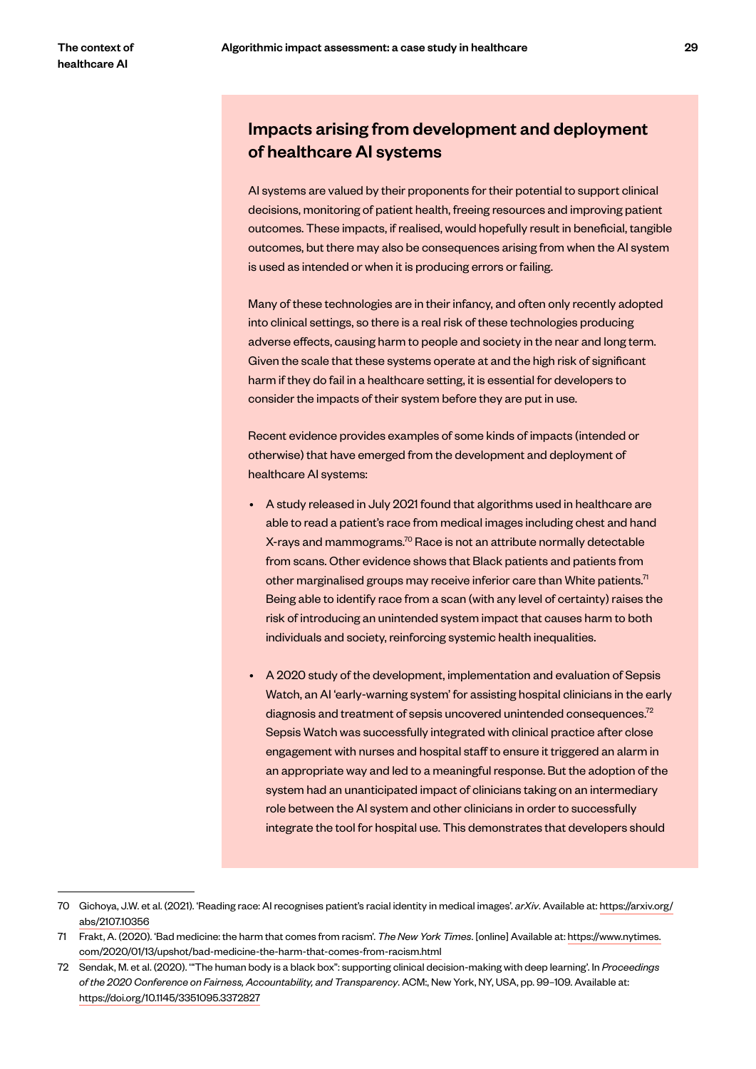## Impacts arising from development and deployment of healthcare AI systems

AI systems are valued by their proponents for their potential to support clinical decisions, monitoring of patient health, freeing resources and improving patient outcomes. These impacts, if realised, would hopefully result in beneficial, tangible outcomes, but there may also be consequences arising from when the AI system is used as intended or when it is producing errors or failing.

Many of these technologies are in their infancy, and often only recently adopted into clinical settings, so there is a real risk of these technologies producing adverse effects, causing harm to people and society in the near and long term. Given the scale that these systems operate at and the high risk of significant harm if they do fail in a healthcare setting, it is essential for developers to consider the impacts of their system before they are put in use.

Recent evidence provides examples of some kinds of impacts (intended or otherwise) that have emerged from the development and deployment of healthcare AI systems:

- A study released in July 2021 found that algorithms used in healthcare are able to read a patient's race from medical images including chest and hand X-rays and mammograms.[70] Race is not an attribute normally detectable from scans. Other evidence shows that Black patients and patients from other marginalised groups may receive inferior care than White patients.[71] Being able to identify race from a scan (with any level of certainty) raises the risk of introducing an unintended system impact that causes harm to both individuals and society, reinforcing systemic health inequalities.

- A 2020 study of the development, implementation and evaluation of Sepsis Watch, an AI 'early-warning system' for assisting hospital clinicians in the early diagnosis and treatment of sepsis uncovered unintended consequences.[72] Sepsis Watch was successfully integrated with clinical practice after close engagement with nurses and hospital staff to ensure it triggered an alarm in an appropriate way and led to a meaningful response. But the adoption of the system had an unanticipated impact of clinicians taking on an intermediary role between the AI system and other clinicians in order to successfully integrate the tool for hospital use. This demonstrates that developers should

---

70 Gichoya, J.W. et al. (2021). 'Reading race: AI recognises patient's racial identity in medical images'. *arXiv*. Available at: https://arxiv.org/abs/2107.10356

71 Frakt, A. (2020). 'Bad medicine: the harm that comes from racism'. *The New York Times*. [online] Available at: https://www.nytimes.com/2020/01/13/upshot/bad-medicine-the-harm-that-comes-from-racism.html

72 Sendak, M. et al. (2020). '"The human body is a black box": supporting clinical decision-making with deep learning'. In *Proceedings of the 2020 Conference on Fairness, Accountability, and Transparency*. ACM:, New York, NY, USA, pp. 99–109. Available at: https://doi.org/10.1145/3351095.3372827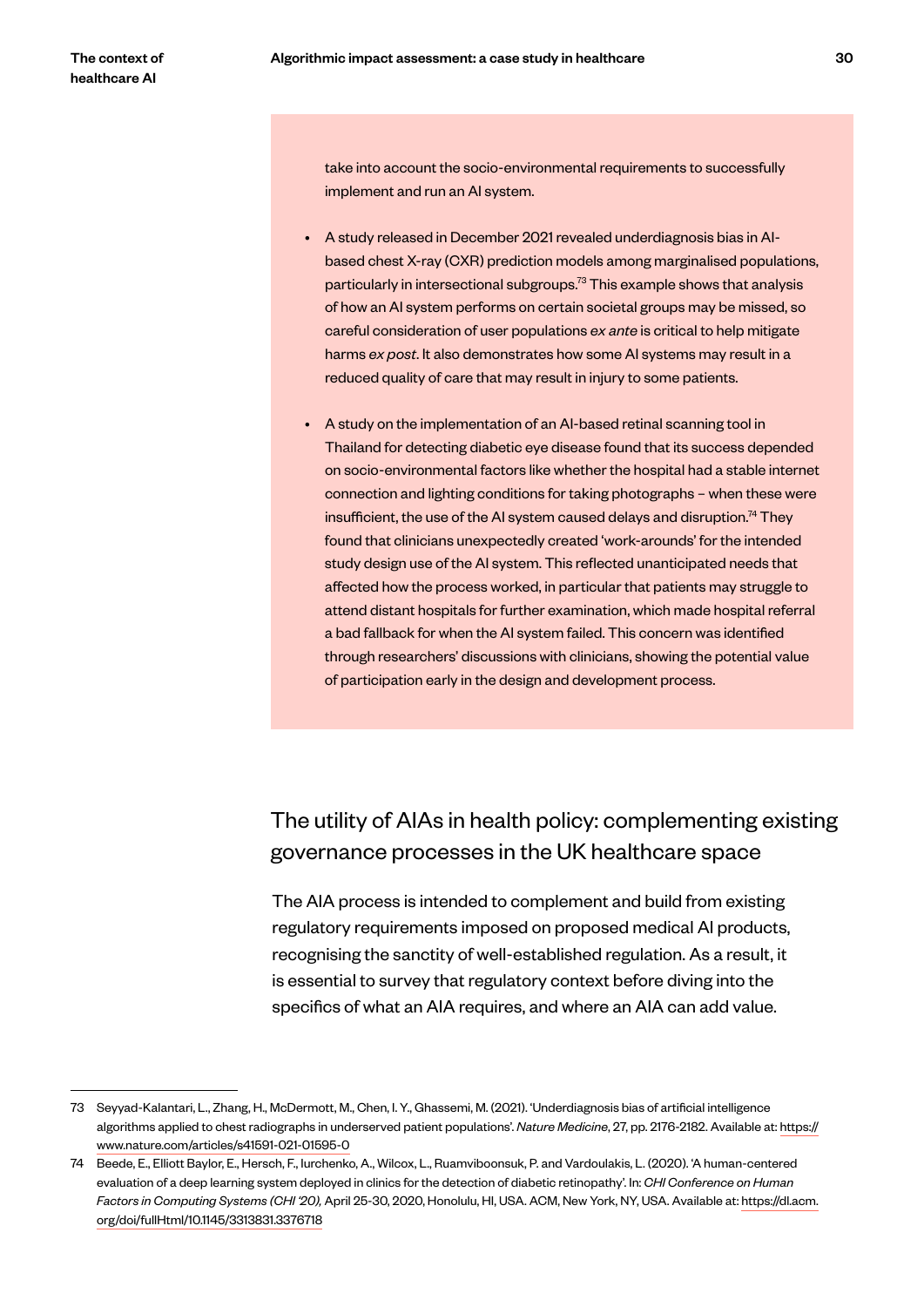take into account the socio-environmental requirements to successfully implement and run an AI system.

- A study released in December 2021 revealed underdiagnosis bias in AI-based chest X-ray (CXR) prediction models among marginalised populations, particularly in intersectional subgroups.[73] This example shows that analysis of how an AI system performs on certain societal groups may be missed, so careful consideration of user populations *ex ante* is critical to help mitigate harms *ex post*. It also demonstrates how some AI systems may result in a reduced quality of care that may result in injury to some patients.

- A study on the implementation of an AI-based retinal scanning tool in Thailand for detecting diabetic eye disease found that its success depended on socio-environmental factors like whether the hospital had a stable internet connection and lighting conditions for taking photographs – when these were insufficient, the use of the AI system caused delays and disruption.[74] They found that clinicians unexpectedly created 'work-arounds' for the intended study design use of the AI system. This reflected unanticipated needs that affected how the process worked, in particular that patients may struggle to attend distant hospitals for further examination, which made hospital referral a bad fallback for when the AI system failed. This concern was identified through researchers' discussions with clinicians, showing the potential value of participation early in the design and development process.

## The utility of AIAs in health policy: complementing existing governance processes in the UK healthcare space

The AIA process is intended to complement and build from existing regulatory requirements imposed on proposed medical AI products, recognising the sanctity of well-established regulation. As a result, it is essential to survey that regulatory context before diving into the specifics of what an AIA requires, and where an AIA can add value.

---

73 Seyyad-Kalantari, L., Zhang, H., McDermott, M., Chen, I. Y., Ghassemi, M. (2021). 'Underdiagnosis bias of artificial intelligence algorithms applied to chest radiographs in underserved patient populations'. *Nature Medicine*, 27, pp. 2176-2182. Available at: https://www.nature.com/articles/s41591-021-01595-0

74 Beede, E., Elliott Baylor, E., Hersch, F., Iurchenko, A., Wilcox, L., Ruamviboonsuk, P. and Vardoulakis, L. (2020). 'A human-centered evaluation of a deep learning system deployed in clinics for the detection of diabetic retinopathy'. In: *CHI Conference on Human Factors in Computing Systems (CHI '20),* April 25-30, 2020, Honolulu, HI, USA. ACM, New York, NY, USA. Available at: https://dl.acm.org/doi/fullHtml/10.1145/3313831.3376718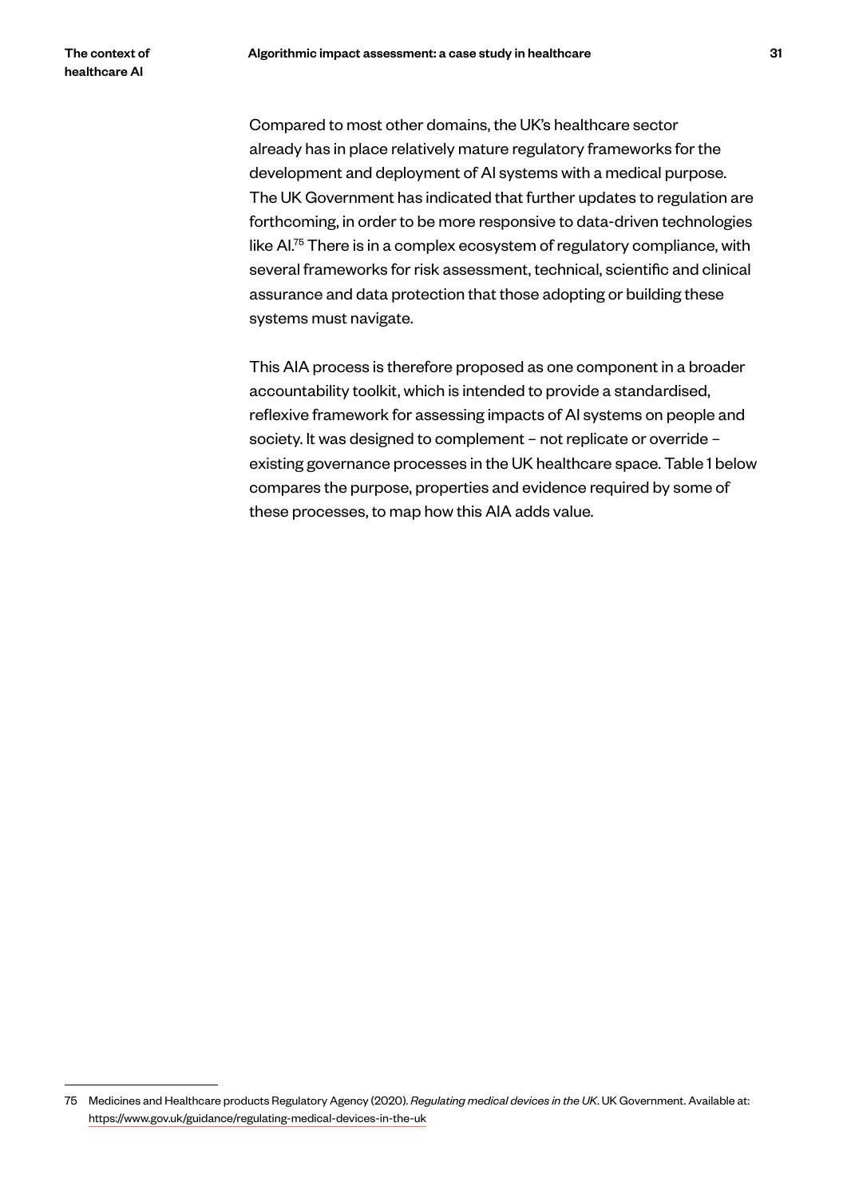Compared to most other domains, the UK's healthcare sector already has in place relatively mature regulatory frameworks for the development and deployment of AI systems with a medical purpose. The UK Government has indicated that further updates to regulation are forthcoming, in order to be more responsive to data-driven technologies like AI.[75] There is in a complex ecosystem of regulatory compliance, with several frameworks for risk assessment, technical, scientific and clinical assurance and data protection that those adopting or building these systems must navigate.

This AIA process is therefore proposed as one component in a broader accountability toolkit, which is intended to provide a standardised, reflexive framework for assessing impacts of AI systems on people and society. It was designed to complement – not replicate or override – existing governance processes in the UK healthcare space. Table 1 below compares the purpose, properties and evidence required by some of these processes, to map how this AIA adds value.

---

75 Medicines and Healthcare products Regulatory Agency (2020). *Regulating medical devices in the UK*. UK Government. Available at: https://www.gov.uk/guidance/regulating-medical-devices-in-the-uk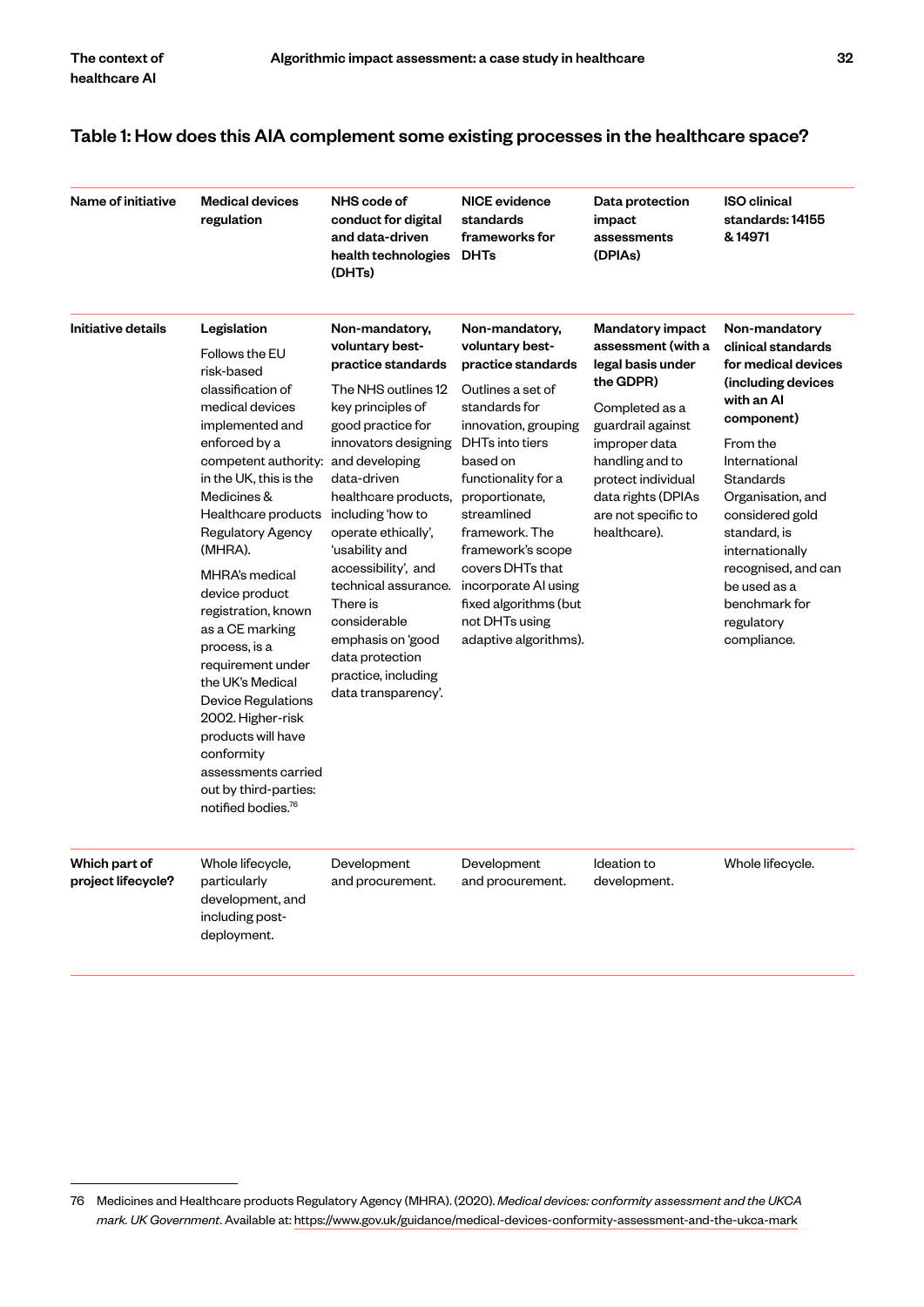## Table 1: How does this AIA complement some existing processes in the healthcare space?

| Name of initiative | Medical devices regulation | NHS code of conduct for digital and data-driven health technologies (DHTs) | NICE evidence standards frameworks for DHTs | Data protection impact assessments (DPIAs) | ISO clinical standards: 14155 & 14971 |
|---|---|---|---|---|---|
| Initiative details | **Legislation**<br><br>Follows the EU risk-based classification of medical devices implemented and enforced by a competent authority: in the UK, this is the Medicines & Healthcare products Regulatory Agency (MHRA).<br><br>MHRA's medical device product registration, known as a CE marking process, is a requirement under the UK's Medical Device Regulations 2002. Higher-risk products will have conformity assessments carried out by third-parties: notified bodies.[76] | **Non-mandatory, voluntary best-practice standards**<br><br>The NHS outlines 12 key principles of good practice for innovators designing and developing data-driven healthcare products, including 'how to operate ethically', 'usability and accessibility', and technical assurance. There is considerable emphasis on 'good data protection practice, including data transparency'. | **Non-mandatory, voluntary best-practice standards**<br><br>Outlines a set of standards for innovation, grouping DHTs into tiers based on functionality for a proportionate, streamlined framework. The framework's scope covers DHTs that incorporate AI using fixed algorithms (but not DHTs using adaptive algorithms). | **Mandatory impact assessment (with a legal basis under the GDPR)**<br><br>Completed as a guardrail against improper data handling and to protect individual data rights (DPIAs are not specific to healthcare). | **Non-mandatory clinical standards for medical devices (including devices with an AI component)**<br><br>From the International Standards Organisation, and considered gold standard, is internationally recognised, and can be used as a benchmark for regulatory compliance. |
| Which part of project lifecycle? | Whole lifecycle, particularly development, and including post-deployment. | Development and procurement. | Development and procurement. | Ideation to development. | Whole lifecycle. |

76 Medicines and Healthcare products Regulatory Agency (MHRA). (2020). *Medical devices: conformity assessment and the UKCA mark. UK Government*. Available at: https://www.gov.uk/guidance/medical-devices-conformity-assessment-and-the-ukca-mark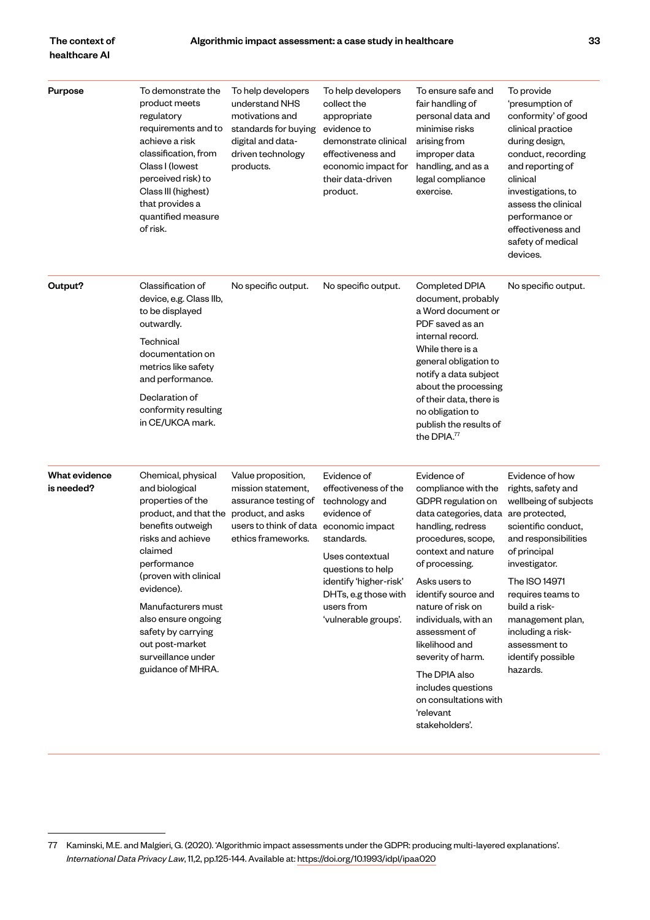| Purpose | To demonstrate the product meets regulatory requirements and to achieve a risk classification, from Class I (lowest perceived risk) to Class III (highest) that provides a quantified measure of risk. | To help developers understand NHS motivations and standards for buying digital and data-driven technology products. | To help developers collect the appropriate evidence to demonstrate clinical effectiveness and economic impact for their data-driven product. | To ensure safe and fair handling of personal data and minimise risks arising from improper data handling, and as a legal compliance exercise. | To provide 'presumption of conformity' of good clinical practice during design, conduct, recording and reporting of clinical investigations, to assess the clinical performance or effectiveness and safety of medical devices. |
|---|---|---|---|---|---|
| Output? | Classification of device, e.g. Class IIb, to be displayed outwardly.<br><br>Technical documentation on metrics like safety and performance.<br><br>Declaration of conformity resulting in CE/UKCA mark. | No specific output. | No specific output. | Completed DPIA document, probably a Word document or PDF saved as an internal record. While there is a general obligation to notify a data subject about the processing of their data, there is no obligation to publish the results of the DPIA.[77] | No specific output. |
| What evidence is needed? | Chemical, physical and biological properties of the product, and that the benefits outweigh risks and achieve claimed performance (proven with clinical evidence).<br><br>Manufacturers must also ensure ongoing safety by carrying out post-market surveillance under guidance of MHRA. | Value proposition, mission statement, assurance testing of product, and asks users to think of data ethics frameworks. | Evidence of effectiveness of the technology and evidence of economic impact standards.<br><br>Uses contextual questions to help identify 'higher-risk' DHTs, e.g those with users from 'vulnerable groups'. | Evidence of compliance with the GDPR regulation on data categories, data handling, redress procedures, scope, context and nature of processing.<br><br>Asks users to identify source and nature of risk on individuals, with an assessment of likelihood and severity of harm.<br><br>The DPIA also includes questions on consultations with 'relevant stakeholders'. | Evidence of how rights, safety and wellbeing of subjects are protected, scientific conduct, and responsibilities of principal investigator.<br><br>The ISO 14971 requires teams to build a risk-management plan, including a risk-assessment to identify possible hazards. |

77 Kaminski, M.E. and Malgieri, G. (2020). 'Algorithmic impact assessments under the GDPR: producing multi-layered explanations'. *International Data Privacy Law*, 11,2, pp.125-144. Available at: https://doi.org/10.1993/idpl/ipaa020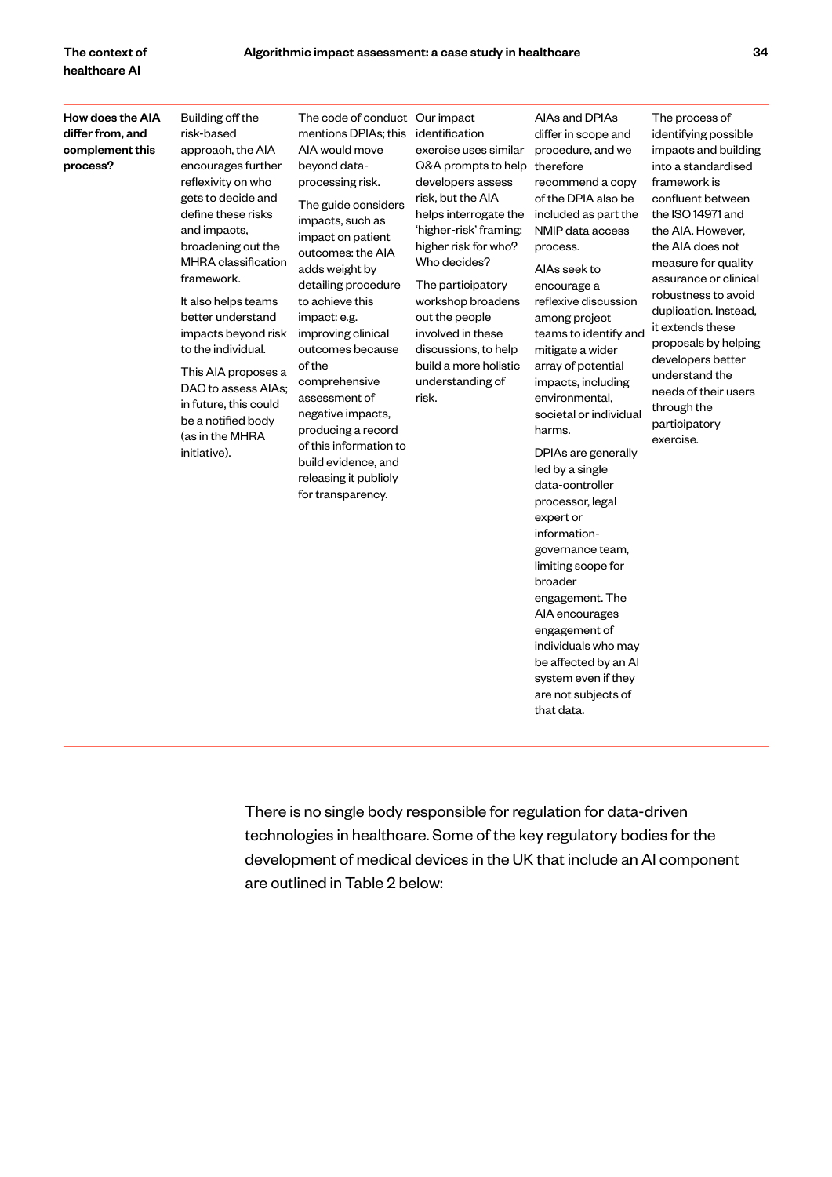| How does the AIA differ from, and complement this process? | Building off the risk-based approach, the AIA encourages further reflexivity on who gets to decide and define these risks and impacts, broadening out the MHRA classification framework. It also helps teams better understand impacts beyond risk to the individual. This AIA proposes a DAC to assess AIAs; in future, this could be a notified body (as in the MHRA initiative). | The code of conduct mentions DPIAs; this AIA would move beyond data-processing risk. The guide considers impacts, such as impact on patient outcomes: the AIA adds weight by detailing procedure to achieve this impact: e.g. improving clinical outcomes because of the comprehensive assessment of negative impacts, producing a record of this information to build evidence, and releasing it publicly for transparency. | Our impact identification exercise uses similar Q&A prompts to help developers assess risk, but the AIA helps interrogate the 'higher-risk' framing: higher risk for who? Who decides? The participatory workshop broadens out the people involved in these discussions, to help build a more holistic understanding of risk. | AIAs and DPIAs differ in scope and procedure, and we therefore recommend a copy of the DPIA also be included as part the NMIP data access process. AIAs seek to encourage a reflexive discussion among project teams to identify and mitigate a wider array of potential impacts, including environmental, societal or individual harms. DPIAs are generally led by a single data-controller processor, legal expert or information-governance team, limiting scope for broader engagement. The AIA encourages engagement of individuals who may be affected by an AI system even if they are not subjects of that data. | The process of identifying possible impacts and building into a standardised framework is confluent between the ISO 14971 and the AIA. However, the AIA does not measure for quality assurance or clinical robustness to avoid duplication. Instead, it extends these proposals by helping developers better understand the needs of their users through the participatory exercise. |
|---|---|---|---|---|---|

There is no single body responsible for regulation for data-driven technologies in healthcare. Some of the key regulatory bodies for the development of medical devices in the UK that include an AI component are outlined in Table 2 below: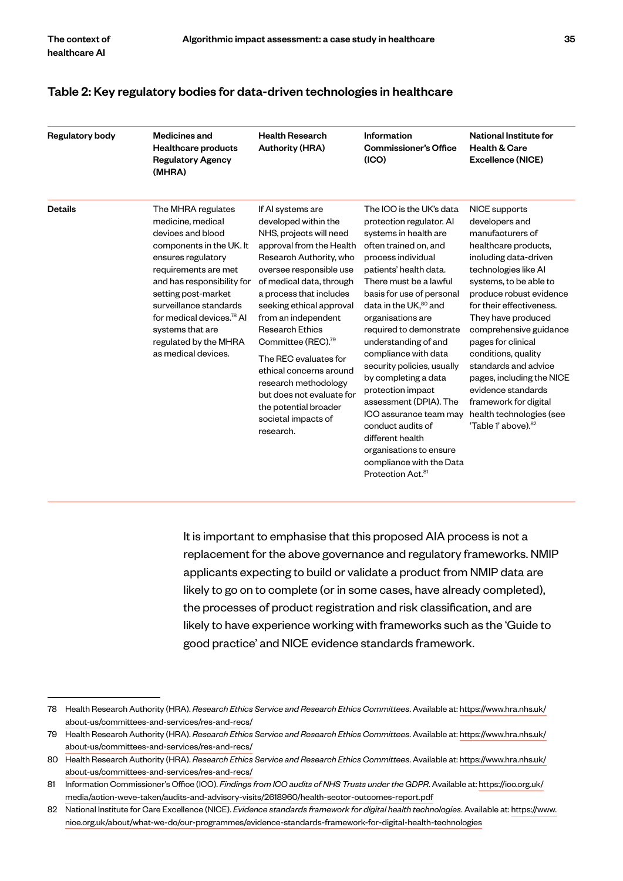## Table 2: Key regulatory bodies for data-driven technologies in healthcare

| Regulatory body | Medicines and Healthcare products Regulatory Agency (MHRA) | Health Research Authority (HRA) | Information Commissioner's Office (ICO) | National Institute for Health & Care Excellence (NICE) |
|---|---|---|---|---|
| **Details** | The MHRA regulates medicine, medical devices and blood components in the UK. It ensures regulatory requirements are met and has responsibility for setting post-market surveillance standards for medical devices.[78] AI systems that are regulated by the MHRA as medical devices. | If AI systems are developed within the NHS, projects will need approval from the Health Research Authority, who oversee responsible use of medical data, through a process that includes seeking ethical approval from an independent Research Ethics Committee (REC).[79] The REC evaluates for ethical concerns around research methodology but does not evaluate for the potential broader societal impacts of research. | The ICO is the UK's data protection regulator. AI systems in health are often trained on, and process individual patients' health data. There must be a lawful basis for use of personal data in the UK,[80] and organisations are required to demonstrate understanding of and compliance with data security policies, usually by completing a data protection impact assessment (DPIA). The ICO assurance team may conduct audits of different health organisations to ensure compliance with the Data Protection Act.[81] | NICE supports developers and manufacturers of healthcare products, including data-driven technologies like AI systems, to be able to produce robust evidence for their effectiveness. They have produced comprehensive guidance pages for clinical conditions, quality standards and advice pages, including the NICE evidence standards framework for digital health technologies (see 'Table 1' above).[82] |

It is important to emphasise that this proposed AIA process is not a replacement for the above governance and regulatory frameworks. NMIP applicants expecting to build or validate a product from NMIP data are likely to go on to complete (or in some cases, have already completed), the processes of product registration and risk classification, and are likely to have experience working with frameworks such as the 'Guide to good practice' and NICE evidence standards framework.

---

78 Health Research Authority (HRA). *Research Ethics Service and Research Ethics Committees*. Available at: https://www.hra.nhs.uk/about-us/committees-and-services/res-and-recs/

79 Health Research Authority (HRA). *Research Ethics Service and Research Ethics Committees*. Available at: https://www.hra.nhs.uk/about-us/committees-and-services/res-and-recs/

80 Health Research Authority (HRA). *Research Ethics Service and Research Ethics Committees*. Available at: https://www.hra.nhs.uk/about-us/committees-and-services/res-and-recs/

81 Information Commissioner's Office (ICO). *Findings from ICO audits of NHS Trusts under the GDPR*. Available at: https://ico.org.uk/media/action-weve-taken/audits-and-advisory-visits/2618960/health-sector-outcomes-report.pdf

82 National Institute for Care Excellence (NICE). *Evidence standards framework for digital health technologies*. Available at: https://www.nice.org.uk/about/what-we-do/our-programmes/evidence-standards-framework-for-digital-health-technologies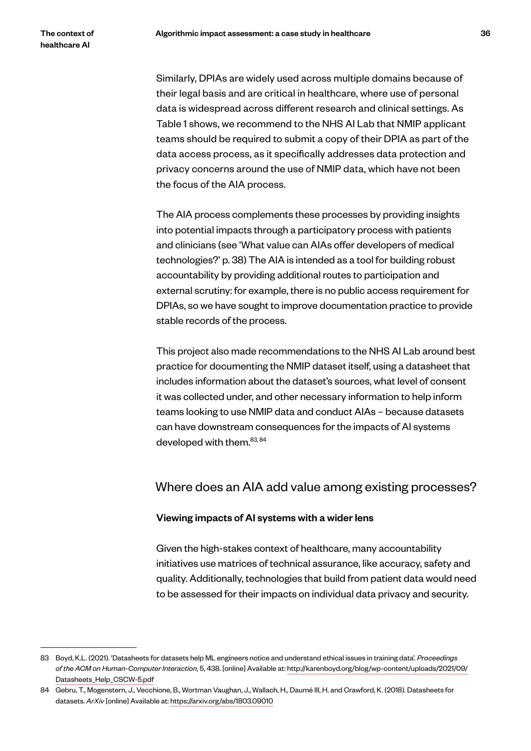Similarly, DPIAs are widely used across multiple domains because of their legal basis and are critical in healthcare, where use of personal data is widespread across different research and clinical settings. As Table 1 shows, we recommend to the NHS AI Lab that NMIP applicant teams should be required to submit a copy of their DPIA as part of the data access process, as it specifically addresses data protection and privacy concerns around the use of NMIP data, which have not been the focus of the AIA process.

The AIA process complements these processes by providing insights into potential impacts through a participatory process with patients and clinicians (see 'What value can AIAs offer developers of medical technologies?' p. 38) The AIA is intended as a tool for building robust accountability by providing additional routes to participation and external scrutiny: for example, there is no public access requirement for DPIAs, so we have sought to improve documentation practice to provide stable records of the process.

This project also made recommendations to the NHS AI Lab around best practice for documenting the NMIP dataset itself, using a datasheet that includes information about the dataset's sources, what level of consent it was collected under, and other necessary information to help inform teams looking to use NMIP data and conduct AIAs – because datasets can have downstream consequences for the impacts of AI systems developed with them.[83, 84]

## Where does an AIA add value among existing processes?

### Viewing impacts of AI systems with a wider lens

Given the high-stakes context of healthcare, many accountability initiatives use matrices of technical assurance, like accuracy, safety and quality. Additionally, technologies that build from patient data would need to be assessed for their impacts on individual data privacy and security.

---

83 Boyd, K.L. (2021). 'Datasheets for datasets help ML engineers notice and understand ethical issues in training data'. *Proceedings of the ACM on Human-Computer Interaction*, 5, 438. [online] Available at: http://karenboyd.org/blog/wp-content/uploads/2021/09/Datasheets_Help_CSCW-5.pdf

84 Gebru, T., Mogenstern, J., Vecchione, B., Wortman Vaughan, J., Wallach, H., Daumé III, H. and Crawford, K. (2018). Datasheets for datasets. *ArXiv* [online] Available at: https://arxiv.org/abs/1803.09010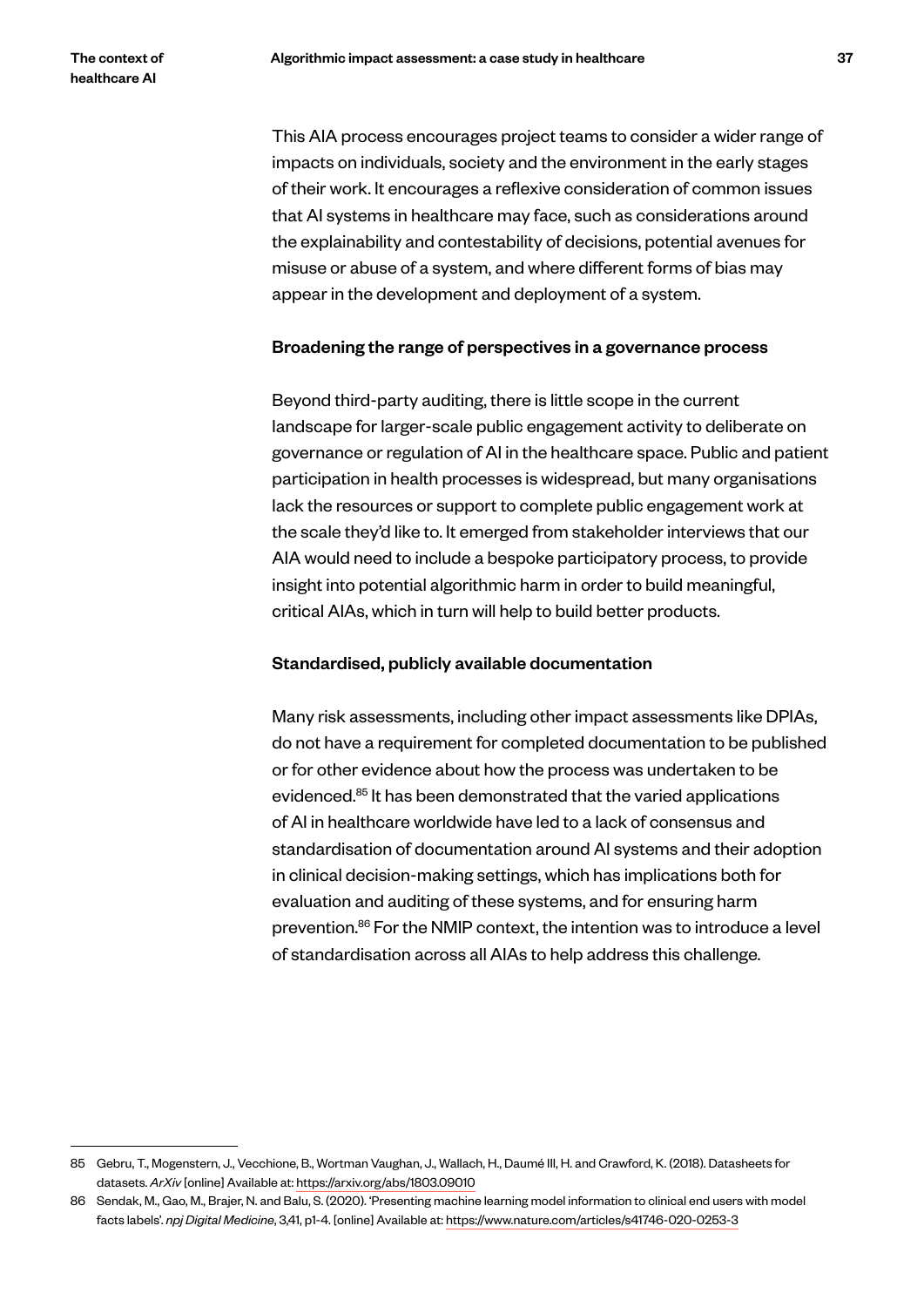This AIA process encourages project teams to consider a wider range of impacts on individuals, society and the environment in the early stages of their work. It encourages a reflexive consideration of common issues that AI systems in healthcare may face, such as considerations around the explainability and contestability of decisions, potential avenues for misuse or abuse of a system, and where different forms of bias may appear in the development and deployment of a system.

### Broadening the range of perspectives in a governance process

Beyond third-party auditing, there is little scope in the current landscape for larger-scale public engagement activity to deliberate on governance or regulation of AI in the healthcare space. Public and patient participation in health processes is widespread, but many organisations lack the resources or support to complete public engagement work at the scale they'd like to. It emerged from stakeholder interviews that our AIA would need to include a bespoke participatory process, to provide insight into potential algorithmic harm in order to build meaningful, critical AIAs, which in turn will help to build better products.

### Standardised, publicly available documentation

Many risk assessments, including other impact assessments like DPIAs, do not have a requirement for completed documentation to be published or for other evidence about how the process was undertaken to be evidenced.[85] It has been demonstrated that the varied applications of AI in healthcare worldwide have led to a lack of consensus and standardisation of documentation around AI systems and their adoption in clinical decision-making settings, which has implications both for evaluation and auditing of these systems, and for ensuring harm prevention.[86] For the NMIP context, the intention was to introduce a level of standardisation across all AIAs to help address this challenge.

---

85 Gebru, T., Mogenstern, J., Vecchione, B., Wortman Vaughan, J., Wallach, H., Daumé III, H. and Crawford, K. (2018). Datasheets for datasets. *ArXiv* [online] Available at: https://arxiv.org/abs/1803.09010

86 Sendak, M., Gao, M., Brajer, N. and Balu, S. (2020). 'Presenting machine learning model information to clinical end users with model facts labels'. *npj Digital Medicine*, 3,41, p1-4. [online] Available at: https://www.nature.com/articles/s41746-020-0253-3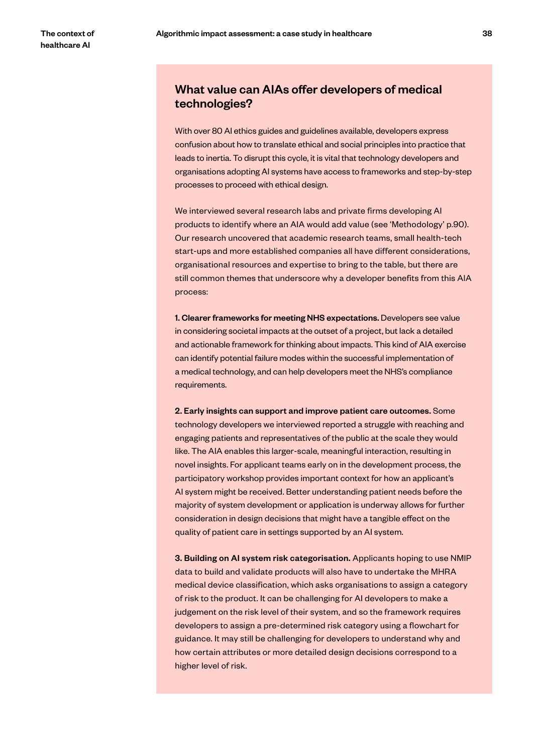## What value can AIAs offer developers of medical technologies?

With over 80 AI ethics guides and guidelines available, developers express confusion about how to translate ethical and social principles into practice that leads to inertia. To disrupt this cycle, it is vital that technology developers and organisations adopting AI systems have access to frameworks and step-by-step processes to proceed with ethical design.

We interviewed several research labs and private firms developing AI products to identify where an AIA would add value (see 'Methodology' p.90). Our research uncovered that academic research teams, small health-tech start-ups and more established companies all have different considerations, organisational resources and expertise to bring to the table, but there are still common themes that underscore why a developer benefits from this AIA process:

**1. Clearer frameworks for meeting NHS expectations.** Developers see value in considering societal impacts at the outset of a project, but lack a detailed and actionable framework for thinking about impacts. This kind of AIA exercise can identify potential failure modes within the successful implementation of a medical technology, and can help developers meet the NHS's compliance requirements.

**2. Early insights can support and improve patient care outcomes.** Some technology developers we interviewed reported a struggle with reaching and engaging patients and representatives of the public at the scale they would like. The AIA enables this larger-scale, meaningful interaction, resulting in novel insights. For applicant teams early on in the development process, the participatory workshop provides important context for how an applicant's AI system might be received. Better understanding patient needs before the majority of system development or application is underway allows for further consideration in design decisions that might have a tangible effect on the quality of patient care in settings supported by an AI system.

**3. Building on AI system risk categorisation.** Applicants hoping to use NMIP data to build and validate products will also have to undertake the MHRA medical device classification, which asks organisations to assign a category of risk to the product. It can be challenging for AI developers to make a judgement on the risk level of their system, and so the framework requires developers to assign a pre-determined risk category using a flowchart for guidance. It may still be challenging for developers to understand why and how certain attributes or more detailed design decisions correspond to a higher level of risk.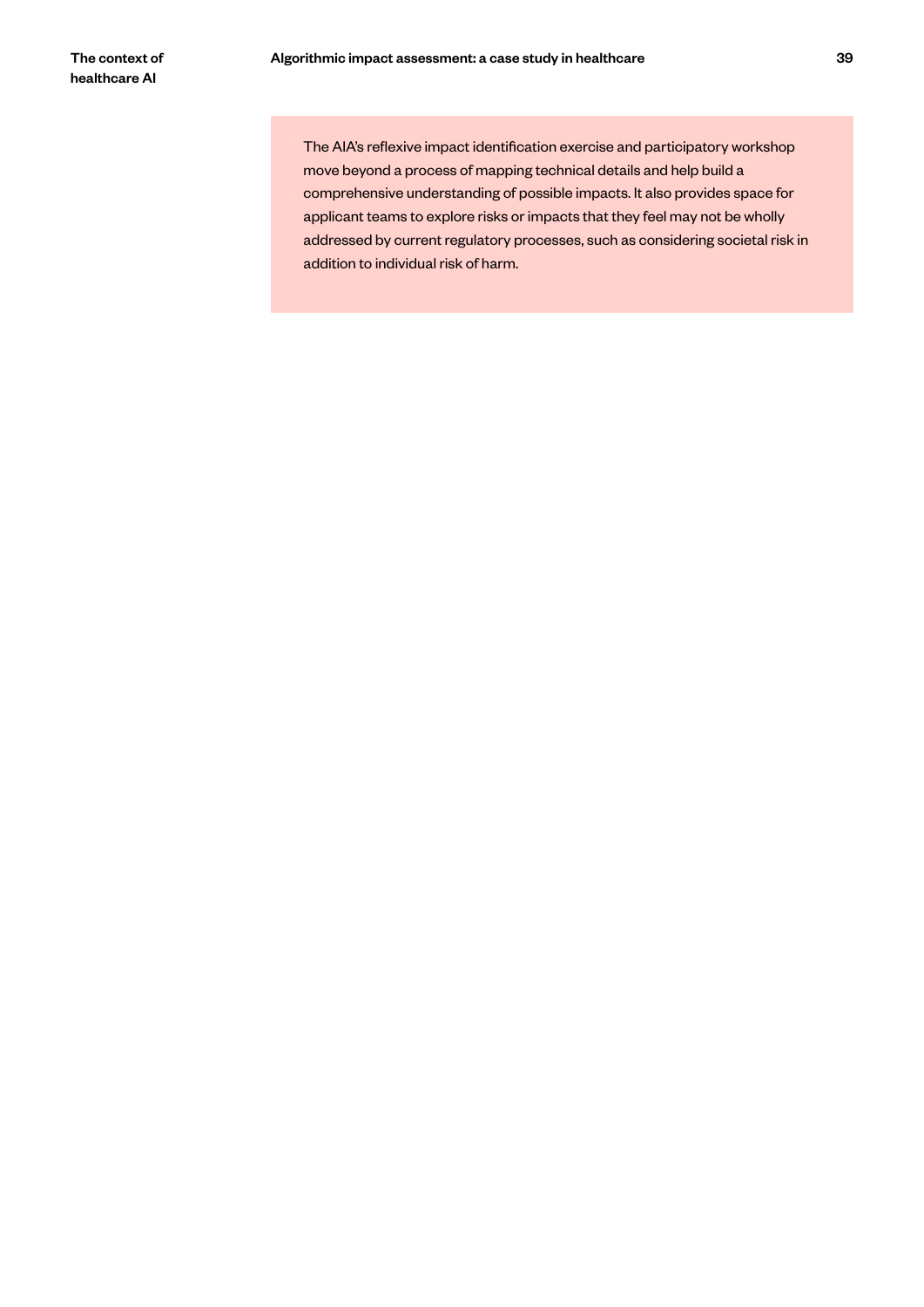> The AIA's reflexive impact identification exercise and participatory workshop move beyond a process of mapping technical details and help build a comprehensive understanding of possible impacts. It also provides space for applicant teams to explore risks or impacts that they feel may not be wholly addressed by current regulatory processes, such as considering societal risk in addition to individual risk of harm.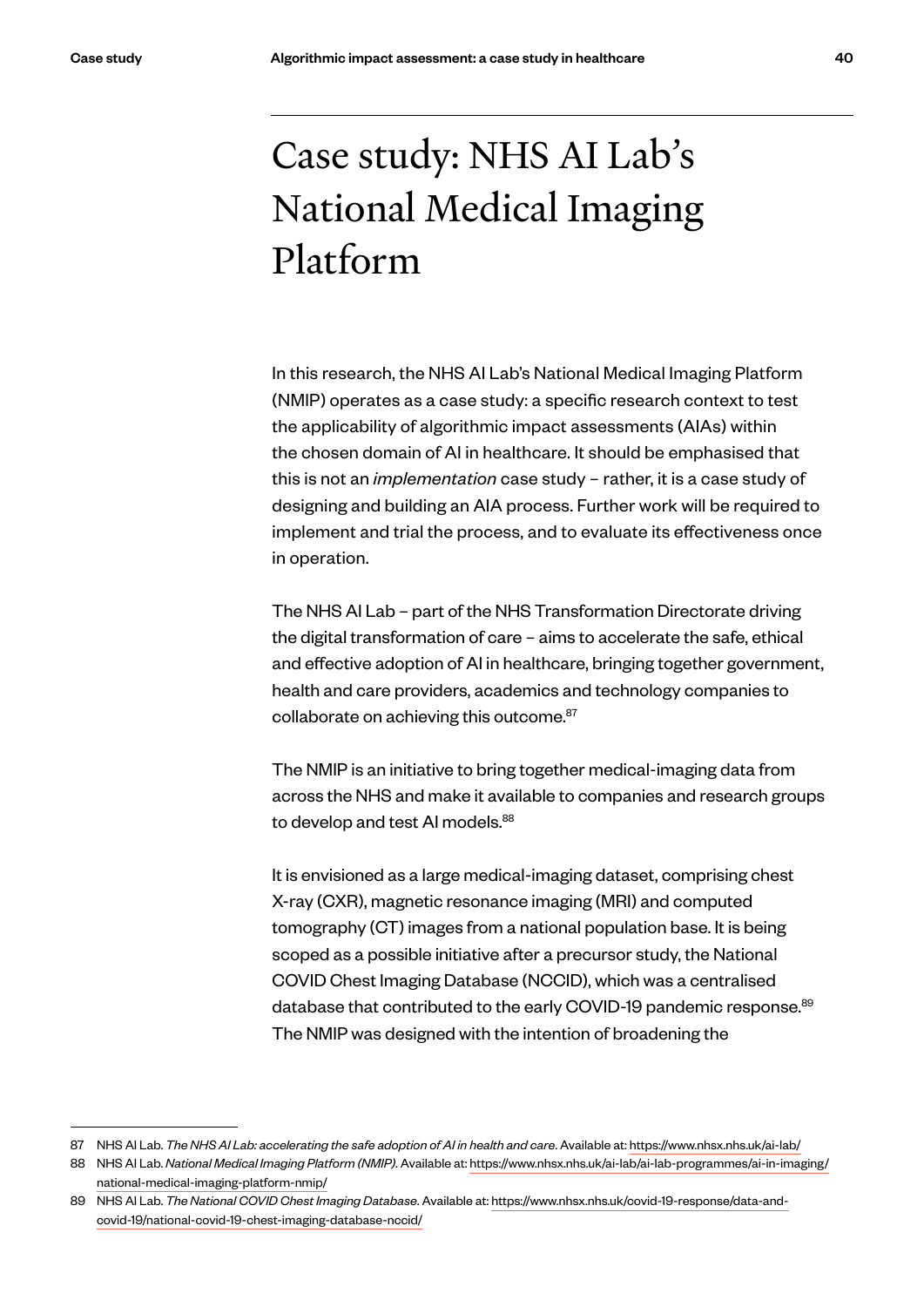# Case study: NHS AI Lab's National Medical Imaging Platform

In this research, the NHS AI Lab's National Medical Imaging Platform (NMIP) operates as a case study: a specific research context to test the applicability of algorithmic impact assessments (AIAs) within the chosen domain of AI in healthcare. It should be emphasised that this is not an *implementation* case study – rather, it is a case study of designing and building an AIA process. Further work will be required to implement and trial the process, and to evaluate its effectiveness once in operation.

The NHS AI Lab – part of the NHS Transformation Directorate driving the digital transformation of care – aims to accelerate the safe, ethical and effective adoption of AI in healthcare, bringing together government, health and care providers, academics and technology companies to collaborate on achieving this outcome.[87]

The NMIP is an initiative to bring together medical-imaging data from across the NHS and make it available to companies and research groups to develop and test AI models.[88]

It is envisioned as a large medical-imaging dataset, comprising chest X-ray (CXR), magnetic resonance imaging (MRI) and computed tomography (CT) images from a national population base. It is being scoped as a possible initiative after a precursor study, the National COVID Chest Imaging Database (NCCID), which was a centralised database that contributed to the early COVID-19 pandemic response.[89] The NMIP was designed with the intention of broadening the

---

87 NHS AI Lab. *The NHS AI Lab: accelerating the safe adoption of AI in health and care*. Available at: https://www.nhsx.nhs.uk/ai-lab/

88 NHS AI Lab. *National Medical Imaging Platform (NMIP)*. Available at: https://www.nhsx.nhs.uk/ai-lab/ai-lab-programmes/ai-in-imaging/national-medical-imaging-platform-nmip/

89 NHS AI Lab. *The National COVID Chest Imaging Database*. Available at: https://www.nhsx.nhs.uk/covid-19-response/data-and-covid-19/national-covid-19-chest-imaging-database-nccid/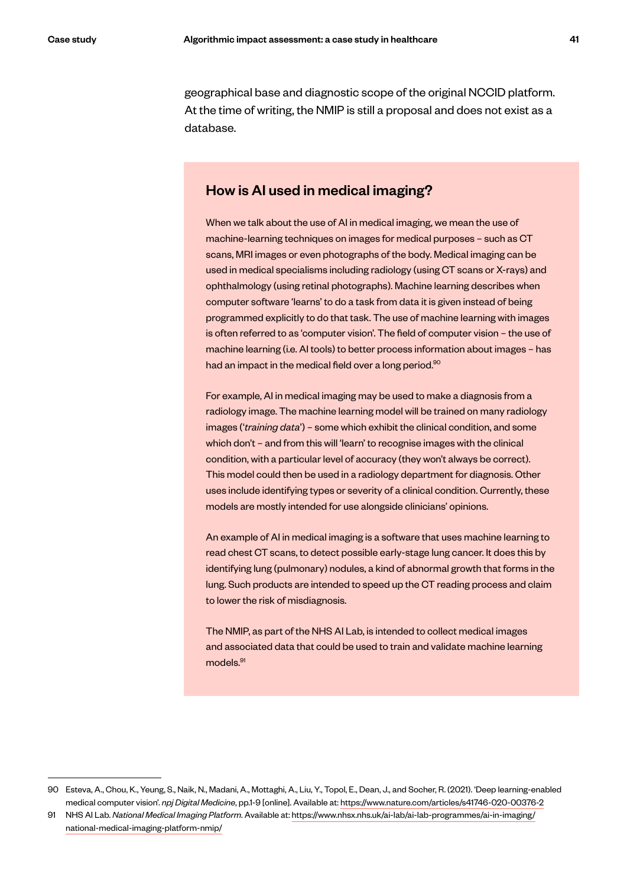geographical base and diagnostic scope of the original NCCID platform. At the time of writing, the NMIP is still a proposal and does not exist as a database.

## How is AI used in medical imaging?

When we talk about the use of AI in medical imaging, we mean the use of machine-learning techniques on images for medical purposes – such as CT scans, MRI images or even photographs of the body. Medical imaging can be used in medical specialisms including radiology (using CT scans or X-rays) and ophthalmology (using retinal photographs). Machine learning describes when computer software 'learns' to do a task from data it is given instead of being programmed explicitly to do that task. The use of machine learning with images is often referred to as 'computer vision'. The field of computer vision – the use of machine learning (i.e. AI tools) to better process information about images – has had an impact in the medical field over a long period.[90]

For example, AI in medical imaging may be used to make a diagnosis from a radiology image. The machine learning model will be trained on many radiology images ('*training data*') – some which exhibit the clinical condition, and some which don't – and from this will 'learn' to recognise images with the clinical condition, with a particular level of accuracy (they won't always be correct). This model could then be used in a radiology department for diagnosis. Other uses include identifying types or severity of a clinical condition. Currently, these models are mostly intended for use alongside clinicians' opinions.

An example of AI in medical imaging is a software that uses machine learning to read chest CT scans, to detect possible early-stage lung cancer. It does this by identifying lung (pulmonary) nodules, a kind of abnormal growth that forms in the lung. Such products are intended to speed up the CT reading process and claim to lower the risk of misdiagnosis.

The NMIP, as part of the NHS AI Lab, is intended to collect medical images and associated data that could be used to train and validate machine learning models.[91]

---

90 Esteva, A., Chou, K., Yeung, S., Naik, N., Madani, A., Mottaghi, A., Liu, Y., Topol, E., Dean, J., and Socher, R. (2021). 'Deep learning-enabled medical computer vision'. *npj Digital Medicine*, pp.1-9 [online]. Available at: https://www.nature.com/articles/s41746-020-00376-2

91 NHS AI Lab. *National Medical Imaging Platform*. Available at: https://www.nhsx.nhs.uk/ai-lab/ai-lab-programmes/ai-in-imaging/national-medical-imaging-platform-nmip/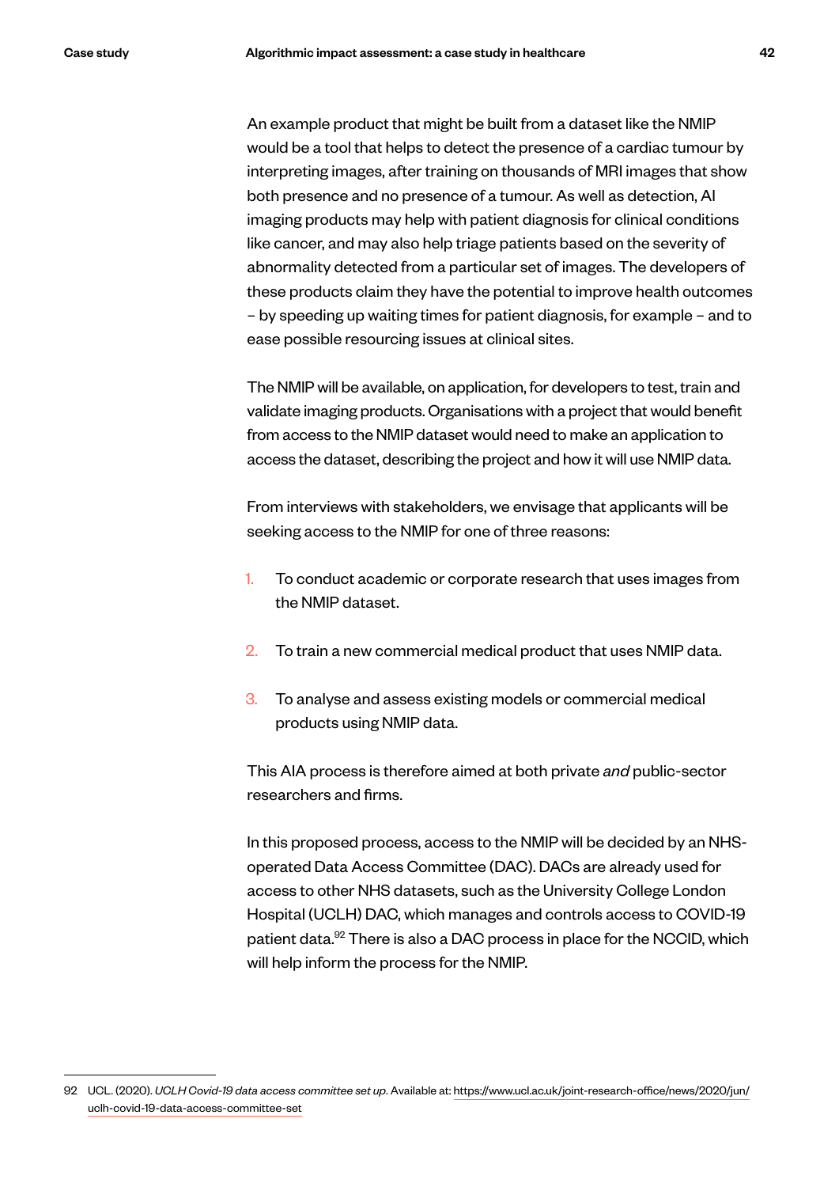An example product that might be built from a dataset like the NMIP would be a tool that helps to detect the presence of a cardiac tumour by interpreting images, after training on thousands of MRI images that show both presence and no presence of a tumour. As well as detection, AI imaging products may help with patient diagnosis for clinical conditions like cancer, and may also help triage patients based on the severity of abnormality detected from a particular set of images. The developers of these products claim they have the potential to improve health outcomes – by speeding up waiting times for patient diagnosis, for example – and to ease possible resourcing issues at clinical sites.

The NMIP will be available, on application, for developers to test, train and validate imaging products. Organisations with a project that would benefit from access to the NMIP dataset would need to make an application to access the dataset, describing the project and how it will use NMIP data.

From interviews with stakeholders, we envisage that applicants will be seeking access to the NMIP for one of three reasons:

1. To conduct academic or corporate research that uses images from the NMIP dataset.
2. To train a new commercial medical product that uses NMIP data.
3. To analyse and assess existing models or commercial medical products using NMIP data.

This AIA process is therefore aimed at both private *and* public-sector researchers and firms.

In this proposed process, access to the NMIP will be decided by an NHS-operated Data Access Committee (DAC). DACs are already used for access to other NHS datasets, such as the University College London Hospital (UCLH) DAC, which manages and controls access to COVID-19 patient data.[92] There is also a DAC process in place for the NCCID, which will help inform the process for the NMIP.

---

92 UCL. (2020). *UCLH Covid-19 data access committee set up.* Available at: https://www.ucl.ac.uk/joint-research-office/news/2020/jun/uclh-covid-19-data-access-committee-set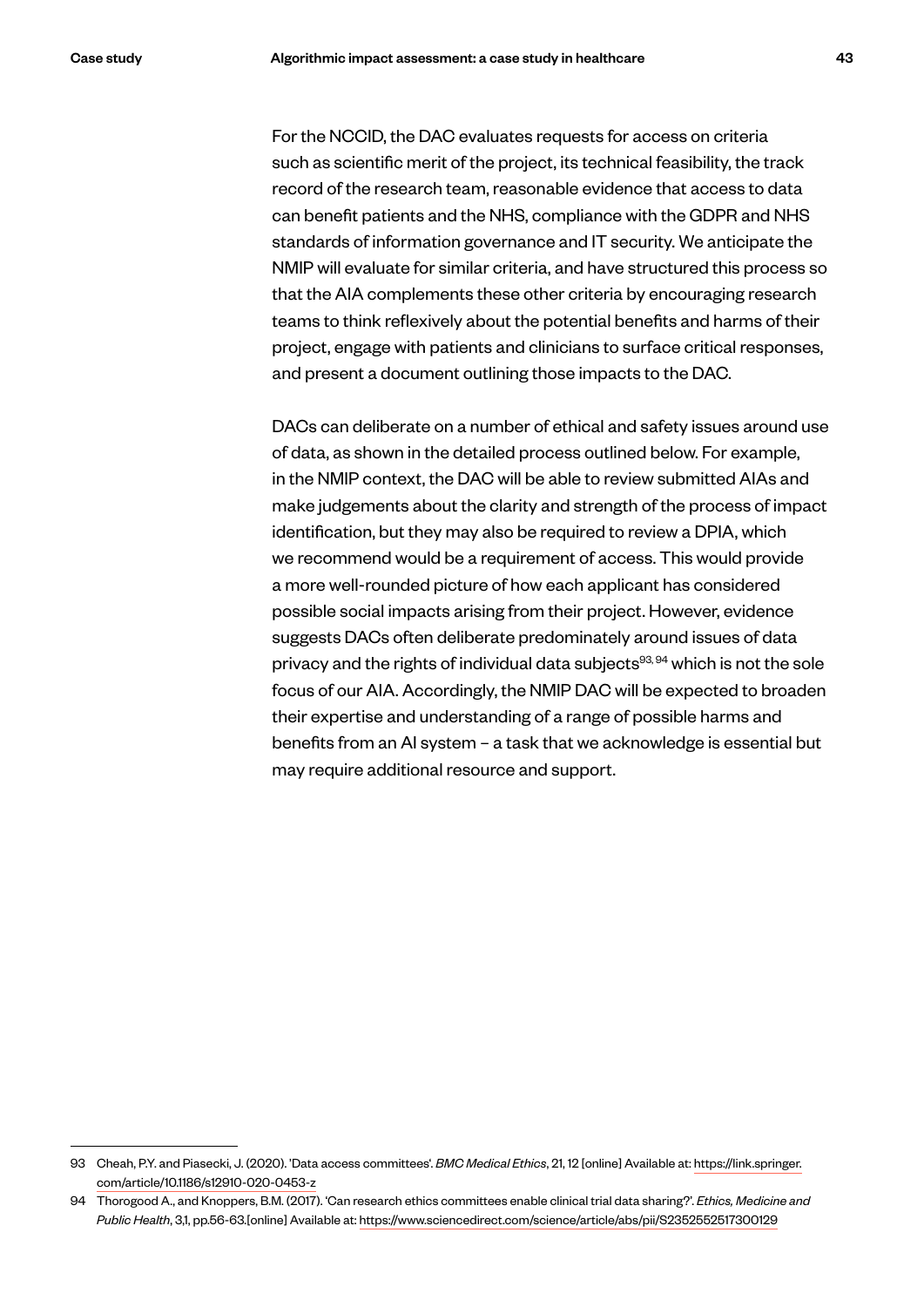For the NCCID, the DAC evaluates requests for access on criteria such as scientific merit of the project, its technical feasibility, the track record of the research team, reasonable evidence that access to data can benefit patients and the NHS, compliance with the GDPR and NHS standards of information governance and IT security. We anticipate the NMIP will evaluate for similar criteria, and have structured this process so that the AIA complements these other criteria by encouraging research teams to think reflexively about the potential benefits and harms of their project, engage with patients and clinicians to surface critical responses, and present a document outlining those impacts to the DAC.

DACs can deliberate on a number of ethical and safety issues around use of data, as shown in the detailed process outlined below. For example, in the NMIP context, the DAC will be able to review submitted AIAs and make judgements about the clarity and strength of the process of impact identification, but they may also be required to review a DPIA, which we recommend would be a requirement of access. This would provide a more well-rounded picture of how each applicant has considered possible social impacts arising from their project. However, evidence suggests DACs often deliberate predominately around issues of data privacy and the rights of individual data subjects[93, 94] which is not the sole focus of our AIA. Accordingly, the NMIP DAC will be expected to broaden their expertise and understanding of a range of possible harms and benefits from an AI system – a task that we acknowledge is essential but may require additional resource and support.

---

93 Cheah, P.Y. and Piasecki, J. (2020). 'Data access committees'. *BMC Medical Ethics*, 21, 12 [online] Available at: https://link.springer.com/article/10.1186/s12910-020-0453-z

94 Thorogood A., and Knoppers, B.M. (2017). 'Can research ethics committees enable clinical trial data sharing?'. *Ethics, Medicine and Public Health*, 3,1, pp.56-63.[online] Available at: https://www.sciencedirect.com/science/article/abs/pii/S2352552517300129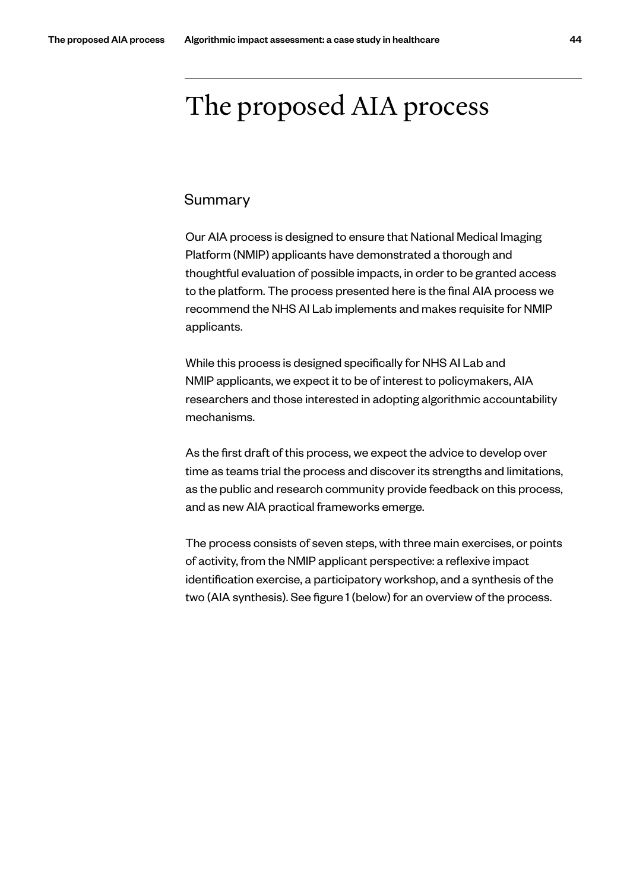# The proposed AIA process

## Summary

Our AIA process is designed to ensure that National Medical Imaging Platform (NMIP) applicants have demonstrated a thorough and thoughtful evaluation of possible impacts, in order to be granted access to the platform. The process presented here is the final AIA process we recommend the NHS AI Lab implements and makes requisite for NMIP applicants.

While this process is designed specifically for NHS AI Lab and NMIP applicants, we expect it to be of interest to policymakers, AIA researchers and those interested in adopting algorithmic accountability mechanisms.

As the first draft of this process, we expect the advice to develop over time as teams trial the process and discover its strengths and limitations, as the public and research community provide feedback on this process, and as new AIA practical frameworks emerge.

The process consists of seven steps, with three main exercises, or points of activity, from the NMIP applicant perspective: a reflexive impact identification exercise, a participatory workshop, and a synthesis of the two (AIA synthesis). See figure 1 (below) for an overview of the process.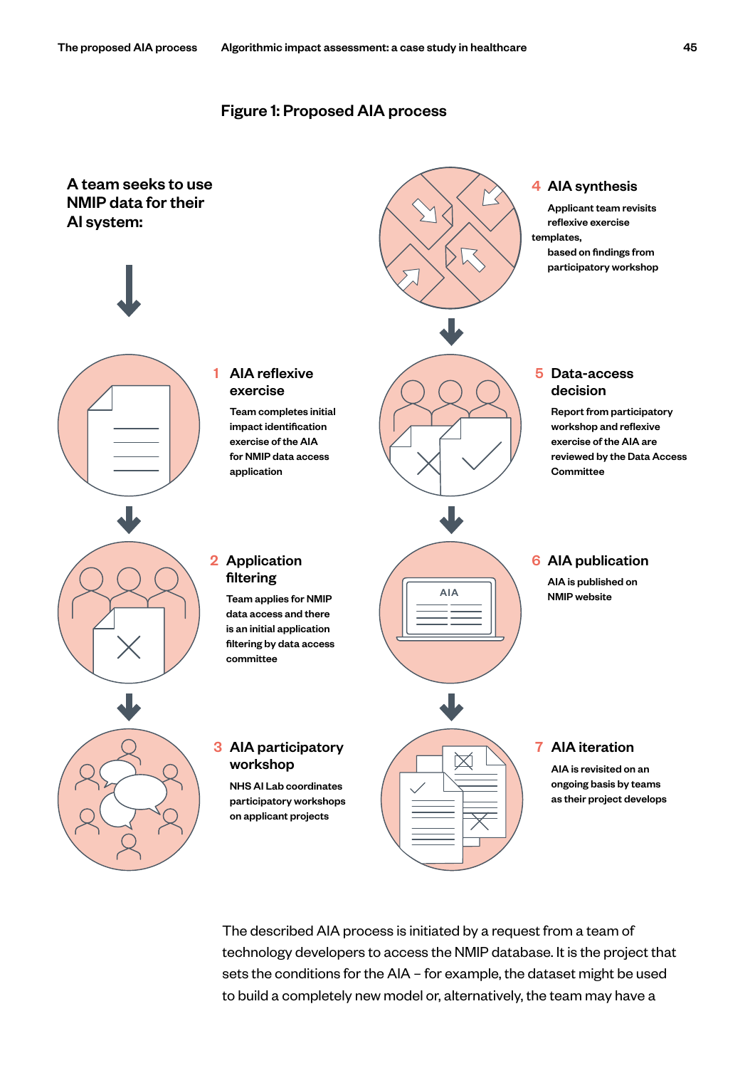## Figure 1: Proposed AIA process

**A team seeks to use NMIP data for their AI system:**

1. **AIA reflexive exercise**
   Team completes initial impact identification exercise of the AIA for NMIP data access application

2. **Application filtering**
   Team applies for NMIP data access and there is an initial application filtering by data access committee

3. **AIA participatory workshop**
   NHS AI Lab coordinates participatory workshops on applicant projects

4. **AIA synthesis**
   Applicant team revisits reflexive exercise templates, based on findings from participatory workshop

5. **Data-access decision**
   Report from participatory workshop and reflexive exercise of the AIA are reviewed by the Data Access Committee

6. **AIA publication**
   AIA is published on NMIP website

7. **AIA iteration**
   AIA is revisited on an ongoing basis by teams as their project develops

The described AIA process is initiated by a request from a team of technology developers to access the NMIP database. It is the project that sets the conditions for the AIA – for example, the dataset might be used to build a completely new model or, alternatively, the team may have a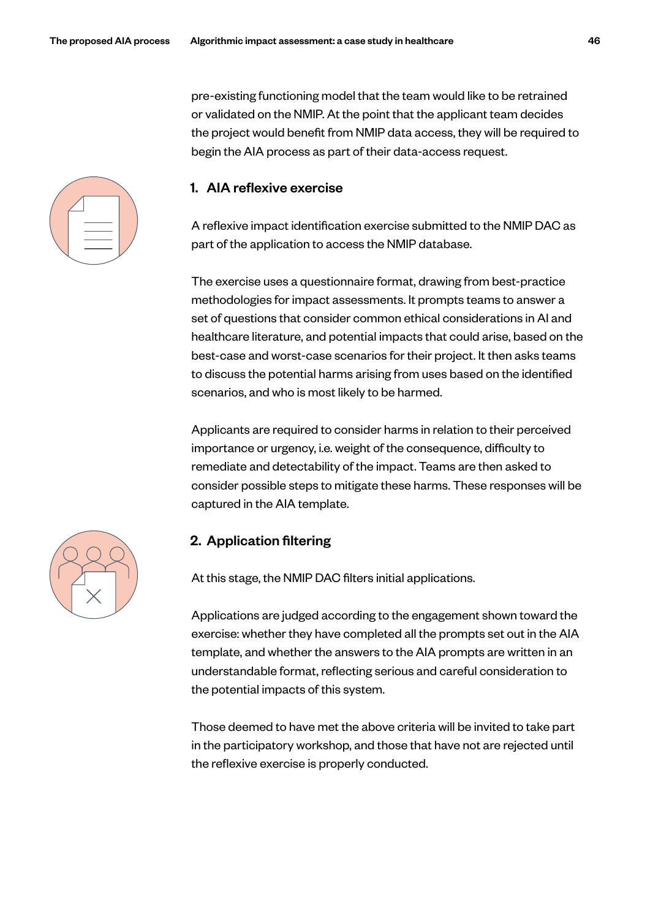pre-existing functioning model that the team would like to be retrained or validated on the NMIP. At the point that the applicant team decides the project would benefit from NMIP data access, they will be required to begin the AIA process as part of their data-access request.

### 1. AIA reflexive exercise

A reflexive impact identification exercise submitted to the NMIP DAC as part of the application to access the NMIP database.

The exercise uses a questionnaire format, drawing from best-practice methodologies for impact assessments. It prompts teams to answer a set of questions that consider common ethical considerations in AI and healthcare literature, and potential impacts that could arise, based on the best-case and worst-case scenarios for their project. It then asks teams to discuss the potential harms arising from uses based on the identified scenarios, and who is most likely to be harmed.

Applicants are required to consider harms in relation to their perceived importance or urgency, i.e. weight of the consequence, difficulty to remediate and detectability of the impact. Teams are then asked to consider possible steps to mitigate these harms. These responses will be captured in the AIA template.

### 2. Application filtering

At this stage, the NMIP DAC filters initial applications.

Applications are judged according to the engagement shown toward the exercise: whether they have completed all the prompts set out in the AIA template, and whether the answers to the AIA prompts are written in an understandable format, reflecting serious and careful consideration to the potential impacts of this system.

Those deemed to have met the above criteria will be invited to take part in the participatory workshop, and those that have not are rejected until the reflexive exercise is properly conducted.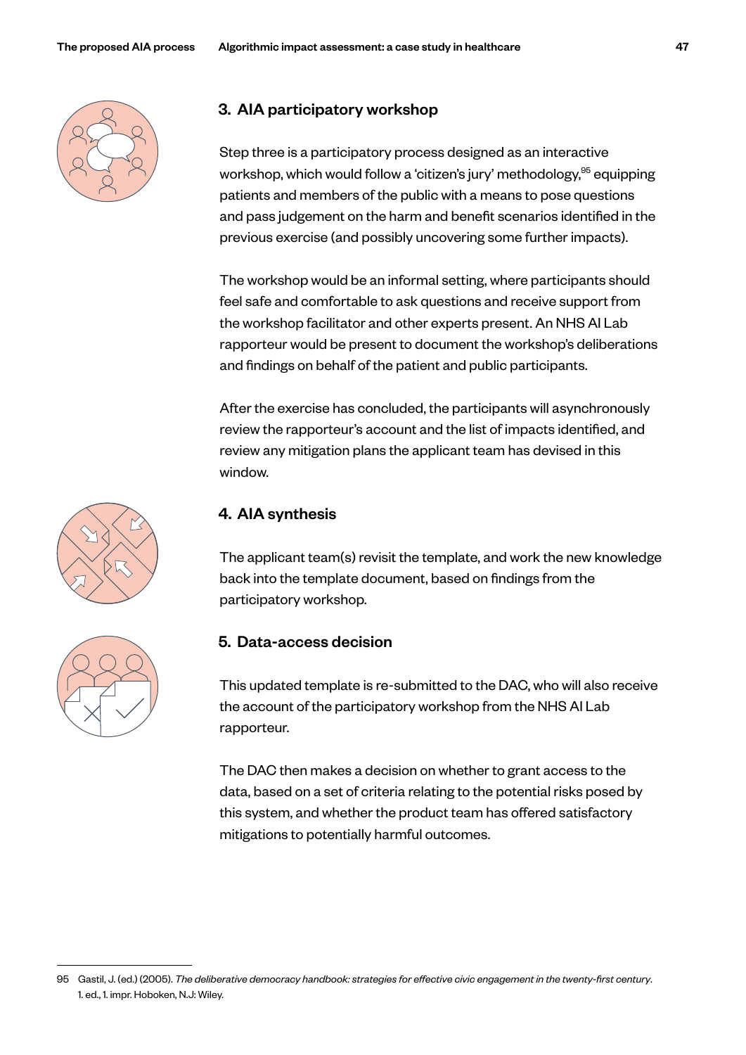### 3. AIA participatory workshop

Step three is a participatory process designed as an interactive workshop, which would follow a 'citizen's jury' methodology,[95] equipping patients and members of the public with a means to pose questions and pass judgement on the harm and benefit scenarios identified in the previous exercise (and possibly uncovering some further impacts).

The workshop would be an informal setting, where participants should feel safe and comfortable to ask questions and receive support from the workshop facilitator and other experts present. An NHS AI Lab rapporteur would be present to document the workshop's deliberations and findings on behalf of the patient and public participants.

After the exercise has concluded, the participants will asynchronously review the rapporteur's account and the list of impacts identified, and review any mitigation plans the applicant team has devised in this window.

### 4. AIA synthesis

The applicant team(s) revisit the template, and work the new knowledge back into the template document, based on findings from the participatory workshop.

### 5. Data-access decision

This updated template is re-submitted to the DAC, who will also receive the account of the participatory workshop from the NHS AI Lab rapporteur.

The DAC then makes a decision on whether to grant access to the data, based on a set of criteria relating to the potential risks posed by this system, and whether the product team has offered satisfactory mitigations to potentially harmful outcomes.

---

95 Gastil, J. (ed.) (2005). *The deliberative democracy handbook: strategies for effective civic engagement in the twenty-first century.* 1. ed., 1. impr. Hoboken, N.J: Wiley.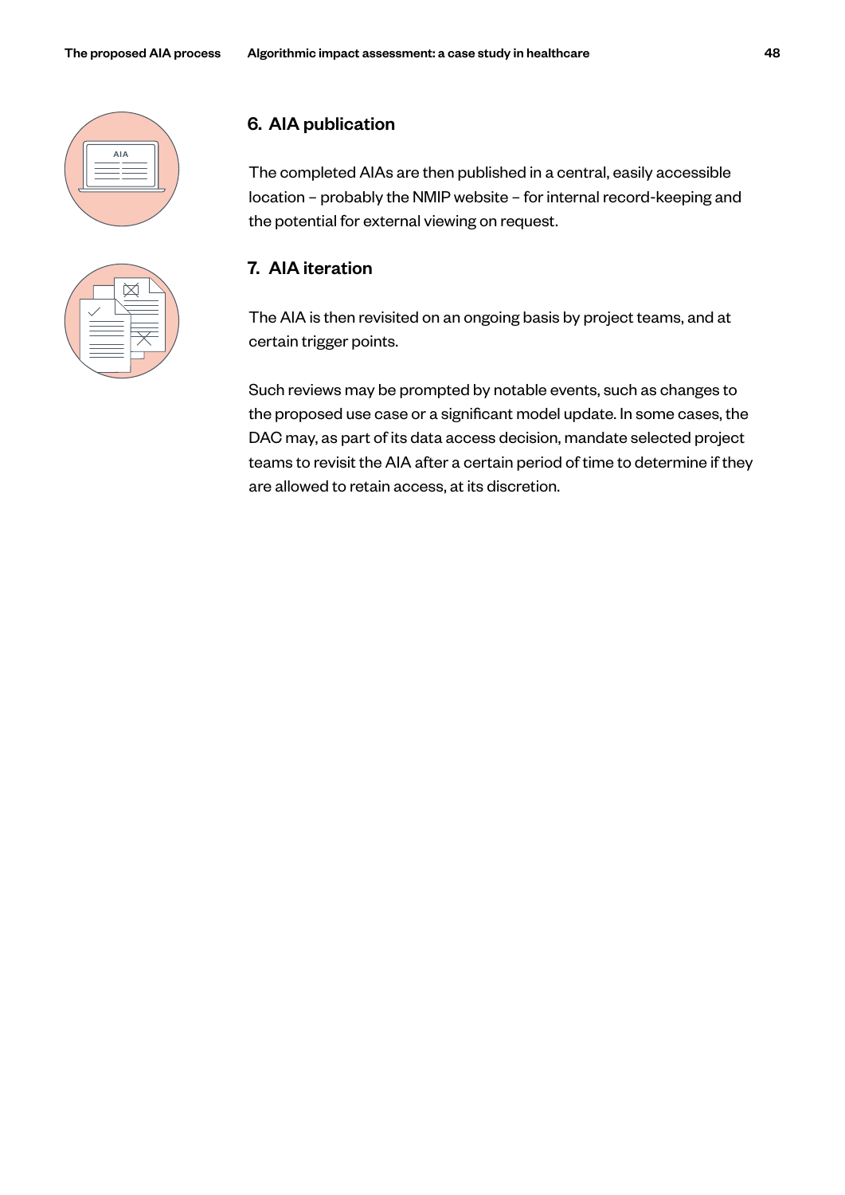## 6. AIA publication

The completed AIAs are then published in a central, easily accessible location – probably the NMIP website – for internal record-keeping and the potential for external viewing on request.

## 7. AIA iteration

The AIA is then revisited on an ongoing basis by project teams, and at certain trigger points.

Such reviews may be prompted by notable events, such as changes to the proposed use case or a significant model update. In some cases, the DAC may, as part of its data access decision, mandate selected project teams to revisit the AIA after a certain period of time to determine if they are allowed to retain access, at its discretion.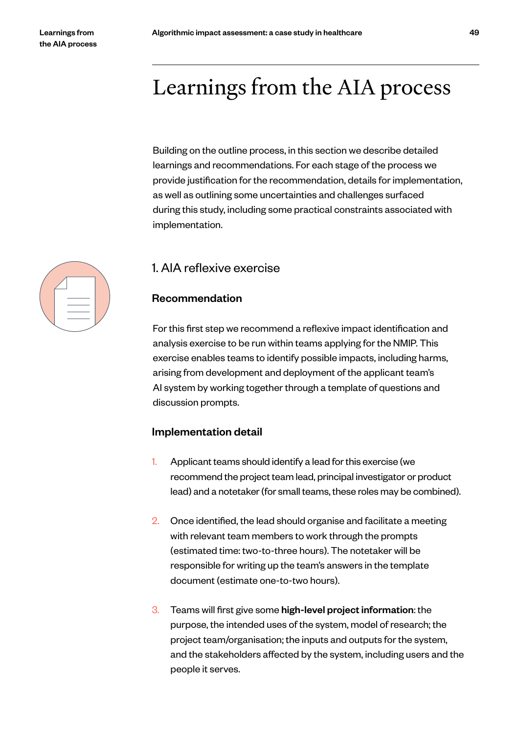# Learnings from the AIA process

Building on the outline process, in this section we describe detailed learnings and recommendations. For each stage of the process we provide justification for the recommendation, details for implementation, as well as outlining some uncertainties and challenges surfaced during this study, including some practical constraints associated with implementation.

## 1. AIA reflexive exercise

### Recommendation

For this first step we recommend a reflexive impact identification and analysis exercise to be run within teams applying for the NMIP. This exercise enables teams to identify possible impacts, including harms, arising from development and deployment of the applicant team's AI system by working together through a template of questions and discussion prompts.

### Implementation detail

1. Applicant teams should identify a lead for this exercise (we recommend the project team lead, principal investigator or product lead) and a notetaker (for small teams, these roles may be combined).

2. Once identified, the lead should organise and facilitate a meeting with relevant team members to work through the prompts (estimated time: two-to-three hours). The notetaker will be responsible for writing up the team's answers in the template document (estimate one-to-two hours).

3. Teams will first give some **high-level project information**: the purpose, the intended uses of the system, model of research; the project team/organisation; the inputs and outputs for the system, and the stakeholders affected by the system, including users and the people it serves.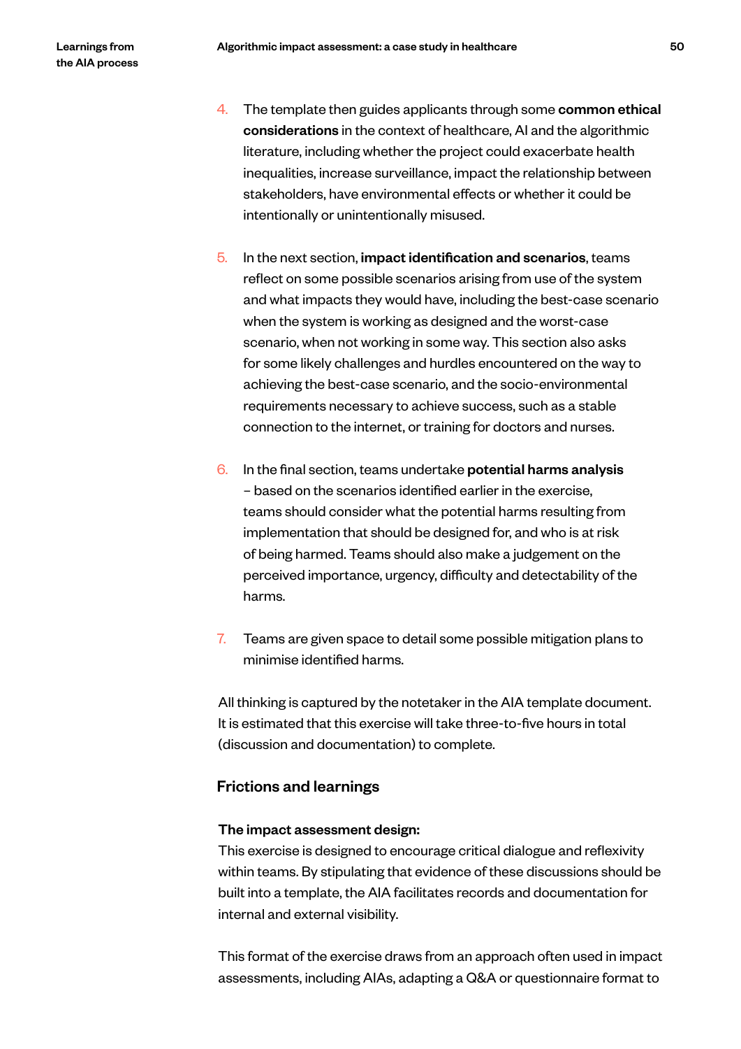4. The template then guides applicants through some **common ethical considerations** in the context of healthcare, AI and the algorithmic literature, including whether the project could exacerbate health inequalities, increase surveillance, impact the relationship between stakeholders, have environmental effects or whether it could be intentionally or unintentionally misused.

5. In the next section, **impact identification and scenarios**, teams reflect on some possible scenarios arising from use of the system and what impacts they would have, including the best-case scenario when the system is working as designed and the worst-case scenario, when not working in some way. This section also asks for some likely challenges and hurdles encountered on the way to achieving the best-case scenario, and the socio-environmental requirements necessary to achieve success, such as a stable connection to the internet, or training for doctors and nurses.

6. In the final section, teams undertake **potential harms analysis** – based on the scenarios identified earlier in the exercise, teams should consider what the potential harms resulting from implementation that should be designed for, and who is at risk of being harmed. Teams should also make a judgement on the perceived importance, urgency, difficulty and detectability of the harms.

7. Teams are given space to detail some possible mitigation plans to minimise identified harms.

All thinking is captured by the notetaker in the AIA template document. It is estimated that this exercise will take three-to-five hours in total (discussion and documentation) to complete.

## Frictions and learnings

**The impact assessment design:**
This exercise is designed to encourage critical dialogue and reflexivity within teams. By stipulating that evidence of these discussions should be built into a template, the AIA facilitates records and documentation for internal and external visibility.

This format of the exercise draws from an approach often used in impact assessments, including AIAs, adapting a Q&A or questionnaire format to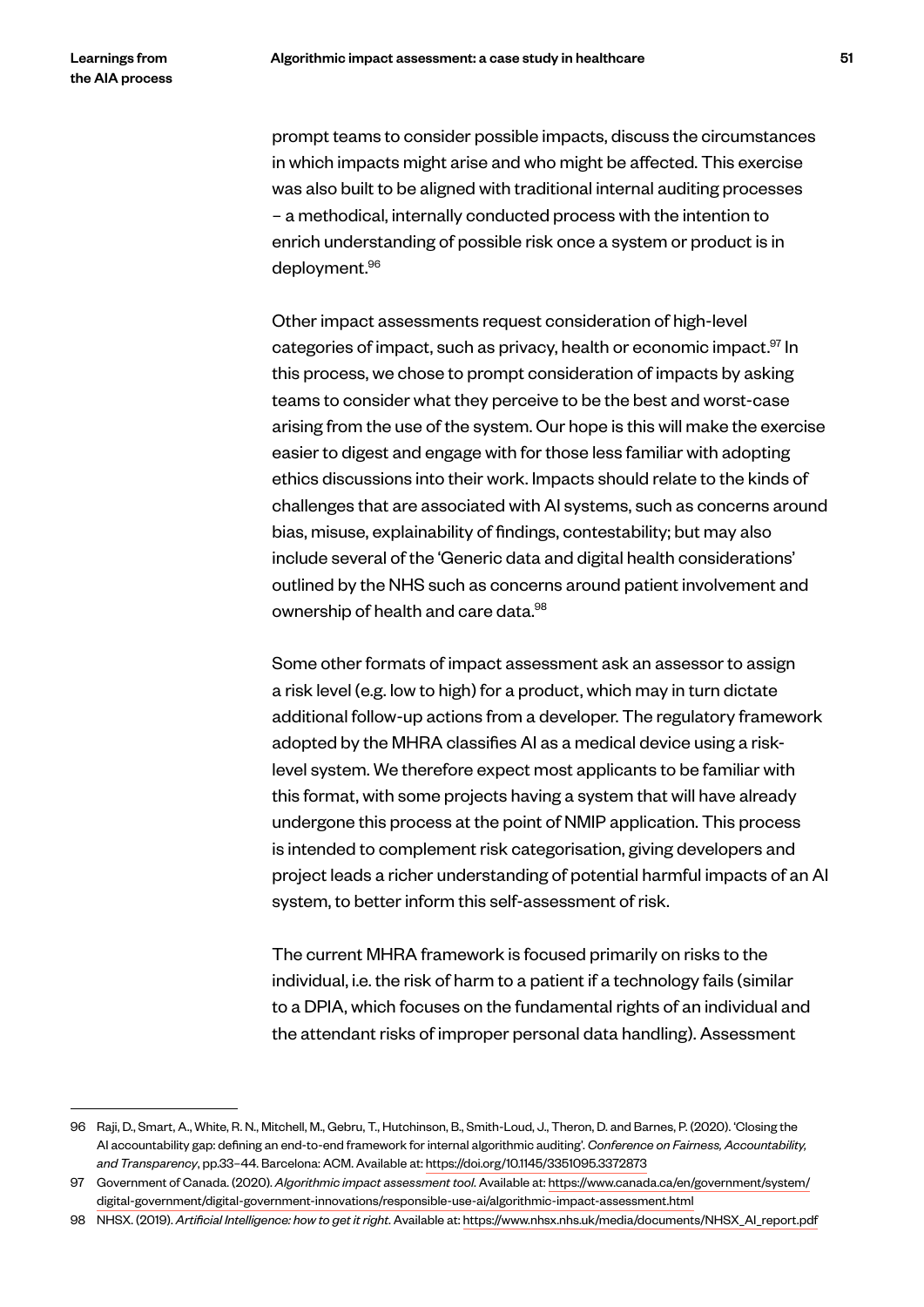prompt teams to consider possible impacts, discuss the circumstances in which impacts might arise and who might be affected. This exercise was also built to be aligned with traditional internal auditing processes – a methodical, internally conducted process with the intention to enrich understanding of possible risk once a system or product is in deployment.[96]

Other impact assessments request consideration of high-level categories of impact, such as privacy, health or economic impact.[97] In this process, we chose to prompt consideration of impacts by asking teams to consider what they perceive to be the best and worst-case arising from the use of the system. Our hope is this will make the exercise easier to digest and engage with for those less familiar with adopting ethics discussions into their work. Impacts should relate to the kinds of challenges that are associated with AI systems, such as concerns around bias, misuse, explainability of findings, contestability; but may also include several of the 'Generic data and digital health considerations' outlined by the NHS such as concerns around patient involvement and ownership of health and care data.[98]

Some other formats of impact assessment ask an assessor to assign a risk level (e.g. low to high) for a product, which may in turn dictate additional follow-up actions from a developer. The regulatory framework adopted by the MHRA classifies AI as a medical device using a risk-level system. We therefore expect most applicants to be familiar with this format, with some projects having a system that will have already undergone this process at the point of NMIP application. This process is intended to complement risk categorisation, giving developers and project leads a richer understanding of potential harmful impacts of an AI system, to better inform this self-assessment of risk.

The current MHRA framework is focused primarily on risks to the individual, i.e. the risk of harm to a patient if a technology fails (similar to a DPIA, which focuses on the fundamental rights of an individual and the attendant risks of improper personal data handling). Assessment

---

96 Raji, D., Smart, A., White, R. N., Mitchell, M., Gebru, T., Hutchinson, B., Smith-Loud, J., Theron, D. and Barnes, P. (2020). 'Closing the AI accountability gap: defining an end-to-end framework for internal algorithmic auditing'. *Conference on Fairness, Accountability, and Transparency*, pp.33–44. Barcelona: ACM. Available at: https://doi.org/10.1145/3351095.3372873

97 Government of Canada. (2020). *Algorithmic impact assessment tool*. Available at: https://www.canada.ca/en/government/system/digital-government/digital-government-innovations/responsible-use-ai/algorithmic-impact-assessment.html

98 NHSX. (2019). *Artificial Intelligence: how to get it right*. Available at: https://www.nhsx.nhs.uk/media/documents/NHSX_AI_report.pdf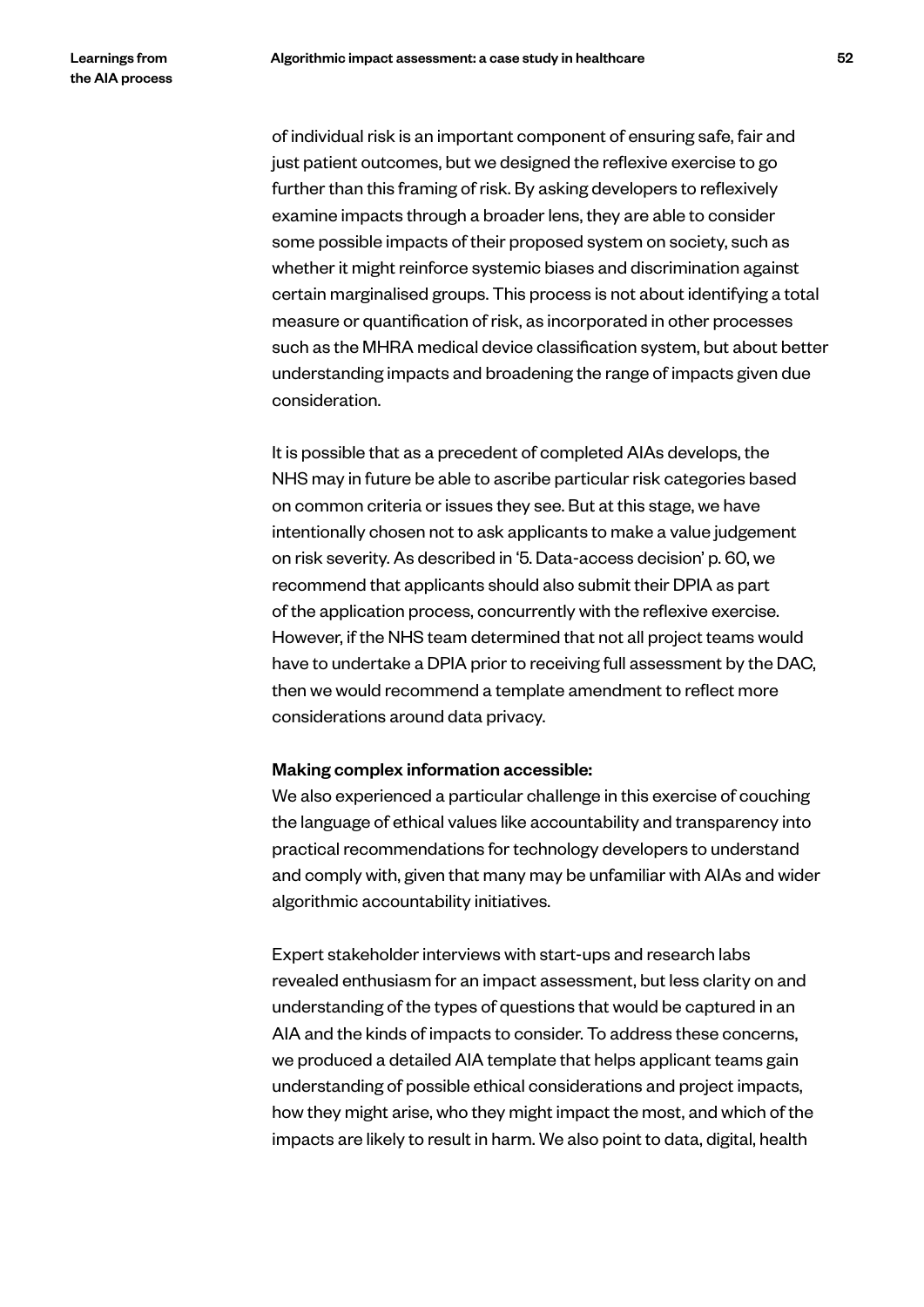of individual risk is an important component of ensuring safe, fair and just patient outcomes, but we designed the reflexive exercise to go further than this framing of risk. By asking developers to reflexively examine impacts through a broader lens, they are able to consider some possible impacts of their proposed system on society, such as whether it might reinforce systemic biases and discrimination against certain marginalised groups. This process is not about identifying a total measure or quantification of risk, as incorporated in other processes such as the MHRA medical device classification system, but about better understanding impacts and broadening the range of impacts given due consideration.

It is possible that as a precedent of completed AIAs develops, the NHS may in future be able to ascribe particular risk categories based on common criteria or issues they see. But at this stage, we have intentionally chosen not to ask applicants to make a value judgement on risk severity. As described in '5. Data-access decision' p. 60, we recommend that applicants should also submit their DPIA as part of the application process, concurrently with the reflexive exercise. However, if the NHS team determined that not all project teams would have to undertake a DPIA prior to receiving full assessment by the DAC, then we would recommend a template amendment to reflect more considerations around data privacy.

**Making complex information accessible:**
We also experienced a particular challenge in this exercise of couching the language of ethical values like accountability and transparency into practical recommendations for technology developers to understand and comply with, given that many may be unfamiliar with AIAs and wider algorithmic accountability initiatives.

Expert stakeholder interviews with start-ups and research labs revealed enthusiasm for an impact assessment, but less clarity on and understanding of the types of questions that would be captured in an AIA and the kinds of impacts to consider. To address these concerns, we produced a detailed AIA template that helps applicant teams gain understanding of possible ethical considerations and project impacts, how they might arise, who they might impact the most, and which of the impacts are likely to result in harm. We also point to data, digital, health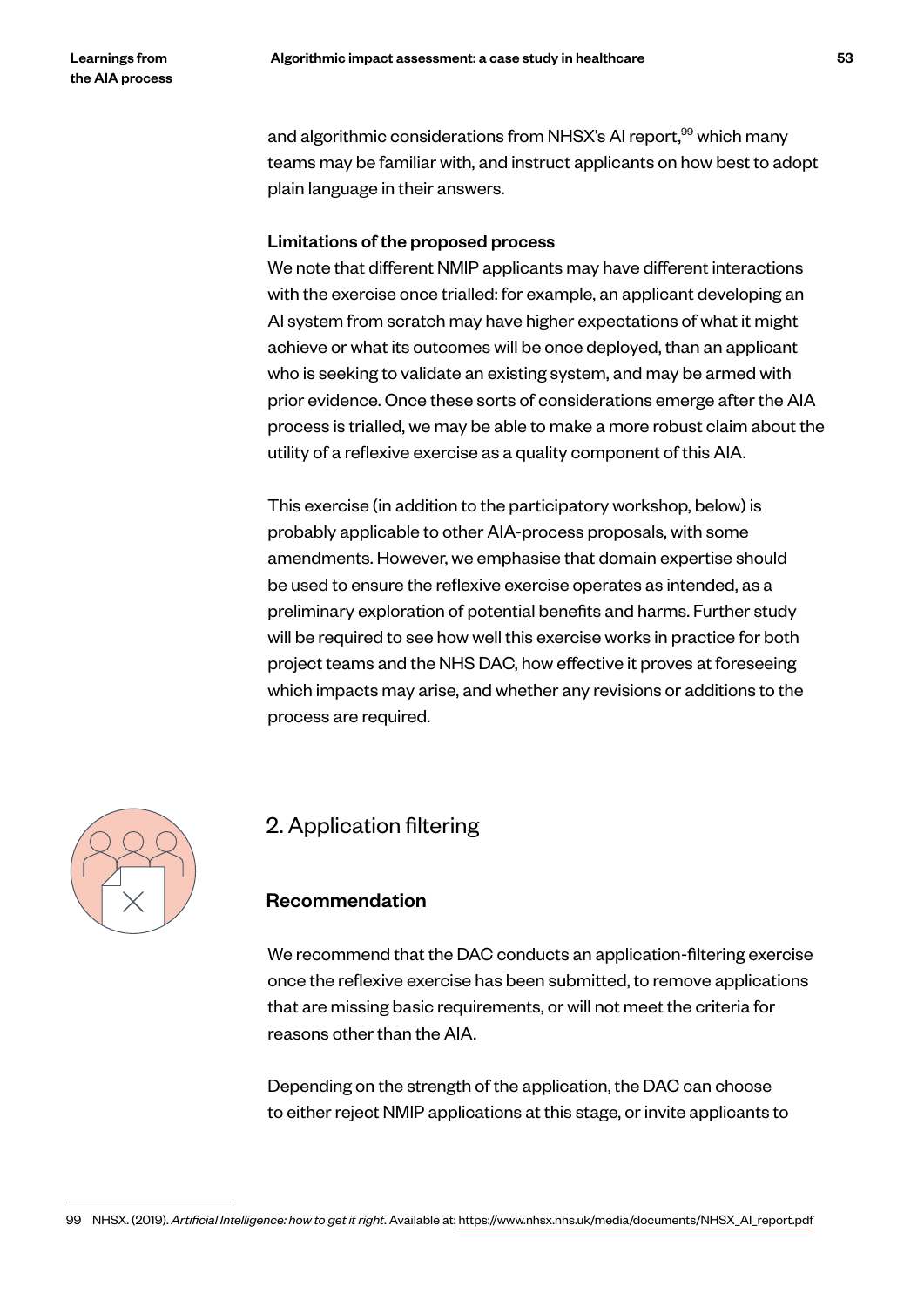and algorithmic considerations from NHSX's AI report,[99] which many teams may be familiar with, and instruct applicants on how best to adopt plain language in their answers.

**Limitations of the proposed process**

We note that different NMIP applicants may have different interactions with the exercise once trialled: for example, an applicant developing an AI system from scratch may have higher expectations of what it might achieve or what its outcomes will be once deployed, than an applicant who is seeking to validate an existing system, and may be armed with prior evidence. Once these sorts of considerations emerge after the AIA process is trialled, we may be able to make a more robust claim about the utility of a reflexive exercise as a quality component of this AIA.

This exercise (in addition to the participatory workshop, below) is probably applicable to other AIA-process proposals, with some amendments. However, we emphasise that domain expertise should be used to ensure the reflexive exercise operates as intended, as a preliminary exploration of potential benefits and harms. Further study will be required to see how well this exercise works in practice for both project teams and the NHS DAC, how effective it proves at foreseeing which impacts may arise, and whether any revisions or additions to the process are required.

## 2. Application filtering

### Recommendation

We recommend that the DAC conducts an application-filtering exercise once the reflexive exercise has been submitted, to remove applications that are missing basic requirements, or will not meet the criteria for reasons other than the AIA.

Depending on the strength of the application, the DAC can choose to either reject NMIP applications at this stage, or invite applicants to

---

99 NHSX. (2019). *Artificial Intelligence: how to get it right*. Available at: https://www.nhsx.nhs.uk/media/documents/NHSX_AI_report.pdf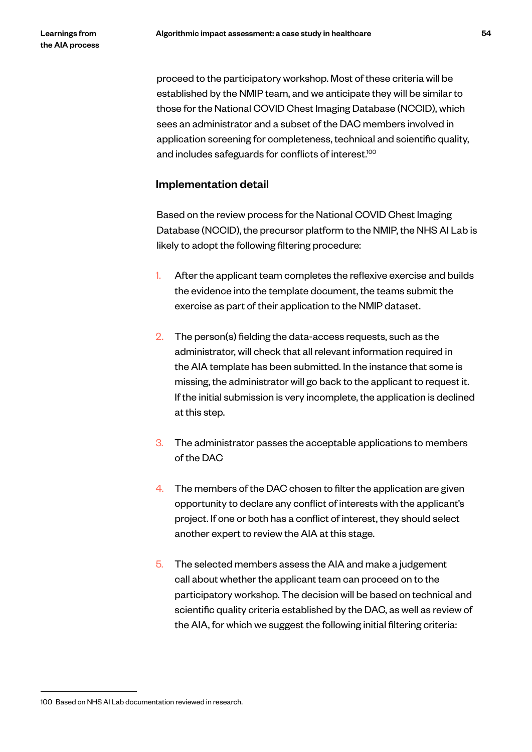proceed to the participatory workshop. Most of these criteria will be established by the NMIP team, and we anticipate they will be similar to those for the National COVID Chest Imaging Database (NCCID), which sees an administrator and a subset of the DAC members involved in application screening for completeness, technical and scientific quality, and includes safeguards for conflicts of interest.[100]

### Implementation detail

Based on the review process for the National COVID Chest Imaging Database (NCCID), the precursor platform to the NMIP, the NHS AI Lab is likely to adopt the following filtering procedure:

1. After the applicant team completes the reflexive exercise and builds the evidence into the template document, the teams submit the exercise as part of their application to the NMIP dataset.

2. The person(s) fielding the data-access requests, such as the administrator, will check that all relevant information required in the AIA template has been submitted. In the instance that some is missing, the administrator will go back to the applicant to request it. If the initial submission is very incomplete, the application is declined at this step.

3. The administrator passes the acceptable applications to members of the DAC

4. The members of the DAC chosen to filter the application are given opportunity to declare any conflict of interests with the applicant's project. If one or both has a conflict of interest, they should select another expert to review the AIA at this stage.

5. The selected members assess the AIA and make a judgement call about whether the applicant team can proceed on to the participatory workshop. The decision will be based on technical and scientific quality criteria established by the DAC, as well as review of the AIA, for which we suggest the following initial filtering criteria:

---

100 Based on NHS AI Lab documentation reviewed in research.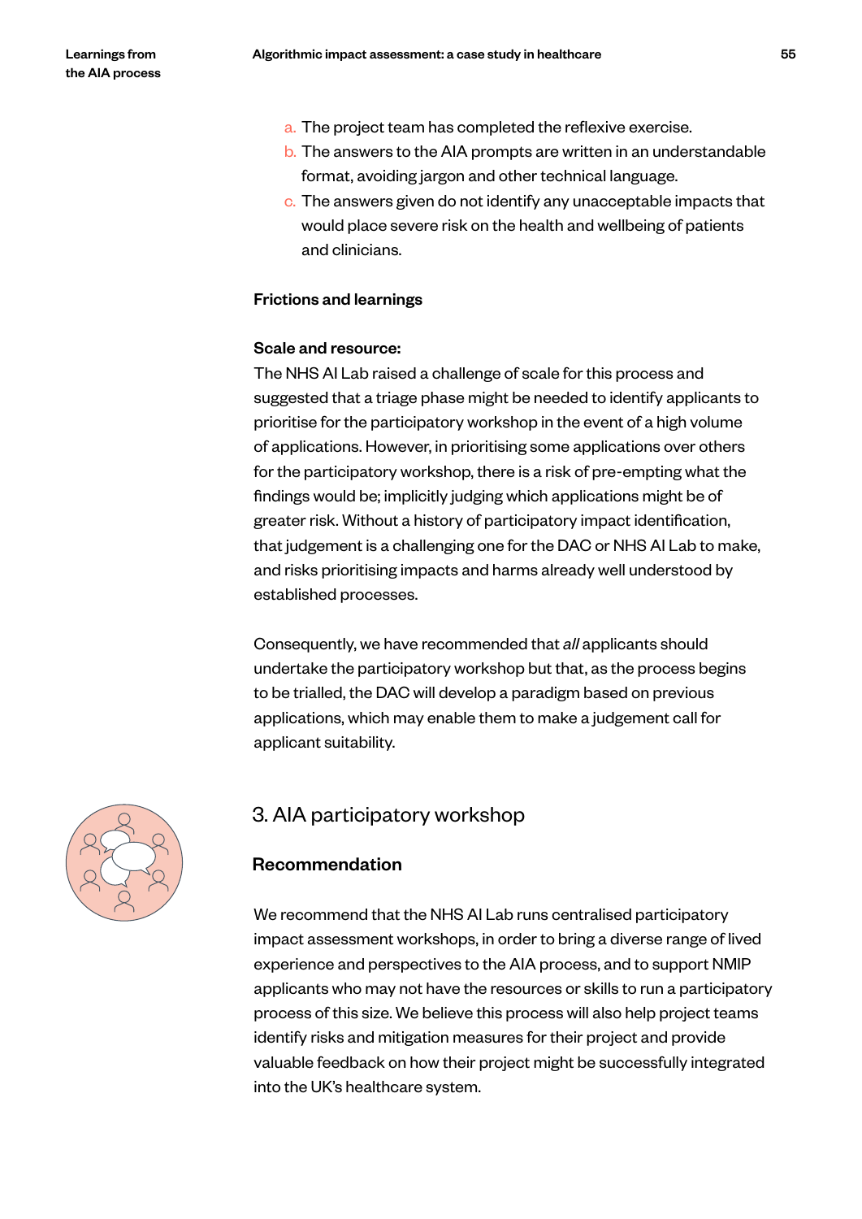a. The project team has completed the reflexive exercise.
b. The answers to the AIA prompts are written in an understandable format, avoiding jargon and other technical language.
c. The answers given do not identify any unacceptable impacts that would place severe risk on the health and wellbeing of patients and clinicians.

### Frictions and learnings

**Scale and resource:**
The NHS AI Lab raised a challenge of scale for this process and suggested that a triage phase might be needed to identify applicants to prioritise for the participatory workshop in the event of a high volume of applications. However, in prioritising some applications over others for the participatory workshop, there is a risk of pre-empting what the findings would be; implicitly judging which applications might be of greater risk. Without a history of participatory impact identification, that judgement is a challenging one for the DAC or NHS AI Lab to make, and risks prioritising impacts and harms already well understood by established processes.

Consequently, we have recommended that *all* applicants should undertake the participatory workshop but that, as the process begins to be trialled, the DAC will develop a paradigm based on previous applications, which may enable them to make a judgement call for applicant suitability.

## 3. AIA participatory workshop

### Recommendation

We recommend that the NHS AI Lab runs centralised participatory impact assessment workshops, in order to bring a diverse range of lived experience and perspectives to the AIA process, and to support NMIP applicants who may not have the resources or skills to run a participatory process of this size. We believe this process will also help project teams identify risks and mitigation measures for their project and provide valuable feedback on how their project might be successfully integrated into the UK's healthcare system.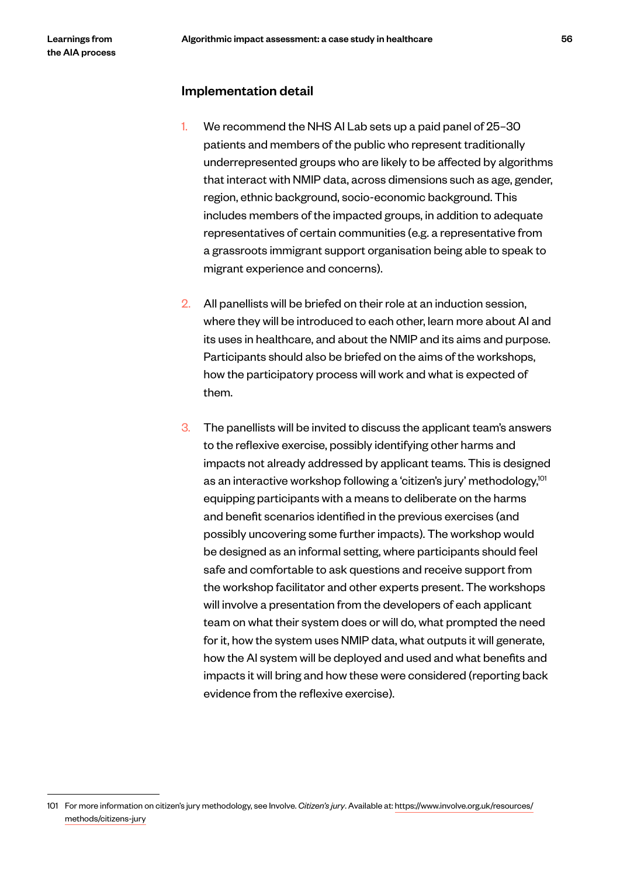### Implementation detail

1. We recommend the NHS AI Lab sets up a paid panel of 25–30 patients and members of the public who represent traditionally underrepresented groups who are likely to be affected by algorithms that interact with NMIP data, across dimensions such as age, gender, region, ethnic background, socio-economic background. This includes members of the impacted groups, in addition to adequate representatives of certain communities (e.g. a representative from a grassroots immigrant support organisation being able to speak to migrant experience and concerns).

2. All panellists will be briefed on their role at an induction session, where they will be introduced to each other, learn more about AI and its uses in healthcare, and about the NMIP and its aims and purpose. Participants should also be briefed on the aims of the workshops, how the participatory process will work and what is expected of them.

3. The panellists will be invited to discuss the applicant team's answers to the reflexive exercise, possibly identifying other harms and impacts not already addressed by applicant teams. This is designed as an interactive workshop following a 'citizen's jury' methodology,[101] equipping participants with a means to deliberate on the harms and benefit scenarios identified in the previous exercises (and possibly uncovering some further impacts). The workshop would be designed as an informal setting, where participants should feel safe and comfortable to ask questions and receive support from the workshop facilitator and other experts present. The workshops will involve a presentation from the developers of each applicant team on what their system does or will do, what prompted the need for it, how the system uses NMIP data, what outputs it will generate, how the AI system will be deployed and used and what benefits and impacts it will bring and how these were considered (reporting back evidence from the reflexive exercise).

---

101 For more information on citizen's jury methodology, see Involve. *Citizen's jury*. Available at: https://www.involve.org.uk/resources/methods/citizens-jury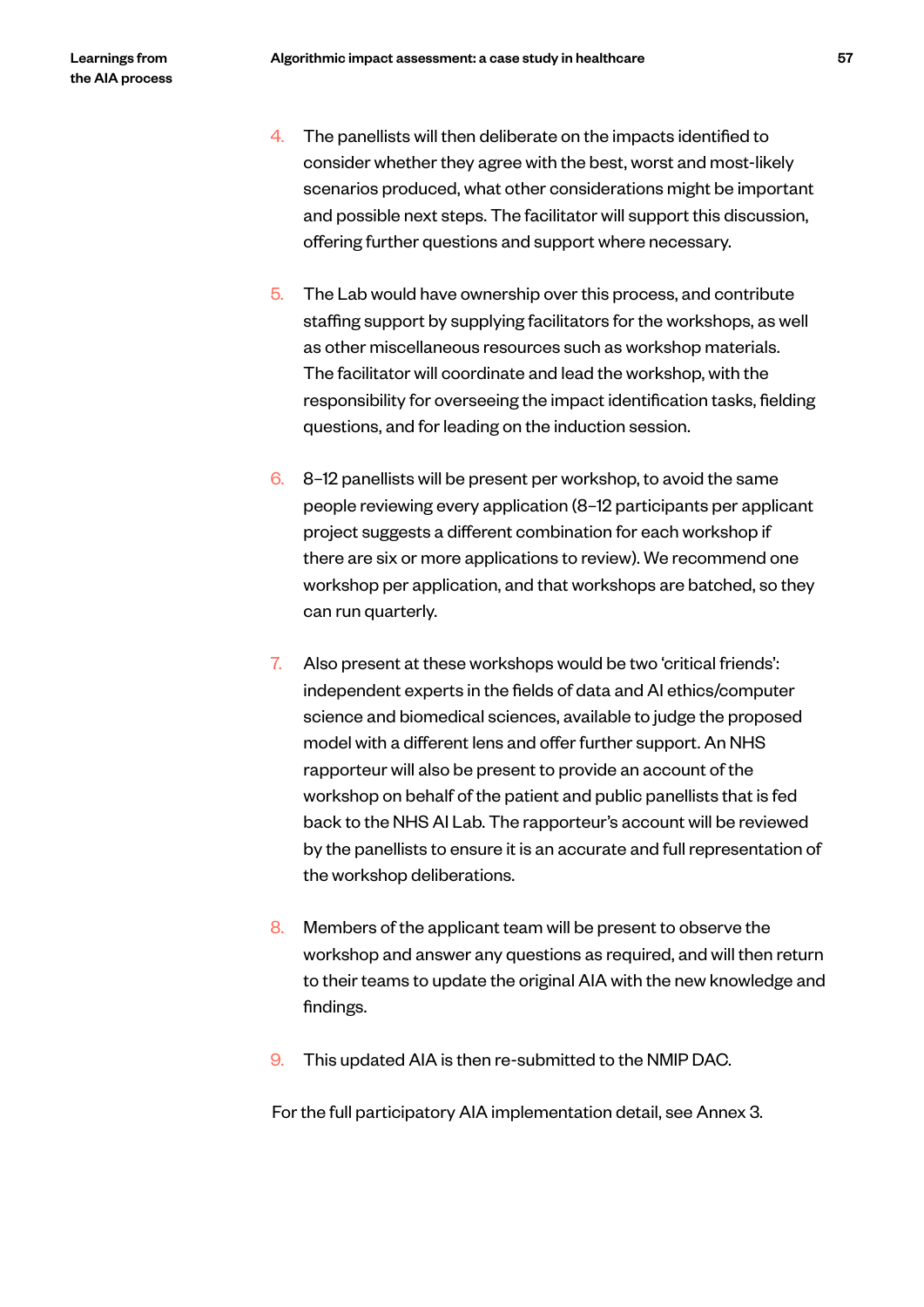4. The panellists will then deliberate on the impacts identified to consider whether they agree with the best, worst and most-likely scenarios produced, what other considerations might be important and possible next steps. The facilitator will support this discussion, offering further questions and support where necessary.

5. The Lab would have ownership over this process, and contribute staffing support by supplying facilitators for the workshops, as well as other miscellaneous resources such as workshop materials. The facilitator will coordinate and lead the workshop, with the responsibility for overseeing the impact identification tasks, fielding questions, and for leading on the induction session.

6. 8–12 panellists will be present per workshop, to avoid the same people reviewing every application (8–12 participants per applicant project suggests a different combination for each workshop if there are six or more applications to review). We recommend one workshop per application, and that workshops are batched, so they can run quarterly.

7. Also present at these workshops would be two 'critical friends': independent experts in the fields of data and AI ethics/computer science and biomedical sciences, available to judge the proposed model with a different lens and offer further support. An NHS rapporteur will also be present to provide an account of the workshop on behalf of the patient and public panellists that is fed back to the NHS AI Lab. The rapporteur's account will be reviewed by the panellists to ensure it is an accurate and full representation of the workshop deliberations.

8. Members of the applicant team will be present to observe the workshop and answer any questions as required, and will then return to their teams to update the original AIA with the new knowledge and findings.

9. This updated AIA is then re-submitted to the NMIP DAC.

For the full participatory AIA implementation detail, see Annex 3.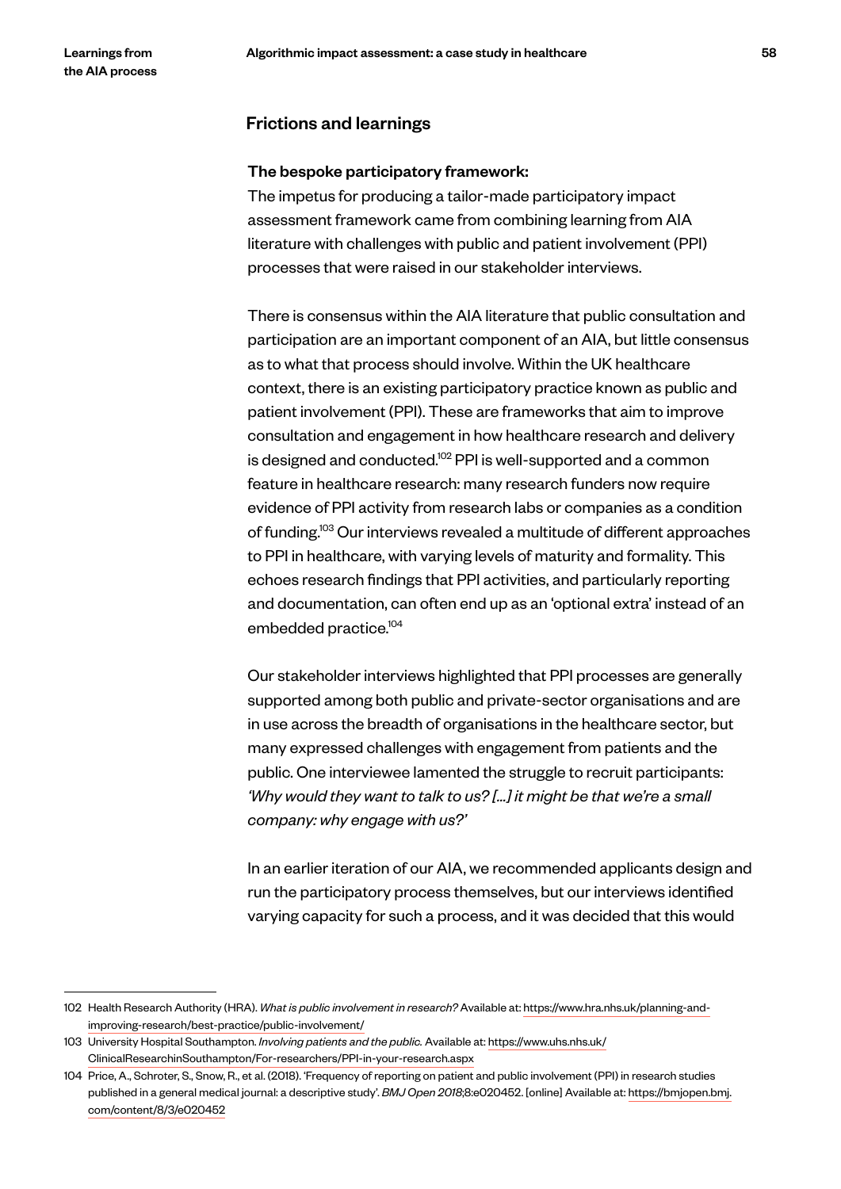## Frictions and learnings

**The bespoke participatory framework:**

The impetus for producing a tailor-made participatory impact assessment framework came from combining learning from AIA literature with challenges with public and patient involvement (PPI) processes that were raised in our stakeholder interviews.

There is consensus within the AIA literature that public consultation and participation are an important component of an AIA, but little consensus as to what that process should involve. Within the UK healthcare context, there is an existing participatory practice known as public and patient involvement (PPI). These are frameworks that aim to improve consultation and engagement in how healthcare research and delivery is designed and conducted.[102] PPI is well-supported and a common feature in healthcare research: many research funders now require evidence of PPI activity from research labs or companies as a condition of funding.[103] Our interviews revealed a multitude of different approaches to PPI in healthcare, with varying levels of maturity and formality. This echoes research findings that PPI activities, and particularly reporting and documentation, can often end up as an 'optional extra' instead of an embedded practice.[104]

Our stakeholder interviews highlighted that PPI processes are generally supported among both public and private-sector organisations and are in use across the breadth of organisations in the healthcare sector, but many expressed challenges with engagement from patients and the public. One interviewee lamented the struggle to recruit participants: *'Why would they want to talk to us? [...] it might be that we're a small company: why engage with us?'*

In an earlier iteration of our AIA, we recommended applicants design and run the participatory process themselves, but our interviews identified varying capacity for such a process, and it was decided that this would

---

102 Health Research Authority (HRA). *What is public involvement in research?* Available at: https://www.hra.nhs.uk/planning-and-improving-research/best-practice/public-involvement/

103 University Hospital Southampton. *Involving patients and the public.* Available at: https://www.uhs.nhs.uk/ClinicalResearchinSouthampton/For-researchers/PPI-in-your-research.aspx

104 Price, A., Schroter, S., Snow, R., et al. (2018). 'Frequency of reporting on patient and public involvement (PPI) in research studies published in a general medical journal: a descriptive study'. *BMJ Open 2018*;8:e020452. [online] Available at: https://bmjopen.bmj.com/content/8/3/e020452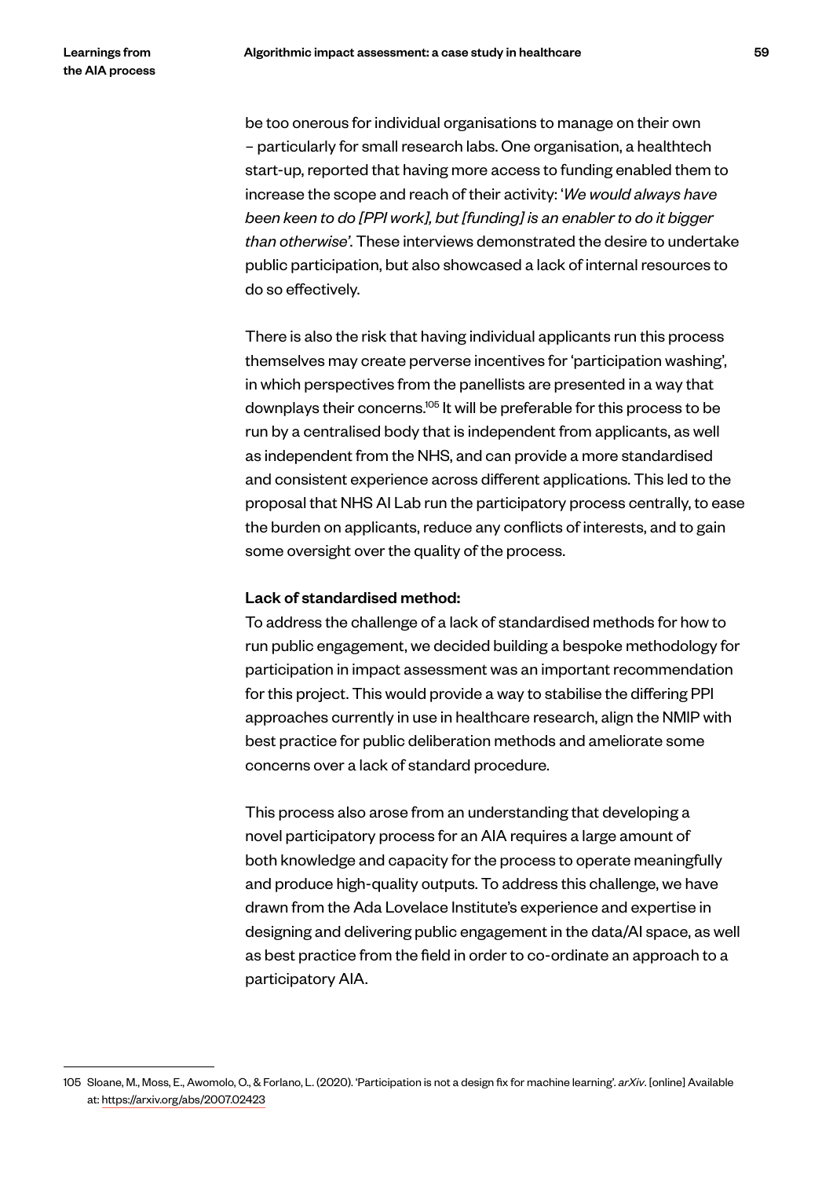be too onerous for individual organisations to manage on their own – particularly for small research labs. One organisation, a healthtech start-up, reported that having more access to funding enabled them to increase the scope and reach of their activity: '*We would always have been keen to do [PPI work], but [funding] is an enabler to do it bigger than otherwise'*. These interviews demonstrated the desire to undertake public participation, but also showcased a lack of internal resources to do so effectively.

There is also the risk that having individual applicants run this process themselves may create perverse incentives for 'participation washing', in which perspectives from the panellists are presented in a way that downplays their concerns.[105] It will be preferable for this process to be run by a centralised body that is independent from applicants, as well as independent from the NHS, and can provide a more standardised and consistent experience across different applications. This led to the proposal that NHS AI Lab run the participatory process centrally, to ease the burden on applicants, reduce any conflicts of interests, and to gain some oversight over the quality of the process.

**Lack of standardised method:**
To address the challenge of a lack of standardised methods for how to run public engagement, we decided building a bespoke methodology for participation in impact assessment was an important recommendation for this project. This would provide a way to stabilise the differing PPI approaches currently in use in healthcare research, align the NMIP with best practice for public deliberation methods and ameliorate some concerns over a lack of standard procedure.

This process also arose from an understanding that developing a novel participatory process for an AIA requires a large amount of both knowledge and capacity for the process to operate meaningfully and produce high-quality outputs. To address this challenge, we have drawn from the Ada Lovelace Institute's experience and expertise in designing and delivering public engagement in the data/AI space, as well as best practice from the field in order to co-ordinate an approach to a participatory AIA.

105 Sloane, M., Moss, E., Awomolo, O., & Forlano, L. (2020). 'Participation is not a design fix for machine learning'. *arXiv*. [online] Available at: https://arxiv.org/abs/2007.02423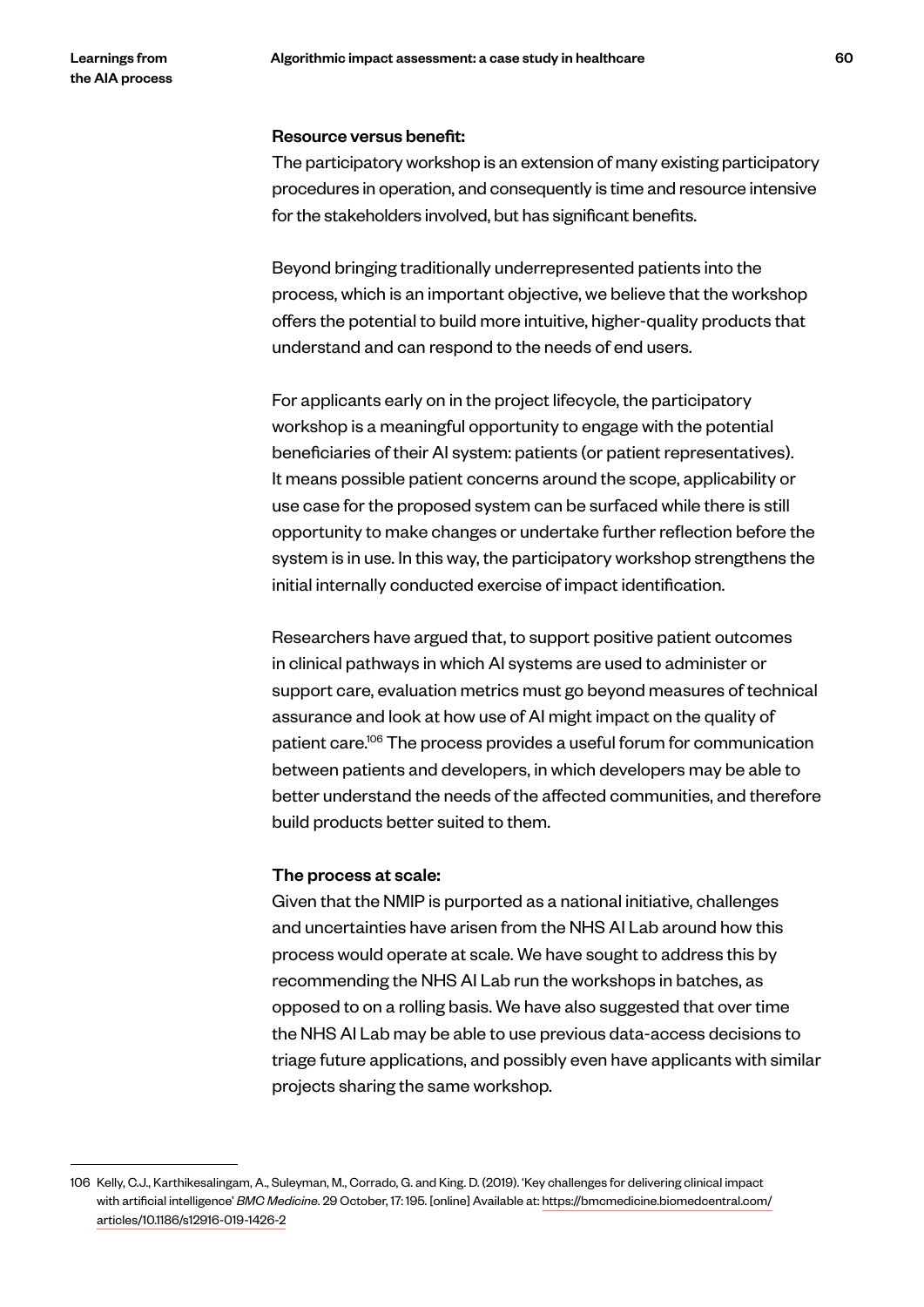**Resource versus benefit:**

The participatory workshop is an extension of many existing participatory procedures in operation, and consequently is time and resource intensive for the stakeholders involved, but has significant benefits.

Beyond bringing traditionally underrepresented patients into the process, which is an important objective, we believe that the workshop offers the potential to build more intuitive, higher-quality products that understand and can respond to the needs of end users.

For applicants early on in the project lifecycle, the participatory workshop is a meaningful opportunity to engage with the potential beneficiaries of their AI system: patients (or patient representatives). It means possible patient concerns around the scope, applicability or use case for the proposed system can be surfaced while there is still opportunity to make changes or undertake further reflection before the system is in use. In this way, the participatory workshop strengthens the initial internally conducted exercise of impact identification.

Researchers have argued that, to support positive patient outcomes in clinical pathways in which AI systems are used to administer or support care, evaluation metrics must go beyond measures of technical assurance and look at how use of AI might impact on the quality of patient care.[106] The process provides a useful forum for communication between patients and developers, in which developers may be able to better understand the needs of the affected communities, and therefore build products better suited to them.

**The process at scale:**

Given that the NMIP is purported as a national initiative, challenges and uncertainties have arisen from the NHS AI Lab around how this process would operate at scale. We have sought to address this by recommending the NHS AI Lab run the workshops in batches, as opposed to on a rolling basis. We have also suggested that over time the NHS AI Lab may be able to use previous data-access decisions to triage future applications, and possibly even have applicants with similar projects sharing the same workshop.

---

106 Kelly, C.J., Karthikesalingam, A., Suleyman, M., Corrado, G. and King. D. (2019). 'Key challenges for delivering clinical impact with artificial intelligence' *BMC Medicine*. 29 October, 17: 195. [online] Available at: https://bmcmedicine.biomedcentral.com/articles/10.1186/s12916-019-1426-2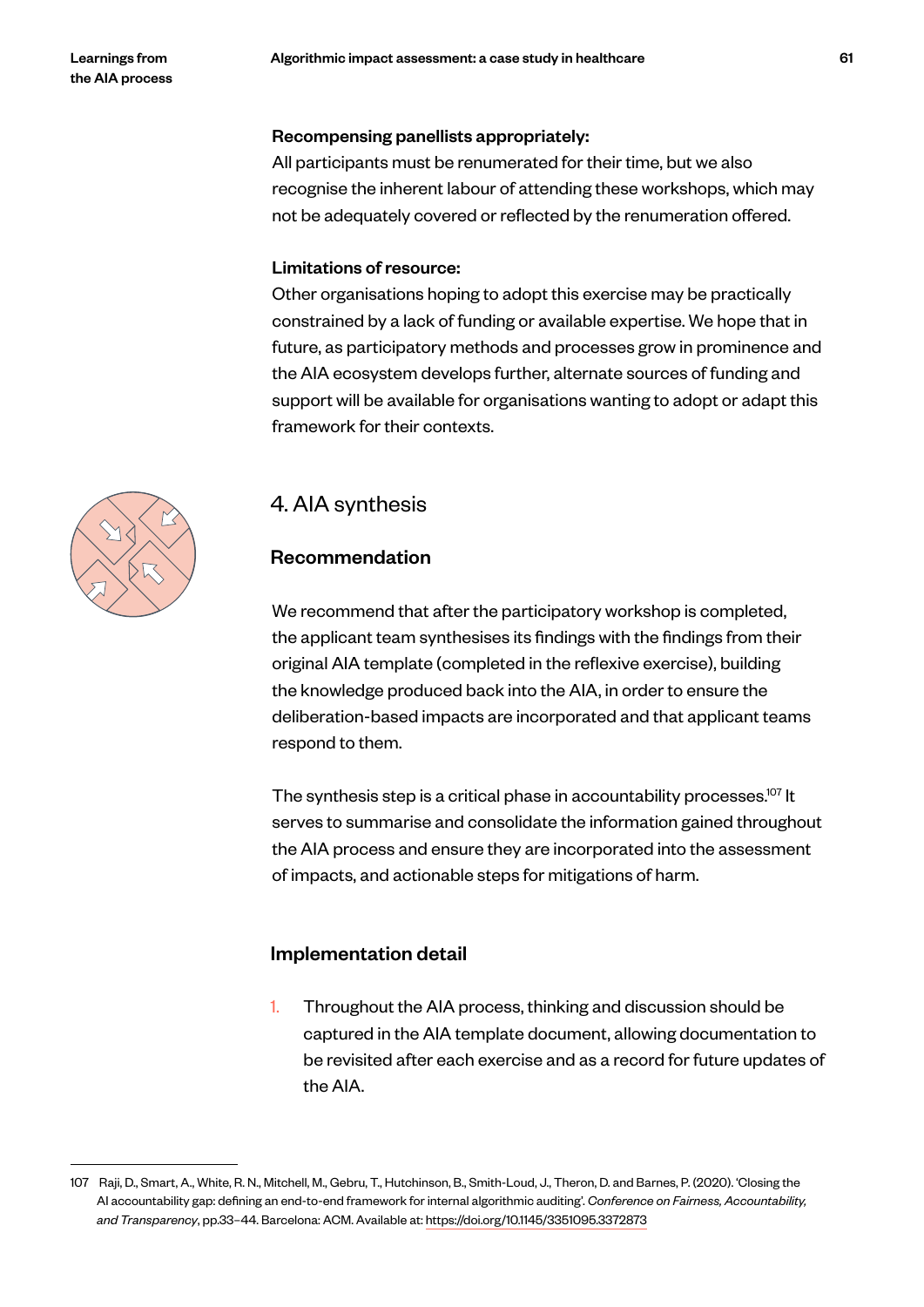**Recompensing panellists appropriately:**
All participants must be renumerated for their time, but we also recognise the inherent labour of attending these workshops, which may not be adequately covered or reflected by the renumeration offered.

**Limitations of resource:**
Other organisations hoping to adopt this exercise may be practically constrained by a lack of funding or available expertise. We hope that in future, as participatory methods and processes grow in prominence and the AIA ecosystem develops further, alternate sources of funding and support will be available for organisations wanting to adopt or adapt this framework for their contexts.

## 4. AIA synthesis

### Recommendation

We recommend that after the participatory workshop is completed, the applicant team synthesises its findings with the findings from their original AIA template (completed in the reflexive exercise), building the knowledge produced back into the AIA, in order to ensure the deliberation-based impacts are incorporated and that applicant teams respond to them.

The synthesis step is a critical phase in accountability processes.[107] It serves to summarise and consolidate the information gained throughout the AIA process and ensure they are incorporated into the assessment of impacts, and actionable steps for mitigations of harm.

### Implementation detail

1. Throughout the AIA process, thinking and discussion should be captured in the AIA template document, allowing documentation to be revisited after each exercise and as a record for future updates of the AIA.

---

107 Raji, D., Smart, A., White, R. N., Mitchell, M., Gebru, T., Hutchinson, B., Smith-Loud, J., Theron, D. and Barnes, P. (2020). 'Closing the AI accountability gap: defining an end-to-end framework for internal algorithmic auditing'. *Conference on Fairness, Accountability, and Transparency*, pp.33–44. Barcelona: ACM. Available at: https://doi.org/10.1145/3351095.3372873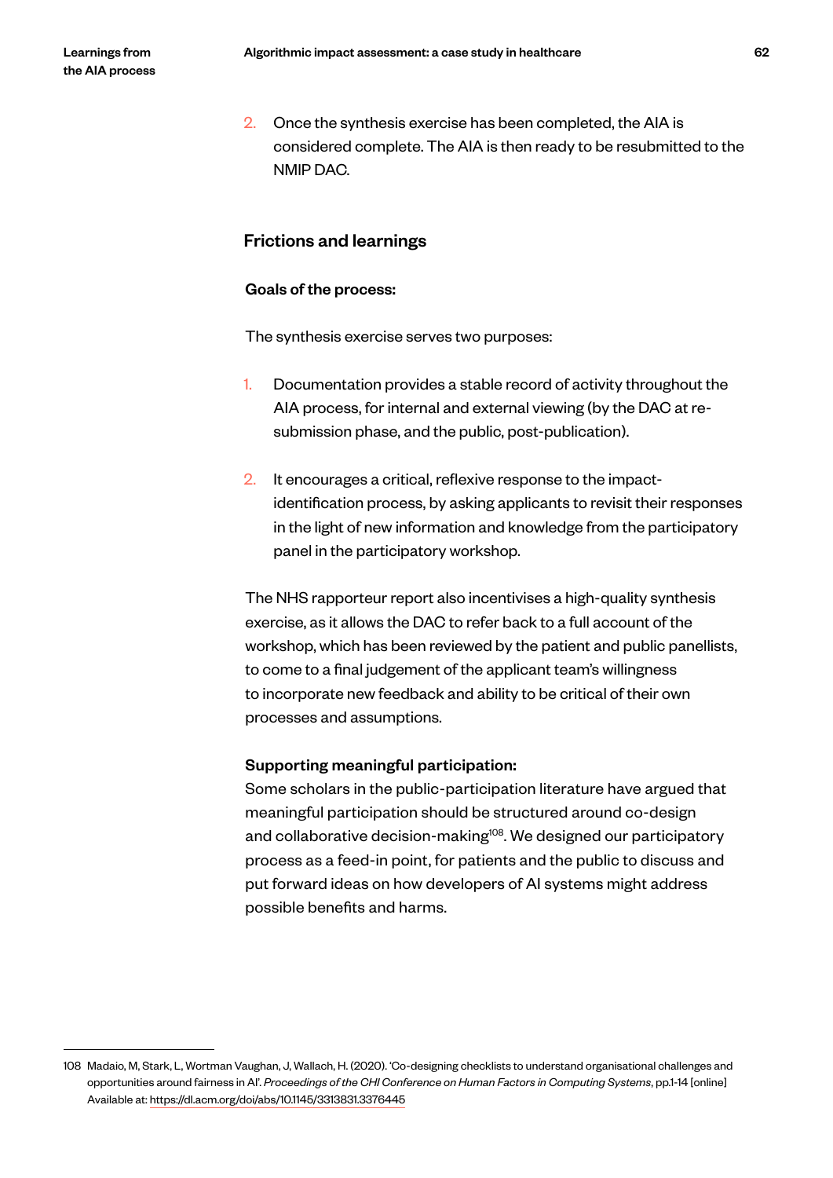2. Once the synthesis exercise has been completed, the AIA is considered complete. The AIA is then ready to be resubmitted to the NMIP DAC.

## Frictions and learnings

### Goals of the process:

The synthesis exercise serves two purposes:

1. Documentation provides a stable record of activity throughout the AIA process, for internal and external viewing (by the DAC at re-submission phase, and the public, post-publication).

2. It encourages a critical, reflexive response to the impact-identification process, by asking applicants to revisit their responses in the light of new information and knowledge from the participatory panel in the participatory workshop.

The NHS rapporteur report also incentivises a high-quality synthesis exercise, as it allows the DAC to refer back to a full account of the workshop, which has been reviewed by the patient and public panellists, to come to a final judgement of the applicant team's willingness to incorporate new feedback and ability to be critical of their own processes and assumptions.

### Supporting meaningful participation:

Some scholars in the public-participation literature have argued that meaningful participation should be structured around co-design and collaborative decision-making[108]. We designed our participatory process as a feed-in point, for patients and the public to discuss and put forward ideas on how developers of AI systems might address possible benefits and harms.

---

108 Madaio, M, Stark, L, Wortman Vaughan, J, Wallach, H. (2020). 'Co-designing checklists to understand organisational challenges and opportunities around fairness in AI'. *Proceedings of the CHI Conference on Human Factors in Computing Systems*, pp.1-14 [online] Available at: https://dl.acm.org/doi/abs/10.1145/3313831.3376445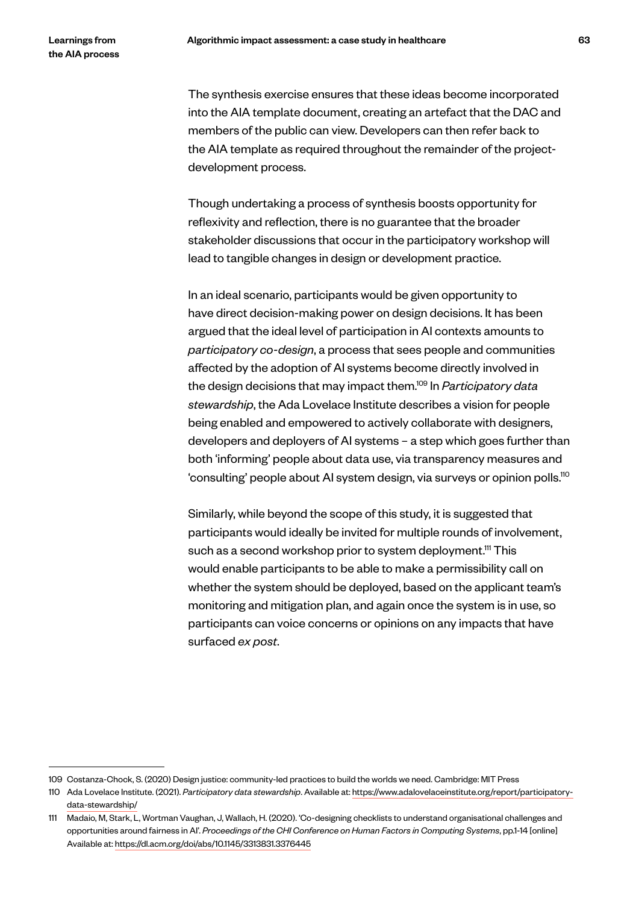The synthesis exercise ensures that these ideas become incorporated into the AIA template document, creating an artefact that the DAC and members of the public can view. Developers can then refer back to the AIA template as required throughout the remainder of the project-development process.

Though undertaking a process of synthesis boosts opportunity for reflexivity and reflection, there is no guarantee that the broader stakeholder discussions that occur in the participatory workshop will lead to tangible changes in design or development practice.

In an ideal scenario, participants would be given opportunity to have direct decision-making power on design decisions. It has been argued that the ideal level of participation in AI contexts amounts to *participatory co-design*, a process that sees people and communities affected by the adoption of AI systems become directly involved in the design decisions that may impact them.[109] In *Participatory data stewardship*, the Ada Lovelace Institute describes a vision for people being enabled and empowered to actively collaborate with designers, developers and deployers of AI systems – a step which goes further than both 'informing' people about data use, via transparency measures and 'consulting' people about AI system design, via surveys or opinion polls.[110]

Similarly, while beyond the scope of this study, it is suggested that participants would ideally be invited for multiple rounds of involvement, such as a second workshop prior to system deployment.[111] This would enable participants to be able to make a permissibility call on whether the system should be deployed, based on the applicant team's monitoring and mitigation plan, and again once the system is in use, so participants can voice concerns or opinions on any impacts that have surfaced *ex post*.

---

109 Costanza-Chock, S. (2020) Design justice: community-led practices to build the worlds we need. Cambridge: MIT Press

110 Ada Lovelace Institute. (2021). *Participatory data stewardship*. Available at: https://www.adalovelaceinstitute.org/report/participatory-data-stewardship/

111 Madaio, M, Stark, L, Wortman Vaughan, J, Wallach, H. (2020). 'Co-designing checklists to understand organisational challenges and opportunities around fairness in AI'. *Proceedings of the CHI Conference on Human Factors in Computing Systems*, pp.1-14 [online] Available at: https://dl.acm.org/doi/abs/10.1145/3313831.3376445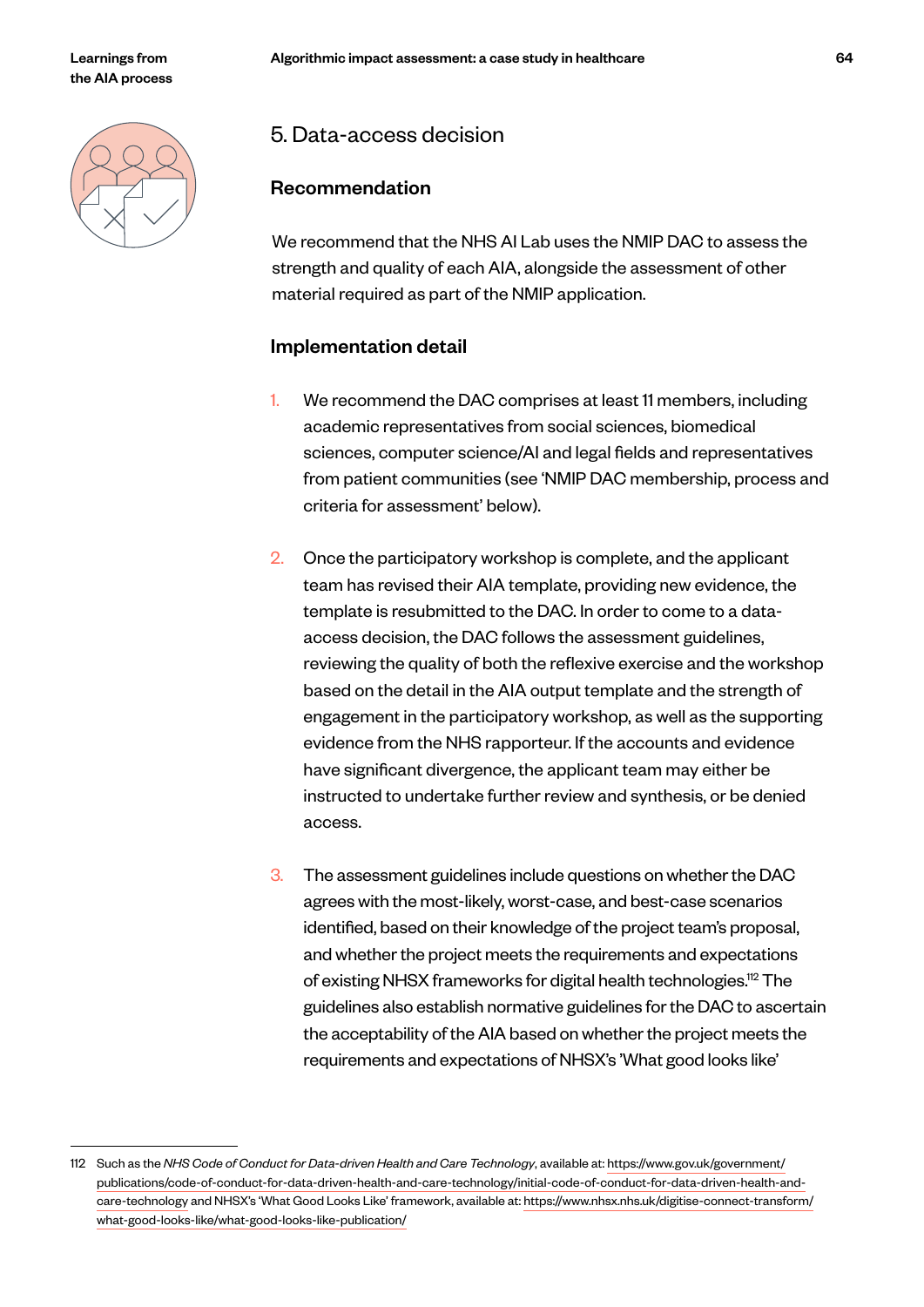## 5. Data-access decision

### Recommendation

We recommend that the NHS AI Lab uses the NMIP DAC to assess the strength and quality of each AIA, alongside the assessment of other material required as part of the NMIP application.

### Implementation detail

1. We recommend the DAC comprises at least 11 members, including academic representatives from social sciences, biomedical sciences, computer science/AI and legal fields and representatives from patient communities (see 'NMIP DAC membership, process and criteria for assessment' below).

2. Once the participatory workshop is complete, and the applicant team has revised their AIA template, providing new evidence, the template is resubmitted to the DAC. In order to come to a data-access decision, the DAC follows the assessment guidelines, reviewing the quality of both the reflexive exercise and the workshop based on the detail in the AIA output template and the strength of engagement in the participatory workshop, as well as the supporting evidence from the NHS rapporteur. If the accounts and evidence have significant divergence, the applicant team may either be instructed to undertake further review and synthesis, or be denied access.

3. The assessment guidelines include questions on whether the DAC agrees with the most-likely, worst-case, and best-case scenarios identified, based on their knowledge of the project team's proposal, and whether the project meets the requirements and expectations of existing NHSX frameworks for digital health technologies.[112] The guidelines also establish normative guidelines for the DAC to ascertain the acceptability of the AIA based on whether the project meets the requirements and expectations of NHSX's 'What good looks like'

---

112 Such as the *NHS Code of Conduct for Data-driven Health and Care Technology*, available at: https://www.gov.uk/government/publications/code-of-conduct-for-data-driven-health-and-care-technology/initial-code-of-conduct-for-data-driven-health-and-care-technology and NHSX's 'What Good Looks Like' framework, available at: https://www.nhsx.nhs.uk/digitise-connect-transform/what-good-looks-like/what-good-looks-like-publication/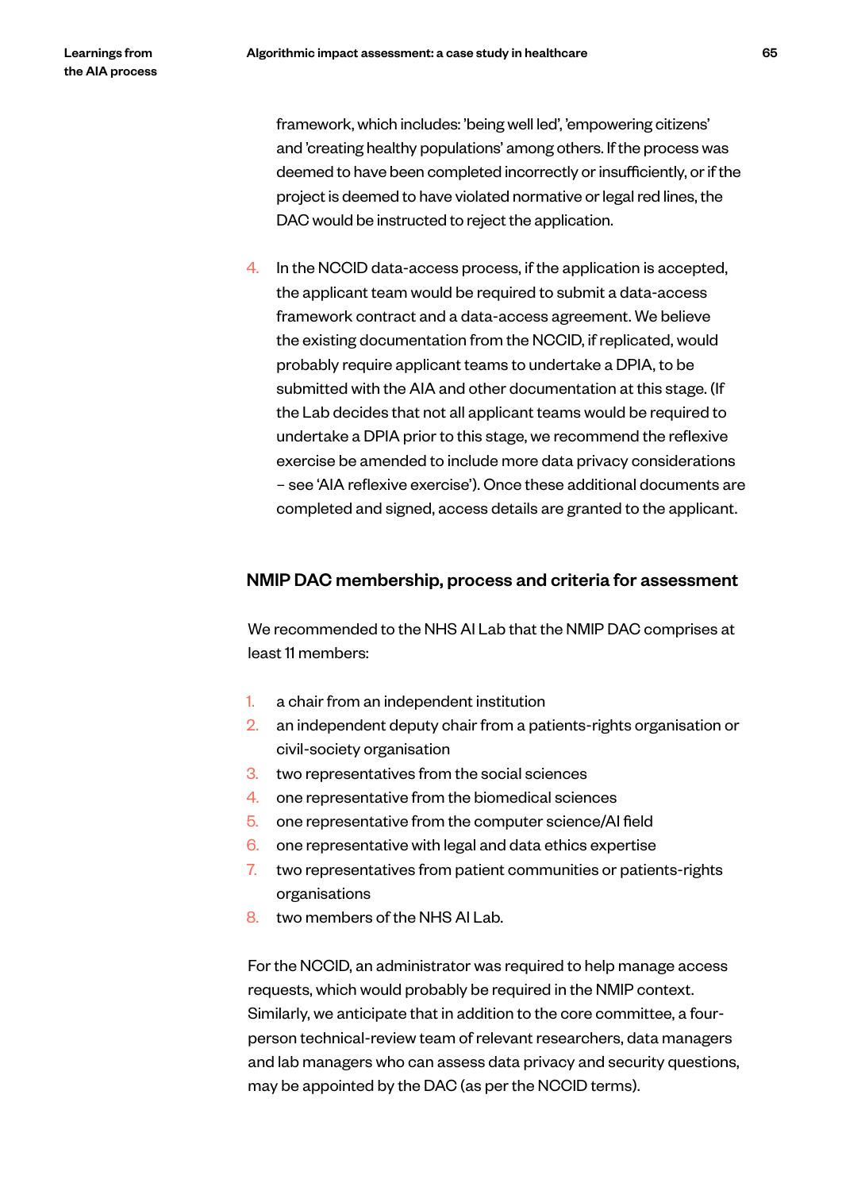framework, which includes: 'being well led', 'empowering citizens' and 'creating healthy populations' among others. If the process was deemed to have been completed incorrectly or insufficiently, or if the project is deemed to have violated normative or legal red lines, the DAC would be instructed to reject the application.

4. In the NCCID data-access process, if the application is accepted, the applicant team would be required to submit a data-access framework contract and a data-access agreement. We believe the existing documentation from the NCCID, if replicated, would probably require applicant teams to undertake a DPIA, to be submitted with the AIA and other documentation at this stage. (If the Lab decides that not all applicant teams would be required to undertake a DPIA prior to this stage, we recommend the reflexive exercise be amended to include more data privacy considerations – see 'AIA reflexive exercise'). Once these additional documents are completed and signed, access details are granted to the applicant.

## NMIP DAC membership, process and criteria for assessment

We recommended to the NHS AI Lab that the NMIP DAC comprises at least 11 members:

1. a chair from an independent institution
2. an independent deputy chair from a patients-rights organisation or civil-society organisation
3. two representatives from the social sciences
4. one representative from the biomedical sciences
5. one representative from the computer science/AI field
6. one representative with legal and data ethics expertise
7. two representatives from patient communities or patients-rights organisations
8. two members of the NHS AI Lab.

For the NCCID, an administrator was required to help manage access requests, which would probably be required in the NMIP context. Similarly, we anticipate that in addition to the core committee, a four-person technical-review team of relevant researchers, data managers and lab managers who can assess data privacy and security questions, may be appointed by the DAC (as per the NCCID terms).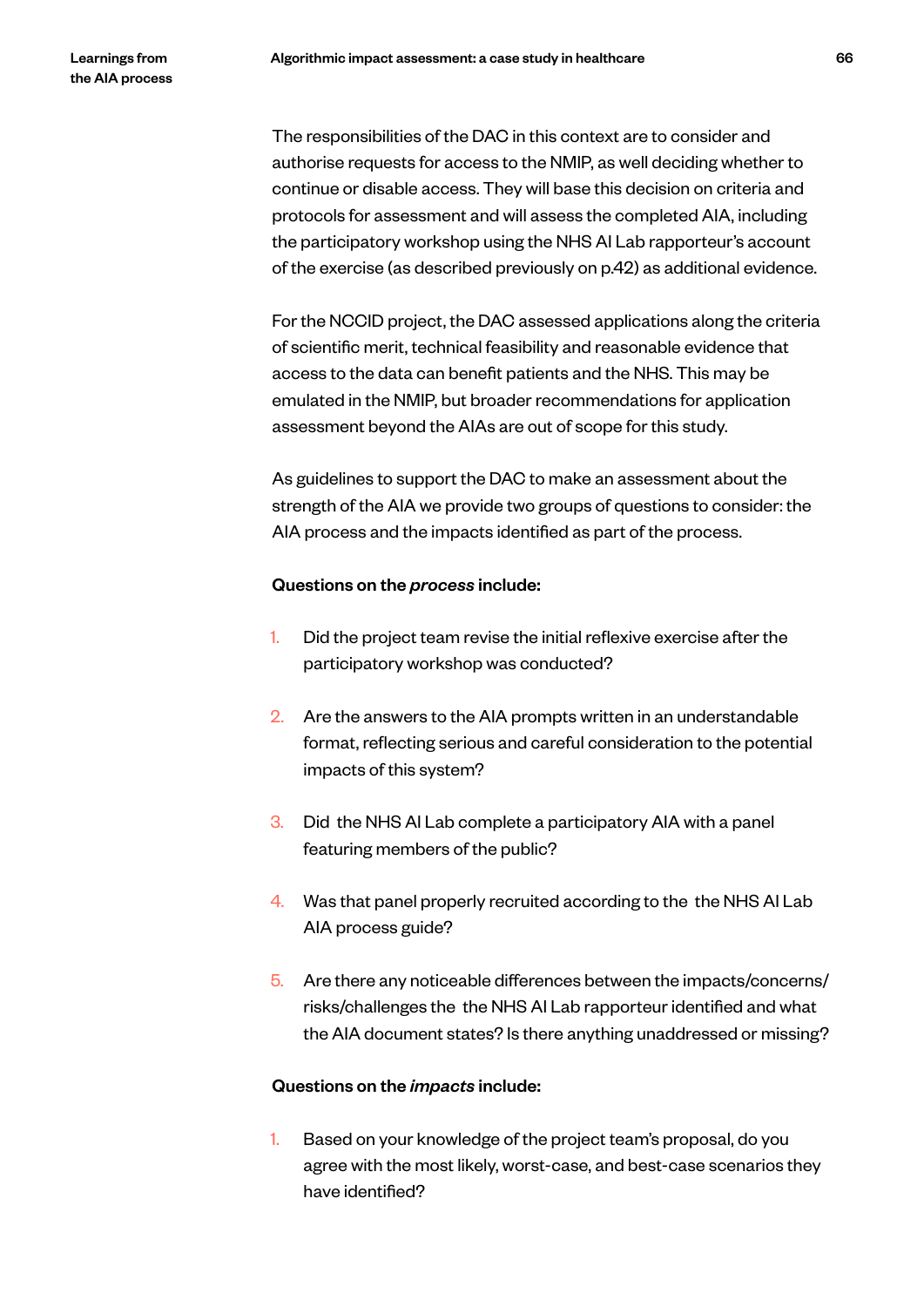The responsibilities of the DAC in this context are to consider and authorise requests for access to the NMIP, as well deciding whether to continue or disable access. They will base this decision on criteria and protocols for assessment and will assess the completed AIA, including the participatory workshop using the NHS AI Lab rapporteur's account of the exercise (as described previously on p.42) as additional evidence.

For the NCCID project, the DAC assessed applications along the criteria of scientific merit, technical feasibility and reasonable evidence that access to the data can benefit patients and the NHS. This may be emulated in the NMIP, but broader recommendations for application assessment beyond the AIAs are out of scope for this study.

As guidelines to support the DAC to make an assessment about the strength of the AIA we provide two groups of questions to consider: the AIA process and the impacts identified as part of the process.

**Questions on the *process* include:**

1. Did the project team revise the initial reflexive exercise after the participatory workshop was conducted?
2. Are the answers to the AIA prompts written in an understandable format, reflecting serious and careful consideration to the potential impacts of this system?
3. Did the NHS AI Lab complete a participatory AIA with a panel featuring members of the public?
4. Was that panel properly recruited according to the the NHS AI Lab AIA process guide?
5. Are there any noticeable differences between the impacts/concerns/risks/challenges the the NHS AI Lab rapporteur identified and what the AIA document states? Is there anything unaddressed or missing?

**Questions on the *impacts* include:**

1. Based on your knowledge of the project team's proposal, do you agree with the most likely, worst-case, and best-case scenarios they have identified?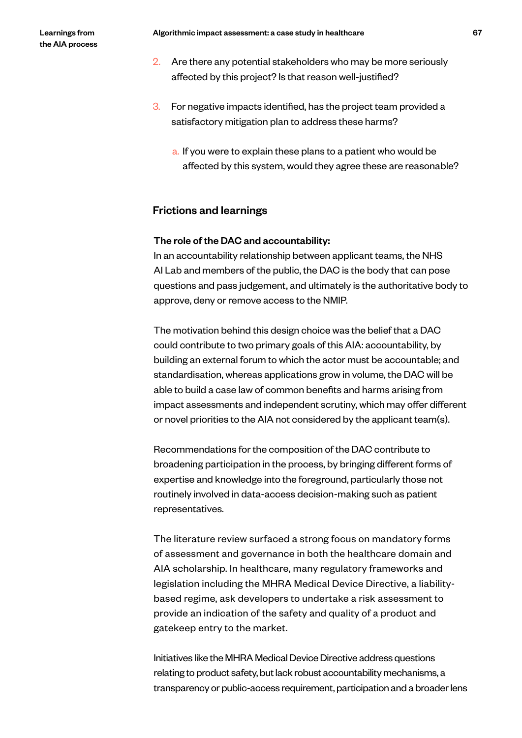2. Are there any potential stakeholders who may be more seriously affected by this project? Is that reason well-justified?

3. For negative impacts identified, has the project team provided a satisfactory mitigation plan to address these harms?

    a. If you were to explain these plans to a patient who would be affected by this system, would they agree these are reasonable?

## Frictions and learnings

**The role of the DAC and accountability:**
In an accountability relationship between applicant teams, the NHS AI Lab and members of the public, the DAC is the body that can pose questions and pass judgement, and ultimately is the authoritative body to approve, deny or remove access to the NMIP.

The motivation behind this design choice was the belief that a DAC could contribute to two primary goals of this AIA: accountability, by building an external forum to which the actor must be accountable; and standardisation, whereas applications grow in volume, the DAC will be able to build a case law of common benefits and harms arising from impact assessments and independent scrutiny, which may offer different or novel priorities to the AIA not considered by the applicant team(s).

Recommendations for the composition of the DAC contribute to broadening participation in the process, by bringing different forms of expertise and knowledge into the foreground, particularly those not routinely involved in data-access decision-making such as patient representatives.

The literature review surfaced a strong focus on mandatory forms of assessment and governance in both the healthcare domain and AIA scholarship. In healthcare, many regulatory frameworks and legislation including the MHRA Medical Device Directive, a liability-based regime, ask developers to undertake a risk assessment to provide an indication of the safety and quality of a product and gatekeep entry to the market.

Initiatives like the MHRA Medical Device Directive address questions relating to product safety, but lack robust accountability mechanisms, a transparency or public-access requirement, participation and a broader lens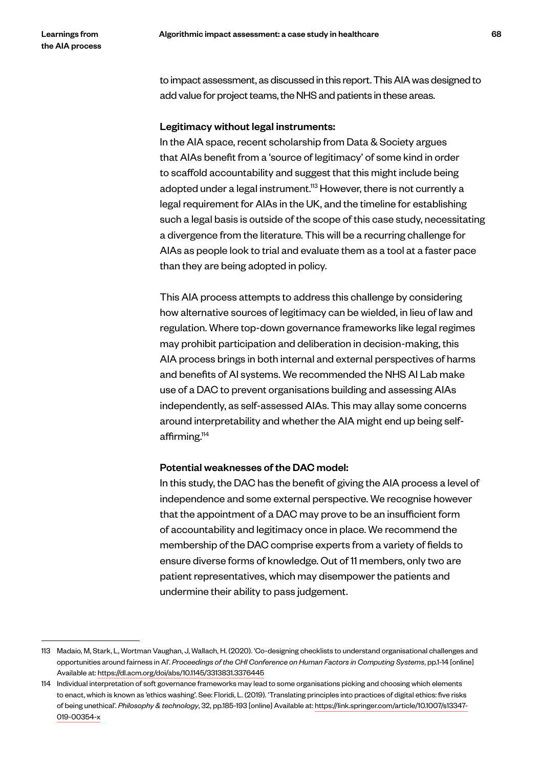to impact assessment, as discussed in this report. This AIA was designed to add value for project teams, the NHS and patients in these areas.

**Legitimacy without legal instruments:**
In the AIA space, recent scholarship from Data & Society argues that AIAs benefit from a 'source of legitimacy' of some kind in order to scaffold accountability and suggest that this might include being adopted under a legal instrument.[113] However, there is not currently a legal requirement for AIAs in the UK, and the timeline for establishing such a legal basis is outside of the scope of this case study, necessitating a divergence from the literature. This will be a recurring challenge for AIAs as people look to trial and evaluate them as a tool at a faster pace than they are being adopted in policy.

This AIA process attempts to address this challenge by considering how alternative sources of legitimacy can be wielded, in lieu of law and regulation. Where top-down governance frameworks like legal regimes may prohibit participation and deliberation in decision-making, this AIA process brings in both internal and external perspectives of harms and benefits of AI systems. We recommended the NHS AI Lab make use of a DAC to prevent organisations building and assessing AIAs independently, as self-assessed AIAs. This may allay some concerns around interpretability and whether the AIA might end up being self-affirming.[114]

**Potential weaknesses of the DAC model:**
In this study, the DAC has the benefit of giving the AIA process a level of independence and some external perspective. We recognise however that the appointment of a DAC may prove to be an insufficient form of accountability and legitimacy once in place. We recommend the membership of the DAC comprise experts from a variety of fields to ensure diverse forms of knowledge. Out of 11 members, only two are patient representatives, which may disempower the patients and undermine their ability to pass judgement.

---

113 Madaio, M, Stark, L, Wortman Vaughan, J, Wallach, H. (2020). 'Co-designing checklists to understand organisational challenges and opportunities around fairness in AI'. *Proceedings of the CHI Conference on Human Factors in Computing Systems*, pp.1-14 [online] Available at: https://dl.acm.org/doi/abs/10.1145/3313831.3376445

114 Individual interpretation of soft governance frameworks may lead to some organisations picking and choosing which elements to enact, which is known as 'ethics washing'. See: Floridi, L. (2019). 'Translating principles into practices of digital ethics: five risks of being unethical'. *Philosophy & technology*, 32, pp.185-193 [online] Available at: https://link.springer.com/article/10.1007/s13347-019-00354-x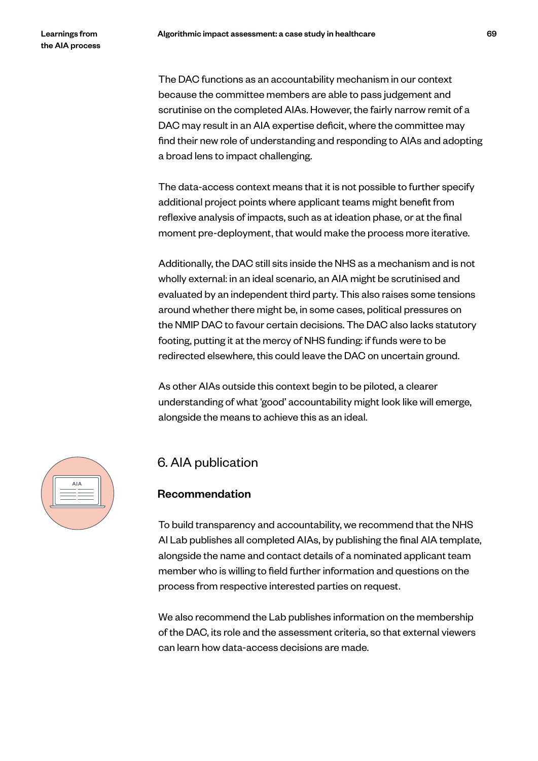The DAC functions as an accountability mechanism in our context because the committee members are able to pass judgement and scrutinise on the completed AIAs. However, the fairly narrow remit of a DAC may result in an AIA expertise deficit, where the committee may find their new role of understanding and responding to AIAs and adopting a broad lens to impact challenging.

The data-access context means that it is not possible to further specify additional project points where applicant teams might benefit from reflexive analysis of impacts, such as at ideation phase, or at the final moment pre-deployment, that would make the process more iterative.

Additionally, the DAC still sits inside the NHS as a mechanism and is not wholly external: in an ideal scenario, an AIA might be scrutinised and evaluated by an independent third party. This also raises some tensions around whether there might be, in some cases, political pressures on the NMIP DAC to favour certain decisions. The DAC also lacks statutory footing, putting it at the mercy of NHS funding: if funds were to be redirected elsewhere, this could leave the DAC on uncertain ground.

As other AIAs outside this context begin to be piloted, a clearer understanding of what 'good' accountability might look like will emerge, alongside the means to achieve this as an ideal.

## 6. AIA publication

### Recommendation

To build transparency and accountability, we recommend that the NHS AI Lab publishes all completed AIAs, by publishing the final AIA template, alongside the name and contact details of a nominated applicant team member who is willing to field further information and questions on the process from respective interested parties on request.

We also recommend the Lab publishes information on the membership of the DAC, its role and the assessment criteria, so that external viewers can learn how data-access decisions are made.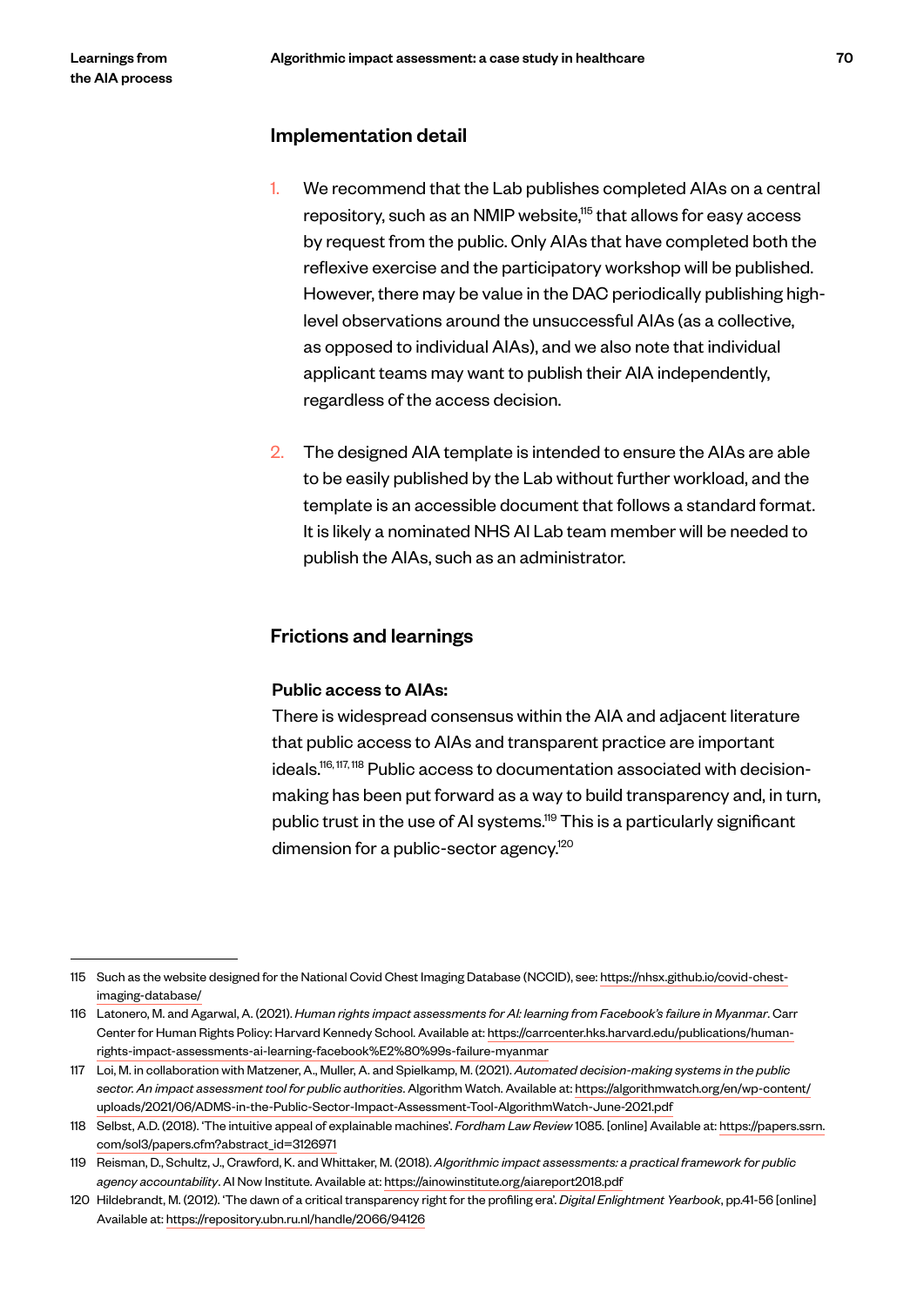## Implementation detail

1. We recommend that the Lab publishes completed AIAs on a central repository, such as an NMIP website,[115] that allows for easy access by request from the public. Only AIAs that have completed both the reflexive exercise and the participatory workshop will be published. However, there may be value in the DAC periodically publishing high-level observations around the unsuccessful AIAs (as a collective, as opposed to individual AIAs), and we also note that individual applicant teams may want to publish their AIA independently, regardless of the access decision.

2. The designed AIA template is intended to ensure the AIAs are able to be easily published by the Lab without further workload, and the template is an accessible document that follows a standard format. It is likely a nominated NHS AI Lab team member will be needed to publish the AIAs, such as an administrator.

## Frictions and learnings

**Public access to AIAs:**

There is widespread consensus within the AIA and adjacent literature that public access to AIAs and transparent practice are important ideals.[116, 117, 118] Public access to documentation associated with decision-making has been put forward as a way to build transparency and, in turn, public trust in the use of AI systems.[119] This is a particularly significant dimension for a public-sector agency.[120]

---

115 Such as the website designed for the National Covid Chest Imaging Database (NCCID), see: https://nhsx.github.io/covid-chest-imaging-database/

116 Latonero, M. and Agarwal, A. (2021). *Human rights impact assessments for AI: learning from Facebook's failure in Myanmar*. Carr Center for Human Rights Policy: Harvard Kennedy School. Available at: https://carrcenter.hks.harvard.edu/publications/human-rights-impact-assessments-ai-learning-facebook%E2%80%99s-failure-myanmar

117 Loi, M. in collaboration with Matzener, A., Muller, A. and Spielkamp, M. (2021). *Automated decision-making systems in the public sector. An impact assessment tool for public authorities.* Algorithm Watch. Available at: https://algorithmwatch.org/en/wp-content/uploads/2021/06/ADMS-in-the-Public-Sector-Impact-Assessment-Tool-AlgorithmWatch-June-2021.pdf

118 Selbst, A.D. (2018). 'The intuitive appeal of explainable machines'. *Fordham Law Review* 1085. [online] Available at: https://papers.ssrn.com/sol3/papers.cfm?abstract_id=3126971

119 Reisman, D., Schultz, J., Crawford, K. and Whittaker, M. (2018). *Algorithmic impact assessments: a practical framework for public agency accountability*. AI Now Institute. Available at: https://ainowinstitute.org/aiareport2018.pdf

120 Hildebrandt, M. (2012). 'The dawn of a critical transparency right for the profiling era'. *Digital Enlightment Yearbook*, pp.41-56 [online] Available at: https://repository.ubn.ru.nl/handle/2066/94126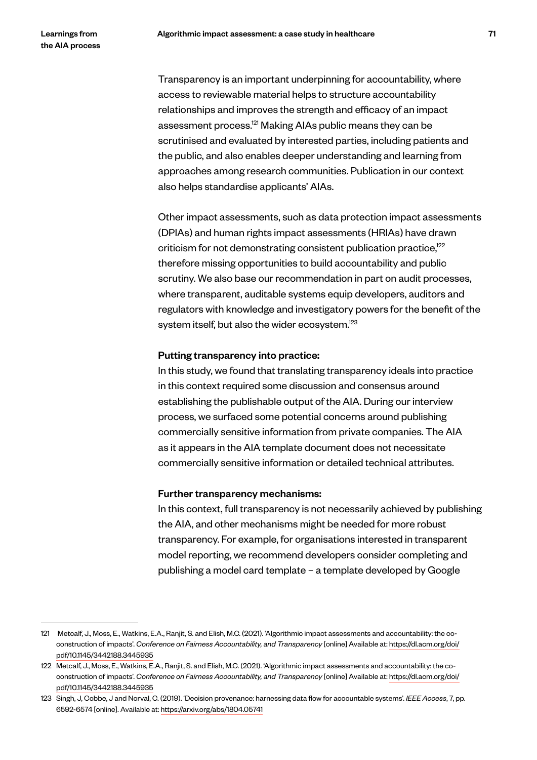Transparency is an important underpinning for accountability, where access to reviewable material helps to structure accountability relationships and improves the strength and efficacy of an impact assessment process.[121] Making AIAs public means they can be scrutinised and evaluated by interested parties, including patients and the public, and also enables deeper understanding and learning from approaches among research communities. Publication in our context also helps standardise applicants' AIAs.

Other impact assessments, such as data protection impact assessments (DPIAs) and human rights impact assessments (HRIAs) have drawn criticism for not demonstrating consistent publication practice,[122] therefore missing opportunities to build accountability and public scrutiny. We also base our recommendation in part on audit processes, where transparent, auditable systems equip developers, auditors and regulators with knowledge and investigatory powers for the benefit of the system itself, but also the wider ecosystem.[123]

**Putting transparency into practice:**
In this study, we found that translating transparency ideals into practice in this context required some discussion and consensus around establishing the publishable output of the AIA. During our interview process, we surfaced some potential concerns around publishing commercially sensitive information from private companies. The AIA as it appears in the AIA template document does not necessitate commercially sensitive information or detailed technical attributes.

**Further transparency mechanisms:**
In this context, full transparency is not necessarily achieved by publishing the AIA, and other mechanisms might be needed for more robust transparency. For example, for organisations interested in transparent model reporting, we recommend developers consider completing and publishing a model card template – a template developed by Google

---

121 Metcalf, J., Moss, E., Watkins, E.A., Ranjit, S. and Elish, M.C. (2021). 'Algorithmic impact assessments and accountability: the co-construction of impacts'. *Conference on Fairness Accountability, and Transparency* [online] Available at: https://dl.acm.org/doi/pdf/10.1145/3442188.3445935

122 Metcalf, J., Moss, E., Watkins, E.A., Ranjit, S. and Elish, M.C. (2021). 'Algorithmic impact assessments and accountability: the co-construction of impacts'. *Conference on Fairness Accountability, and Transparency* [online] Available at: https://dl.acm.org/doi/pdf/10.1145/3442188.3445935

123 Singh, J, Cobbe, J and Norval, C. (2019). 'Decision provenance: harnessing data flow for accountable systems'. *IEEE Access*, 7, pp. 6592-6574 [online]. Available at: https://arxiv.org/abs/1804.05741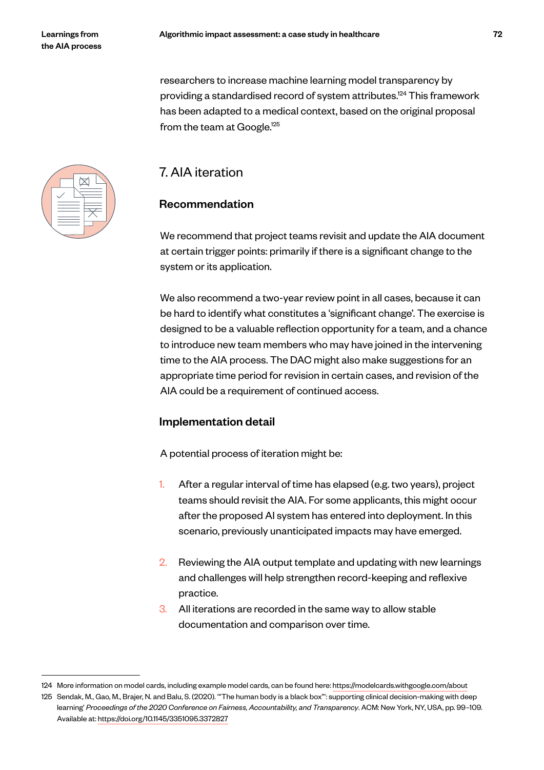researchers to increase machine learning model transparency by providing a standardised record of system attributes.[124] This framework has been adapted to a medical context, based on the original proposal from the team at Google.[125]

## 7. AIA iteration

### Recommendation

We recommend that project teams revisit and update the AIA document at certain trigger points: primarily if there is a significant change to the system or its application.

We also recommend a two-year review point in all cases, because it can be hard to identify what constitutes a 'significant change'. The exercise is designed to be a valuable reflection opportunity for a team, and a chance to introduce new team members who may have joined in the intervening time to the AIA process. The DAC might also make suggestions for an appropriate time period for revision in certain cases, and revision of the AIA could be a requirement of continued access.

### Implementation detail

A potential process of iteration might be:

1. After a regular interval of time has elapsed (e.g. two years), project teams should revisit the AIA. For some applicants, this might occur after the proposed AI system has entered into deployment. In this scenario, previously unanticipated impacts may have emerged.
2. Reviewing the AIA output template and updating with new learnings and challenges will help strengthen record-keeping and reflexive practice.
3. All iterations are recorded in the same way to allow stable documentation and comparison over time.

---

124 More information on model cards, including example model cards, can be found here: https://modelcards.withgoogle.com/about

125 Sendak, M., Gao, M., Brajer, N. and Balu, S. (2020). '"The human body is a black box"': supporting clinical decision-making with deep learning' *Proceedings of the 2020 Conference on Fairness, Accountability, and Transparency*. ACM: New York, NY, USA, pp. 99–109. Available at: https://doi.org/10.1145/3351095.3372827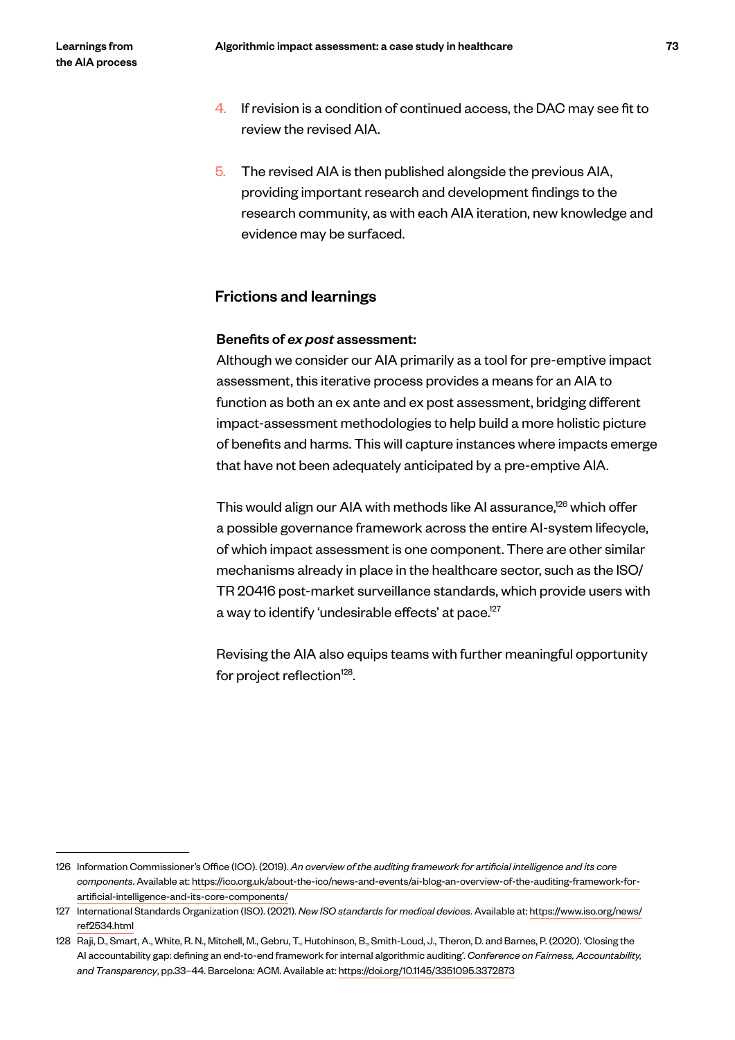4. If revision is a condition of continued access, the DAC may see fit to review the revised AIA.

5. The revised AIA is then published alongside the previous AIA, providing important research and development findings to the research community, as with each AIA iteration, new knowledge and evidence may be surfaced.

## Frictions and learnings

**Benefits of *ex post* assessment:**
Although we consider our AIA primarily as a tool for pre-emptive impact assessment, this iterative process provides a means for an AIA to function as both an ex ante and ex post assessment, bridging different impact-assessment methodologies to help build a more holistic picture of benefits and harms. This will capture instances where impacts emerge that have not been adequately anticipated by a pre-emptive AIA.

This would align our AIA with methods like AI assurance,[126] which offer a possible governance framework across the entire AI-system lifecycle, of which impact assessment is one component. There are other similar mechanisms already in place in the healthcare sector, such as the ISO/TR 20416 post-market surveillance standards, which provide users with a way to identify 'undesirable effects' at pace.[127]

Revising the AIA also equips teams with further meaningful opportunity for project reflection[128].

---

126 Information Commissioner's Office (ICO). (2019). *An overview of the auditing framework for artificial intelligence and its core components*. Available at: https://ico.org.uk/about-the-ico/news-and-events/ai-blog-an-overview-of-the-auditing-framework-for-artificial-intelligence-and-its-core-components/

127 International Standards Organization (ISO). (2021). *New ISO standards for medical devices*. Available at: https://www.iso.org/news/ref2534.html

128 Raji, D., Smart, A., White, R. N., Mitchell, M., Gebru, T., Hutchinson, B., Smith-Loud, J., Theron, D. and Barnes, P. (2020). 'Closing the AI accountability gap: defining an end-to-end framework for internal algorithmic auditing'. *Conference on Fairness, Accountability, and Transparency*, pp.33–44. Barcelona: ACM. Available at: https://doi.org/10.1145/3351095.3372873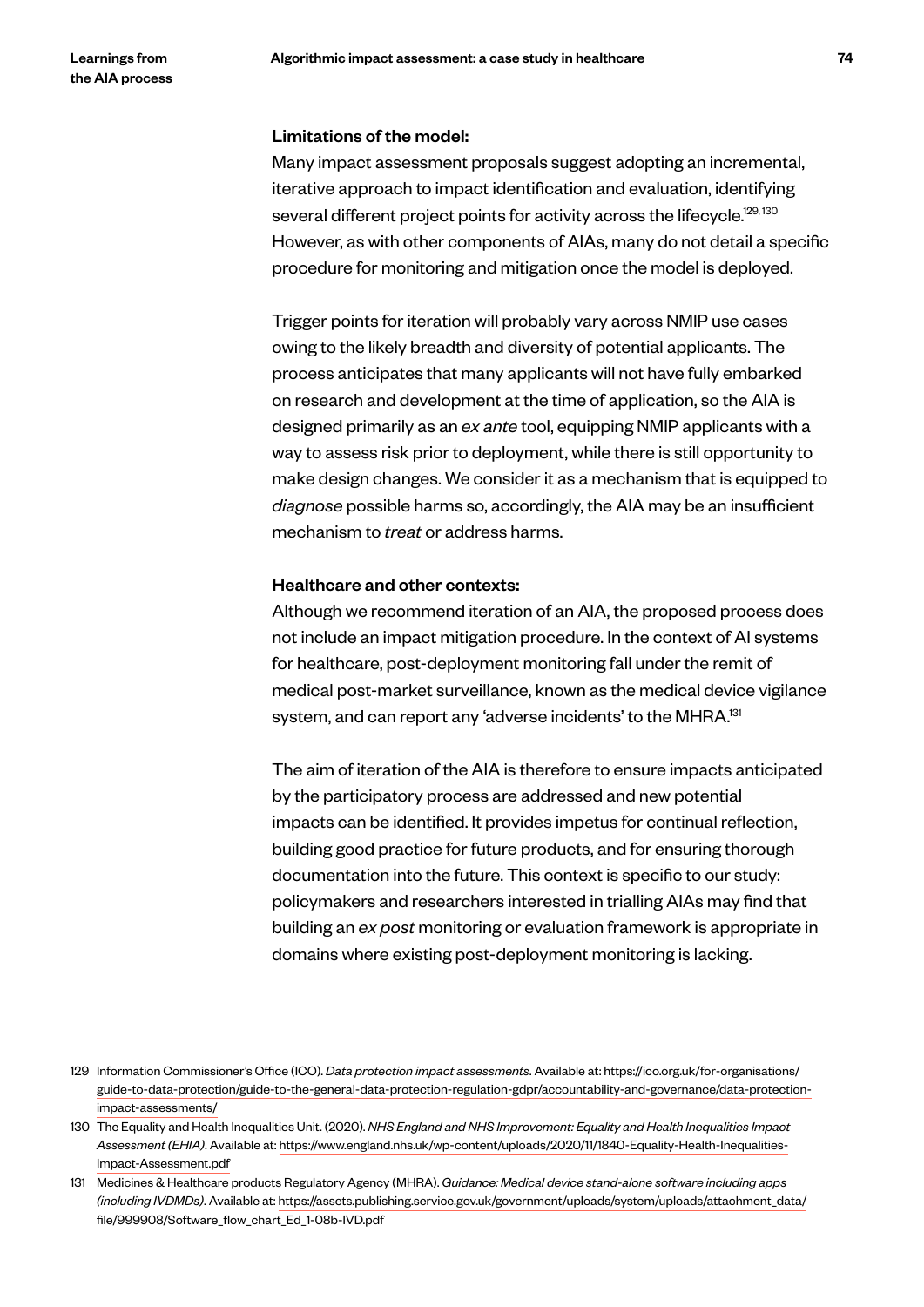**Limitations of the model:**

Many impact assessment proposals suggest adopting an incremental, iterative approach to impact identification and evaluation, identifying several different project points for activity across the lifecycle.[129, 130] However, as with other components of AIAs, many do not detail a specific procedure for monitoring and mitigation once the model is deployed.

Trigger points for iteration will probably vary across NMIP use cases owing to the likely breadth and diversity of potential applicants. The process anticipates that many applicants will not have fully embarked on research and development at the time of application, so the AIA is designed primarily as an *ex ante* tool, equipping NMIP applicants with a way to assess risk prior to deployment, while there is still opportunity to make design changes. We consider it as a mechanism that is equipped to *diagnose* possible harms so, accordingly, the AIA may be an insufficient mechanism to *treat* or address harms.

**Healthcare and other contexts:**

Although we recommend iteration of an AIA, the proposed process does not include an impact mitigation procedure. In the context of AI systems for healthcare, post-deployment monitoring fall under the remit of medical post-market surveillance, known as the medical device vigilance system, and can report any 'adverse incidents' to the MHRA.[131]

The aim of iteration of the AIA is therefore to ensure impacts anticipated by the participatory process are addressed and new potential impacts can be identified. It provides impetus for continual reflection, building good practice for future products, and for ensuring thorough documentation into the future. This context is specific to our study: policymakers and researchers interested in trialling AIAs may find that building an *ex post* monitoring or evaluation framework is appropriate in domains where existing post-deployment monitoring is lacking.

---

129 Information Commissioner's Office (ICO). *Data protection impact assessments*. Available at: https://ico.org.uk/for-organisations/guide-to-data-protection/guide-to-the-general-data-protection-regulation-gdpr/accountability-and-governance/data-protection-impact-assessments/

130 The Equality and Health Inequalities Unit. (2020). *NHS England and NHS Improvement: Equality and Health Inequalities Impact Assessment (EHIA)*. Available at: https://www.england.nhs.uk/wp-content/uploads/2020/11/1840-Equality-Health-Inequalities-Impact-Assessment.pdf

131 Medicines & Healthcare products Regulatory Agency (MHRA). *Guidance: Medical device stand-alone software including apps (including IVDMDs)*. Available at: https://assets.publishing.service.gov.uk/government/uploads/system/uploads/attachment_data/file/999908/Software_flow_chart_Ed_1-08b-IVD.pdf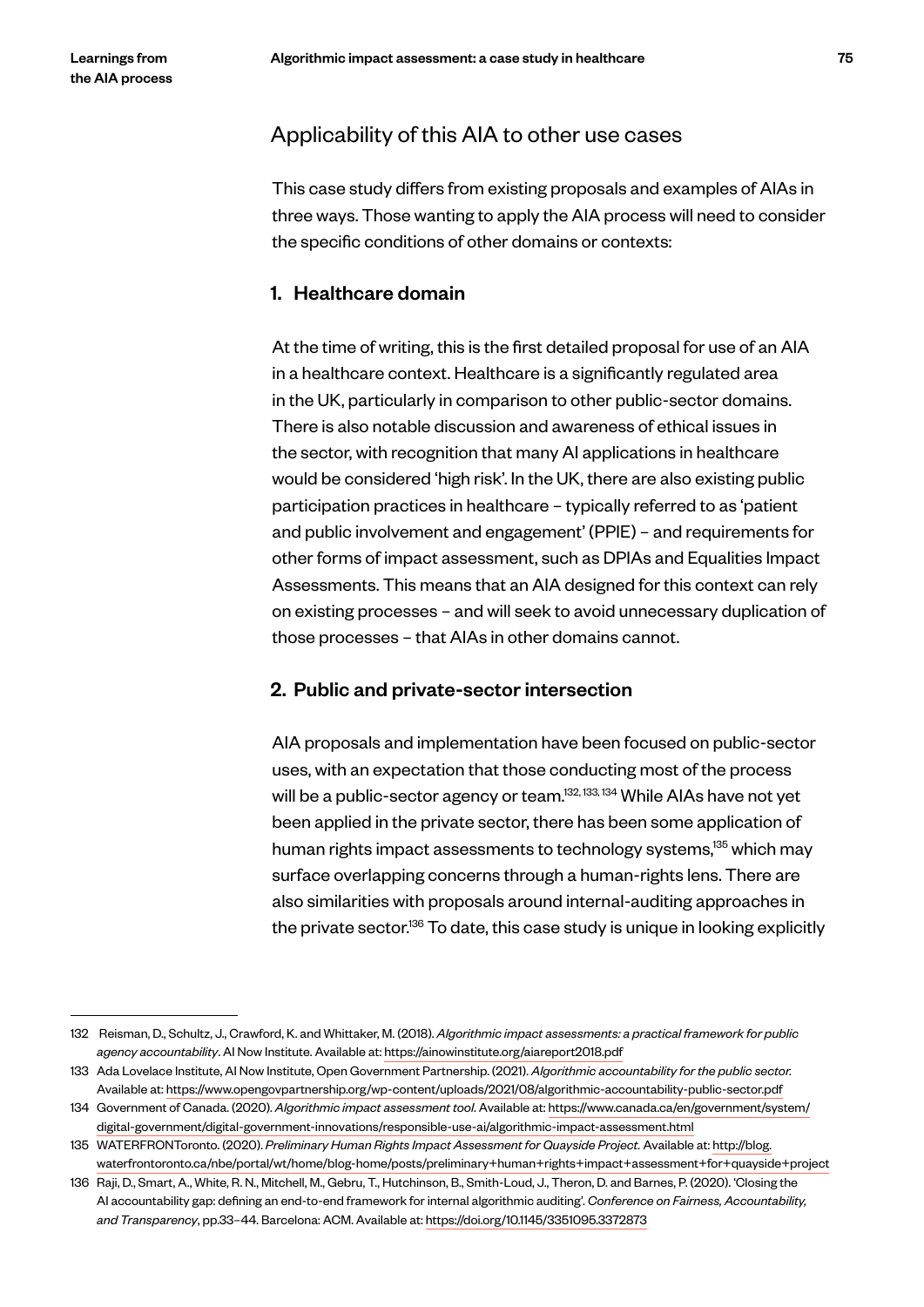## Applicability of this AIA to other use cases

This case study differs from existing proposals and examples of AIAs in three ways. Those wanting to apply the AIA process will need to consider the specific conditions of other domains or contexts:

### 1. Healthcare domain

At the time of writing, this is the first detailed proposal for use of an AIA in a healthcare context. Healthcare is a significantly regulated area in the UK, particularly in comparison to other public-sector domains. There is also notable discussion and awareness of ethical issues in the sector, with recognition that many AI applications in healthcare would be considered 'high risk'. In the UK, there are also existing public participation practices in healthcare – typically referred to as 'patient and public involvement and engagement' (PPIE) – and requirements for other forms of impact assessment, such as DPIAs and Equalities Impact Assessments. This means that an AIA designed for this context can rely on existing processes – and will seek to avoid unnecessary duplication of those processes – that AIAs in other domains cannot.

### 2. Public and private-sector intersection

AIA proposals and implementation have been focused on public-sector uses, with an expectation that those conducting most of the process will be a public-sector agency or team.[132, 133, 134] While AIAs have not yet been applied in the private sector, there has been some application of human rights impact assessments to technology systems,[135] which may surface overlapping concerns through a human-rights lens. There are also similarities with proposals around internal-auditing approaches in the private sector.[136] To date, this case study is unique in looking explicitly

---

132 Reisman, D., Schultz, J., Crawford, K. and Whittaker, M. (2018). *Algorithmic impact assessments: a practical framework for public agency accountability*. AI Now Institute. Available at: https://ainowinstitute.org/aiareport2018.pdf

133 Ada Lovelace Institute, AI Now Institute, Open Government Partnership. (2021). *Algorithmic accountability for the public sector.* Available at: https://www.opengovpartnership.org/wp-content/uploads/2021/08/algorithmic-accountability-public-sector.pdf

134 Government of Canada. (2020). *Algorithmic impact assessment tool.* Available at: https://www.canada.ca/en/government/system/digital-government/digital-government-innovations/responsible-use-ai/algorithmic-impact-assessment.html

135 WATERFRONToronto. (2020). *Preliminary Human Rights Impact Assessment for Quayside Project.* Available at: http://blog.waterfrontoronto.ca/nbe/portal/wt/home/blog-home/posts/preliminary+human+rights+impact+assessment+for+quayside+project

136 Raji, D., Smart, A., White, R. N., Mitchell, M., Gebru, T., Hutchinson, B., Smith-Loud, J., Theron, D. and Barnes, P. (2020). 'Closing the AI accountability gap: defining an end-to-end framework for internal algorithmic auditing'. *Conference on Fairness, Accountability, and Transparency*, pp.33–44. Barcelona: ACM. Available at: https://doi.org/10.1145/3351095.3372873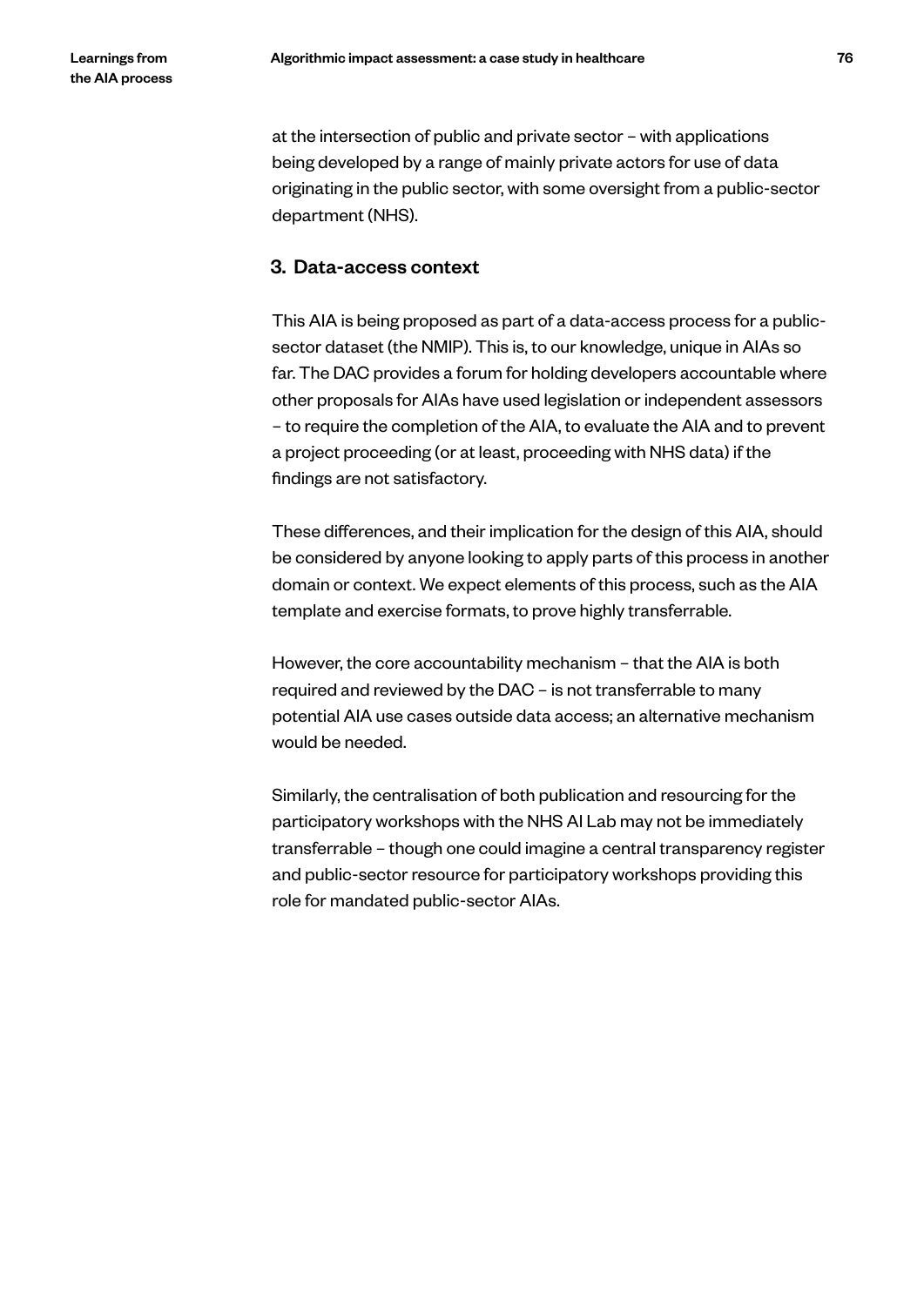at the intersection of public and private sector – with applications being developed by a range of mainly private actors for use of data originating in the public sector, with some oversight from a public-sector department (NHS).

### 3. Data-access context

This AIA is being proposed as part of a data-access process for a public-sector dataset (the NMIP). This is, to our knowledge, unique in AIAs so far. The DAC provides a forum for holding developers accountable where other proposals for AIAs have used legislation or independent assessors – to require the completion of the AIA, to evaluate the AIA and to prevent a project proceeding (or at least, proceeding with NHS data) if the findings are not satisfactory.

These differences, and their implication for the design of this AIA, should be considered by anyone looking to apply parts of this process in another domain or context. We expect elements of this process, such as the AIA template and exercise formats, to prove highly transferrable.

However, the core accountability mechanism – that the AIA is both required and reviewed by the DAC – is not transferrable to many potential AIA use cases outside data access; an alternative mechanism would be needed.

Similarly, the centralisation of both publication and resourcing for the participatory workshops with the NHS AI Lab may not be immediately transferrable – though one could imagine a central transparency register and public-sector resource for participatory workshops providing this role for mandated public-sector AIAs.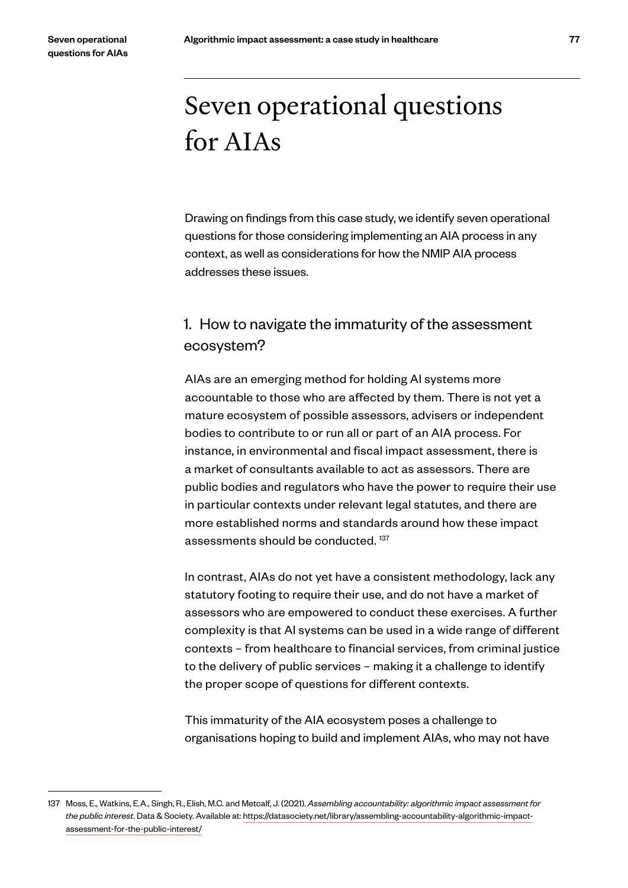# Seven operational questions for AIAs

Drawing on findings from this case study, we identify seven operational questions for those considering implementing an AIA process in any context, as well as considerations for how the NMIP AIA process addresses these issues.

## 1. How to navigate the immaturity of the assessment ecosystem?

AIAs are an emerging method for holding AI systems more accountable to those who are affected by them. There is not yet a mature ecosystem of possible assessors, advisers or independent bodies to contribute to or run all or part of an AIA process. For instance, in environmental and fiscal impact assessment, there is a market of consultants available to act as assessors. There are public bodies and regulators who have the power to require their use in particular contexts under relevant legal statutes, and there are more established norms and standards around how these impact assessments should be conducted. [137]

In contrast, AIAs do not yet have a consistent methodology, lack any statutory footing to require their use, and do not have a market of assessors who are empowered to conduct these exercises. A further complexity is that AI systems can be used in a wide range of different contexts – from healthcare to financial services, from criminal justice to the delivery of public services – making it a challenge to identify the proper scope of questions for different contexts.

This immaturity of the AIA ecosystem poses a challenge to organisations hoping to build and implement AIAs, who may not have

---

137 Moss, E., Watkins, E.A., Singh, R., Elish, M.C. and Metcalf, J. (2021). *Assembling accountability: algorithmic impact assessment for the public interest*. Data & Society. Available at: https://datasociety.net/library/assembling-accountability-algorithmic-impact-assessment-for-the-public-interest/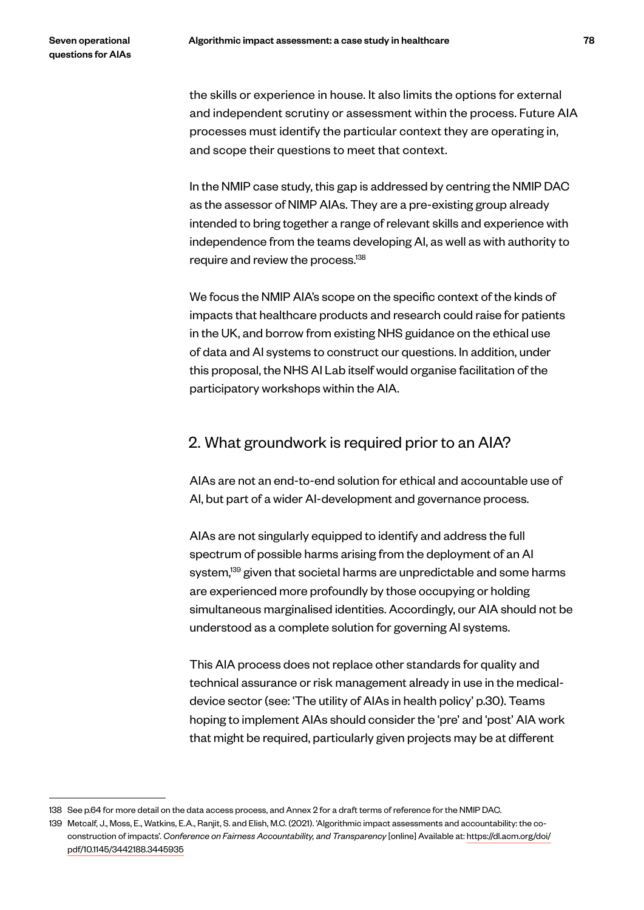the skills or experience in house. It also limits the options for external and independent scrutiny or assessment within the process. Future AIA processes must identify the particular context they are operating in, and scope their questions to meet that context.

In the NMIP case study, this gap is addressed by centring the NMIP DAC as the assessor of NIMP AIAs. They are a pre-existing group already intended to bring together a range of relevant skills and experience with independence from the teams developing AI, as well as with authority to require and review the process.[138]

We focus the NMIP AIA's scope on the specific context of the kinds of impacts that healthcare products and research could raise for patients in the UK, and borrow from existing NHS guidance on the ethical use of data and AI systems to construct our questions. In addition, under this proposal, the NHS AI Lab itself would organise facilitation of the participatory workshops within the AIA.

## 2. What groundwork is required prior to an AIA?

AIAs are not an end-to-end solution for ethical and accountable use of AI, but part of a wider AI-development and governance process.

AIAs are not singularly equipped to identify and address the full spectrum of possible harms arising from the deployment of an AI system,[139] given that societal harms are unpredictable and some harms are experienced more profoundly by those occupying or holding simultaneous marginalised identities. Accordingly, our AIA should not be understood as a complete solution for governing AI systems.

This AIA process does not replace other standards for quality and technical assurance or risk management already in use in the medical-device sector (see: 'The utility of AIAs in health policy' p.30). Teams hoping to implement AIAs should consider the 'pre' and 'post' AIA work that might be required, particularly given projects may be at different

---

138 See p.64 for more detail on the data access process, and Annex 2 for a draft terms of reference for the NMIP DAC.

139 Metcalf, J., Moss, E., Watkins, E.A., Ranjit, S. and Elish, M.C. (2021). 'Algorithmic impact assessments and accountability: the co-construction of impacts'. *Conference on Fairness Accountability, and Transparency* [online] Available at: https://dl.acm.org/doi/pdf/10.1145/3442188.3445935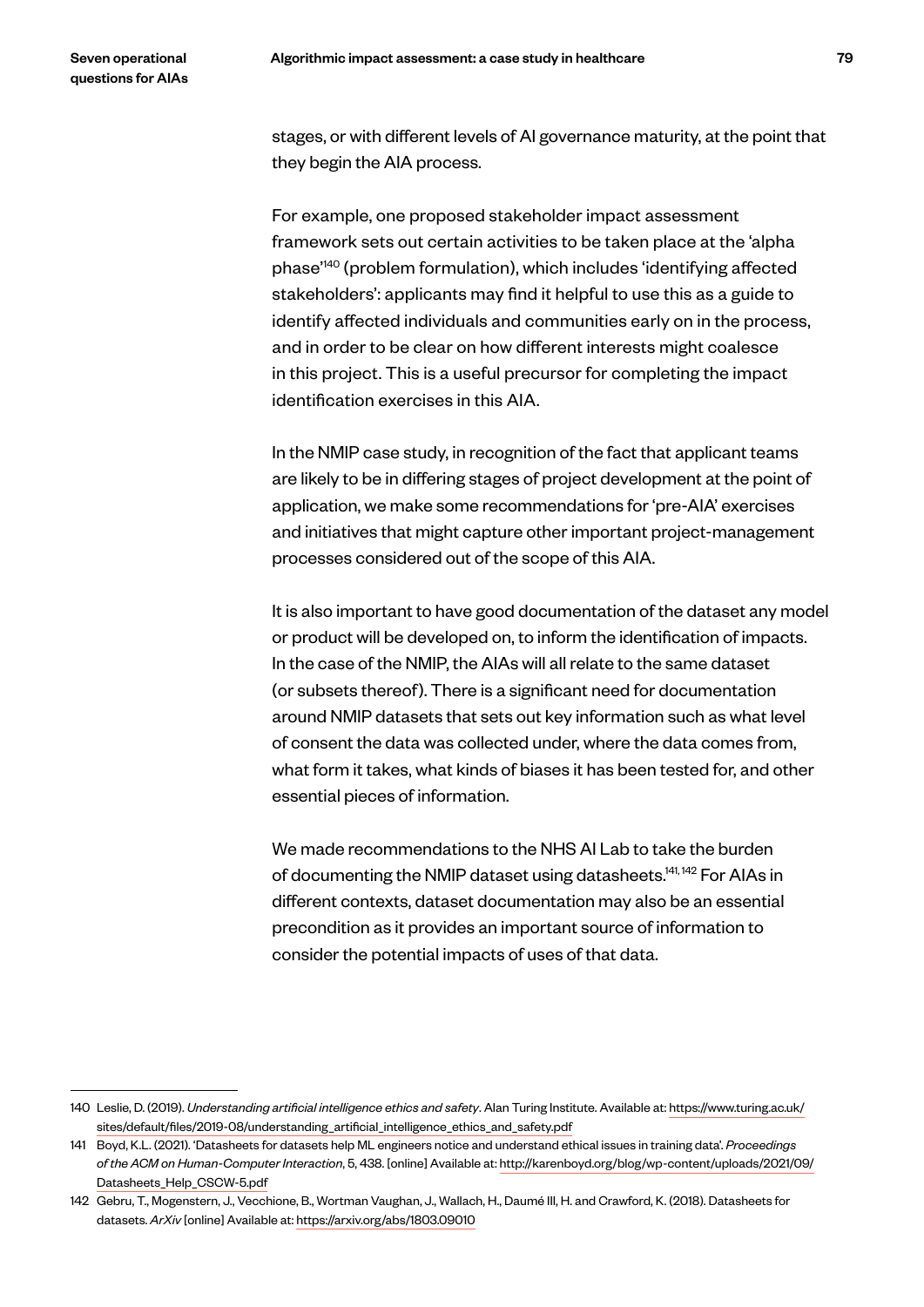stages, or with different levels of AI governance maturity, at the point that they begin the AIA process.

For example, one proposed stakeholder impact assessment framework sets out certain activities to be taken place at the 'alpha phase'[140] (problem formulation), which includes 'identifying affected stakeholders': applicants may find it helpful to use this as a guide to identify affected individuals and communities early on in the process, and in order to be clear on how different interests might coalesce in this project. This is a useful precursor for completing the impact identification exercises in this AIA.

In the NMIP case study, in recognition of the fact that applicant teams are likely to be in differing stages of project development at the point of application, we make some recommendations for 'pre-AIA' exercises and initiatives that might capture other important project-management processes considered out of the scope of this AIA.

It is also important to have good documentation of the dataset any model or product will be developed on, to inform the identification of impacts. In the case of the NMIP, the AIAs will all relate to the same dataset (or subsets thereof). There is a significant need for documentation around NMIP datasets that sets out key information such as what level of consent the data was collected under, where the data comes from, what form it takes, what kinds of biases it has been tested for, and other essential pieces of information.

We made recommendations to the NHS AI Lab to take the burden of documenting the NMIP dataset using datasheets.[141, 142] For AIAs in different contexts, dataset documentation may also be an essential precondition as it provides an important source of information to consider the potential impacts of uses of that data.

---

140 Leslie, D. (2019). *Understanding artificial intelligence ethics and safety*. Alan Turing Institute. Available at: https://www.turing.ac.uk/sites/default/files/2019-08/understanding_artificial_intelligence_ethics_and_safety.pdf

141 Boyd, K.L. (2021). 'Datasheets for datasets help ML engineers notice and understand ethical issues in training data'. *Proceedings of the ACM on Human-Computer Interaction*, 5, 438. [online] Available at: http://karenboyd.org/blog/wp-content/uploads/2021/09/Datasheets_Help_CSCW-5.pdf

142 Gebru, T., Mogenstern, J., Vecchione, B., Wortman Vaughan, J., Wallach, H., Daumé III, H. and Crawford, K. (2018). Datasheets for datasets. *ArXiv* [online] Available at: https://arxiv.org/abs/1803.09010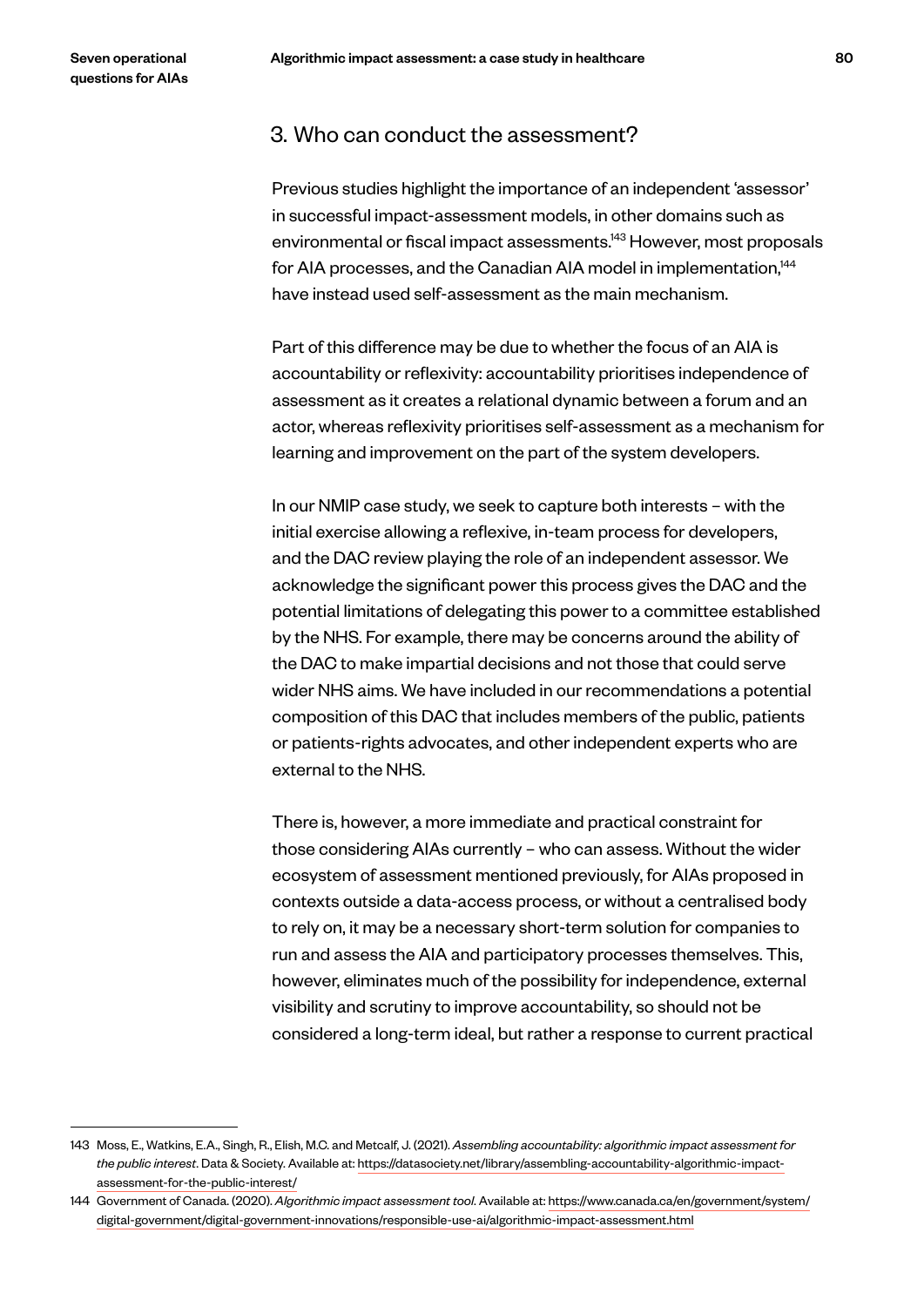### 3. Who can conduct the assessment?

Previous studies highlight the importance of an independent 'assessor' in successful impact-assessment models, in other domains such as environmental or fiscal impact assessments.[143] However, most proposals for AIA processes, and the Canadian AIA model in implementation,[144] have instead used self-assessment as the main mechanism.

Part of this difference may be due to whether the focus of an AIA is accountability or reflexivity: accountability prioritises independence of assessment as it creates a relational dynamic between a forum and an actor, whereas reflexivity prioritises self-assessment as a mechanism for learning and improvement on the part of the system developers.

In our NMIP case study, we seek to capture both interests – with the initial exercise allowing a reflexive, in-team process for developers, and the DAC review playing the role of an independent assessor. We acknowledge the significant power this process gives the DAC and the potential limitations of delegating this power to a committee established by the NHS. For example, there may be concerns around the ability of the DAC to make impartial decisions and not those that could serve wider NHS aims. We have included in our recommendations a potential composition of this DAC that includes members of the public, patients or patients-rights advocates, and other independent experts who are external to the NHS.

There is, however, a more immediate and practical constraint for those considering AIAs currently – who can assess. Without the wider ecosystem of assessment mentioned previously, for AIAs proposed in contexts outside a data-access process, or without a centralised body to rely on, it may be a necessary short-term solution for companies to run and assess the AIA and participatory processes themselves. This, however, eliminates much of the possibility for independence, external visibility and scrutiny to improve accountability, so should not be considered a long-term ideal, but rather a response to current practical

---

143 Moss, E., Watkins, E.A., Singh, R., Elish, M.C. and Metcalf, J. (2021). *Assembling accountability: algorithmic impact assessment for the public interest*. Data & Society. Available at: https://datasociety.net/library/assembling-accountability-algorithmic-impact-assessment-for-the-public-interest/

144 Government of Canada. (2020). *Algorithmic impact assessment tool*. Available at: https://www.canada.ca/en/government/system/digital-government/digital-government-innovations/responsible-use-ai/algorithmic-impact-assessment.html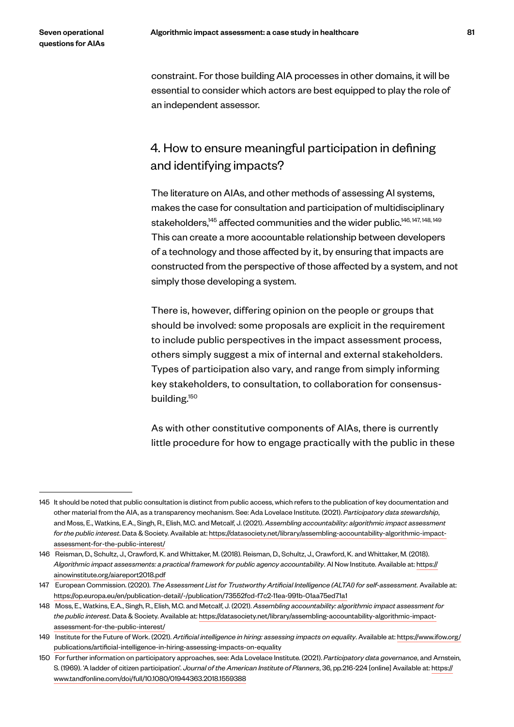constraint. For those building AIA processes in other domains, it will be essential to consider which actors are best equipped to play the role of an independent assessor.

## 4. How to ensure meaningful participation in defining and identifying impacts?

The literature on AIAs, and other methods of assessing AI systems, makes the case for consultation and participation of multidisciplinary stakeholders,[145] affected communities and the wider public.[146, 147, 148, 149] This can create a more accountable relationship between developers of a technology and those affected by it, by ensuring that impacts are constructed from the perspective of those affected by a system, and not simply those developing a system.

There is, however, differing opinion on the people or groups that should be involved: some proposals are explicit in the requirement to include public perspectives in the impact assessment process, others simply suggest a mix of internal and external stakeholders. Types of participation also vary, and range from simply informing key stakeholders, to consultation, to collaboration for consensus-building.[150]

As with other constitutive components of AIAs, there is currently little procedure for how to engage practically with the public in these

---

145 It should be noted that public consultation is distinct from public access, which refers to the publication of key documentation and other material from the AIA, as a transparency mechanism. See: Ada Lovelace Institute. (2021). *Participatory data stewardship*, and Moss, E., Watkins, E.A., Singh, R., Elish, M.C. and Metcalf, J. (2021). *Assembling accountability: algorithmic impact assessment for the public interest*. Data & Society. Available at: https://datasociety.net/library/assembling-accountability-algorithmic-impact-assessment-for-the-public-interest/

146 Reisman, D., Schultz, J., Crawford, K. and Whittaker, M. (2018). Reisman, D., Schultz, J., Crawford, K. and Whittaker, M. (2018). *Algorithmic impact assessments: a practical framework for public agency accountability*. AI Now Institute. Available at: https://ainowinstitute.org/aiareport2018.pdf

147 European Commission. (2020). *The Assessment List for Trustworthy Artificial Intelligence (ALTAI) for self-assessment.* Available at: https://op.europa.eu/en/publication-detail/-/publication/73552fcd-f7c2-11ea-991b-01aa75ed71a1

148 Moss, E., Watkins, E.A., Singh, R., Elish, M.C. and Metcalf, J. (2021). *Assembling accountability: algorithmic impact assessment for the public interest*. Data & Society. Available at: https://datasociety.net/library/assembling-accountability-algorithmic-impact-assessment-for-the-public-interest/

149 Institute for the Future of Work. (2021). *Artificial intelligence in hiring: assessing impacts on equality*. Available at: https://www.ifow.org/publications/artificial-intelligence-in-hiring-assessing-impacts-on-equality

150 For further information on participatory approaches, see: Ada Lovelace Institute. (2021). *Participatory data governance*, and Arnstein, S. (1969). 'A ladder of citizen participation'. *Journal of the American Institute of Planners*, 36, pp.216-224 [online] Available at: https://www.tandfonline.com/doi/full/10.1080/01944363.2018.1559388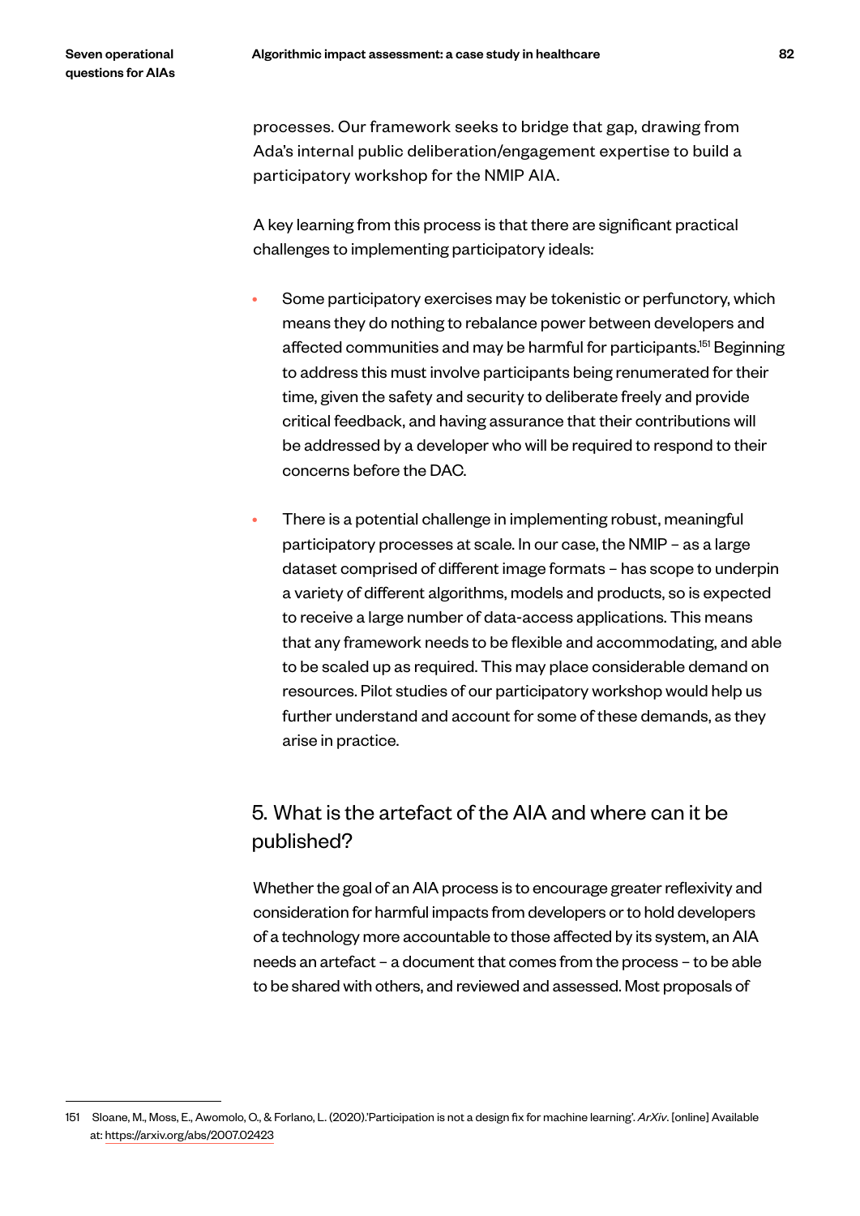processes. Our framework seeks to bridge that gap, drawing from Ada's internal public deliberation/engagement expertise to build a participatory workshop for the NMIP AIA.

A key learning from this process is that there are significant practical challenges to implementing participatory ideals:

- Some participatory exercises may be tokenistic or perfunctory, which means they do nothing to rebalance power between developers and affected communities and may be harmful for participants.[151] Beginning to address this must involve participants being renumerated for their time, given the safety and security to deliberate freely and provide critical feedback, and having assurance that their contributions will be addressed by a developer who will be required to respond to their concerns before the DAC.

- There is a potential challenge in implementing robust, meaningful participatory processes at scale. In our case, the NMIP – as a large dataset comprised of different image formats – has scope to underpin a variety of different algorithms, models and products, so is expected to receive a large number of data-access applications. This means that any framework needs to be flexible and accommodating, and able to be scaled up as required. This may place considerable demand on resources. Pilot studies of our participatory workshop would help us further understand and account for some of these demands, as they arise in practice.

## 5. What is the artefact of the AIA and where can it be published?

Whether the goal of an AIA process is to encourage greater reflexivity and consideration for harmful impacts from developers or to hold developers of a technology more accountable to those affected by its system, an AIA needs an artefact – a document that comes from the process – to be able to be shared with others, and reviewed and assessed. Most proposals of

---

151 Sloane, M., Moss, E., Awomolo, O., & Forlano, L. (2020).'Participation is not a design fix for machine learning'. *ArXiv*. [online] Available at: https://arxiv.org/abs/2007.02423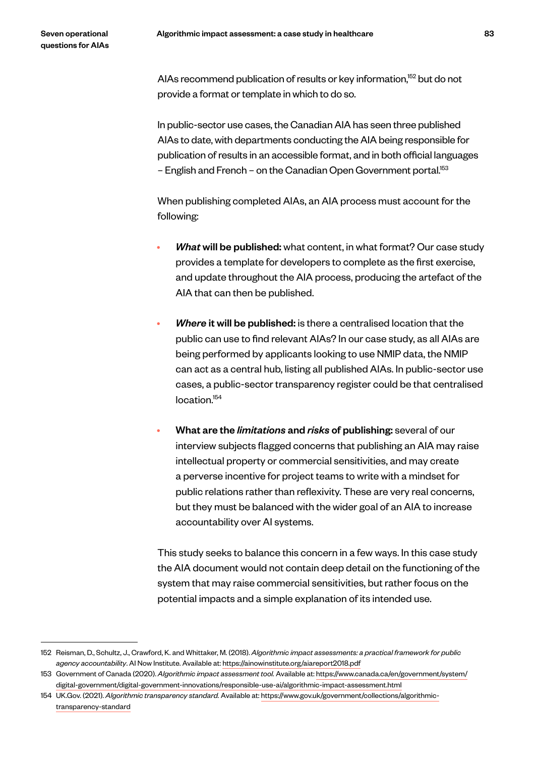AIAs recommend publication of results or key information,[152] but do not provide a format or template in which to do so.

In public-sector use cases, the Canadian AIA has seen three published AIAs to date, with departments conducting the AIA being responsible for publication of results in an accessible format, and in both official languages – English and French – on the Canadian Open Government portal.[153]

When publishing completed AIAs, an AIA process must account for the following:

- ***What* will be published:** what content, in what format? Our case study provides a template for developers to complete as the first exercise, and update throughout the AIA process, producing the artefact of the AIA that can then be published.
- ***Where* it will be published:** is there a centralised location that the public can use to find relevant AIAs? In our case study, as all AIAs are being performed by applicants looking to use NMIP data, the NMIP can act as a central hub, listing all published AIAs. In public-sector use cases, a public-sector transparency register could be that centralised location.[154]
- **What are the *limitations* and *risks* of publishing:** several of our interview subjects flagged concerns that publishing an AIA may raise intellectual property or commercial sensitivities, and may create a perverse incentive for project teams to write with a mindset for public relations rather than reflexivity. These are very real concerns, but they must be balanced with the wider goal of an AIA to increase accountability over AI systems.

This study seeks to balance this concern in a few ways. In this case study the AIA document would not contain deep detail on the functioning of the system that may raise commercial sensitivities, but rather focus on the potential impacts and a simple explanation of its intended use.

---

152 Reisman, D., Schultz, J., Crawford, K. and Whittaker, M. (2018). *Algorithmic impact assessments: a practical framework for public agency accountability*. AI Now Institute. Available at: https://ainowinstitute.org/aiareport2018.pdf

153 Government of Canada (2020). *Algorithmic impact assessment tool.* Available at: https://www.canada.ca/en/government/system/digital-government/digital-government-innovations/responsible-use-ai/algorithmic-impact-assessment.html

154 UK.Gov. (2021). *Algorithmic transparency standard.* Available at: https://www.gov.uk/government/collections/algorithmic-transparency-standard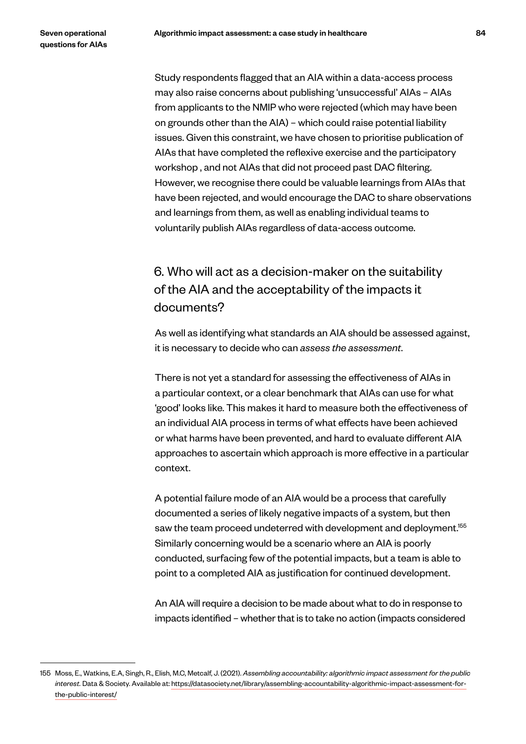Study respondents flagged that an AIA within a data-access process may also raise concerns about publishing 'unsuccessful' AIAs – AIAs from applicants to the NMIP who were rejected (which may have been on grounds other than the AIA) – which could raise potential liability issues. Given this constraint, we have chosen to prioritise publication of AIAs that have completed the reflexive exercise and the participatory workshop , and not AIAs that did not proceed past DAC filtering. However, we recognise there could be valuable learnings from AIAs that have been rejected, and would encourage the DAC to share observations and learnings from them, as well as enabling individual teams to voluntarily publish AIAs regardless of data-access outcome.

## 6. Who will act as a decision-maker on the suitability of the AIA and the acceptability of the impacts it documents?

As well as identifying what standards an AIA should be assessed against, it is necessary to decide who can *assess the assessment*.

There is not yet a standard for assessing the effectiveness of AIAs in a particular context, or a clear benchmark that AIAs can use for what 'good' looks like. This makes it hard to measure both the effectiveness of an individual AIA process in terms of what effects have been achieved or what harms have been prevented, and hard to evaluate different AIA approaches to ascertain which approach is more effective in a particular context.

A potential failure mode of an AIA would be a process that carefully documented a series of likely negative impacts of a system, but then saw the team proceed undeterred with development and deployment.[155] Similarly concerning would be a scenario where an AIA is poorly conducted, surfacing few of the potential impacts, but a team is able to point to a completed AIA as justification for continued development.

An AIA will require a decision to be made about what to do in response to impacts identified – whether that is to take no action (impacts considered

---

155 Moss, E., Watkins, E.A, Singh, R., Elish, M.C, Metcalf, J. (2021). *Assembling accountability: algorithmic impact assessment for the public interest*. Data & Society. Available at: https://datasociety.net/library/assembling-accountability-algorithmic-impact-assessment-for-the-public-interest/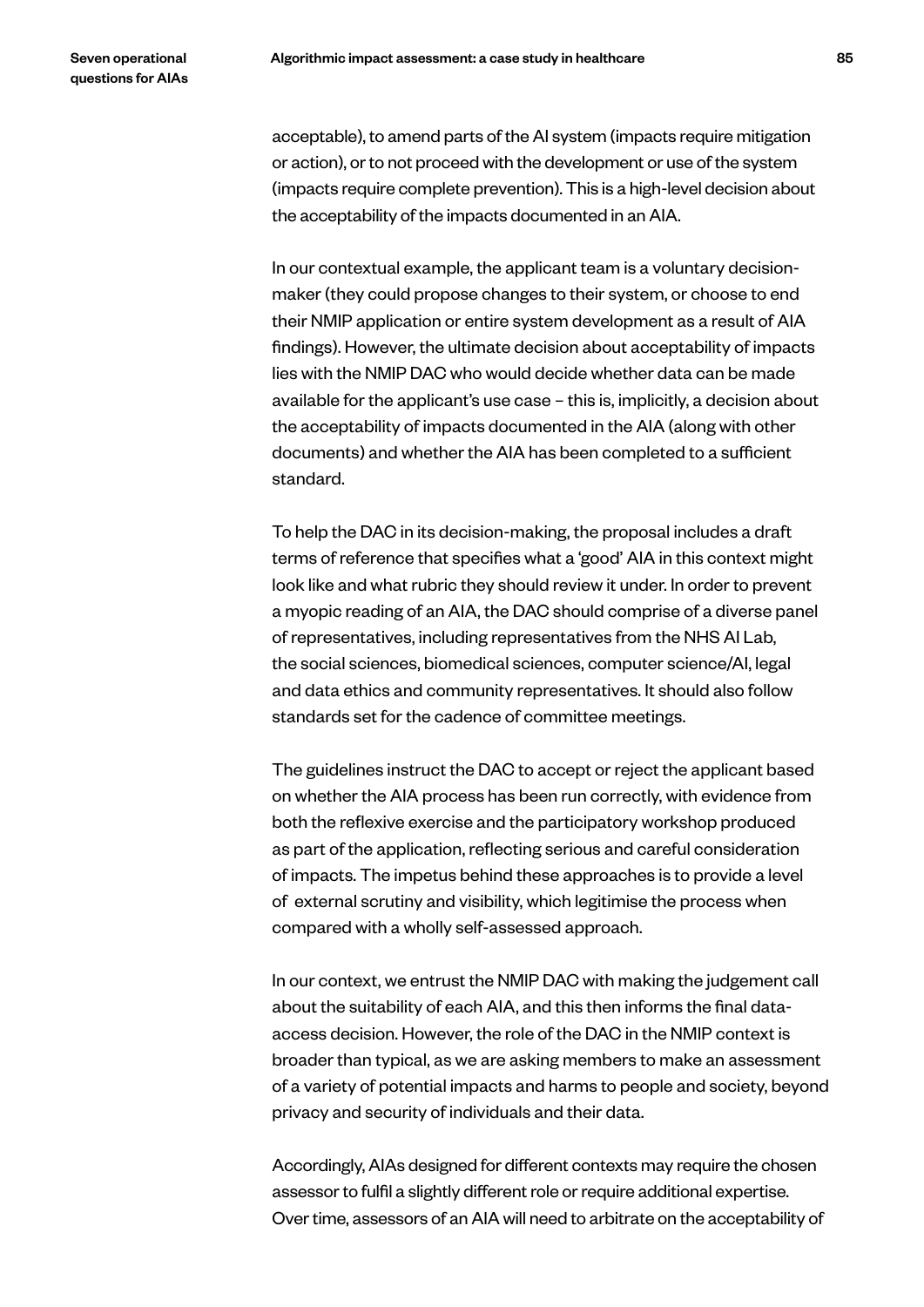acceptable), to amend parts of the AI system (impacts require mitigation or action), or to not proceed with the development or use of the system (impacts require complete prevention). This is a high-level decision about the acceptability of the impacts documented in an AIA.

In our contextual example, the applicant team is a voluntary decision-maker (they could propose changes to their system, or choose to end their NMIP application or entire system development as a result of AIA findings). However, the ultimate decision about acceptability of impacts lies with the NMIP DAC who would decide whether data can be made available for the applicant's use case – this is, implicitly, a decision about the acceptability of impacts documented in the AIA (along with other documents) and whether the AIA has been completed to a sufficient standard.

To help the DAC in its decision-making, the proposal includes a draft terms of reference that specifies what a 'good' AIA in this context might look like and what rubric they should review it under. In order to prevent a myopic reading of an AIA, the DAC should comprise of a diverse panel of representatives, including representatives from the NHS AI Lab, the social sciences, biomedical sciences, computer science/AI, legal and data ethics and community representatives. It should also follow standards set for the cadence of committee meetings.

The guidelines instruct the DAC to accept or reject the applicant based on whether the AIA process has been run correctly, with evidence from both the reflexive exercise and the participatory workshop produced as part of the application, reflecting serious and careful consideration of impacts. The impetus behind these approaches is to provide a level of external scrutiny and visibility, which legitimise the process when compared with a wholly self-assessed approach.

In our context, we entrust the NMIP DAC with making the judgement call about the suitability of each AIA, and this then informs the final data-access decision. However, the role of the DAC in the NMIP context is broader than typical, as we are asking members to make an assessment of a variety of potential impacts and harms to people and society, beyond privacy and security of individuals and their data.

Accordingly, AIAs designed for different contexts may require the chosen assessor to fulfil a slightly different role or require additional expertise. Over time, assessors of an AIA will need to arbitrate on the acceptability of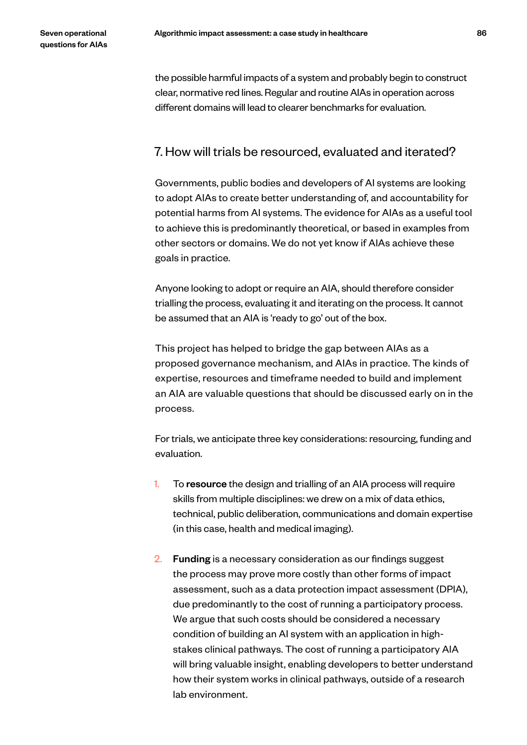the possible harmful impacts of a system and probably begin to construct clear, normative red lines. Regular and routine AIAs in operation across different domains will lead to clearer benchmarks for evaluation.

## 7. How will trials be resourced, evaluated and iterated?

Governments, public bodies and developers of AI systems are looking to adopt AIAs to create better understanding of, and accountability for potential harms from AI systems. The evidence for AIAs as a useful tool to achieve this is predominantly theoretical, or based in examples from other sectors or domains. We do not yet know if AIAs achieve these goals in practice.

Anyone looking to adopt or require an AIA, should therefore consider trialling the process, evaluating it and iterating on the process. It cannot be assumed that an AIA is 'ready to go' out of the box.

This project has helped to bridge the gap between AIAs as a proposed governance mechanism, and AIAs in practice. The kinds of expertise, resources and timeframe needed to build and implement an AIA are valuable questions that should be discussed early on in the process.

For trials, we anticipate three key considerations: resourcing, funding and evaluation.

1. To **resource** the design and trialling of an AIA process will require skills from multiple disciplines: we drew on a mix of data ethics, technical, public deliberation, communications and domain expertise (in this case, health and medical imaging).

2. **Funding** is a necessary consideration as our findings suggest the process may prove more costly than other forms of impact assessment, such as a data protection impact assessment (DPIA), due predominantly to the cost of running a participatory process. We argue that such costs should be considered a necessary condition of building an AI system with an application in high-stakes clinical pathways. The cost of running a participatory AIA will bring valuable insight, enabling developers to better understand how their system works in clinical pathways, outside of a research lab environment.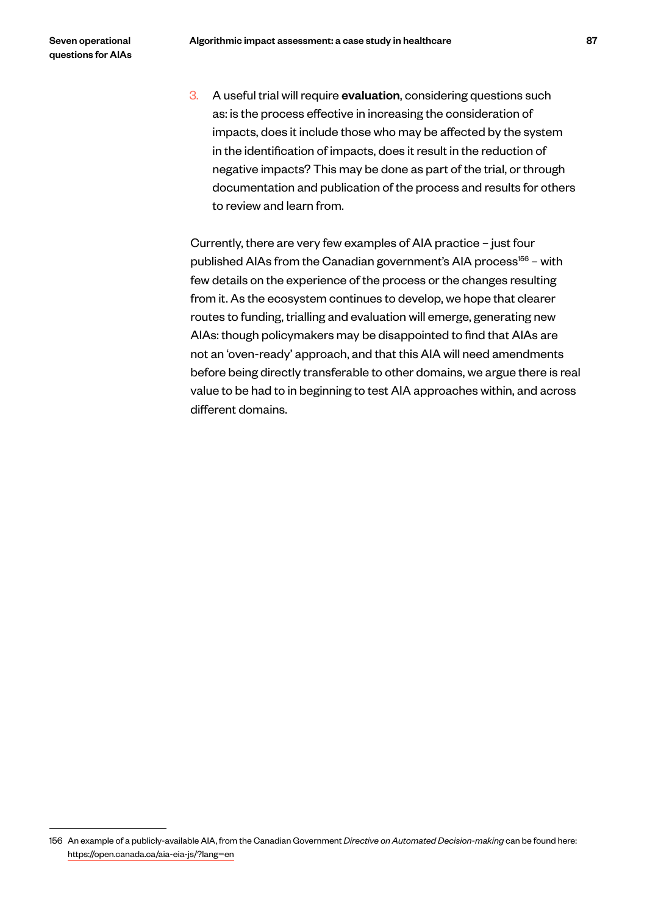3. A useful trial will require **evaluation**, considering questions such as: is the process effective in increasing the consideration of impacts, does it include those who may be affected by the system in the identification of impacts, does it result in the reduction of negative impacts? This may be done as part of the trial, or through documentation and publication of the process and results for others to review and learn from.

Currently, there are very few examples of AIA practice – just four published AIAs from the Canadian government's AIA process[156] – with few details on the experience of the process or the changes resulting from it. As the ecosystem continues to develop, we hope that clearer routes to funding, trialling and evaluation will emerge, generating new AIAs: though policymakers may be disappointed to find that AIAs are not an 'oven-ready' approach, and that this AIA will need amendments before being directly transferable to other domains, we argue there is real value to be had to in beginning to test AIA approaches within, and across different domains.

---

156 An example of a publicly-available AIA, from the Canadian Government *Directive on Automated Decision-making* can be found here: https://open.canada.ca/aia-eia-js/?lang=en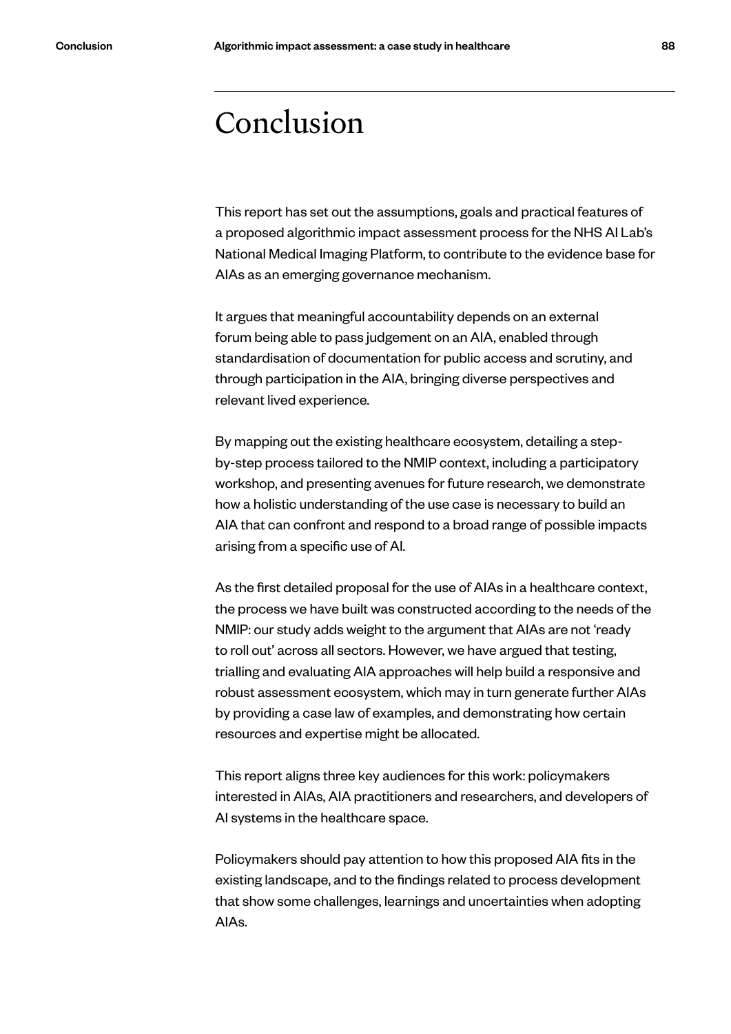# Conclusion

This report has set out the assumptions, goals and practical features of a proposed algorithmic impact assessment process for the NHS AI Lab's National Medical Imaging Platform, to contribute to the evidence base for AIAs as an emerging governance mechanism.

It argues that meaningful accountability depends on an external forum being able to pass judgement on an AIA, enabled through standardisation of documentation for public access and scrutiny, and through participation in the AIA, bringing diverse perspectives and relevant lived experience.

By mapping out the existing healthcare ecosystem, detailing a step-by-step process tailored to the NMIP context, including a participatory workshop, and presenting avenues for future research, we demonstrate how a holistic understanding of the use case is necessary to build an AIA that can confront and respond to a broad range of possible impacts arising from a specific use of AI.

As the first detailed proposal for the use of AIAs in a healthcare context, the process we have built was constructed according to the needs of the NMIP: our study adds weight to the argument that AIAs are not 'ready to roll out' across all sectors. However, we have argued that testing, trialling and evaluating AIA approaches will help build a responsive and robust assessment ecosystem, which may in turn generate further AIAs by providing a case law of examples, and demonstrating how certain resources and expertise might be allocated.

This report aligns three key audiences for this work: policymakers interested in AIAs, AIA practitioners and researchers, and developers of AI systems in the healthcare space.

Policymakers should pay attention to how this proposed AIA fits in the existing landscape, and to the findings related to process development that show some challenges, learnings and uncertainties when adopting AIAs.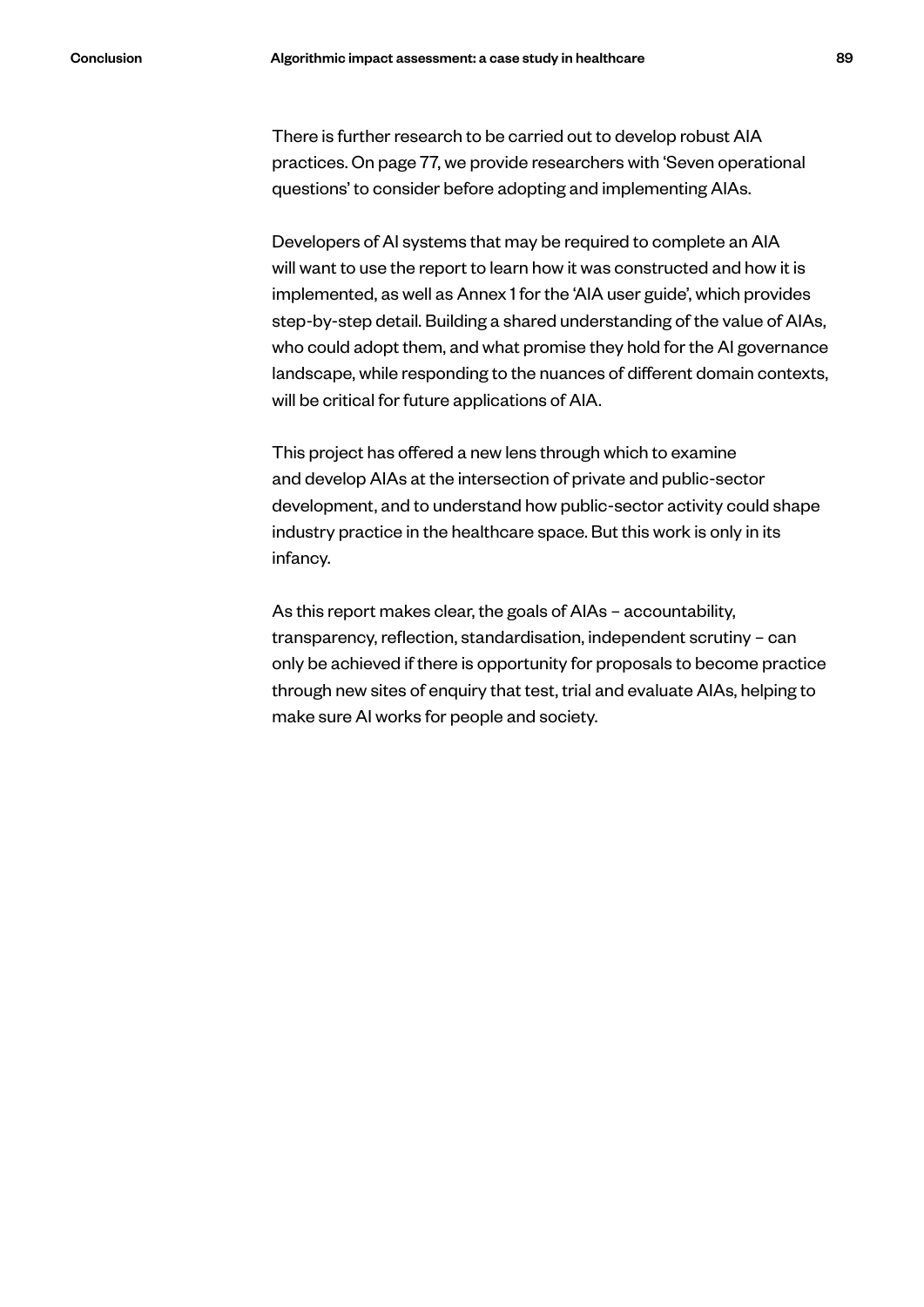There is further research to be carried out to develop robust AIA practices. On page 77, we provide researchers with 'Seven operational questions' to consider before adopting and implementing AIAs.

Developers of AI systems that may be required to complete an AIA will want to use the report to learn how it was constructed and how it is implemented, as well as Annex 1 for the 'AIA user guide', which provides step-by-step detail. Building a shared understanding of the value of AIAs, who could adopt them, and what promise they hold for the AI governance landscape, while responding to the nuances of different domain contexts, will be critical for future applications of AIA.

This project has offered a new lens through which to examine and develop AIAs at the intersection of private and public-sector development, and to understand how public-sector activity could shape industry practice in the healthcare space. But this work is only in its infancy.

As this report makes clear, the goals of AIAs – accountability, transparency, reflection, standardisation, independent scrutiny – can only be achieved if there is opportunity for proposals to become practice through new sites of enquiry that test, trial and evaluate AIAs, helping to make sure AI works for people and society.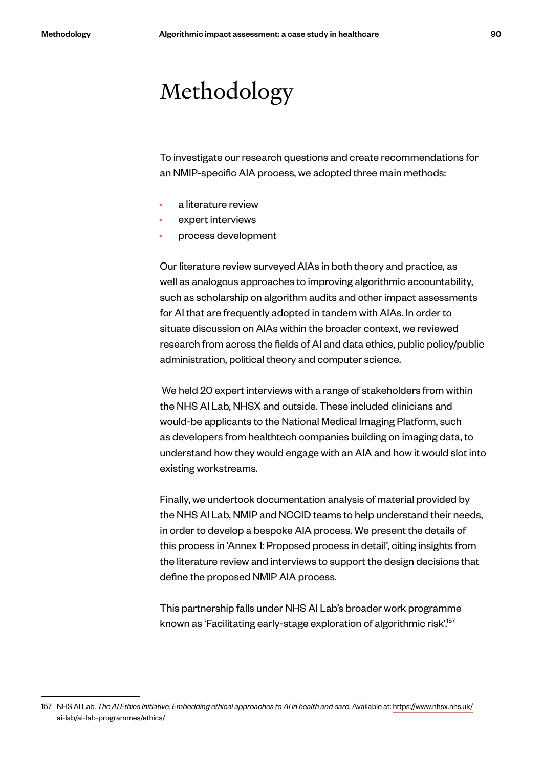# Methodology

To investigate our research questions and create recommendations for an NMIP-specific AIA process, we adopted three main methods:

- a literature review
- expert interviews
- process development

Our literature review surveyed AIAs in both theory and practice, as well as analogous approaches to improving algorithmic accountability, such as scholarship on algorithm audits and other impact assessments for AI that are frequently adopted in tandem with AIAs. In order to situate discussion on AIAs within the broader context, we reviewed research from across the fields of AI and data ethics, public policy/public administration, political theory and computer science.

We held 20 expert interviews with a range of stakeholders from within the NHS AI Lab, NHSX and outside. These included clinicians and would-be applicants to the National Medical Imaging Platform, such as developers from healthtech companies building on imaging data, to understand how they would engage with an AIA and how it would slot into existing workstreams.

Finally, we undertook documentation analysis of material provided by the NHS AI Lab, NMIP and NCCID teams to help understand their needs, in order to develop a bespoke AIA process. We present the details of this process in 'Annex 1: Proposed process in detail', citing insights from the literature review and interviews to support the design decisions that define the proposed NMIP AIA process.

This partnership falls under NHS AI Lab's broader work programme known as 'Facilitating early-stage exploration of algorithmic risk'.[157]

---

157 NHS AI Lab. *The AI Ethics Initiative: Embedding ethical approaches to AI in health and care.* Available at: https://www.nhsx.nhs.uk/ai-lab/ai-lab-programmes/ethics/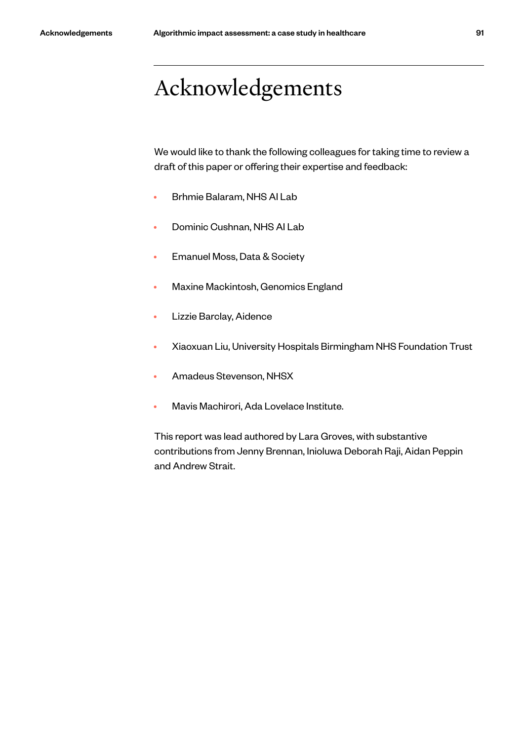# Acknowledgements

We would like to thank the following colleagues for taking time to review a draft of this paper or offering their expertise and feedback:

- Brhmie Balaram, NHS AI Lab
- Dominic Cushnan, NHS AI Lab
- Emanuel Moss, Data & Society
- Maxine Mackintosh, Genomics England
- Lizzie Barclay, Aidence
- Xiaoxuan Liu, University Hospitals Birmingham NHS Foundation Trust
- Amadeus Stevenson, NHSX
- Mavis Machirori, Ada Lovelace Institute.

This report was lead authored by Lara Groves, with substantive contributions from Jenny Brennan, Inioluwa Deborah Raji, Aidan Peppin and Andrew Strait.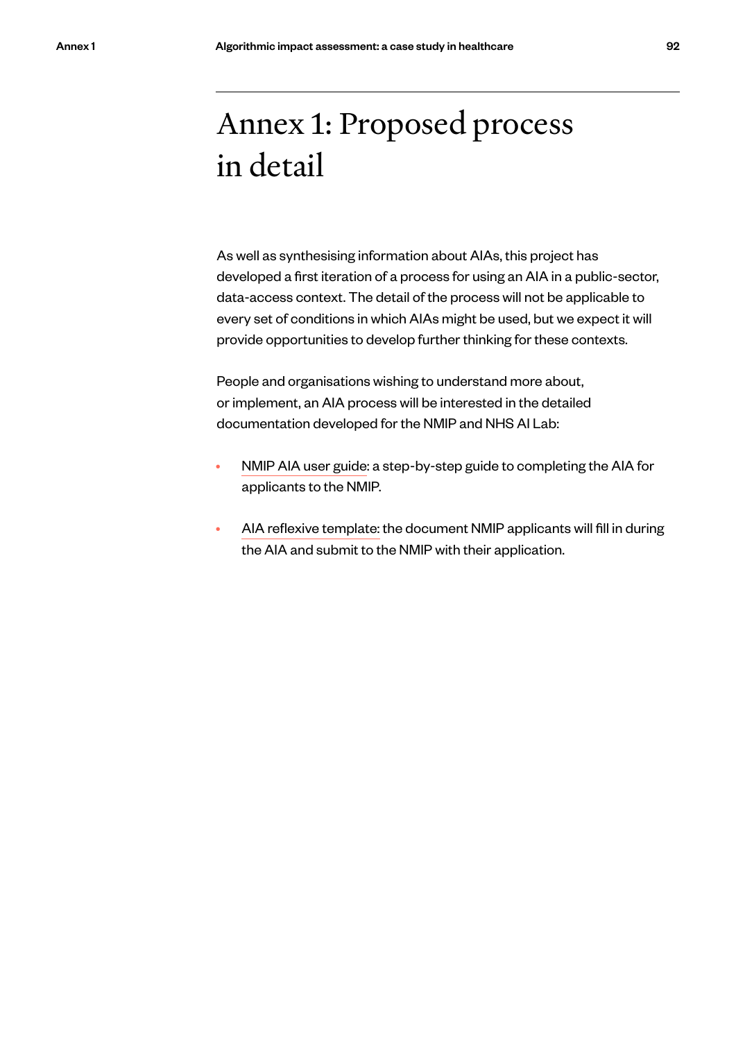# Annex 1: Proposed process in detail

As well as synthesising information about AIAs, this project has developed a first iteration of a process for using an AIA in a public-sector, data-access context. The detail of the process will not be applicable to every set of conditions in which AIAs might be used, but we expect it will provide opportunities to develop further thinking for these contexts.

People and organisations wishing to understand more about, or implement, an AIA process will be interested in the detailed documentation developed for the NMIP and NHS AI Lab:

- NMIP AIA user guide: a step-by-step guide to completing the AIA for applicants to the NMIP.
- AIA reflexive template: the document NMIP applicants will fill in during the AIA and submit to the NMIP with their application.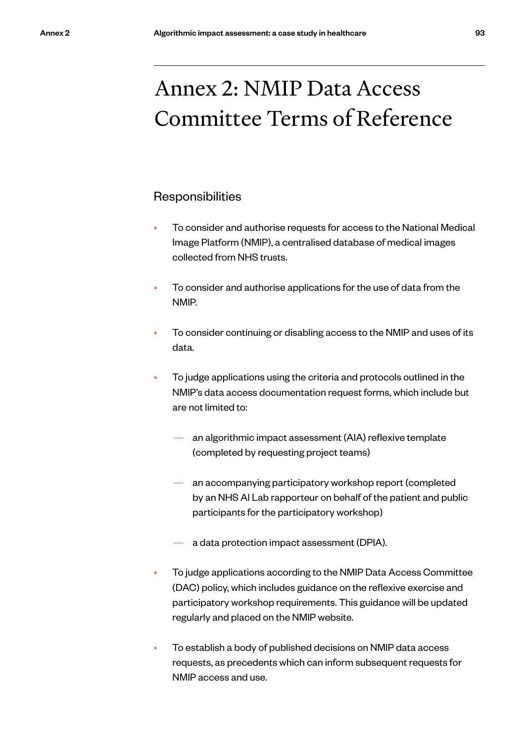# Annex 2: NMIP Data Access Committee Terms of Reference

## Responsibilities

- To consider and authorise requests for access to the National Medical Image Platform (NMIP), a centralised database of medical images collected from NHS trusts.
- To consider and authorise applications for the use of data from the NMIP.
- To consider continuing or disabling access to the NMIP and uses of its data.
- To judge applications using the criteria and protocols outlined in the NMIP's data access documentation request forms, which include but are not limited to:
  - an algorithmic impact assessment (AIA) reflexive template (completed by requesting project teams)
  - an accompanying participatory workshop report (completed by an NHS AI Lab rapporteur on behalf of the patient and public participants for the participatory workshop)
  - a data protection impact assessment (DPIA).
- To judge applications according to the NMIP Data Access Committee (DAC) policy, which includes guidance on the reflexive exercise and participatory workshop requirements. This guidance will be updated regularly and placed on the NMIP website.
- To establish a body of published decisions on NMIP data access requests, as precedents which can inform subsequent requests for NMIP access and use.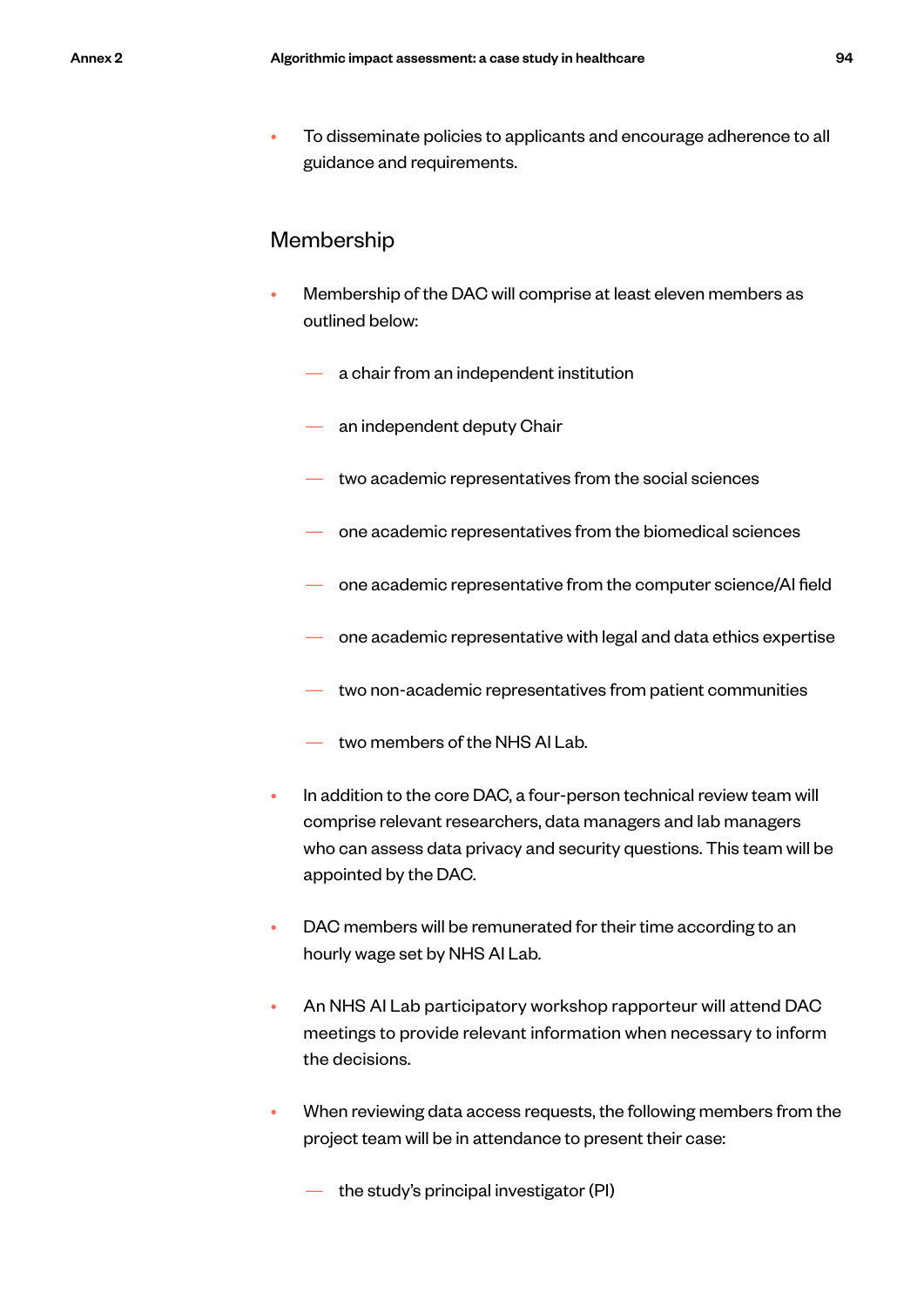- To disseminate policies to applicants and encourage adherence to all guidance and requirements.

## Membership

- Membership of the DAC will comprise at least eleven members as outlined below:
  - a chair from an independent institution
  - an independent deputy Chair
  - two academic representatives from the social sciences
  - one academic representatives from the biomedical sciences
  - one academic representative from the computer science/AI field
  - one academic representative with legal and data ethics expertise
  - two non-academic representatives from patient communities
  - two members of the NHS AI Lab.
- In addition to the core DAC, a four-person technical review team will comprise relevant researchers, data managers and lab managers who can assess data privacy and security questions. This team will be appointed by the DAC.
- DAC members will be remunerated for their time according to an hourly wage set by NHS AI Lab.
- An NHS AI Lab participatory workshop rapporteur will attend DAC meetings to provide relevant information when necessary to inform the decisions.
- When reviewing data access requests, the following members from the project team will be in attendance to present their case:
  - the study's principal investigator (PI)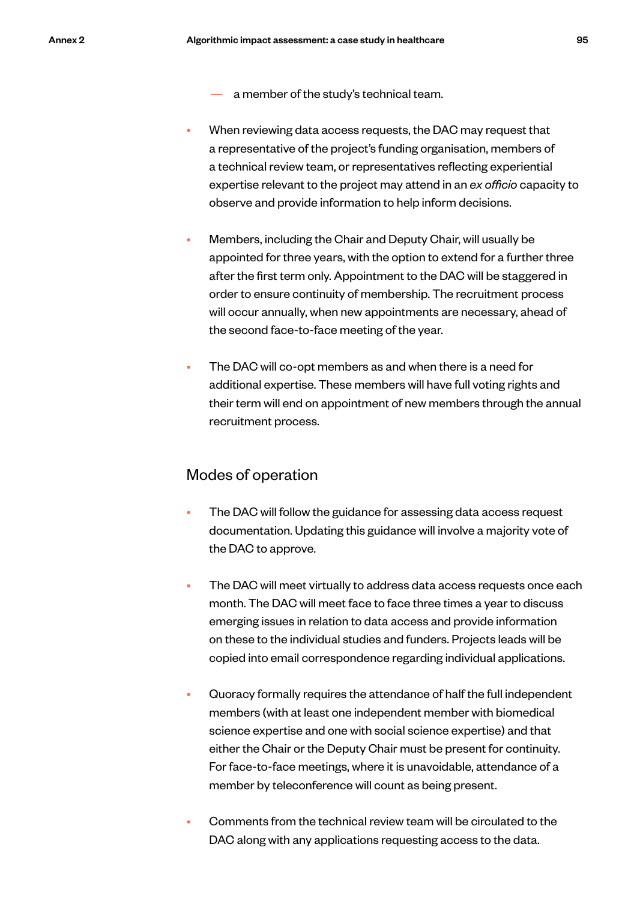- a member of the study's technical team.

- When reviewing data access requests, the DAC may request that a representative of the project's funding organisation, members of a technical review team, or representatives reflecting experiential expertise relevant to the project may attend in an *ex officio* capacity to observe and provide information to help inform decisions.

- Members, including the Chair and Deputy Chair, will usually be appointed for three years, with the option to extend for a further three after the first term only. Appointment to the DAC will be staggered in order to ensure continuity of membership. The recruitment process will occur annually, when new appointments are necessary, ahead of the second face-to-face meeting of the year.

- The DAC will co-opt members as and when there is a need for additional expertise. These members will have full voting rights and their term will end on appointment of new members through the annual recruitment process.

## Modes of operation

- The DAC will follow the guidance for assessing data access request documentation. Updating this guidance will involve a majority vote of the DAC to approve.

- The DAC will meet virtually to address data access requests once each month. The DAC will meet face to face three times a year to discuss emerging issues in relation to data access and provide information on these to the individual studies and funders. Projects leads will be copied into email correspondence regarding individual applications.

- Quoracy formally requires the attendance of half the full independent members (with at least one independent member with biomedical science expertise and one with social science expertise) and that either the Chair or the Deputy Chair must be present for continuity. For face-to-face meetings, where it is unavoidable, attendance of a member by teleconference will count as being present.

- Comments from the technical review team will be circulated to the DAC along with any applications requesting access to the data.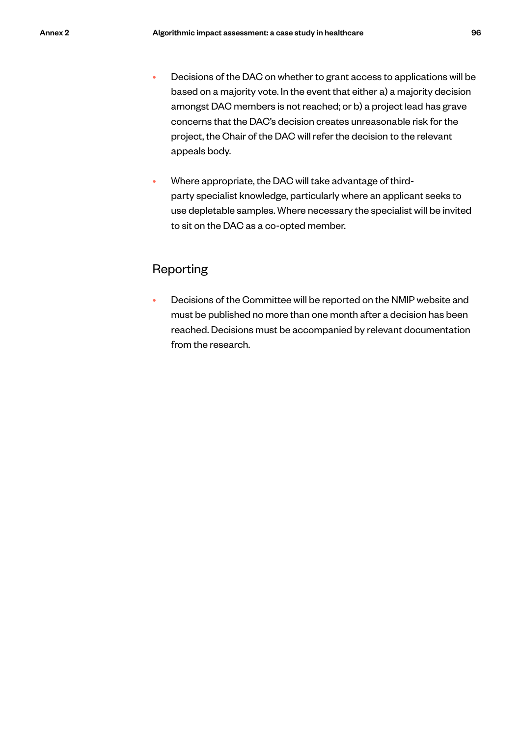- Decisions of the DAC on whether to grant access to applications will be based on a majority vote. In the event that either a) a majority decision amongst DAC members is not reached; or b) a project lead has grave concerns that the DAC's decision creates unreasonable risk for the project, the Chair of the DAC will refer the decision to the relevant appeals body.

- Where appropriate, the DAC will take advantage of third-party specialist knowledge, particularly where an applicant seeks to use depletable samples. Where necessary the specialist will be invited to sit on the DAC as a co-opted member.

## Reporting

- Decisions of the Committee will be reported on the NMIP website and must be published no more than one month after a decision has been reached. Decisions must be accompanied by relevant documentation from the research.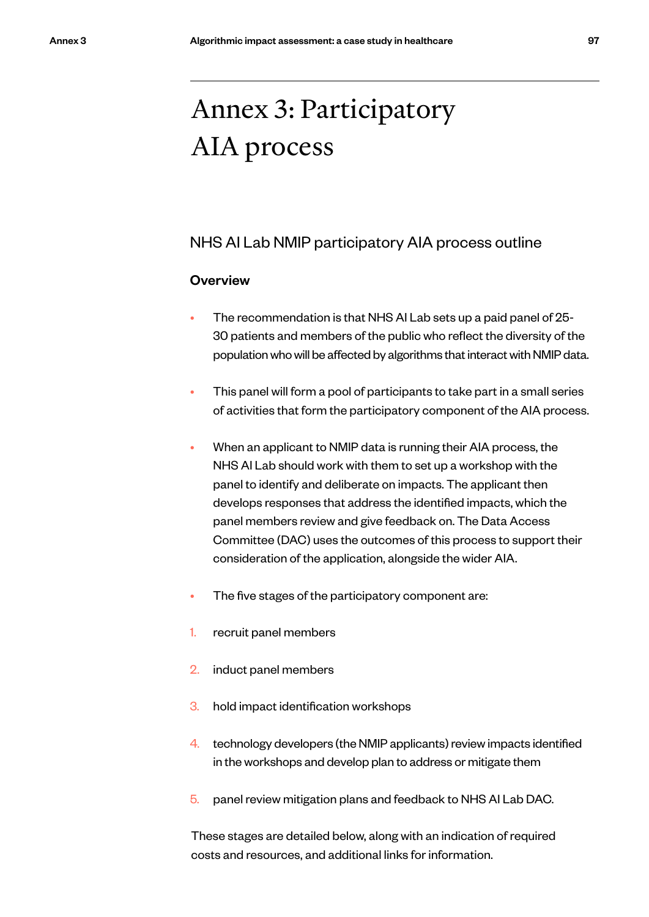# Annex 3: Participatory AIA process

## NHS AI Lab NMIP participatory AIA process outline

### Overview

- The recommendation is that NHS AI Lab sets up a paid panel of 25-30 patients and members of the public who reflect the diversity of the population who will be affected by algorithms that interact with NMIP data.
- This panel will form a pool of participants to take part in a small series of activities that form the participatory component of the AIA process.
- When an applicant to NMIP data is running their AIA process, the NHS AI Lab should work with them to set up a workshop with the panel to identify and deliberate on impacts. The applicant then develops responses that address the identified impacts, which the panel members review and give feedback on. The Data Access Committee (DAC) uses the outcomes of this process to support their consideration of the application, alongside the wider AIA.
- The five stages of the participatory component are:

1. recruit panel members
2. induct panel members
3. hold impact identification workshops
4. technology developers (the NMIP applicants) review impacts identified in the workshops and develop plan to address or mitigate them
5. panel review mitigation plans and feedback to NHS AI Lab DAC.

These stages are detailed below, along with an indication of required costs and resources, and additional links for information.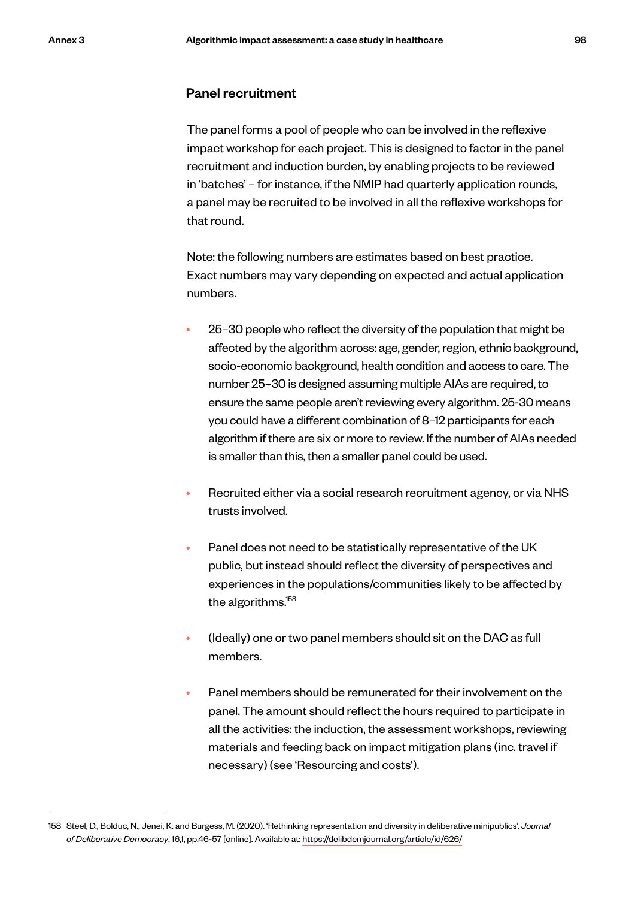### Panel recruitment

The panel forms a pool of people who can be involved in the reflexive impact workshop for each project. This is designed to factor in the panel recruitment and induction burden, by enabling projects to be reviewed in 'batches' – for instance, if the NMIP had quarterly application rounds, a panel may be recruited to be involved in all the reflexive workshops for that round.

Note: the following numbers are estimates based on best practice. Exact numbers may vary depending on expected and actual application numbers.

- 25–30 people who reflect the diversity of the population that might be affected by the algorithm across: age, gender, region, ethnic background, socio-economic background, health condition and access to care. The number 25–30 is designed assuming multiple AIAs are required, to ensure the same people aren't reviewing every algorithm. 25-30 means you could have a different combination of 8–12 participants for each algorithm if there are six or more to review. If the number of AIAs needed is smaller than this, then a smaller panel could be used.
- Recruited either via a social research recruitment agency, or via NHS trusts involved.
- Panel does not need to be statistically representative of the UK public, but instead should reflect the diversity of perspectives and experiences in the populations/communities likely to be affected by the algorithms.[158]
- (Ideally) one or two panel members should sit on the DAC as full members.
- Panel members should be remunerated for their involvement on the panel. The amount should reflect the hours required to participate in all the activities: the induction, the assessment workshops, reviewing materials and feeding back on impact mitigation plans (inc. travel if necessary) (see 'Resourcing and costs').

---

158 Steel, D., Bolduc, N., Jenei, K. and Burgess, M. (2020). 'Rethinking representation and diversity in deliberative minipublics'. *Journal of Deliberative Democracy*, 16,1, pp.46-57 [online]. Available at: https://delibdemjournal.org/article/id/626/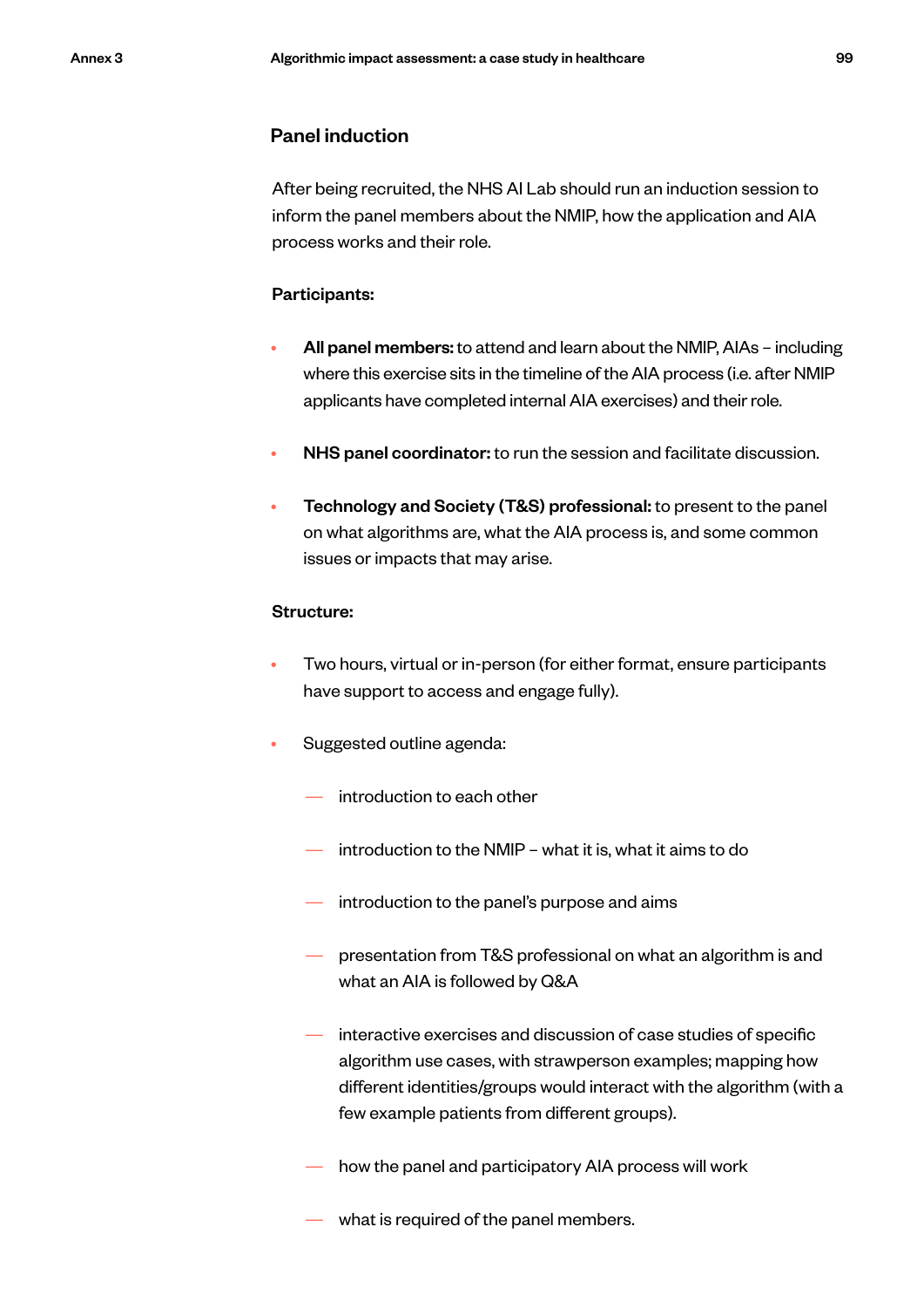### Panel induction

After being recruited, the NHS AI Lab should run an induction session to inform the panel members about the NMIP, how the application and AIA process works and their role.

**Participants:**

- **All panel members:** to attend and learn about the NMIP, AIAs – including where this exercise sits in the timeline of the AIA process (i.e. after NMIP applicants have completed internal AIA exercises) and their role.
- **NHS panel coordinator:** to run the session and facilitate discussion.
- **Technology and Society (T&S) professional:** to present to the panel on what algorithms are, what the AIA process is, and some common issues or impacts that may arise.

**Structure:**

- Two hours, virtual or in-person (for either format, ensure participants have support to access and engage fully).
- Suggested outline agenda:
  - introduction to each other
  - introduction to the NMIP – what it is, what it aims to do
  - introduction to the panel's purpose and aims
  - presentation from T&S professional on what an algorithm is and what an AIA is followed by Q&A
  - interactive exercises and discussion of case studies of specific algorithm use cases, with strawperson examples; mapping how different identities/groups would interact with the algorithm (with a few example patients from different groups).
  - how the panel and participatory AIA process will work
  - what is required of the panel members.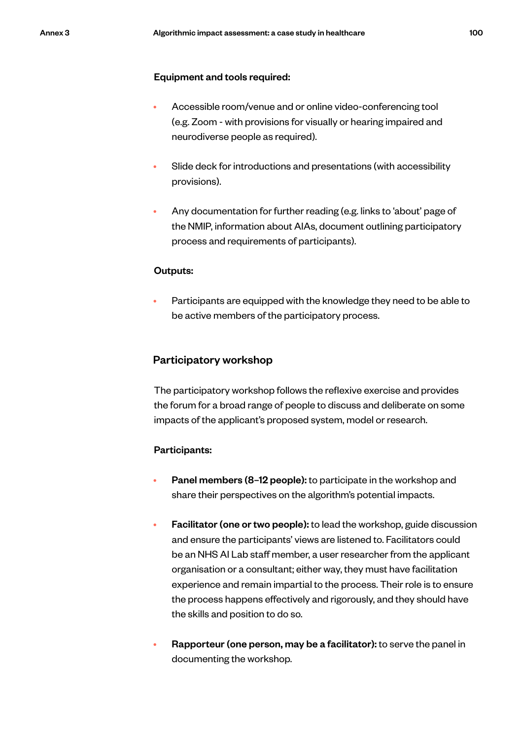**Equipment and tools required:**

- Accessible room/venue and or online video-conferencing tool (e.g. Zoom - with provisions for visually or hearing impaired and neurodiverse people as required).
- Slide deck for introductions and presentations (with accessibility provisions).
- Any documentation for further reading (e.g. links to 'about' page of the NMIP, information about AIAs, document outlining participatory process and requirements of participants).

**Outputs:**

- Participants are equipped with the knowledge they need to be able to be active members of the participatory process.

## Participatory workshop

The participatory workshop follows the reflexive exercise and provides the forum for a broad range of people to discuss and deliberate on some impacts of the applicant's proposed system, model or research.

**Participants:**

- **Panel members (8–12 people):** to participate in the workshop and share their perspectives on the algorithm's potential impacts.
- **Facilitator (one or two people):** to lead the workshop, guide discussion and ensure the participants' views are listened to. Facilitators could be an NHS AI Lab staff member, a user researcher from the applicant organisation or a consultant; either way, they must have facilitation experience and remain impartial to the process. Their role is to ensure the process happens effectively and rigorously, and they should have the skills and position to do so.
- **Rapporteur (one person, may be a facilitator):** to serve the panel in documenting the workshop.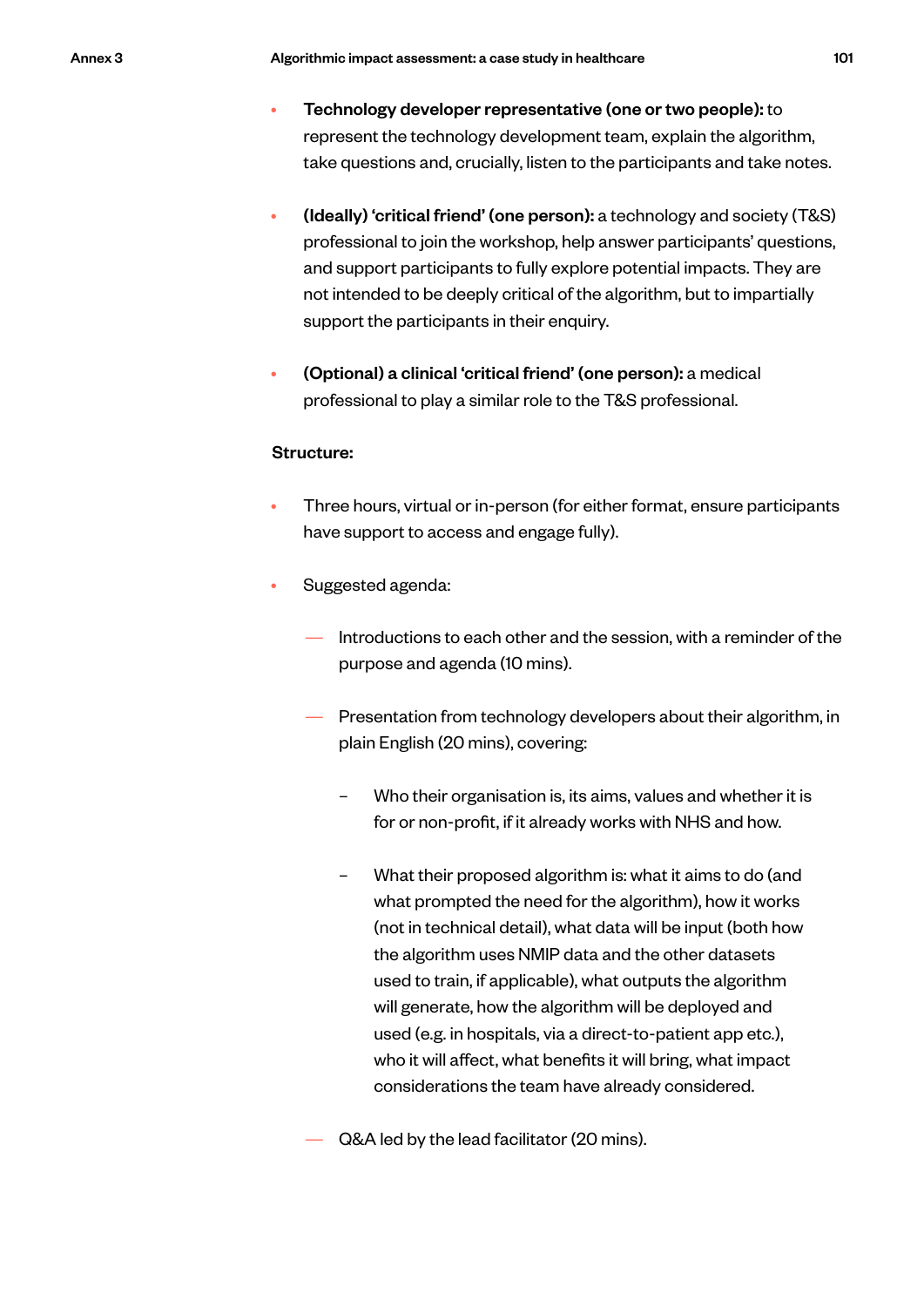- **Technology developer representative (one or two people):** to represent the technology development team, explain the algorithm, take questions and, crucially, listen to the participants and take notes.

- **(Ideally) 'critical friend' (one person):** a technology and society (T&S) professional to join the workshop, help answer participants' questions, and support participants to fully explore potential impacts. They are not intended to be deeply critical of the algorithm, but to impartially support the participants in their enquiry.

- **(Optional) a clinical 'critical friend' (one person):** a medical professional to play a similar role to the T&S professional.

**Structure:**

- Three hours, virtual or in-person (for either format, ensure participants have support to access and engage fully).

- Suggested agenda:

  - Introductions to each other and the session, with a reminder of the purpose and agenda (10 mins).

  - Presentation from technology developers about their algorithm, in plain English (20 mins), covering:

    - Who their organisation is, its aims, values and whether it is for or non-profit, if it already works with NHS and how.

    - What their proposed algorithm is: what it aims to do (and what prompted the need for the algorithm), how it works (not in technical detail), what data will be input (both how the algorithm uses NMIP data and the other datasets used to train, if applicable), what outputs the algorithm will generate, how the algorithm will be deployed and used (e.g. in hospitals, via a direct-to-patient app etc.), who it will affect, what benefits it will bring, what impact considerations the team have already considered.

  - Q&A led by the lead facilitator (20 mins).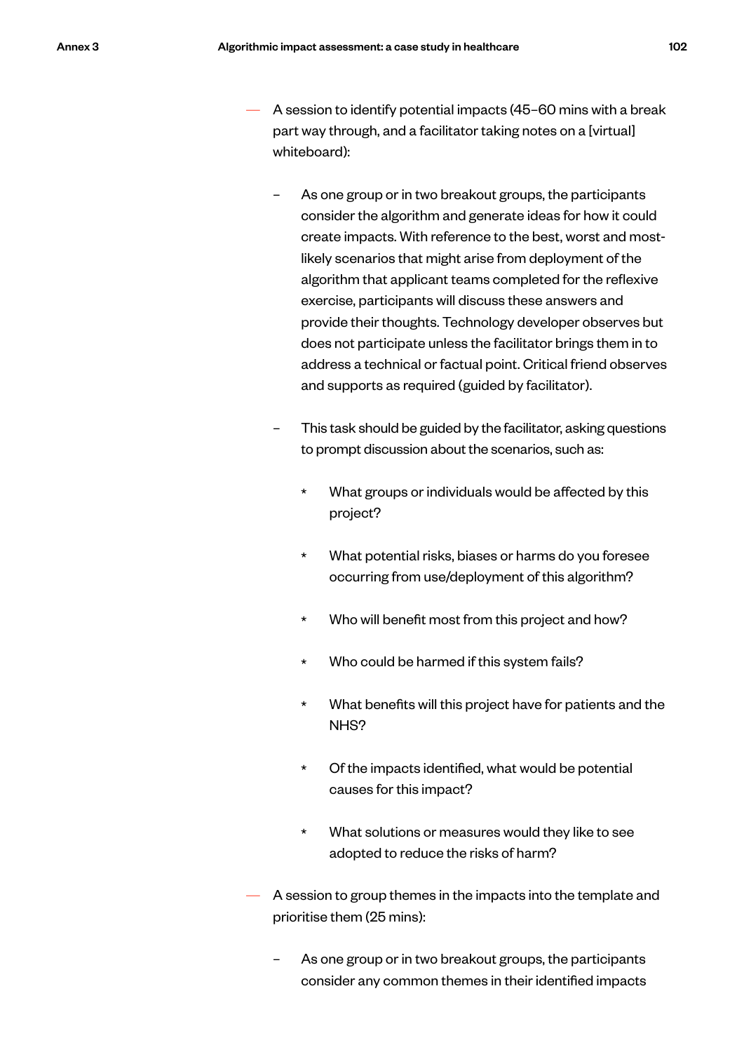- A session to identify potential impacts (45–60 mins with a break part way through, and a facilitator taking notes on a [virtual] whiteboard):

  - As one group or in two breakout groups, the participants consider the algorithm and generate ideas for how it could create impacts. With reference to the best, worst and most-likely scenarios that might arise from deployment of the algorithm that applicant teams completed for the reflexive exercise, participants will discuss these answers and provide their thoughts. Technology developer observes but does not participate unless the facilitator brings them in to address a technical or factual point. Critical friend observes and supports as required (guided by facilitator).

  - This task should be guided by the facilitator, asking questions to prompt discussion about the scenarios, such as:

    - What groups or individuals would be affected by this project?

    - What potential risks, biases or harms do you foresee occurring from use/deployment of this algorithm?

    - Who will benefit most from this project and how?

    - Who could be harmed if this system fails?

    - What benefits will this project have for patients and the NHS?

    - Of the impacts identified, what would be potential causes for this impact?

    - What solutions or measures would they like to see adopted to reduce the risks of harm?

- A session to group themes in the impacts into the template and prioritise them (25 mins):

  - As one group or in two breakout groups, the participants consider any common themes in their identified impacts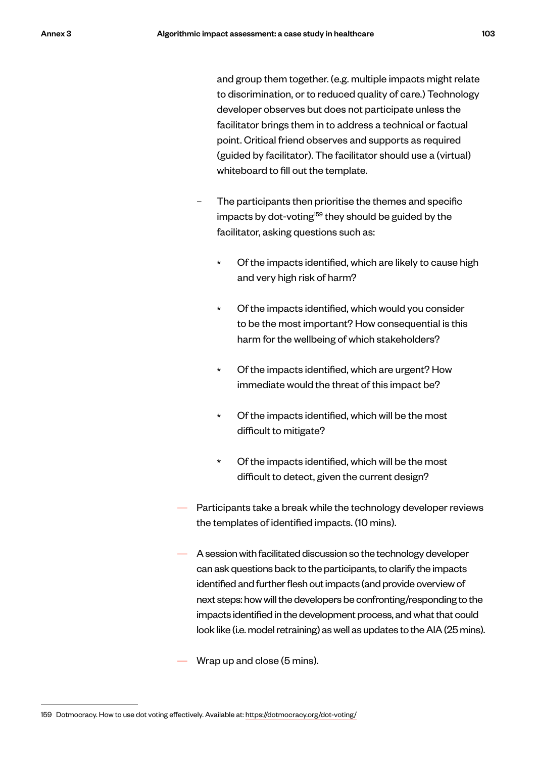and group them together. (e.g. multiple impacts might relate to discrimination, or to reduced quality of care.) Technology developer observes but does not participate unless the facilitator brings them in to address a technical or factual point. Critical friend observes and supports as required (guided by facilitator). The facilitator should use a (virtual) whiteboard to fill out the template.

  - The participants then prioritise the themes and specific impacts by dot-voting[159] they should be guided by the facilitator, asking questions such as:

    * Of the impacts identified, which are likely to cause high and very high risk of harm?

    * Of the impacts identified, which would you consider to be the most important? How consequential is this harm for the wellbeing of which stakeholders?

    * Of the impacts identified, which are urgent? How immediate would the threat of this impact be?

    * Of the impacts identified, which will be the most difficult to mitigate?

    * Of the impacts identified, which will be the most difficult to detect, given the current design?

- Participants take a break while the technology developer reviews the templates of identified impacts. (10 mins).

- A session with facilitated discussion so the technology developer can ask questions back to the participants, to clarify the impacts identified and further flesh out impacts (and provide overview of next steps: how will the developers be confronting/responding to the impacts identified in the development process, and what that could look like (i.e. model retraining) as well as updates to the AIA (25 mins).

- Wrap up and close (5 mins).

---

159 Dotmocracy. How to use dot voting effectively. Available at: https://dotmocracy.org/dot-voting/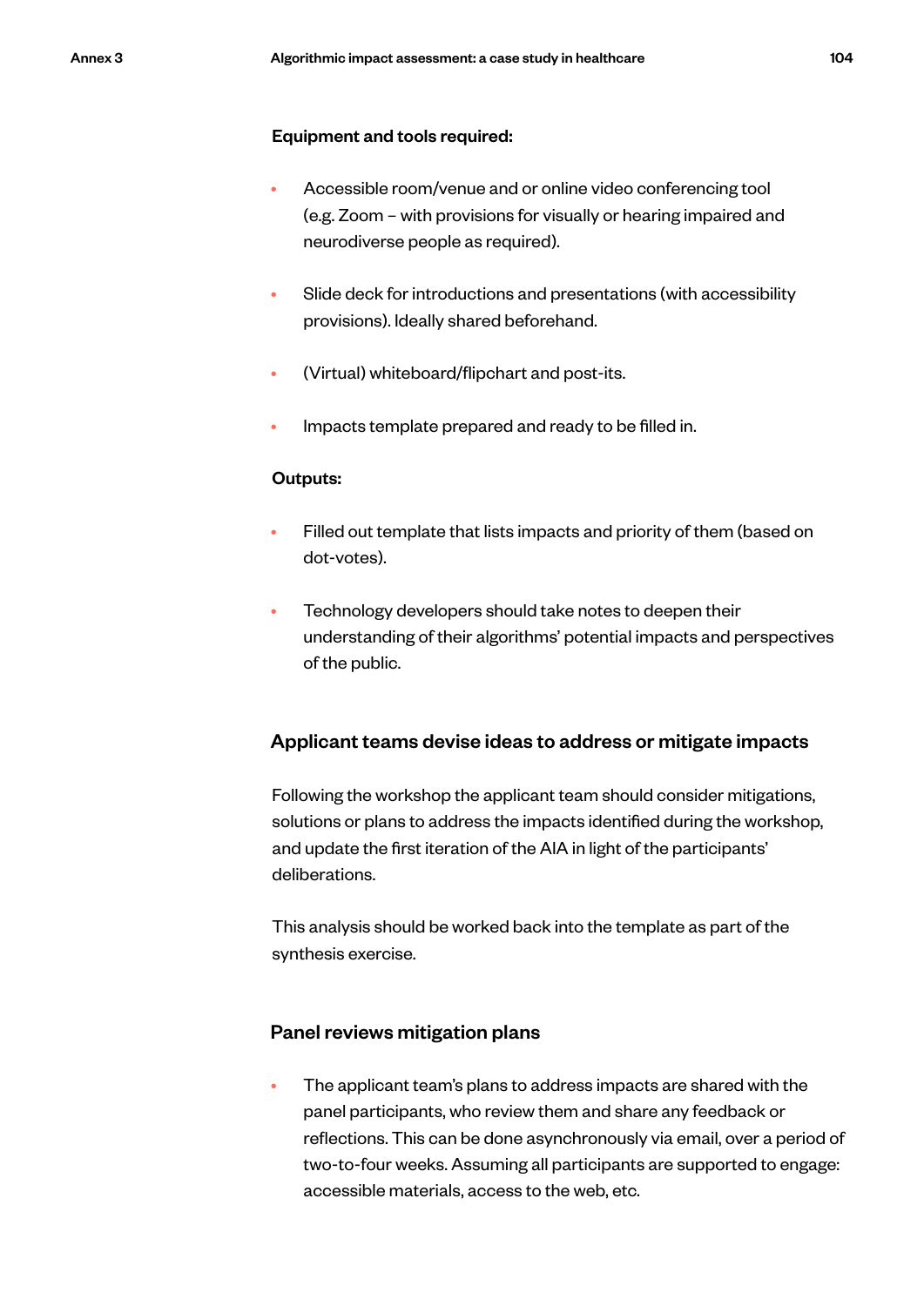**Equipment and tools required:**

- Accessible room/venue and or online video conferencing tool (e.g. Zoom – with provisions for visually or hearing impaired and neurodiverse people as required).
- Slide deck for introductions and presentations (with accessibility provisions). Ideally shared beforehand.
- (Virtual) whiteboard/flipchart and post-its.
- Impacts template prepared and ready to be filled in.

**Outputs:**

- Filled out template that lists impacts and priority of them (based on dot-votes).
- Technology developers should take notes to deepen their understanding of their algorithms' potential impacts and perspectives of the public.

### Applicant teams devise ideas to address or mitigate impacts

Following the workshop the applicant team should consider mitigations, solutions or plans to address the impacts identified during the workshop, and update the first iteration of the AIA in light of the participants' deliberations.

This analysis should be worked back into the template as part of the synthesis exercise.

### Panel reviews mitigation plans

- The applicant team's plans to address impacts are shared with the panel participants, who review them and share any feedback or reflections. This can be done asynchronously via email, over a period of two-to-four weeks. Assuming all participants are supported to engage: accessible materials, access to the web, etc.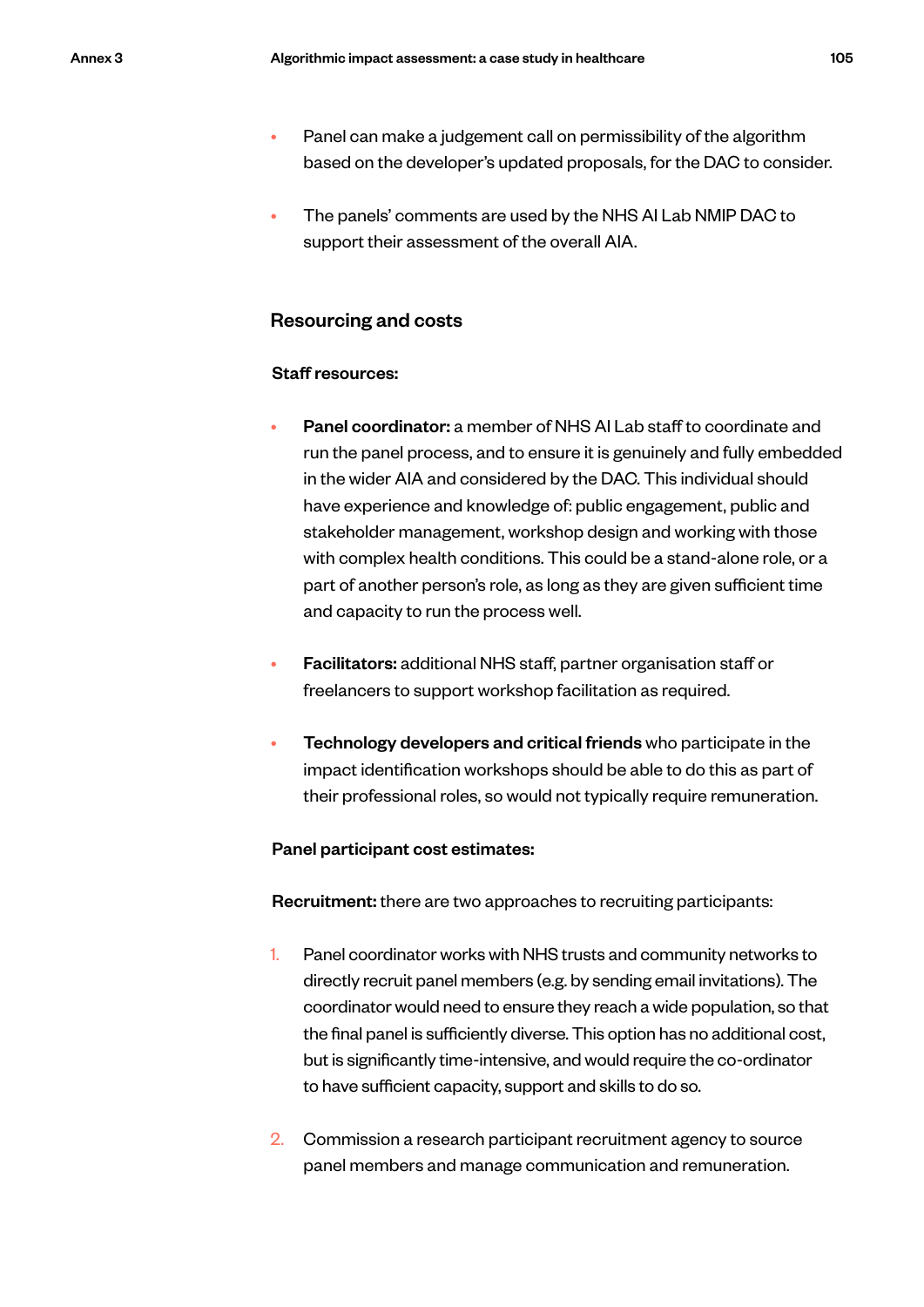- Panel can make a judgement call on permissibility of the algorithm based on the developer's updated proposals, for the DAC to consider.

- The panels' comments are used by the NHS AI Lab NMIP DAC to support their assessment of the overall AIA.

## Resourcing and costs

**Staff resources:**

- **Panel coordinator:** a member of NHS AI Lab staff to coordinate and run the panel process, and to ensure it is genuinely and fully embedded in the wider AIA and considered by the DAC. This individual should have experience and knowledge of: public engagement, public and stakeholder management, workshop design and working with those with complex health conditions. This could be a stand-alone role, or a part of another person's role, as long as they are given sufficient time and capacity to run the process well.

- **Facilitators:** additional NHS staff, partner organisation staff or freelancers to support workshop facilitation as required.

- **Technology developers and critical friends** who participate in the impact identification workshops should be able to do this as part of their professional roles, so would not typically require remuneration.

**Panel participant cost estimates:**

**Recruitment:** there are two approaches to recruiting participants:

1. Panel coordinator works with NHS trusts and community networks to directly recruit panel members (e.g. by sending email invitations). The coordinator would need to ensure they reach a wide population, so that the final panel is sufficiently diverse. This option has no additional cost, but is significantly time-intensive, and would require the co-ordinator to have sufficient capacity, support and skills to do so.

2. Commission a research participant recruitment agency to source panel members and manage communication and remuneration.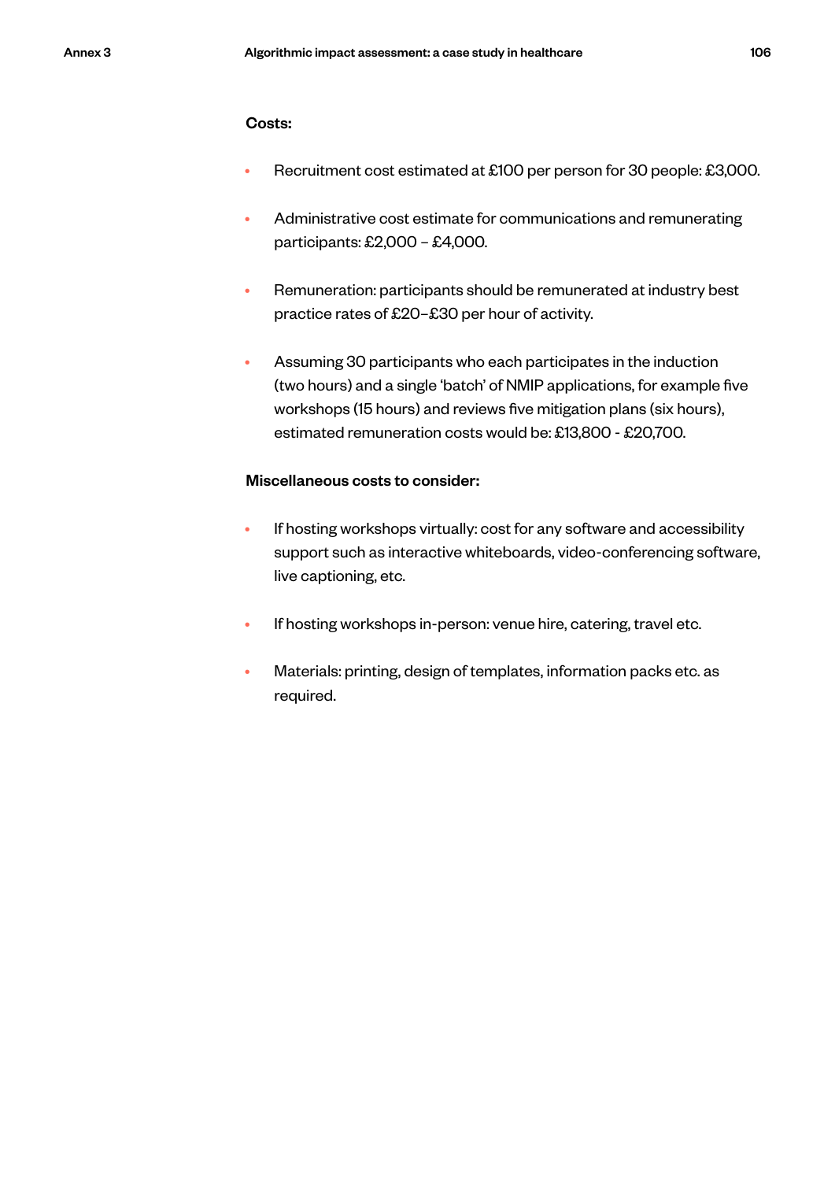**Costs:**

- Recruitment cost estimated at £100 per person for 30 people: £3,000.
- Administrative cost estimate for communications and remunerating participants: £2,000 – £4,000.
- Remuneration: participants should be remunerated at industry best practice rates of £20–£30 per hour of activity.
- Assuming 30 participants who each participates in the induction (two hours) and a single 'batch' of NMIP applications, for example five workshops (15 hours) and reviews five mitigation plans (six hours), estimated remuneration costs would be: £13,800 - £20,700.

**Miscellaneous costs to consider:**

- If hosting workshops virtually: cost for any software and accessibility support such as interactive whiteboards, video-conferencing software, live captioning, etc.
- If hosting workshops in-person: venue hire, catering, travel etc.
- Materials: printing, design of templates, information packs etc. as required.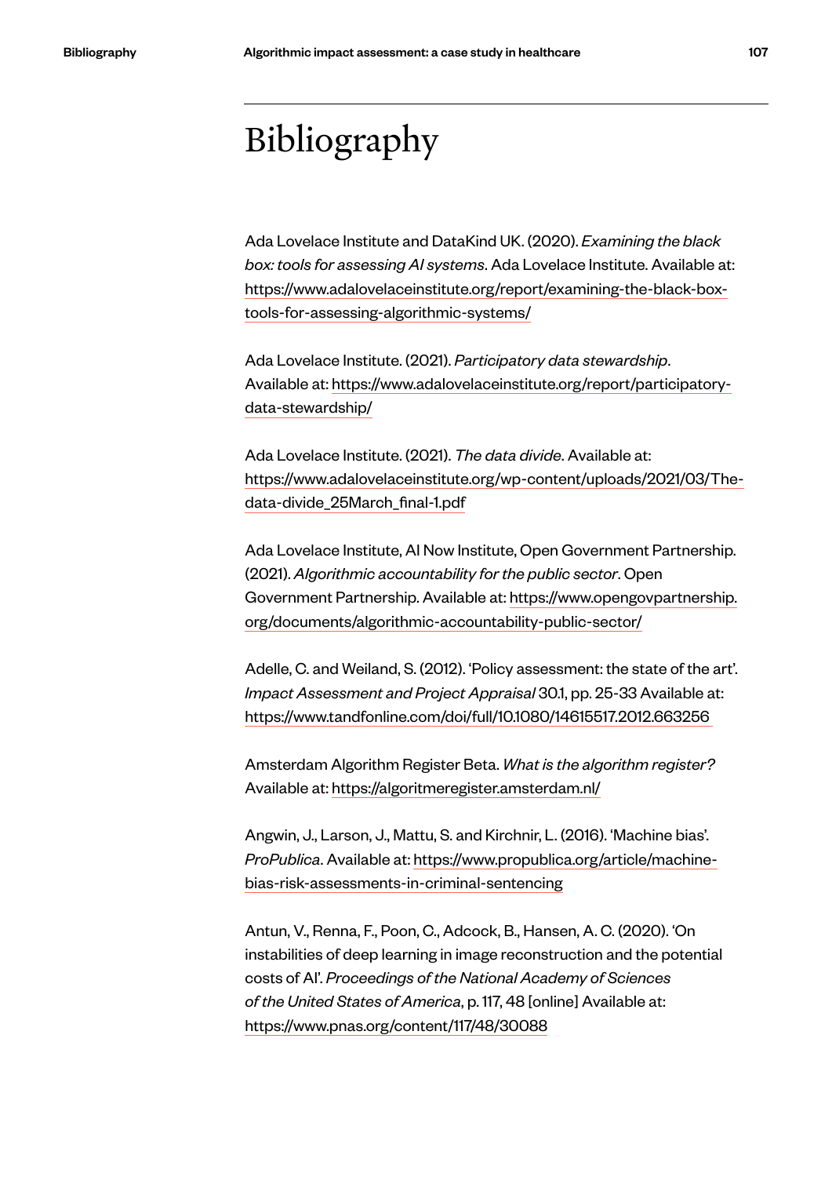# Bibliography

Ada Lovelace Institute and DataKind UK. (2020). *Examining the black box: tools for assessing AI systems*. Ada Lovelace Institute. Available at: https://www.adalovelaceinstitute.org/report/examining-the-black-box-tools-for-assessing-algorithmic-systems/

Ada Lovelace Institute. (2021). *Participatory data stewardship*. Available at: https://www.adalovelaceinstitute.org/report/participatory-data-stewardship/

Ada Lovelace Institute. (2021). *The data divide*. Available at: https://www.adalovelaceinstitute.org/wp-content/uploads/2021/03/The-data-divide_25March_final-1.pdf

Ada Lovelace Institute, AI Now Institute, Open Government Partnership. (2021). *Algorithmic accountability for the public sector*. Open Government Partnership. Available at: https://www.opengovpartnership.org/documents/algorithmic-accountability-public-sector/

Adelle, C. and Weiland, S. (2012). 'Policy assessment: the state of the art'. *Impact Assessment and Project Appraisal* 30.1, pp. 25-33 Available at: https://www.tandfonline.com/doi/full/10.1080/14615517.2012.663256

Amsterdam Algorithm Register Beta. *What is the algorithm register?* Available at: https://algoritmeregister.amsterdam.nl/

Angwin, J., Larson, J., Mattu, S. and Kirchnir, L. (2016). 'Machine bias'. *ProPublica*. Available at: https://www.propublica.org/article/machine-bias-risk-assessments-in-criminal-sentencing

Antun, V., Renna, F., Poon, C., Adcock, B., Hansen, A. C. (2020). 'On instabilities of deep learning in image reconstruction and the potential costs of AI'. *Proceedings of the National Academy of Sciences of the United States of America*, p. 117, 48 [online] Available at: https://www.pnas.org/content/117/48/30088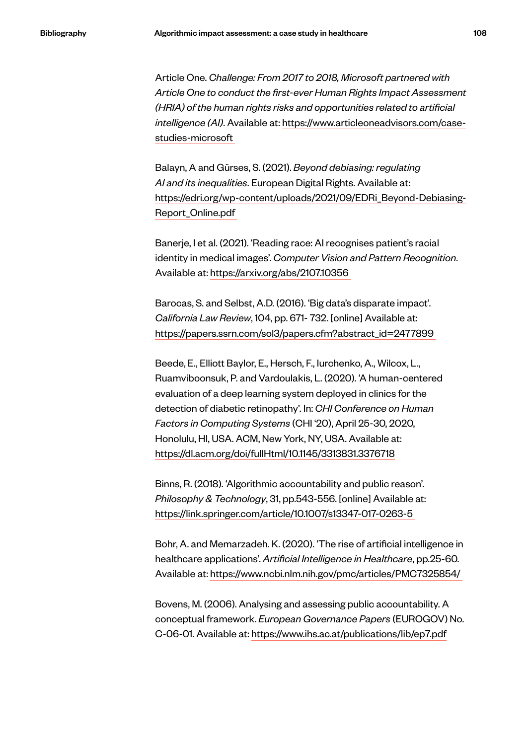Article One. *Challenge: From 2017 to 2018, Microsoft partnered with Article One to conduct the first-ever Human Rights Impact Assessment (HRIA) of the human rights risks and opportunities related to artificial intelligence (AI)*. Available at: https://www.articleoneadvisors.com/case-studies-microsoft

Balayn, A and Gürses, S. (2021). *Beyond debiasing: regulating AI and its inequalities*. European Digital Rights. Available at: https://edri.org/wp-content/uploads/2021/09/EDRi_Beyond-Debiasing-Report_Online.pdf

Banerje, I et al. (2021). 'Reading race: AI recognises patient's racial identity in medical images'. *Computer Vision and Pattern Recognition*. Available at: https://arxiv.org/abs/2107.10356

Barocas, S. and Selbst, A.D. (2016). 'Big data's disparate impact'. *California Law Review*, 104, pp. 671- 732. [online] Available at: https://papers.ssrn.com/sol3/papers.cfm?abstract_id=2477899

Beede, E., Elliott Baylor, E., Hersch, F., Iurchenko, A., Wilcox, L., Ruamviboonsuk, P. and Vardoulakis, L. (2020). 'A human-centered evaluation of a deep learning system deployed in clinics for the detection of diabetic retinopathy'. In: *CHI Conference on Human Factors in Computing Systems* (CHI '20), April 25-30, 2020, Honolulu, HI, USA. ACM, New York, NY, USA. Available at: https://dl.acm.org/doi/fullHtml/10.1145/3313831.3376718

Binns, R. (2018). 'Algorithmic accountability and public reason'. *Philosophy & Technology*, 31, pp.543-556. [online] Available at: https://link.springer.com/article/10.1007/s13347-017-0263-5

Bohr, A. and Memarzadeh. K. (2020). 'The rise of artificial intelligence in healthcare applications'. *Artificial Intelligence in Healthcare*, pp.25-60. Available at: https://www.ncbi.nlm.nih.gov/pmc/articles/PMC7325854/

Bovens, M. (2006). Analysing and assessing public accountability. A conceptual framework. *European Governance Papers* (EUROGOV) No. C-06-01. Available at: https://www.ihs.ac.at/publications/lib/ep7.pdf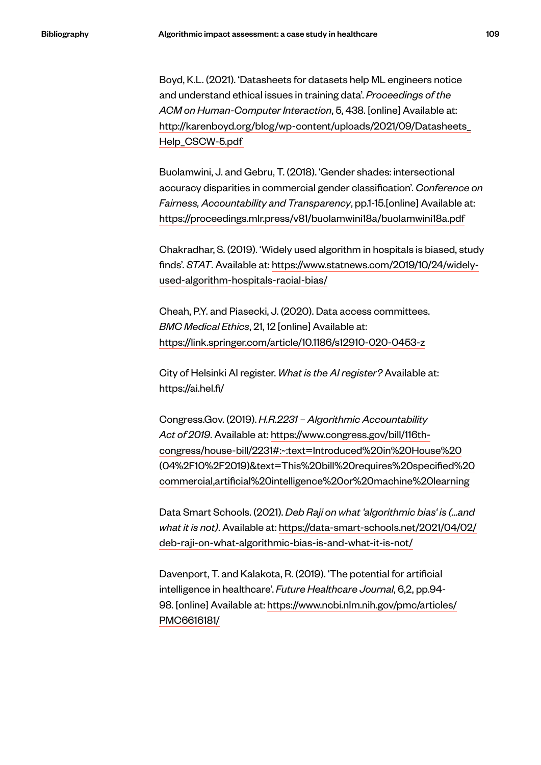Boyd, K.L. (2021). 'Datasheets for datasets help ML engineers notice and understand ethical issues in training data'. *Proceedings of the ACM on Human-Computer Interaction*, 5, 438. [online] Available at: http://karenboyd.org/blog/wp-content/uploads/2021/09/Datasheets_Help_CSCW-5.pdf

Buolamwini, J. and Gebru, T. (2018). 'Gender shades: intersectional accuracy disparities in commercial gender classification'. *Conference on Fairness, Accountability and Transparency*, pp.1-15.[online] Available at: https://proceedings.mlr.press/v81/buolamwini18a/buolamwini18a.pdf

Chakradhar, S. (2019). 'Widely used algorithm in hospitals is biased, study finds'. *STAT*. Available at: https://www.statnews.com/2019/10/24/widely-used-algorithm-hospitals-racial-bias/

Cheah, P.Y. and Piasecki, J. (2020). Data access committees. *BMC Medical Ethics*, 21, 12 [online] Available at: https://link.springer.com/article/10.1186/s12910-020-0453-z

City of Helsinki AI register. *What is the AI register?* Available at: https://ai.hel.fi/

Congress.Gov. (2019). *H.R.2231 – Algorithmic Accountability Act of 2019*. Available at: https://www.congress.gov/bill/116th-congress/house-bill/2231#:~:text=Introduced%20in%20House%20(04%2F10%2F2019)&text=This%20bill%20requires%20specified%20commercial,artificial%20intelligence%20or%20machine%20learning

Data Smart Schools. (2021). *Deb Raji on what 'algorithmic bias' is (...and what it is not)*. Available at: https://data-smart-schools.net/2021/04/02/deb-raji-on-what-algorithmic-bias-is-and-what-it-is-not/

Davenport, T. and Kalakota, R. (2019). 'The potential for artificial intelligence in healthcare'. *Future Healthcare Journal*, 6,2, pp.94-98. [online] Available at: https://www.ncbi.nlm.nih.gov/pmc/articles/PMC6616181/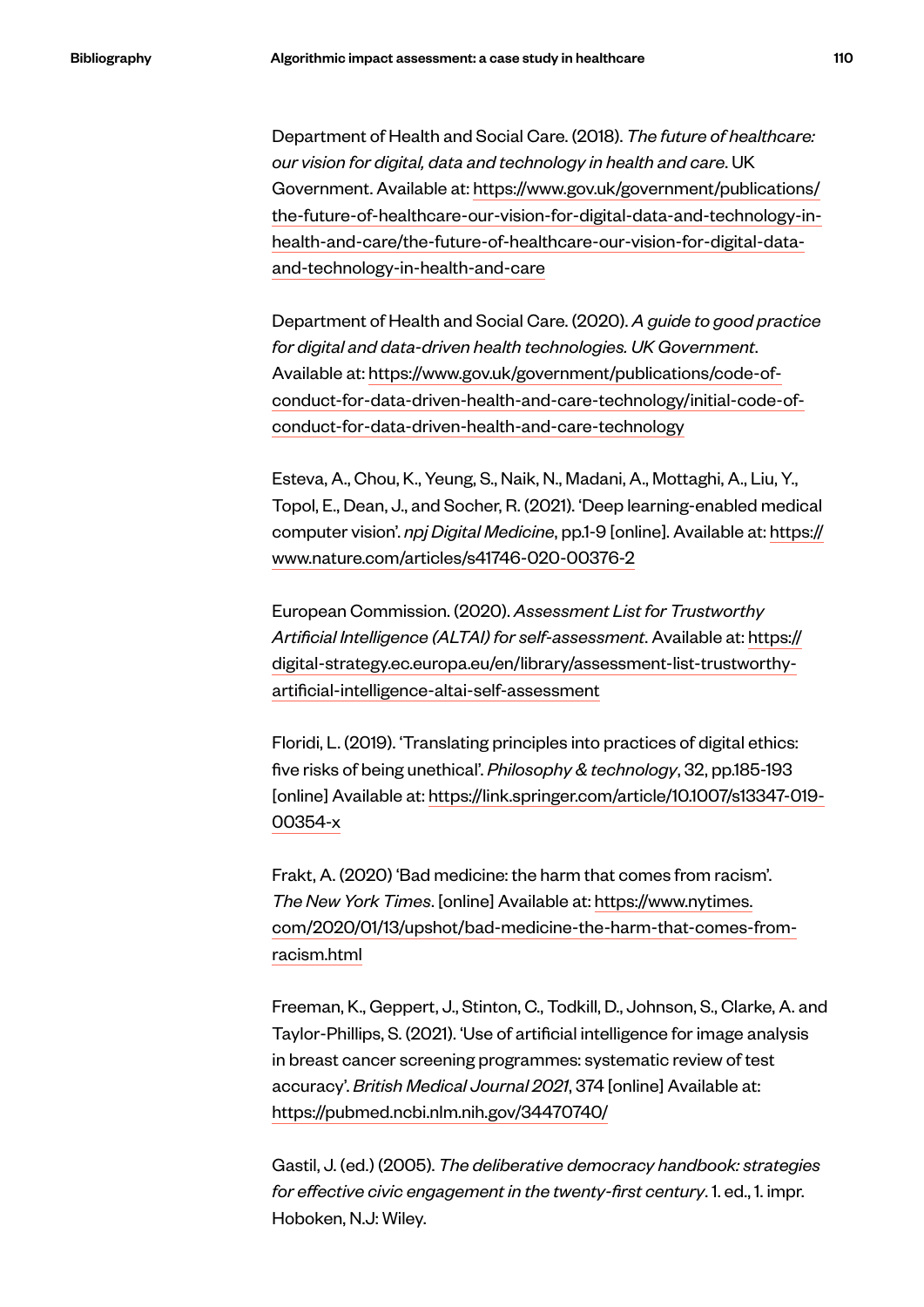Department of Health and Social Care. (2018). *The future of healthcare: our vision for digital, data and technology in health and care*. UK Government. Available at: https://www.gov.uk/government/publications/the-future-of-healthcare-our-vision-for-digital-data-and-technology-in-health-and-care/the-future-of-healthcare-our-vision-for-digital-data-and-technology-in-health-and-care

Department of Health and Social Care. (2020). *A guide to good practice for digital and data-driven health technologies. UK Government*. Available at: https://www.gov.uk/government/publications/code-of-conduct-for-data-driven-health-and-care-technology/initial-code-of-conduct-for-data-driven-health-and-care-technology

Esteva, A., Chou, K., Yeung, S., Naik, N., Madani, A., Mottaghi, A., Liu, Y., Topol, E., Dean, J., and Socher, R. (2021). 'Deep learning-enabled medical computer vision'. *npj Digital Medicine*, pp.1-9 [online]. Available at: https://www.nature.com/articles/s41746-020-00376-2

European Commission. (2020). *Assessment List for Trustworthy Artificial Intelligence (ALTAI) for self-assessment*. Available at: https://digital-strategy.ec.europa.eu/en/library/assessment-list-trustworthy-artificial-intelligence-altai-self-assessment

Floridi, L. (2019). 'Translating principles into practices of digital ethics: five risks of being unethical'. *Philosophy & technology*, 32, pp.185-193 [online] Available at: https://link.springer.com/article/10.1007/s13347-019-00354-x

Frakt, A. (2020) 'Bad medicine: the harm that comes from racism'. *The New York Times*. [online] Available at: https://www.nytimes.com/2020/01/13/upshot/bad-medicine-the-harm-that-comes-from-racism.html

Freeman, K., Geppert, J., Stinton, C., Todkill, D., Johnson, S., Clarke, A. and Taylor-Phillips, S. (2021). 'Use of artificial intelligence for image analysis in breast cancer screening programmes: systematic review of test accuracy'. *British Medical Journal 2021*, 374 [online] Available at: https://pubmed.ncbi.nlm.nih.gov/34470740/

Gastil, J. (ed.) (2005). *The deliberative democracy handbook: strategies for effective civic engagement in the twenty-first century*. 1. ed., 1. impr. Hoboken, N.J: Wiley.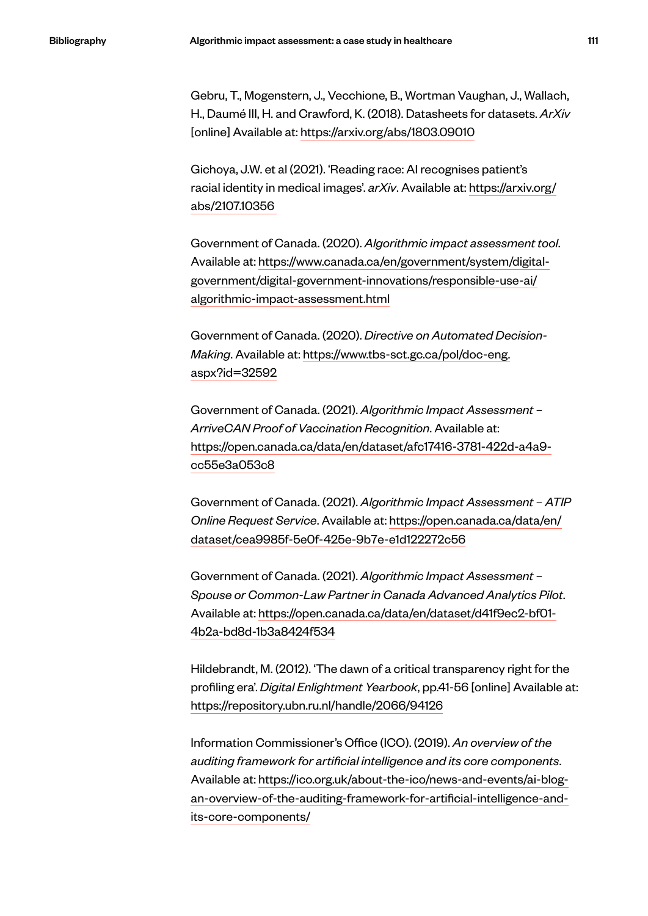Gebru, T., Mogenstern, J., Vecchione, B., Wortman Vaughan, J., Wallach, H., Daumé III, H. and Crawford, K. (2018). Datasheets for datasets. *ArXiv* [online] Available at: https://arxiv.org/abs/1803.09010

Gichoya, J.W. et al (2021). 'Reading race: AI recognises patient's racial identity in medical images'. *arXiv*. Available at: https://arxiv.org/abs/2107.10356

Government of Canada. (2020). *Algorithmic impact assessment tool*. Available at: https://www.canada.ca/en/government/system/digital-government/digital-government-innovations/responsible-use-ai/algorithmic-impact-assessment.html

Government of Canada. (2020). *Directive on Automated Decision-Making*. Available at: https://www.tbs-sct.gc.ca/pol/doc-eng.aspx?id=32592

Government of Canada. (2021). *Algorithmic Impact Assessment – ArriveCAN Proof of Vaccination Recognition*. Available at: https://open.canada.ca/data/en/dataset/afc17416-3781-422d-a4a9-cc55e3a053c8

Government of Canada. (2021). *Algorithmic Impact Assessment – ATIP Online Request Service*. Available at: https://open.canada.ca/data/en/dataset/cea9985f-5e0f-425e-9b7e-e1d122272c56

Government of Canada. (2021). *Algorithmic Impact Assessment – Spouse or Common-Law Partner in Canada Advanced Analytics Pilot*. Available at: https://open.canada.ca/data/en/dataset/d41f9ec2-bf01-4b2a-bd8d-1b3a8424f534

Hildebrandt, M. (2012). 'The dawn of a critical transparency right for the profiling era'. *Digital Enlightment Yearbook*, pp.41-56 [online] Available at: https://repository.ubn.ru.nl/handle/2066/94126

Information Commissioner's Office (ICO). (2019). *An overview of the auditing framework for artificial intelligence and its core components*. Available at: https://ico.org.uk/about-the-ico/news-and-events/ai-blog-an-overview-of-the-auditing-framework-for-artificial-intelligence-and-its-core-components/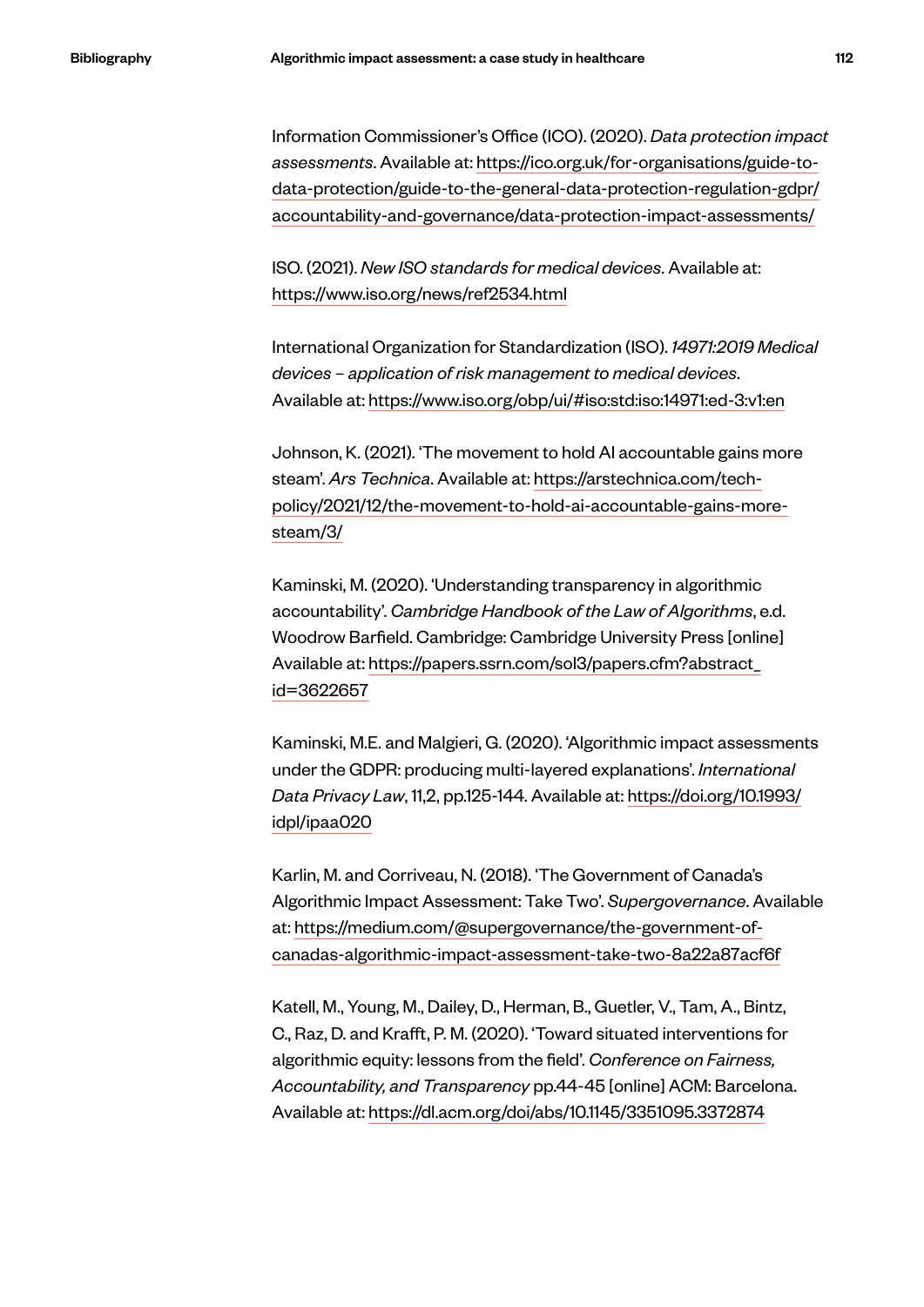Information Commissioner's Office (ICO). (2020). *Data protection impact assessments*. Available at: https://ico.org.uk/for-organisations/guide-to-data-protection/guide-to-the-general-data-protection-regulation-gdpr/accountability-and-governance/data-protection-impact-assessments/

ISO. (2021). *New ISO standards for medical devices*. Available at: https://www.iso.org/news/ref2534.html

International Organization for Standardization (ISO). *14971:2019 Medical devices – application of risk management to medical devices*. Available at: https://www.iso.org/obp/ui/#iso:std:iso:14971:ed-3:v1:en

Johnson, K. (2021). 'The movement to hold AI accountable gains more steam'. *Ars Technica*. Available at: https://arstechnica.com/tech-policy/2021/12/the-movement-to-hold-ai-accountable-gains-more-steam/3/

Kaminski, M. (2020). 'Understanding transparency in algorithmic accountability'. *Cambridge Handbook of the Law of Algorithms*, e.d. Woodrow Barfield. Cambridge: Cambridge University Press [online] Available at: https://papers.ssrn.com/sol3/papers.cfm?abstract_id=3622657

Kaminski, M.E. and Malgieri, G. (2020). 'Algorithmic impact assessments under the GDPR: producing multi-layered explanations'. *International Data Privacy Law*, 11,2, pp.125-144. Available at: https://doi.org/10.1993/idpl/ipaa020

Karlin, M. and Corriveau, N. (2018). 'The Government of Canada's Algorithmic Impact Assessment: Take Two'. *Supergovernance*. Available at: https://medium.com/@supergovernance/the-government-of-canadas-algorithmic-impact-assessment-take-two-8a22a87acf6f

Katell, M., Young, M., Dailey, D., Herman, B., Guetler, V., Tam, A., Bintz, C., Raz, D. and Krafft, P. M. (2020). 'Toward situated interventions for algorithmic equity: lessons from the field'. *Conference on Fairness, Accountability, and Transparency* pp.44-45 [online] ACM: Barcelona. Available at: https://dl.acm.org/doi/abs/10.1145/3351095.3372874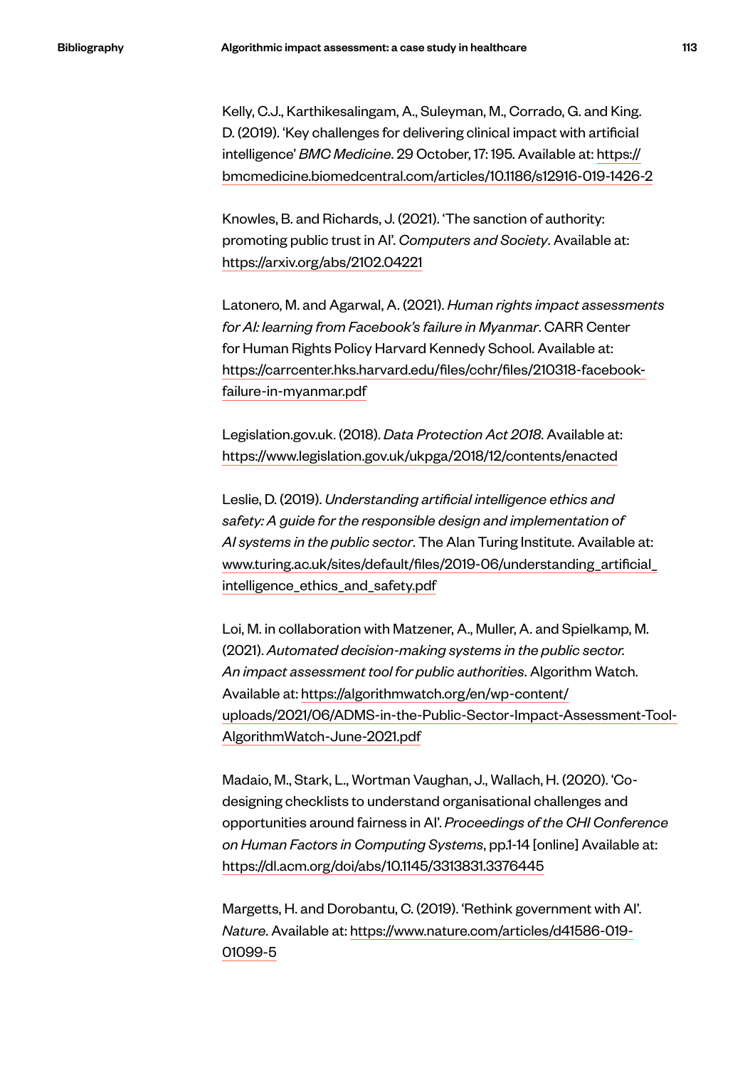Kelly, C.J., Karthikesalingam, A., Suleyman, M., Corrado, G. and King. D. (2019). 'Key challenges for delivering clinical impact with artificial intelligence' *BMC Medicine*. 29 October, 17: 195. Available at: https://bmcmedicine.biomedcentral.com/articles/10.1186/s12916-019-1426-2

Knowles, B. and Richards, J. (2021). 'The sanction of authority: promoting public trust in AI'. *Computers and Society*. Available at: https://arxiv.org/abs/2102.04221

Latonero, M. and Agarwal, A. (2021). *Human rights impact assessments for AI: learning from Facebook's failure in Myanmar*. CARR Center for Human Rights Policy Harvard Kennedy School. Available at: https://carrcenter.hks.harvard.edu/files/cchr/files/210318-facebook-failure-in-myanmar.pdf

Legislation.gov.uk. (2018). *Data Protection Act 2018*. Available at: https://www.legislation.gov.uk/ukpga/2018/12/contents/enacted

Leslie, D. (2019). *Understanding artificial intelligence ethics and safety: A guide for the responsible design and implementation of AI systems in the public sector*. The Alan Turing Institute. Available at: www.turing.ac.uk/sites/default/files/2019-06/understanding_artificial_intelligence_ethics_and_safety.pdf

Loi, M. in collaboration with Matzener, A., Muller, A. and Spielkamp, M. (2021). *Automated decision-making systems in the public sector. An impact assessment tool for public authorities*. Algorithm Watch. Available at: https://algorithmwatch.org/en/wp-content/uploads/2021/06/ADMS-in-the-Public-Sector-Impact-Assessment-Tool-AlgorithmWatch-June-2021.pdf

Madaio, M., Stark, L., Wortman Vaughan, J., Wallach, H. (2020). 'Co-designing checklists to understand organisational challenges and opportunities around fairness in AI'. *Proceedings of the CHI Conference on Human Factors in Computing Systems*, pp.1-14 [online] Available at: https://dl.acm.org/doi/abs/10.1145/3313831.3376445

Margetts, H. and Dorobantu, C. (2019). 'Rethink government with AI'. *Nature*. Available at: https://www.nature.com/articles/d41586-019-01099-5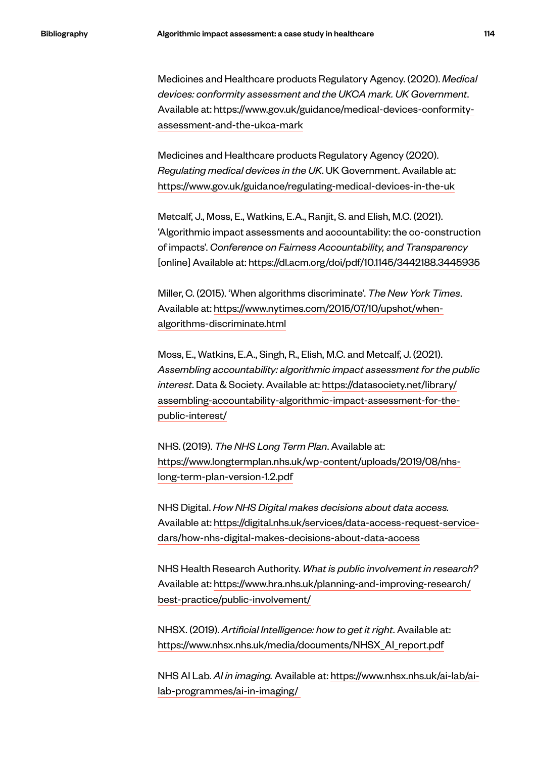Medicines and Healthcare products Regulatory Agency. (2020). *Medical devices: conformity assessment and the UKCA mark. UK Government*. Available at: https://www.gov.uk/guidance/medical-devices-conformity-assessment-and-the-ukca-mark

Medicines and Healthcare products Regulatory Agency (2020). *Regulating medical devices in the UK*. UK Government. Available at: https://www.gov.uk/guidance/regulating-medical-devices-in-the-uk

Metcalf, J., Moss, E., Watkins, E.A., Ranjit, S. and Elish, M.C. (2021). 'Algorithmic impact assessments and accountability: the co-construction of impacts'. *Conference on Fairness Accountability, and Transparency* [online] Available at: https://dl.acm.org/doi/pdf/10.1145/3442188.3445935

Miller, C. (2015). 'When algorithms discriminate'. *The New York Times*. Available at: https://www.nytimes.com/2015/07/10/upshot/when-algorithms-discriminate.html

Moss, E., Watkins, E.A., Singh, R., Elish, M.C. and Metcalf, J. (2021). *Assembling accountability: algorithmic impact assessment for the public interest*. Data & Society. Available at: https://datasociety.net/library/assembling-accountability-algorithmic-impact-assessment-for-the-public-interest/

NHS. (2019). *The NHS Long Term Plan*. Available at: https://www.longtermplan.nhs.uk/wp-content/uploads/2019/08/nhs-long-term-plan-version-1.2.pdf

NHS Digital. *How NHS Digital makes decisions about data access.* Available at: https://digital.nhs.uk/services/data-access-request-service-dars/how-nhs-digital-makes-decisions-about-data-access

NHS Health Research Authority. *What is public involvement in research?* Available at: https://www.hra.nhs.uk/planning-and-improving-research/best-practice/public-involvement/

NHSX. (2019). *Artificial Intelligence: how to get it right*. Available at: https://www.nhsx.nhs.uk/media/documents/NHSX_AI_report.pdf

NHS AI Lab. *AI in imaging.* Available at: https://www.nhsx.nhs.uk/ai-lab/ai-lab-programmes/ai-in-imaging/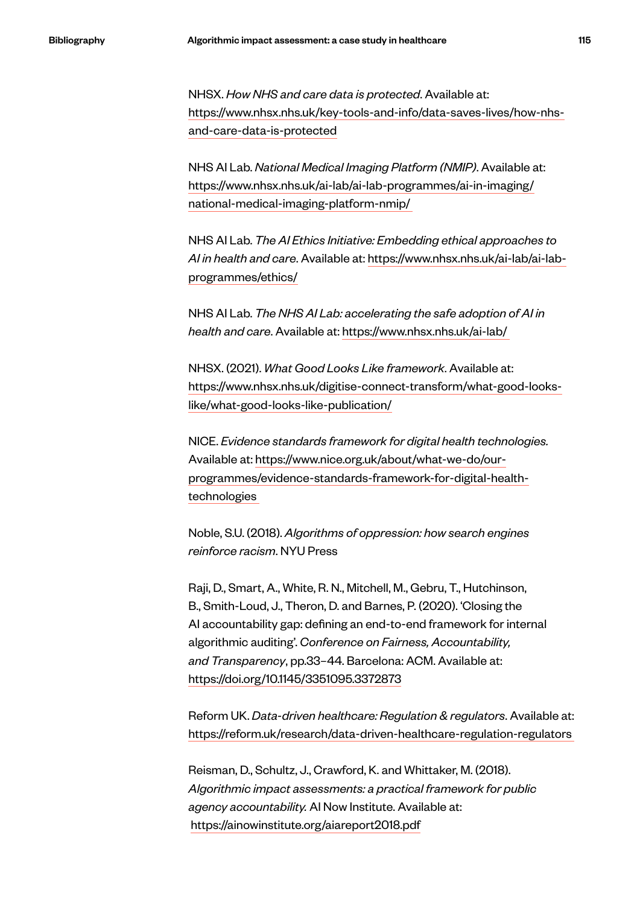NHSX. *How NHS and care data is protected*. Available at: https://www.nhsx.nhs.uk/key-tools-and-info/data-saves-lives/how-nhs-and-care-data-is-protected

NHS AI Lab. *National Medical Imaging Platform (NMIP)*. Available at: https://www.nhsx.nhs.uk/ai-lab/ai-lab-programmes/ai-in-imaging/national-medical-imaging-platform-nmip/

NHS AI Lab. *The AI Ethics Initiative: Embedding ethical approaches to AI in health and care*. Available at: https://www.nhsx.nhs.uk/ai-lab/ai-lab-programmes/ethics/

NHS AI Lab. *The NHS AI Lab: accelerating the safe adoption of AI in health and care*. Available at: https://www.nhsx.nhs.uk/ai-lab/

NHSX. (2021). *What Good Looks Like framework*. Available at: https://www.nhsx.nhs.uk/digitise-connect-transform/what-good-looks-like/what-good-looks-like-publication/

NICE. *Evidence standards framework for digital health technologies.* Available at: https://www.nice.org.uk/about/what-we-do/our-programmes/evidence-standards-framework-for-digital-health-technologies

Noble, S.U. (2018). *Algorithms of oppression: how search engines reinforce racism*. NYU Press

Raji, D., Smart, A., White, R. N., Mitchell, M., Gebru, T., Hutchinson, B., Smith-Loud, J., Theron, D. and Barnes, P. (2020). 'Closing the AI accountability gap: defining an end-to-end framework for internal algorithmic auditing'. *Conference on Fairness, Accountability, and Transparency*, pp.33–44. Barcelona: ACM. Available at: https://doi.org/10.1145/3351095.3372873

Reform UK. *Data-driven healthcare: Regulation & regulators*. Available at: https://reform.uk/research/data-driven-healthcare-regulation-regulators

Reisman, D., Schultz, J., Crawford, K. and Whittaker, M. (2018). *Algorithmic impact assessments: a practical framework for public agency accountability.* AI Now Institute. Available at: https://ainowinstitute.org/aiareport2018.pdf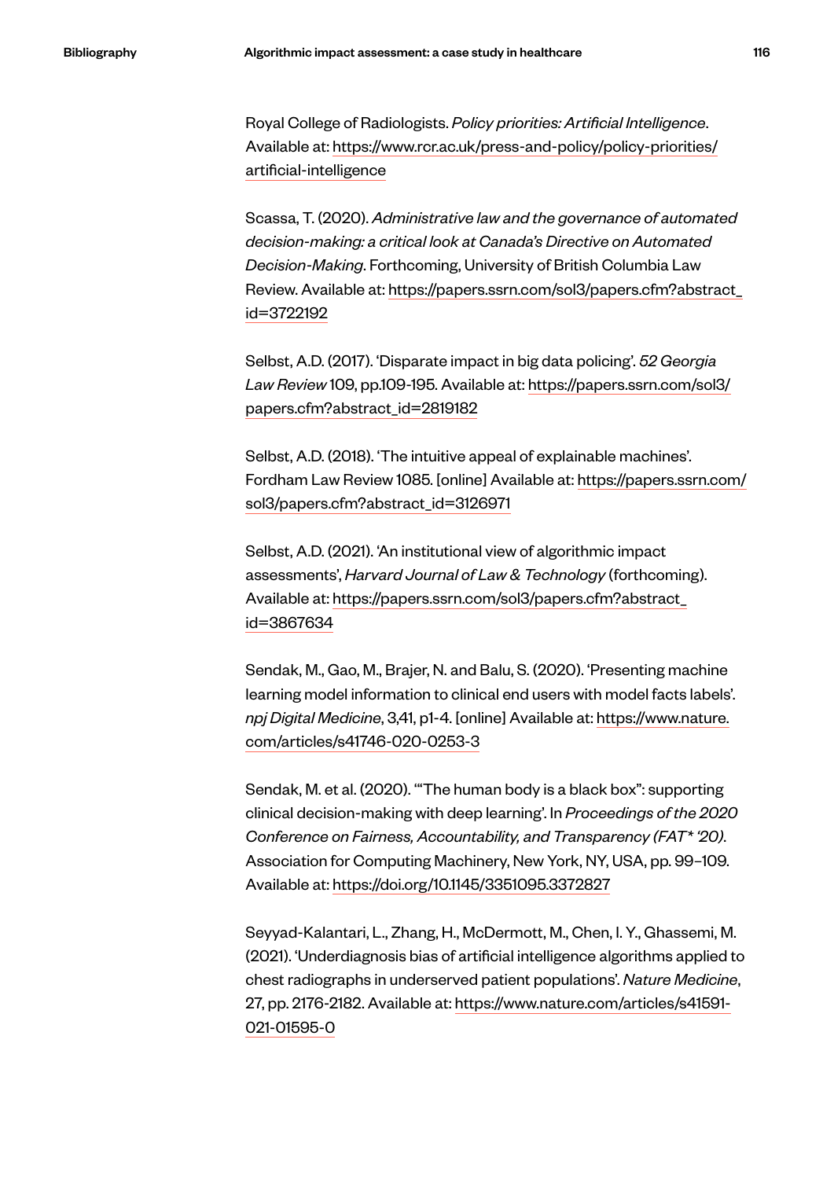Royal College of Radiologists. *Policy priorities: Artificial Intelligence*. Available at: https://www.rcr.ac.uk/press-and-policy/policy-priorities/artificial-intelligence

Scassa, T. (2020). *Administrative law and the governance of automated decision-making: a critical look at Canada's Directive on Automated Decision-Making*. Forthcoming, University of British Columbia Law Review. Available at: https://papers.ssrn.com/sol3/papers.cfm?abstract_id=3722192

Selbst, A.D. (2017). 'Disparate impact in big data policing'. *52 Georgia Law Review* 109, pp.109-195. Available at: https://papers.ssrn.com/sol3/papers.cfm?abstract_id=2819182

Selbst, A.D. (2018). 'The intuitive appeal of explainable machines'. Fordham Law Review 1085. [online] Available at: https://papers.ssrn.com/sol3/papers.cfm?abstract_id=3126971

Selbst, A.D. (2021). 'An institutional view of algorithmic impact assessments', *Harvard Journal of Law & Technology* (forthcoming). Available at: https://papers.ssrn.com/sol3/papers.cfm?abstract_id=3867634

Sendak, M., Gao, M., Brajer, N. and Balu, S. (2020). 'Presenting machine learning model information to clinical end users with model facts labels'. *npj Digital Medicine*, 3,41, p1-4. [online] Available at: https://www.nature.com/articles/s41746-020-0253-3

Sendak, M. et al. (2020). '"The human body is a black box": supporting clinical decision-making with deep learning'. In *Proceedings of the 2020 Conference on Fairness, Accountability, and Transparency (FAT* '20)*. Association for Computing Machinery, New York, NY, USA, pp. 99–109. Available at: https://doi.org/10.1145/3351095.3372827

Seyyad-Kalantari, L., Zhang, H., McDermott, M., Chen, I. Y., Ghassemi, M. (2021). 'Underdiagnosis bias of artificial intelligence algorithms applied to chest radiographs in underserved patient populations'. *Nature Medicine*, 27, pp. 2176-2182. Available at: https://www.nature.com/articles/s41591-021-01595-0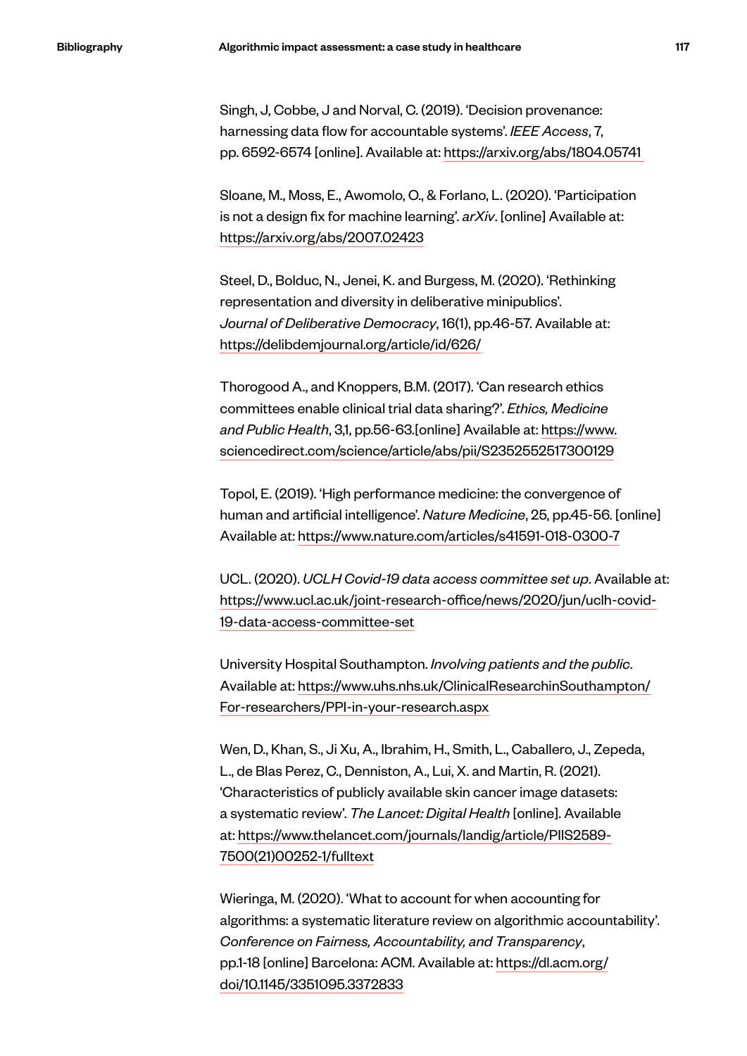Singh, J, Cobbe, J and Norval, C. (2019). 'Decision provenance: harnessing data flow for accountable systems'. *IEEE Access*, 7, pp. 6592-6574 [online]. Available at: https://arxiv.org/abs/1804.05741

Sloane, M., Moss, E., Awomolo, O., & Forlano, L. (2020). 'Participation is not a design fix for machine learning'. *arXiv*. [online] Available at: https://arxiv.org/abs/2007.02423

Steel, D., Bolduc, N., Jenei, K. and Burgess, M. (2020). 'Rethinking representation and diversity in deliberative minipublics'. *Journal of Deliberative Democracy*, 16(1), pp.46-57. Available at: https://delibdemjournal.org/article/id/626/

Thorogood A., and Knoppers, B.M. (2017). 'Can research ethics committees enable clinical trial data sharing?'. *Ethics, Medicine and Public Health*, 3,1, pp.56-63.[online] Available at: https://www.sciencedirect.com/science/article/abs/pii/S2352552517300129

Topol, E. (2019). 'High performance medicine: the convergence of human and artificial intelligence'. *Nature Medicine*, 25, pp.45-56. [online] Available at: https://www.nature.com/articles/s41591-018-0300-7

UCL. (2020). *UCLH Covid-19 data access committee set up*. Available at: https://www.ucl.ac.uk/joint-research-office/news/2020/jun/uclh-covid-19-data-access-committee-set

University Hospital Southampton. *Involving patients and the public*. Available at: https://www.uhs.nhs.uk/ClinicalResearchinSouthampton/For-researchers/PPI-in-your-research.aspx

Wen, D., Khan, S., Ji Xu, A., Ibrahim, H., Smith, L., Caballero, J., Zepeda, L., de Blas Perez, C., Denniston, A., Lui, X. and Martin, R. (2021). 'Characteristics of publicly available skin cancer image datasets: a systematic review'. *The Lancet: Digital Health* [online]. Available at: https://www.thelancet.com/journals/landig/article/PIIS2589-7500(21)00252-1/fulltext

Wieringa, M. (2020). 'What to account for when accounting for algorithms: a systematic literature review on algorithmic accountability'. *Conference on Fairness, Accountability, and Transparency*, pp.1-18 [online] Barcelona: ACM. Available at: https://dl.acm.org/doi/10.1145/3351095.3372833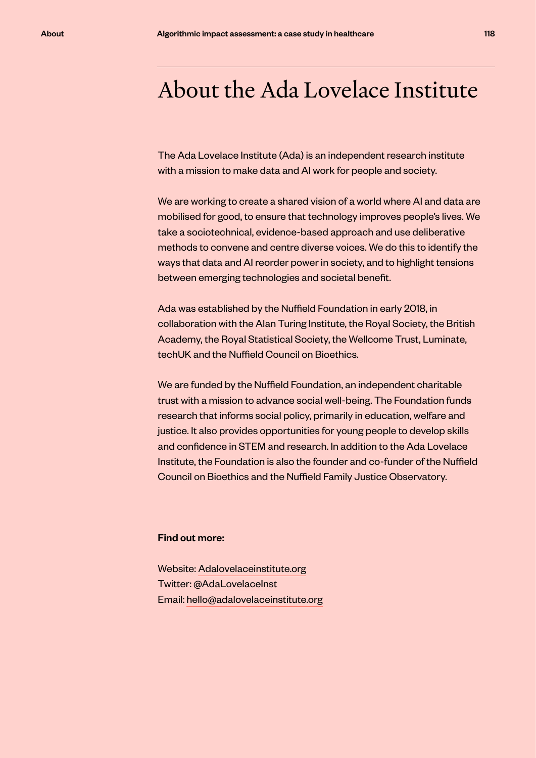# About the Ada Lovelace Institute

The Ada Lovelace Institute (Ada) is an independent research institute with a mission to make data and AI work for people and society.

We are working to create a shared vision of a world where AI and data are mobilised for good, to ensure that technology improves people's lives. We take a sociotechnical, evidence-based approach and use deliberative methods to convene and centre diverse voices. We do this to identify the ways that data and AI reorder power in society, and to highlight tensions between emerging technologies and societal benefit.

Ada was established by the Nuffield Foundation in early 2018, in collaboration with the Alan Turing Institute, the Royal Society, the British Academy, the Royal Statistical Society, the Wellcome Trust, Luminate, techUK and the Nuffield Council on Bioethics.

We are funded by the Nuffield Foundation, an independent charitable trust with a mission to advance social well-being. The Foundation funds research that informs social policy, primarily in education, welfare and justice. It also provides opportunities for young people to develop skills and confidence in STEM and research. In addition to the Ada Lovelace Institute, the Foundation is also the founder and co-funder of the Nuffield Council on Bioethics and the Nuffield Family Justice Observatory.

**Find out more:**

Website: Adalovelaceinstitute.org
Twitter: @AdaLovelaceInst
Email: hello@adalovelaceinstitute.org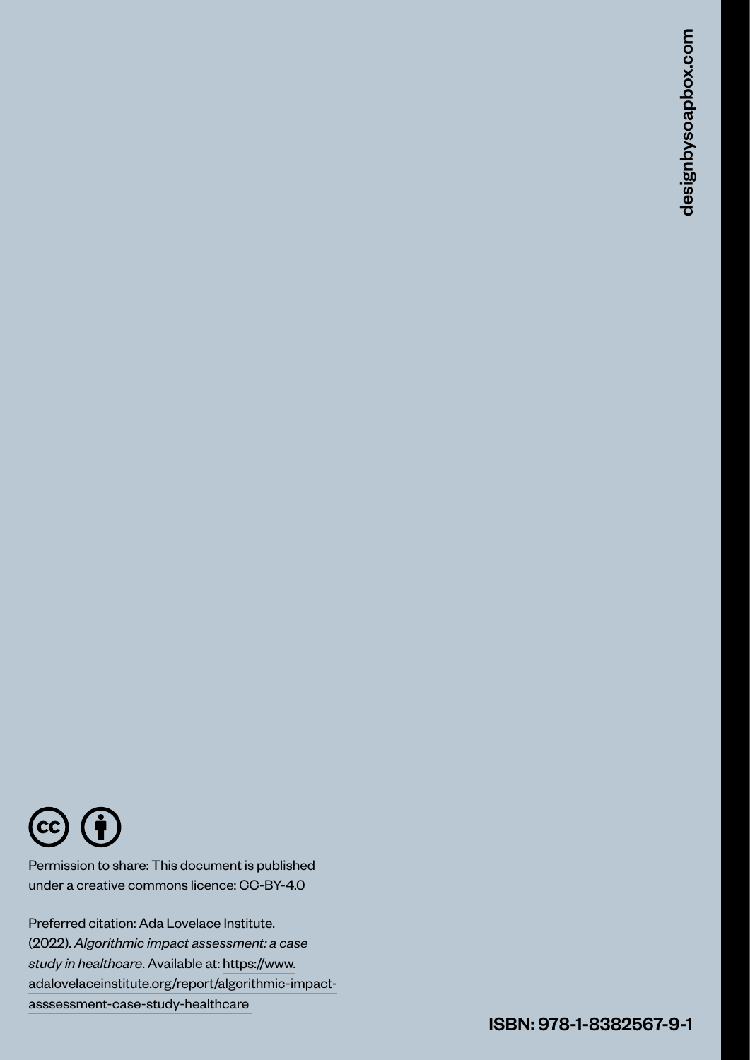designbysoapbox.com

Permission to share: This document is published under a creative commons licence: CC-BY-4.0

Preferred citation: Ada Lovelace Institute. (2022). *Algorithmic impact assessment: a case study in healthcare*. Available at: https://www.adalovelaceinstitute.org/report/algorithmic-impact-asssessment-case-study-healthcare

ISBN: 978-1-8382567-9-1